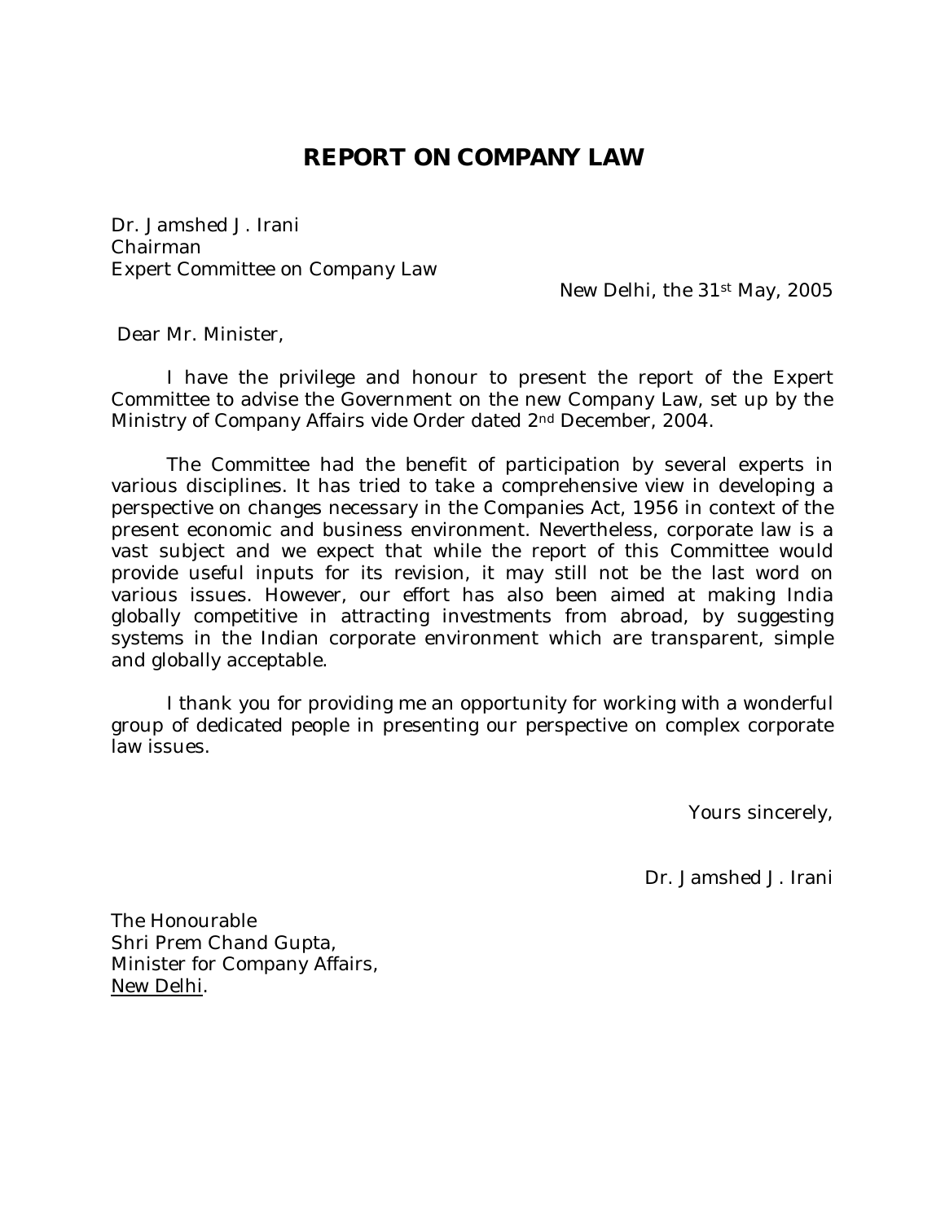# REPORT ON COMPANY LAW

Dr. Jamshed J. Irani
Chairman
Expert Committee on Company Law

New Delhi, the 31st May, 2005

Dear Mr. Minister,

I have the privilege and honour to present the report of the Expert Committee to advise the Government on the new Company Law, set up by the Ministry of Company Affairs vide Order dated 2nd December, 2004.

The Committee had the benefit of participation by several experts in various disciplines. It has tried to take a comprehensive view in developing a perspective on changes necessary in the Companies Act, 1956 in context of the present economic and business environment. Nevertheless, corporate law is a vast subject and we expect that while the report of this Committee would provide useful inputs for its revision, it may still not be the last word on various issues. However, our effort has also been aimed at making India globally competitive in attracting investments from abroad, by suggesting systems in the Indian corporate environment which are transparent, simple and globally acceptable.

I thank you for providing me an opportunity for working with a wonderful group of dedicated people in presenting our perspective on complex corporate law issues.

Yours sincerely,

Dr. Jamshed J. Irani

The Honourable
Shri Prem Chand Gupta,
Minister for Company Affairs,
New Delhi.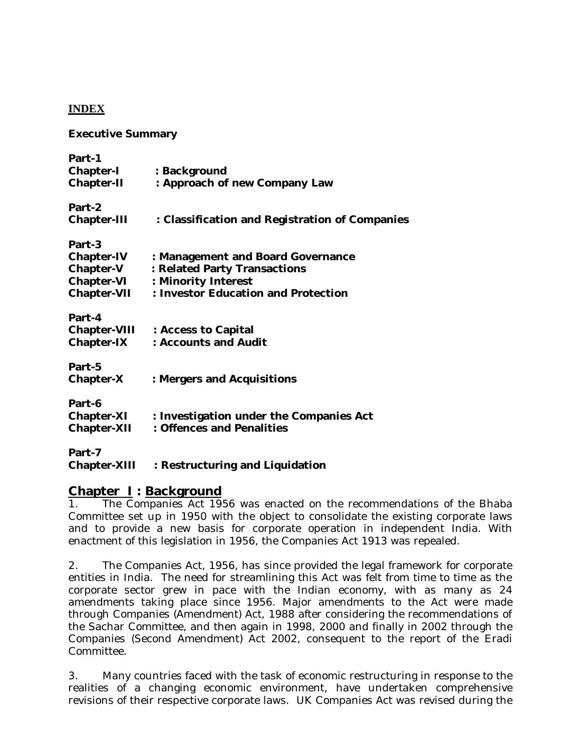**INDEX**

**Executive Summary**

**Part-1**
**Chapter-I : Background**
**Chapter-II : Approach of new Company Law**

**Part-2**
**Chapter-III : Classification and Registration of Companies**

**Part-3**
**Chapter-IV : Management and Board Governance**
**Chapter-V : Related Party Transactions**
**Chapter-VI : Minority Interest**
**Chapter-VII : Investor Education and Protection**

**Part-4**
**Chapter-VIII : Access to Capital**
**Chapter-IX : Accounts and Audit**

**Part-5**
**Chapter-X : Mergers and Acquisitions**

**Part-6**
**Chapter-XI : Investigation under the Companies Act**
**Chapter-XII : Offences and Penalities**

**Part-7**
**Chapter-XIII : Restructuring and Liquidation**

## Chapter I : Background

1. The Companies Act 1956 was enacted on the recommendations of the Bhaba Committee set up in 1950 with the object to consolidate the existing corporate laws and to provide a new basis for corporate operation in independent India. With enactment of this legislation in 1956, the Companies Act 1913 was repealed.

2. The Companies Act, 1956, has since provided the legal framework for corporate entities in India. The need for streamlining this Act was felt from time to time as the corporate sector grew in pace with the Indian economy, with as many as 24 amendments taking place since 1956. Major amendments to the Act were made through Companies (Amendment) Act, 1988 after considering the recommendations of the Sachar Committee, and then again in 1998, 2000 and finally in 2002 through the Companies (Second Amendment) Act 2002, consequent to the report of the Eradi Committee.

3. Many countries faced with the task of economic restructuring in response to the realities of a changing economic environment, have undertaken comprehensive revisions of their respective corporate laws. UK Companies Act was revised during the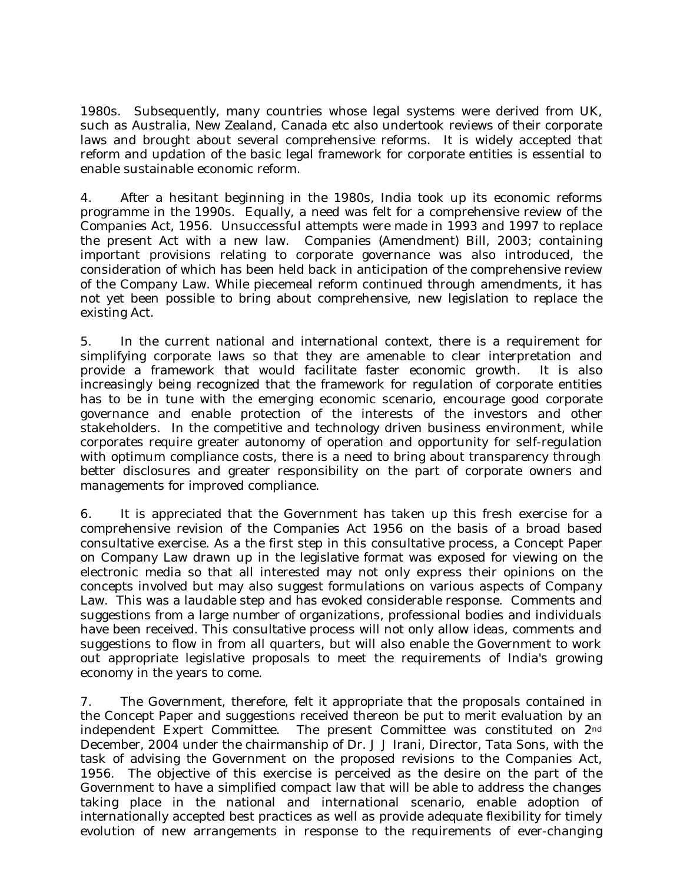1980s. Subsequently, many countries whose legal systems were derived from UK, such as Australia, New Zealand, Canada etc also undertook reviews of their corporate laws and brought about several comprehensive reforms. It is widely accepted that reform and updation of the basic legal framework for corporate entities is essential to enable sustainable economic reform.

4. After a hesitant beginning in the 1980s, India took up its economic reforms programme in the 1990s. Equally, a need was felt for a comprehensive review of the Companies Act, 1956. Unsuccessful attempts were made in 1993 and 1997 to replace the present Act with a new law. Companies (Amendment) Bill, 2003; containing important provisions relating to corporate governance was also introduced, the consideration of which has been held back in anticipation of the comprehensive review of the Company Law. While piecemeal reform continued through amendments, it has not yet been possible to bring about comprehensive, new legislation to replace the existing Act.

5. In the current national and international context, there is a requirement for simplifying corporate laws so that they are amenable to clear interpretation and provide a framework that would facilitate faster economic growth. It is also increasingly being recognized that the framework for regulation of corporate entities has to be in tune with the emerging economic scenario, encourage good corporate governance and enable protection of the interests of the investors and other stakeholders. In the competitive and technology driven business environment, while corporates require greater autonomy of operation and opportunity for self-regulation with optimum compliance costs, there is a need to bring about transparency through better disclosures and greater responsibility on the part of corporate owners and managements for improved compliance.

6. It is appreciated that the Government has taken up this fresh exercise for a comprehensive revision of the Companies Act 1956 on the basis of a broad based consultative exercise. As a the first step in this consultative process, a Concept Paper on Company Law drawn up in the legislative format was exposed for viewing on the electronic media so that all interested may not only express their opinions on the concepts involved but may also suggest formulations on various aspects of Company Law. This was a laudable step and has evoked considerable response. Comments and suggestions from a large number of organizations, professional bodies and individuals have been received. This consultative process will not only allow ideas, comments and suggestions to flow in from all quarters, but will also enable the Government to work out appropriate legislative proposals to meet the requirements of India's growing economy in the years to come.

7. The Government, therefore, felt it appropriate that the proposals contained in the Concept Paper and suggestions received thereon be put to merit evaluation by an independent Expert Committee. The present Committee was constituted on 2nd December, 2004 under the chairmanship of Dr. J J Irani, Director, Tata Sons, with the task of advising the Government on the proposed revisions to the Companies Act, 1956. The objective of this exercise is perceived as the desire on the part of the Government to have a simplified compact law that will be able to address the changes taking place in the national and international scenario, enable adoption of internationally accepted best practices as well as provide adequate flexibility for timely evolution of new arrangements in response to the requirements of ever-changing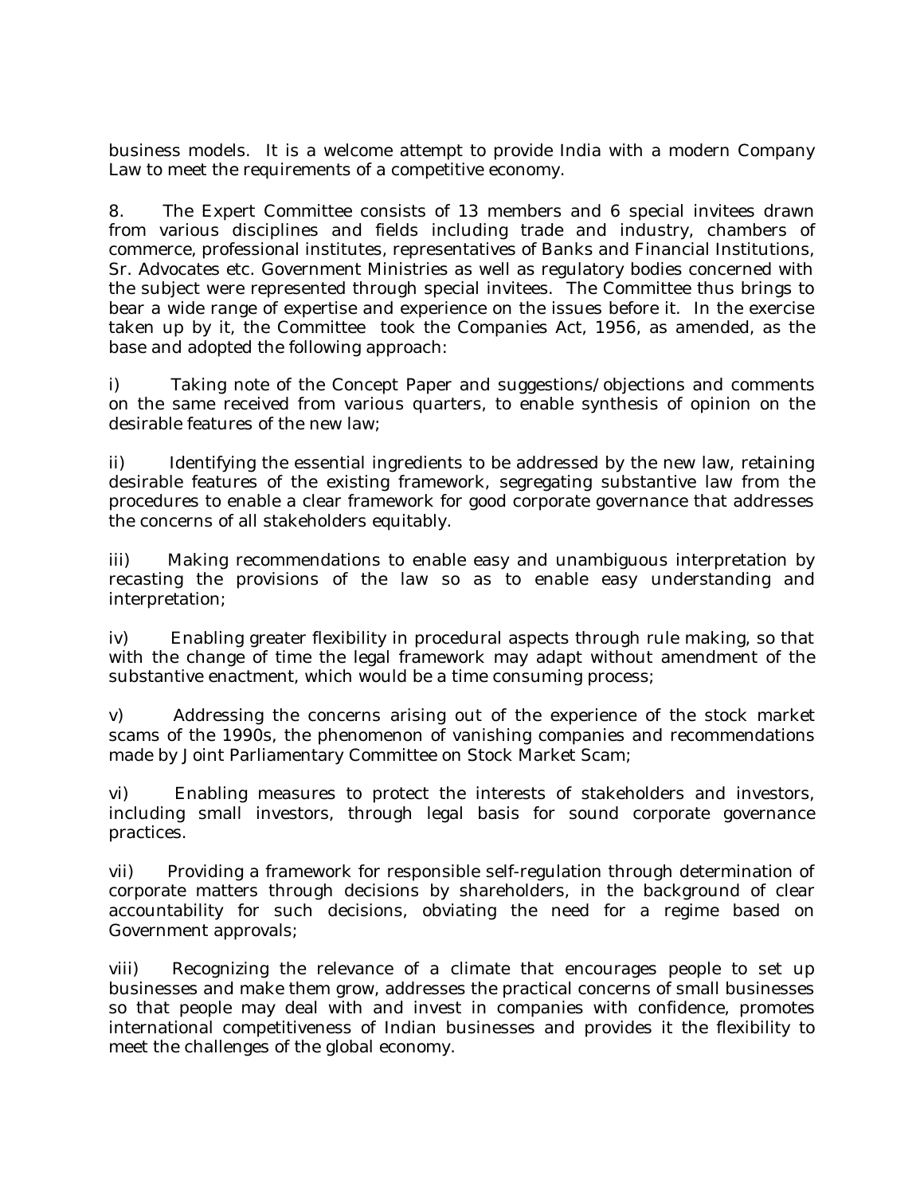business models. It is a welcome attempt to provide India with a modern Company Law to meet the requirements of a competitive economy.

8. The Expert Committee consists of 13 members and 6 special invitees drawn from various disciplines and fields including trade and industry, chambers of commerce, professional institutes, representatives of Banks and Financial Institutions, Sr. Advocates etc. Government Ministries as well as regulatory bodies concerned with the subject were represented through special invitees. The Committee thus brings to bear a wide range of expertise and experience on the issues before it. In the exercise taken up by it, the Committee took the Companies Act, 1956, as amended, as the base and adopted the following approach:

i) Taking note of the Concept Paper and suggestions/objections and comments on the same received from various quarters, to enable synthesis of opinion on the desirable features of the new law;

ii) Identifying the essential ingredients to be addressed by the new law, retaining desirable features of the existing framework, segregating substantive law from the procedures to enable a clear framework for good corporate governance that addresses the concerns of all stakeholders equitably.

iii) Making recommendations to enable easy and unambiguous interpretation by recasting the provisions of the law so as to enable easy understanding and interpretation;

iv) Enabling greater flexibility in procedural aspects through rule making, so that with the change of time the legal framework may adapt without amendment of the substantive enactment, which would be a time consuming process;

v) Addressing the concerns arising out of the experience of the stock market scams of the 1990s, the phenomenon of vanishing companies and recommendations made by Joint Parliamentary Committee on Stock Market Scam;

vi) Enabling measures to protect the interests of stakeholders and investors, including small investors, through legal basis for sound corporate governance practices.

vii) Providing a framework for responsible self-regulation through determination of corporate matters through decisions by shareholders, in the background of clear accountability for such decisions, obviating the need for a regime based on Government approvals;

viii) Recognizing the relevance of a climate that encourages people to set up businesses and make them grow, addresses the practical concerns of small businesses so that people may deal with and invest in companies with confidence, promotes international competitiveness of Indian businesses and provides it the flexibility to meet the challenges of the global economy.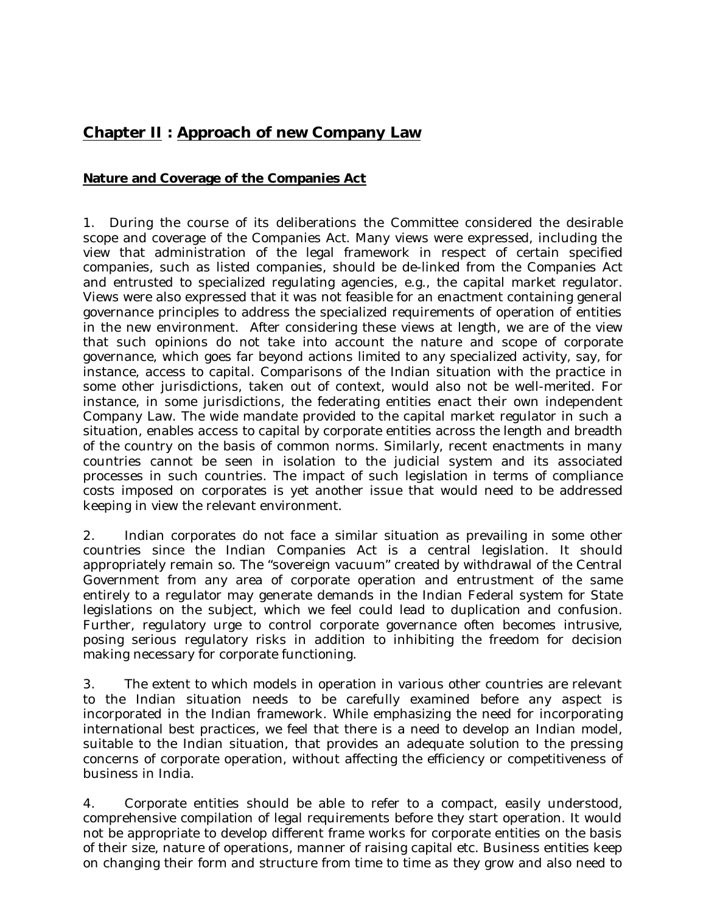## **Chapter II : Approach of new Company Law**

### **Nature and Coverage of the Companies Act**

1. During the course of its deliberations the Committee considered the desirable scope and coverage of the Companies Act. Many views were expressed, including the view that administration of the legal framework in respect of certain specified companies, such as listed companies, should be de-linked from the Companies Act and entrusted to specialized regulating agencies, e.g., the capital market regulator. Views were also expressed that it was not feasible for an enactment containing general governance principles to address the specialized requirements of operation of entities in the new environment. After considering these views at length, we are of the view that such opinions do not take into account the nature and scope of corporate governance, which goes far beyond actions limited to any specialized activity, say, for instance, access to capital. Comparisons of the Indian situation with the practice in some other jurisdictions, taken out of context, would also not be well-merited. For instance, in some jurisdictions, the federating entities enact their own independent Company Law. The wide mandate provided to the capital market regulator in such a situation, enables access to capital by corporate entities across the length and breadth of the country on the basis of common norms. Similarly, recent enactments in many countries cannot be seen in isolation to the judicial system and its associated processes in such countries. The impact of such legislation in terms of compliance costs imposed on corporates is yet another issue that would need to be addressed keeping in view the relevant environment.

2. Indian corporates do not face a similar situation as prevailing in some other countries since the Indian Companies Act is a central legislation. It should appropriately remain so. The "sovereign vacuum" created by withdrawal of the Central Government from any area of corporate operation and entrustment of the same entirely to a regulator may generate demands in the Indian Federal system for State legislations on the subject, which we feel could lead to duplication and confusion. Further, regulatory urge to control corporate governance often becomes intrusive, posing serious regulatory risks in addition to inhibiting the freedom for decision making necessary for corporate functioning.

3. The extent to which models in operation in various other countries are relevant to the Indian situation needs to be carefully examined before any aspect is incorporated in the Indian framework. While emphasizing the need for incorporating international best practices, we feel that there is a need to develop an Indian model, suitable to the Indian situation, that provides an adequate solution to the pressing concerns of corporate operation, without affecting the efficiency or competitiveness of business in India.

4. Corporate entities should be able to refer to a compact, easily understood, comprehensive compilation of legal requirements before they start operation. It would not be appropriate to develop different frame works for corporate entities on the basis of their size, nature of operations, manner of raising capital etc. Business entities keep on changing their form and structure from time to time as they grow and also need to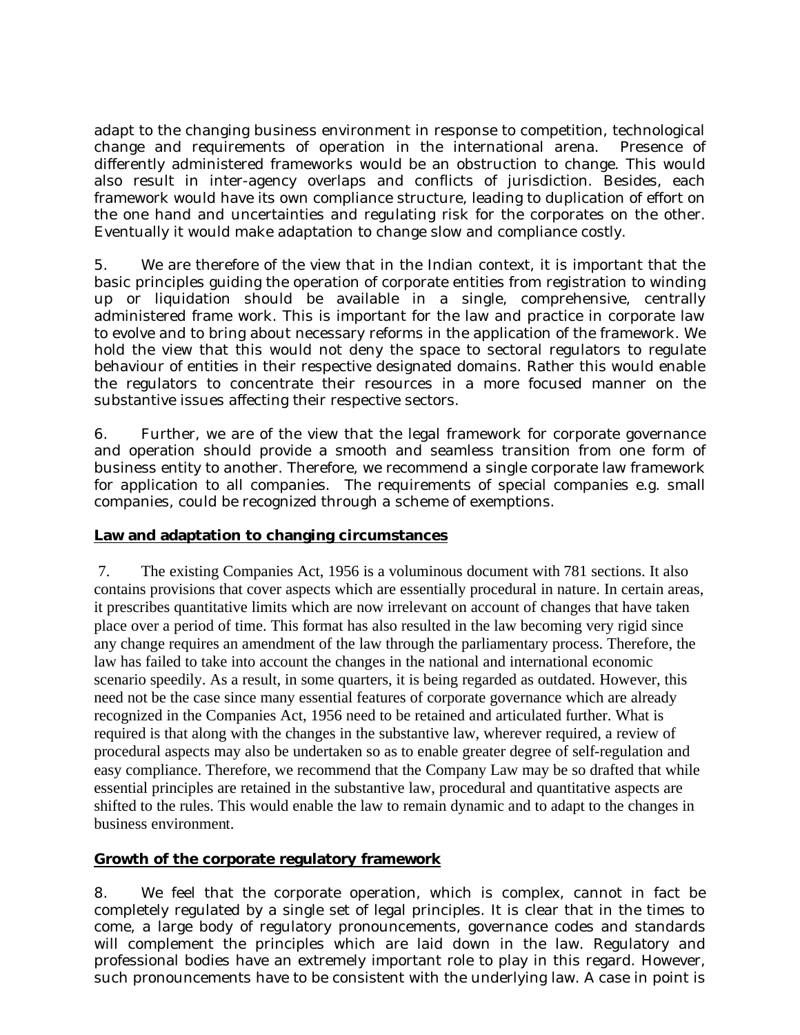adapt to the changing business environment in response to competition, technological change and requirements of operation in the international arena. Presence of differently administered frameworks would be an obstruction to change. This would also result in inter-agency overlaps and conflicts of jurisdiction. Besides, each framework would have its own compliance structure, leading to duplication of effort on the one hand and uncertainties and regulating risk for the corporates on the other. Eventually it would make adaptation to change slow and compliance costly.

5. We are therefore of the view that in the Indian context, it is important that the basic principles guiding the operation of corporate entities from registration to winding up or liquidation should be available in a single, comprehensive, centrally administered frame work. This is important for the law and practice in corporate law to evolve and to bring about necessary reforms in the application of the framework. We hold the view that this would not deny the space to sectoral regulators to regulate behaviour of entities in their respective designated domains. Rather this would enable the regulators to concentrate their resources in a more focused manner on the substantive issues affecting their respective sectors.

6. Further, we are of the view that the legal framework for corporate governance and operation should provide a smooth and seamless transition from one form of business entity to another. Therefore, we recommend a single corporate law framework for application to all companies. The requirements of special companies e.g. small companies, could be recognized through a scheme of exemptions.

**Law and adaptation to changing circumstances**

7. The existing Companies Act, 1956 is a voluminous document with 781 sections. It also contains provisions that cover aspects which are essentially procedural in nature. In certain areas, it prescribes quantitative limits which are now irrelevant on account of changes that have taken place over a period of time. This format has also resulted in the law becoming very rigid since any change requires an amendment of the law through the parliamentary process. Therefore, the law has failed to take into account the changes in the national and international economic scenario speedily. As a result, in some quarters, it is being regarded as outdated. However, this need not be the case since many essential features of corporate governance which are already recognized in the Companies Act, 1956 need to be retained and articulated further. What is required is that along with the changes in the substantive law, wherever required, a review of procedural aspects may also be undertaken so as to enable greater degree of self-regulation and easy compliance. Therefore, we recommend that the Company Law may be so drafted that while essential principles are retained in the substantive law, procedural and quantitative aspects are shifted to the rules. This would enable the law to remain dynamic and to adapt to the changes in business environment.

**Growth of the corporate regulatory framework**

8. We feel that the corporate operation, which is complex, cannot in fact be completely regulated by a single set of legal principles. It is clear that in the times to come, a large body of regulatory pronouncements, governance codes and standards will complement the principles which are laid down in the law. Regulatory and professional bodies have an extremely important role to play in this regard. However, such pronouncements have to be consistent with the underlying law. A case in point is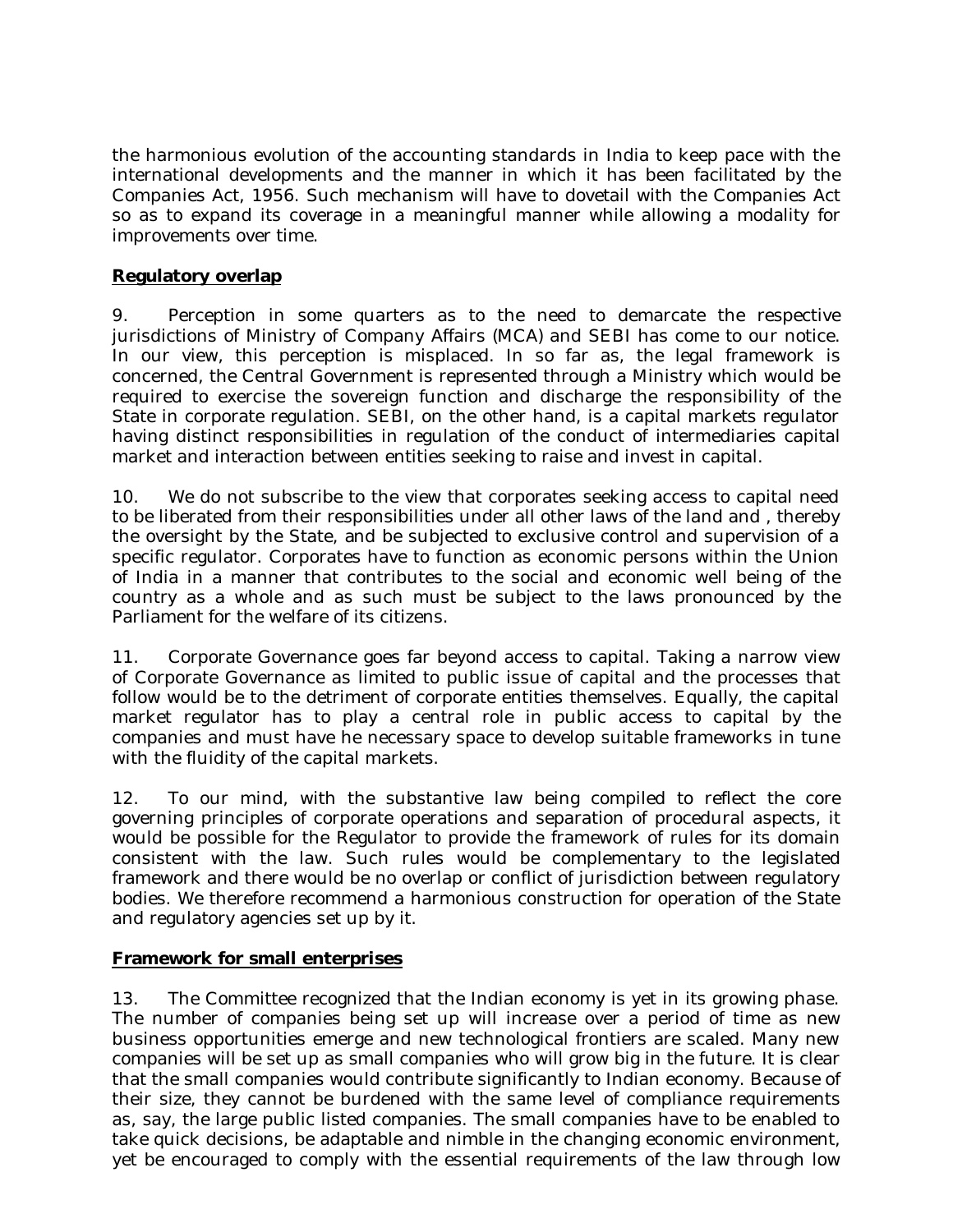the harmonious evolution of the accounting standards in India to keep pace with the international developments and the manner in which it has been facilitated by the Companies Act, 1956. Such mechanism will have to dovetail with the Companies Act so as to expand its coverage in a meaningful manner while allowing a modality for improvements over time.

**Regulatory overlap**

9. Perception in some quarters as to the need to demarcate the respective jurisdictions of Ministry of Company Affairs (MCA) and SEBI has come to our notice. In our view, this perception is misplaced. In so far as, the legal framework is concerned, the Central Government is represented through a Ministry which would be required to exercise the sovereign function and discharge the responsibility of the State in corporate regulation. SEBI, on the other hand, is a capital markets regulator having distinct responsibilities in regulation of the conduct of intermediaries capital market and interaction between entities seeking to raise and invest in capital.

10. We do not subscribe to the view that corporates seeking access to capital need to be liberated from their responsibilities under all other laws of the land and , thereby the oversight by the State, and be subjected to exclusive control and supervision of a specific regulator. Corporates have to function as economic persons within the Union of India in a manner that contributes to the social and economic well being of the country as a whole and as such must be subject to the laws pronounced by the Parliament for the welfare of its citizens.

11. Corporate Governance goes far beyond access to capital. Taking a narrow view of Corporate Governance as limited to public issue of capital and the processes that follow would be to the detriment of corporate entities themselves. Equally, the capital market regulator has to play a central role in public access to capital by the companies and must have he necessary space to develop suitable frameworks in tune with the fluidity of the capital markets.

12. To our mind, with the substantive law being compiled to reflect the core governing principles of corporate operations and separation of procedural aspects, it would be possible for the Regulator to provide the framework of rules for its domain consistent with the law. Such rules would be complementary to the legislated framework and there would be no overlap or conflict of jurisdiction between regulatory bodies. We therefore recommend a harmonious construction for operation of the State and regulatory agencies set up by it.

**Framework for small enterprises**

13. The Committee recognized that the Indian economy is yet in its growing phase. The number of companies being set up will increase over a period of time as new business opportunities emerge and new technological frontiers are scaled. Many new companies will be set up as small companies who will grow big in the future. It is clear that the small companies would contribute significantly to Indian economy. Because of their size, they cannot be burdened with the same level of compliance requirements as, say, the large public listed companies. The small companies have to be enabled to take quick decisions, be adaptable and nimble in the changing economic environment, yet be encouraged to comply with the essential requirements of the law through low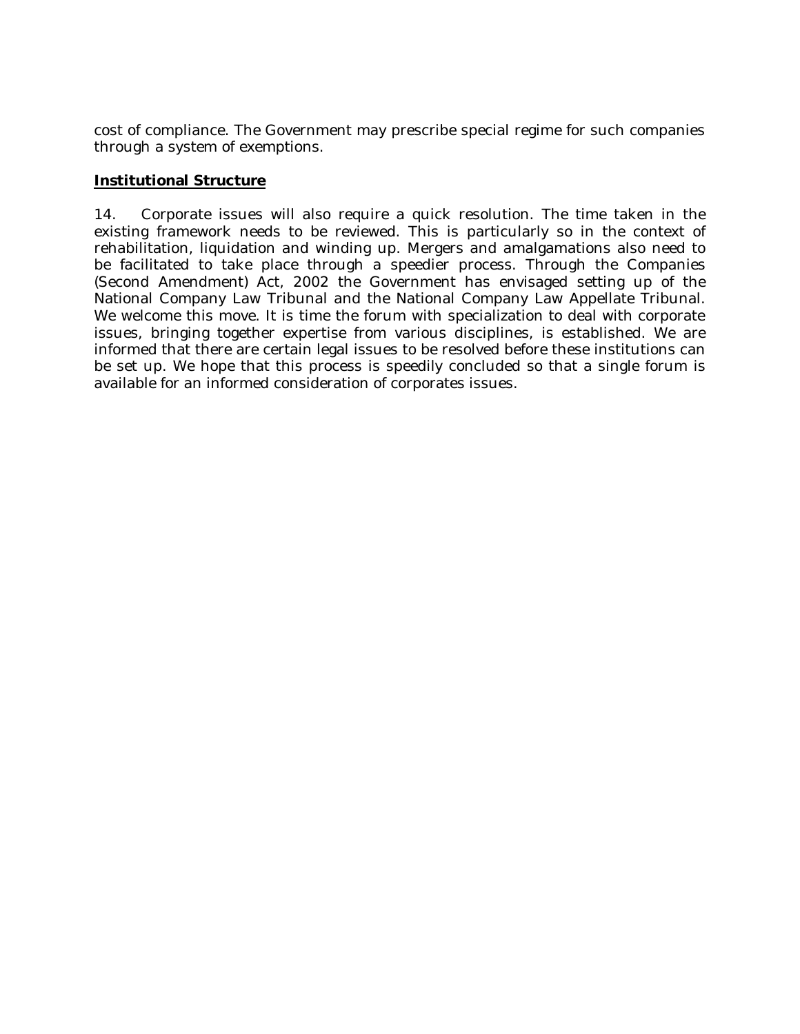cost of compliance. The Government may prescribe special regime for such companies through a system of exemptions.

**Institutional Structure**

14. Corporate issues will also require a quick resolution. The time taken in the existing framework needs to be reviewed. This is particularly so in the context of rehabilitation, liquidation and winding up. Mergers and amalgamations also need to be facilitated to take place through a speedier process. Through the Companies (Second Amendment) Act, 2002 the Government has envisaged setting up of the National Company Law Tribunal and the National Company Law Appellate Tribunal. We welcome this move. It is time the forum with specialization to deal with corporate issues, bringing together expertise from various disciplines, is established. We are informed that there are certain legal issues to be resolved before these institutions can be set up. We hope that this process is speedily concluded so that a single forum is available for an informed consideration of corporates issues.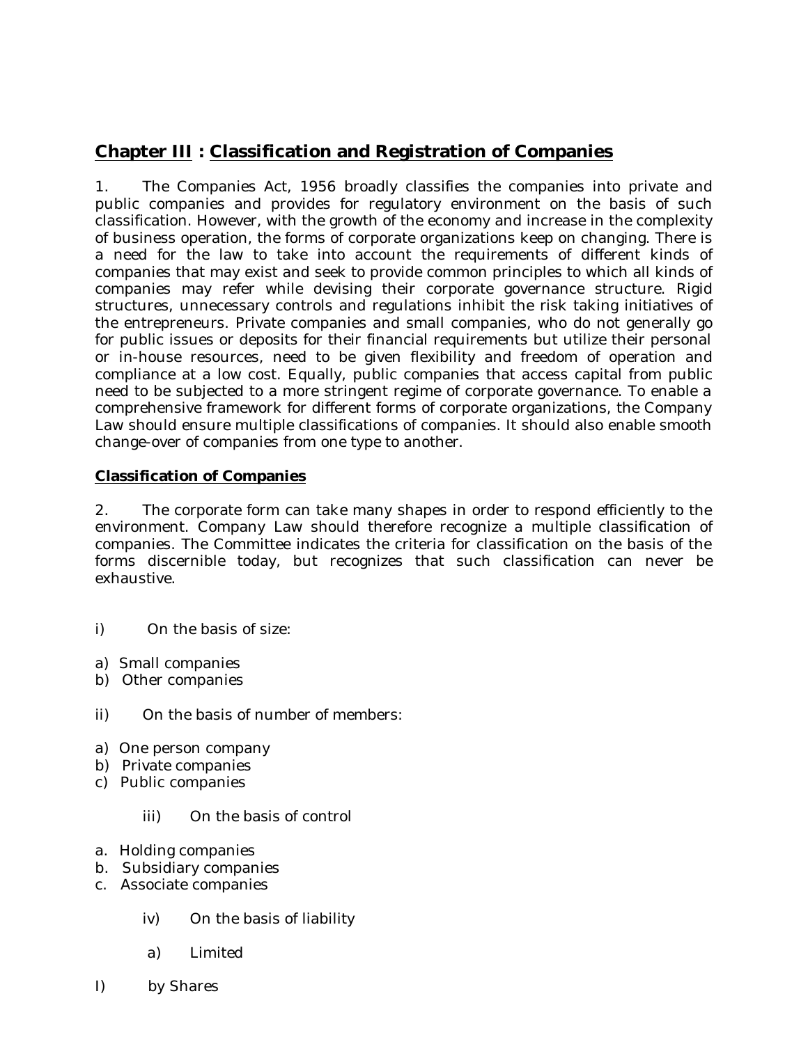## Chapter III : Classification and Registration of Companies

1. The Companies Act, 1956 broadly classifies the companies into private and public companies and provides for regulatory environment on the basis of such classification. However, with the growth of the economy and increase in the complexity of business operation, the forms of corporate organizations keep on changing. There is a need for the law to take into account the requirements of different kinds of companies that may exist and seek to provide common principles to which all kinds of companies may refer while devising their corporate governance structure. Rigid structures, unnecessary controls and regulations inhibit the risk taking initiatives of the entrepreneurs. Private companies and small companies, who do not generally go for public issues or deposits for their financial requirements but utilize their personal or in-house resources, need to be given flexibility and freedom of operation and compliance at a low cost. Equally, public companies that access capital from public need to be subjected to a more stringent regime of corporate governance. To enable a comprehensive framework for different forms of corporate organizations, the Company Law should ensure multiple classifications of companies. It should also enable smooth change-over of companies from one type to another.

### Classification of Companies

2. The corporate form can take many shapes in order to respond efficiently to the environment. Company Law should therefore recognize a multiple classification of companies. The Committee indicates the criteria for classification on the basis of the forms discernible today, but recognizes that such classification can never be exhaustive.

i) On the basis of size:

a) Small companies
b) Other companies

ii) On the basis of number of members:

a) One person company
b) Private companies
c) Public companies

iii) On the basis of control

a. Holding companies
b. Subsidiary companies
c. Associate companies

iv) On the basis of liability

a) Limited

I) by Shares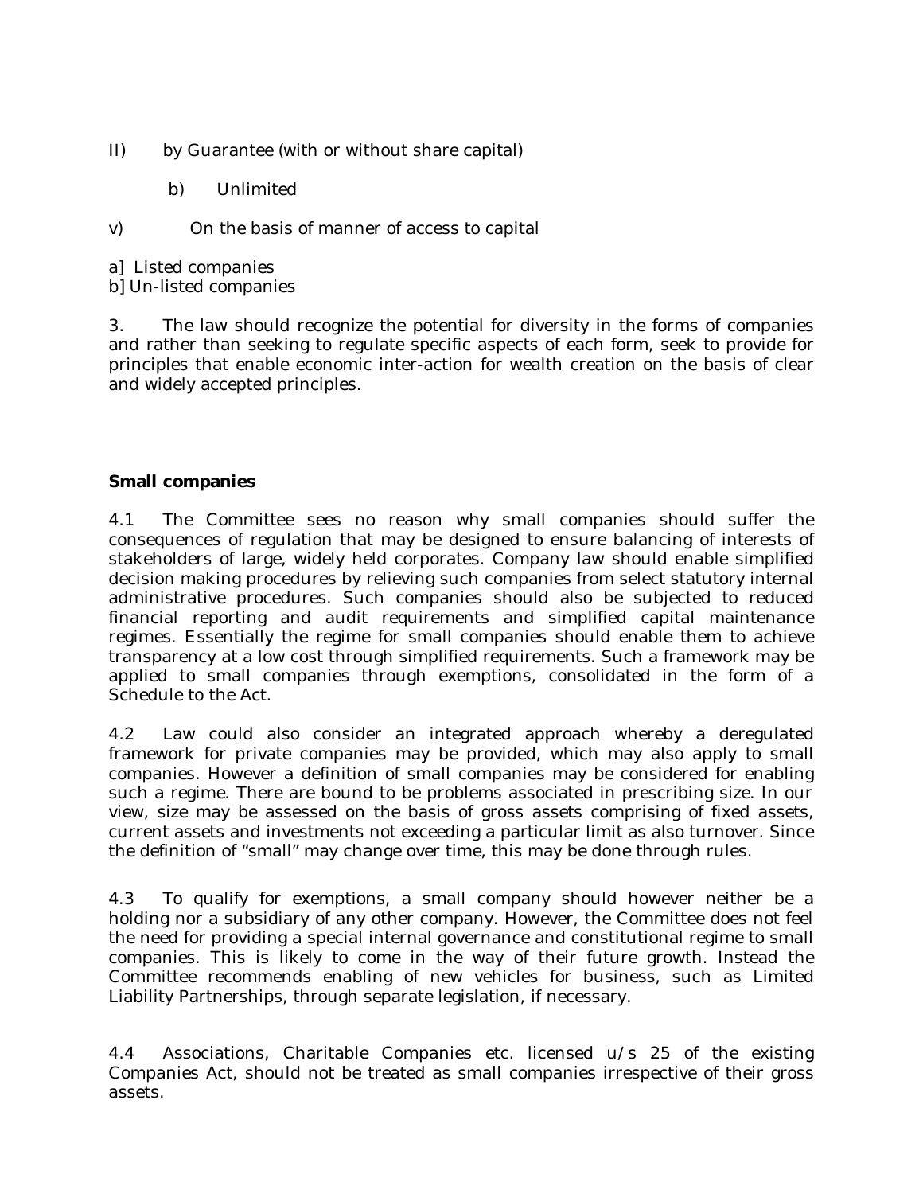II) by Guarantee (with or without share capital)

b) Unlimited

v) On the basis of manner of access to capital

a] Listed companies
b] Un-listed companies

3. The law should recognize the potential for diversity in the forms of companies and rather than seeking to regulate specific aspects of each form, seek to provide for principles that enable economic inter-action for wealth creation on the basis of clear and widely accepted principles.

**Small companies**

4.1 The Committee sees no reason why small companies should suffer the consequences of regulation that may be designed to ensure balancing of interests of stakeholders of large, widely held corporates. Company law should enable simplified decision making procedures by relieving such companies from select statutory internal administrative procedures. Such companies should also be subjected to reduced financial reporting and audit requirements and simplified capital maintenance regimes. Essentially the regime for small companies should enable them to achieve transparency at a low cost through simplified requirements. Such a framework may be applied to small companies through exemptions, consolidated in the form of a Schedule to the Act.

4.2 Law could also consider an integrated approach whereby a deregulated framework for private companies may be provided, which may also apply to small companies. However a definition of small companies may be considered for enabling such a regime. There are bound to be problems associated in prescribing size. In our view, size may be assessed on the basis of gross assets comprising of fixed assets, current assets and investments not exceeding a particular limit as also turnover. Since the definition of "small" may change over time, this may be done through rules.

4.3 To qualify for exemptions, a small company should however neither be a holding nor a subsidiary of any other company. However, the Committee does not feel the need for providing a special internal governance and constitutional regime to small companies. This is likely to come in the way of their future growth. Instead the Committee recommends enabling of new vehicles for business, such as Limited Liability Partnerships, through separate legislation, if necessary.

4.4 Associations, Charitable Companies etc. licensed u/s 25 of the existing Companies Act, should not be treated as small companies irrespective of their gross assets.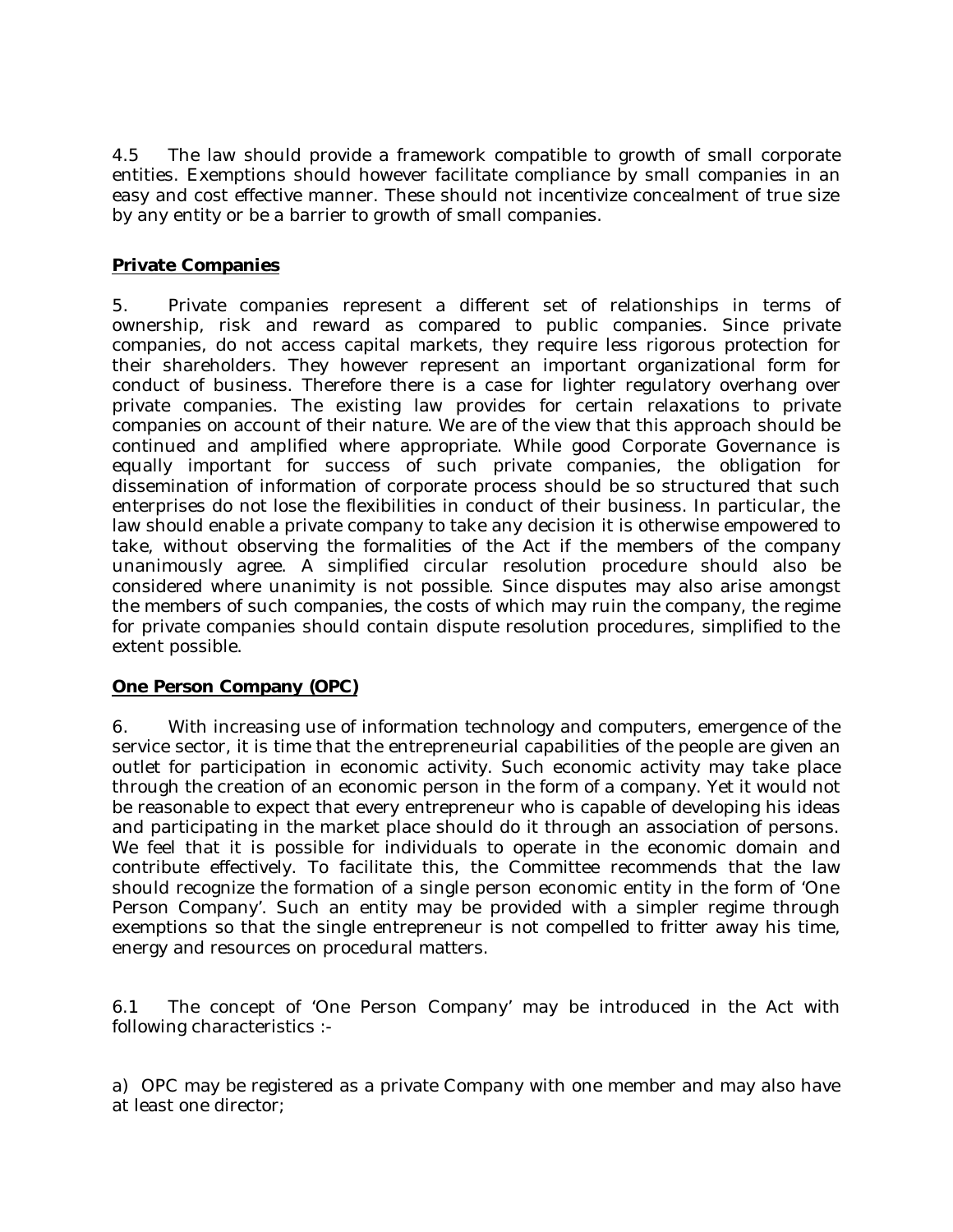4.5 The law should provide a framework compatible to growth of small corporate entities. Exemptions should however facilitate compliance by small companies in an easy and cost effective manner. These should not incentivize concealment of true size by any entity or be a barrier to growth of small companies.

## Private Companies

5. Private companies represent a different set of relationships in terms of ownership, risk and reward as compared to public companies. Since private companies, do not access capital markets, they require less rigorous protection for their shareholders. They however represent an important organizational form for conduct of business. Therefore there is a case for lighter regulatory overhang over private companies. The existing law provides for certain relaxations to private companies on account of their nature. We are of the view that this approach should be continued and amplified where appropriate. While good Corporate Governance is equally important for success of such private companies, the obligation for dissemination of information of corporate process should be so structured that such enterprises do not lose the flexibilities in conduct of their business. In particular, the law should enable a private company to take any decision it is otherwise empowered to take, without observing the formalities of the Act if the members of the company unanimously agree. A simplified circular resolution procedure should also be considered where unanimity is not possible. Since disputes may also arise amongst the members of such companies, the costs of which may ruin the company, the regime for private companies should contain dispute resolution procedures, simplified to the extent possible.

## One Person Company (OPC)

6. With increasing use of information technology and computers, emergence of the service sector, it is time that the entrepreneurial capabilities of the people are given an outlet for participation in economic activity. Such economic activity may take place through the creation of an economic person in the form of a company. Yet it would not be reasonable to expect that every entrepreneur who is capable of developing his ideas and participating in the market place should do it through an association of persons. We feel that it is possible for individuals to operate in the economic domain and contribute effectively. To facilitate this, the Committee recommends that the law should recognize the formation of a single person economic entity in the form of 'One Person Company'. Such an entity may be provided with a simpler regime through exemptions so that the single entrepreneur is not compelled to fritter away his time, energy and resources on procedural matters.

6.1 The concept of 'One Person Company' may be introduced in the Act with following characteristics :-

a) OPC may be registered as a private Company with one member and may also have at least one director;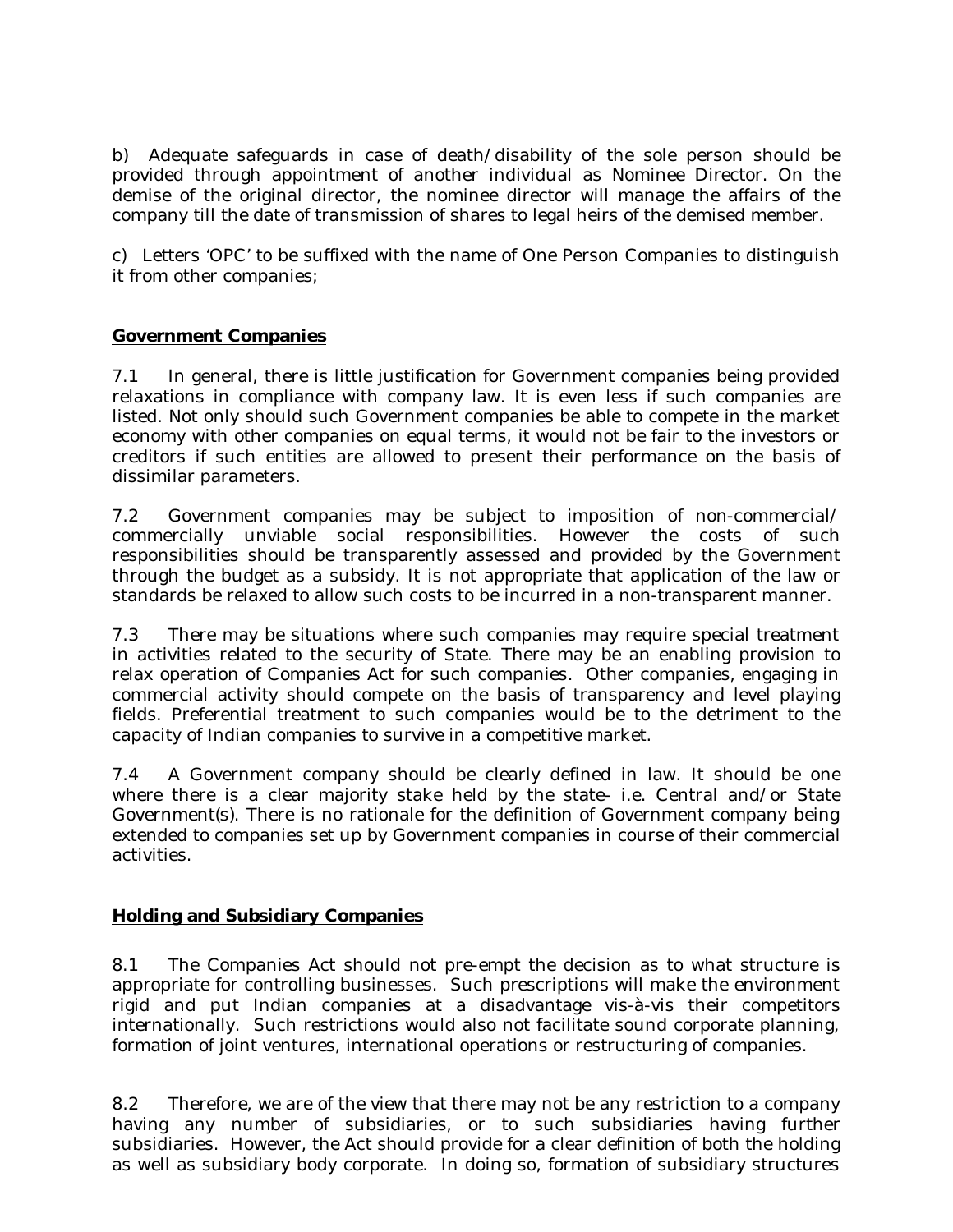b) Adequate safeguards in case of death/disability of the sole person should be provided through appointment of another individual as Nominee Director. On the demise of the original director, the nominee director will manage the affairs of the company till the date of transmission of shares to legal heirs of the demised member.

c) Letters 'OPC' to be suffixed with the name of One Person Companies to distinguish it from other companies;

## **Government Companies**

7.1 In general, there is little justification for Government companies being provided relaxations in compliance with company law. It is even less if such companies are listed. Not only should such Government companies be able to compete in the market economy with other companies on equal terms, it would not be fair to the investors or creditors if such entities are allowed to present their performance on the basis of dissimilar parameters.

7.2 Government companies may be subject to imposition of non-commercial/ commercially unviable social responsibilities. However the costs of such responsibilities should be transparently assessed and provided by the Government through the budget as a subsidy. It is not appropriate that application of the law or standards be relaxed to allow such costs to be incurred in a non-transparent manner.

7.3 There may be situations where such companies may require special treatment in activities related to the security of State. There may be an enabling provision to relax operation of Companies Act for such companies. Other companies, engaging in commercial activity should compete on the basis of transparency and level playing fields. Preferential treatment to such companies would be to the detriment to the capacity of Indian companies to survive in a competitive market.

7.4 A Government company should be clearly defined in law. It should be one where there is a clear majority stake held by the state- i.e. Central and/or State Government(s). There is no rationale for the definition of Government company being extended to companies set up by Government companies in course of their commercial activities.

## **Holding and Subsidiary Companies**

8.1 The Companies Act should not pre-empt the decision as to what structure is appropriate for controlling businesses. Such prescriptions will make the environment rigid and put Indian companies at a disadvantage vis-à-vis their competitors internationally. Such restrictions would also not facilitate sound corporate planning, formation of joint ventures, international operations or restructuring of companies.

8.2 Therefore, we are of the view that there may not be any restriction to a company having any number of subsidiaries, or to such subsidiaries having further subsidiaries. However, the Act should provide for a clear definition of both the holding as well as subsidiary body corporate. In doing so, formation of subsidiary structures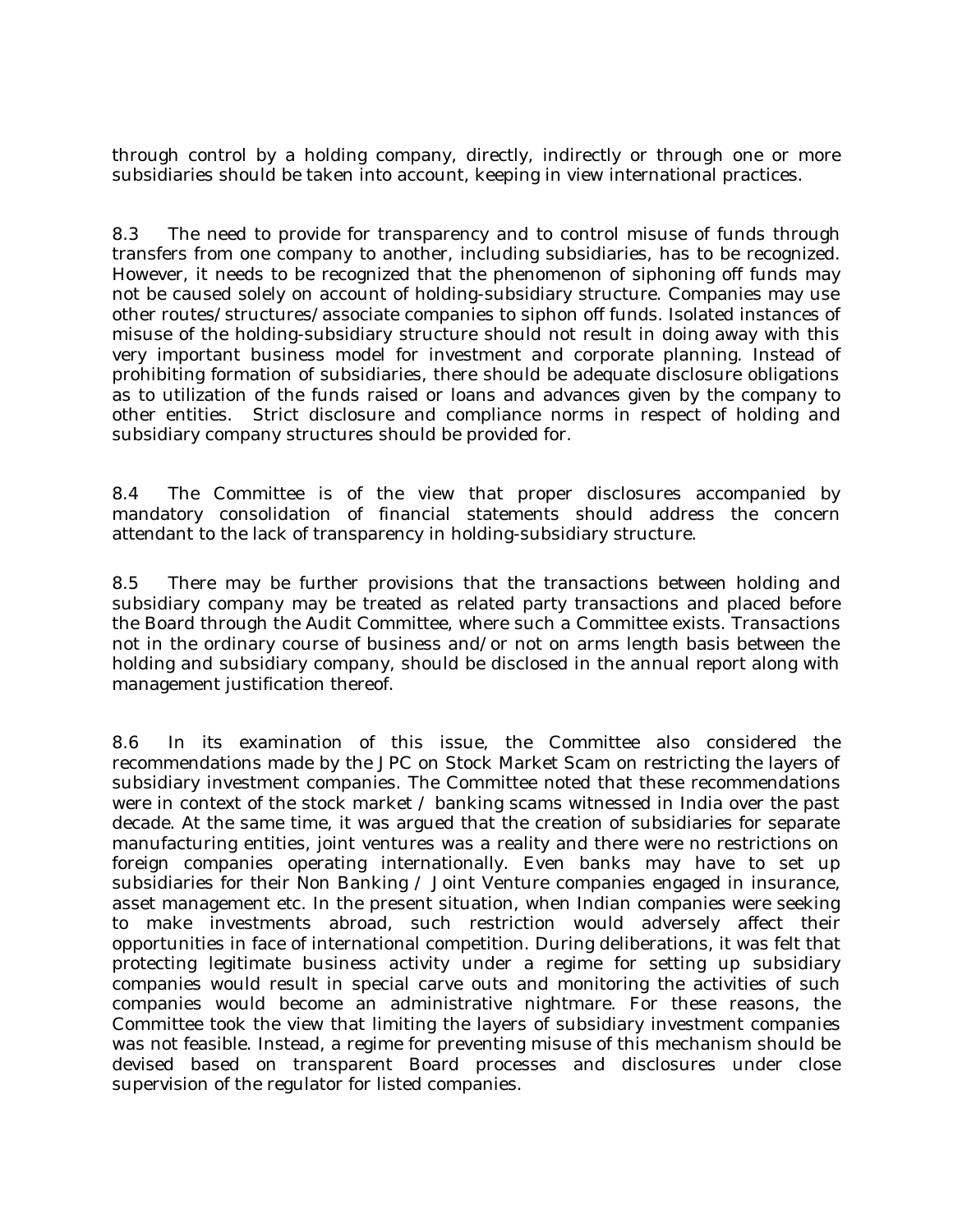through control by a holding company, directly, indirectly or through one or more subsidiaries should be taken into account, keeping in view international practices.

8.3 The need to provide for transparency and to control misuse of funds through transfers from one company to another, including subsidiaries, has to be recognized. However, it needs to be recognized that the phenomenon of siphoning off funds may not be caused solely on account of holding-subsidiary structure. Companies may use other routes/structures/associate companies to siphon off funds. Isolated instances of misuse of the holding-subsidiary structure should not result in doing away with this very important business model for investment and corporate planning. Instead of prohibiting formation of subsidiaries, there should be adequate disclosure obligations as to utilization of the funds raised or loans and advances given by the company to other entities. Strict disclosure and compliance norms in respect of holding and subsidiary company structures should be provided for.

8.4 The Committee is of the view that proper disclosures accompanied by mandatory consolidation of financial statements should address the concern attendant to the lack of transparency in holding-subsidiary structure.

8.5 There may be further provisions that the transactions between holding and subsidiary company may be treated as related party transactions and placed before the Board through the Audit Committee, where such a Committee exists. Transactions not in the ordinary course of business and/or not on arms length basis between the holding and subsidiary company, should be disclosed in the annual report along with management justification thereof.

8.6 In its examination of this issue, the Committee also considered the recommendations made by the JPC on Stock Market Scam on restricting the layers of subsidiary investment companies. The Committee noted that these recommendations were in context of the stock market / banking scams witnessed in India over the past decade. At the same time, it was argued that the creation of subsidiaries for separate manufacturing entities, joint ventures was a reality and there were no restrictions on foreign companies operating internationally. Even banks may have to set up subsidiaries for their Non Banking / Joint Venture companies engaged in insurance, asset management etc. In the present situation, when Indian companies were seeking to make investments abroad, such restriction would adversely affect their opportunities in face of international competition. During deliberations, it was felt that protecting legitimate business activity under a regime for setting up subsidiary companies would result in special carve outs and monitoring the activities of such companies would become an administrative nightmare. For these reasons, the Committee took the view that limiting the layers of subsidiary investment companies was not feasible. Instead, a regime for preventing misuse of this mechanism should be devised based on transparent Board processes and disclosures under close supervision of the regulator for listed companies.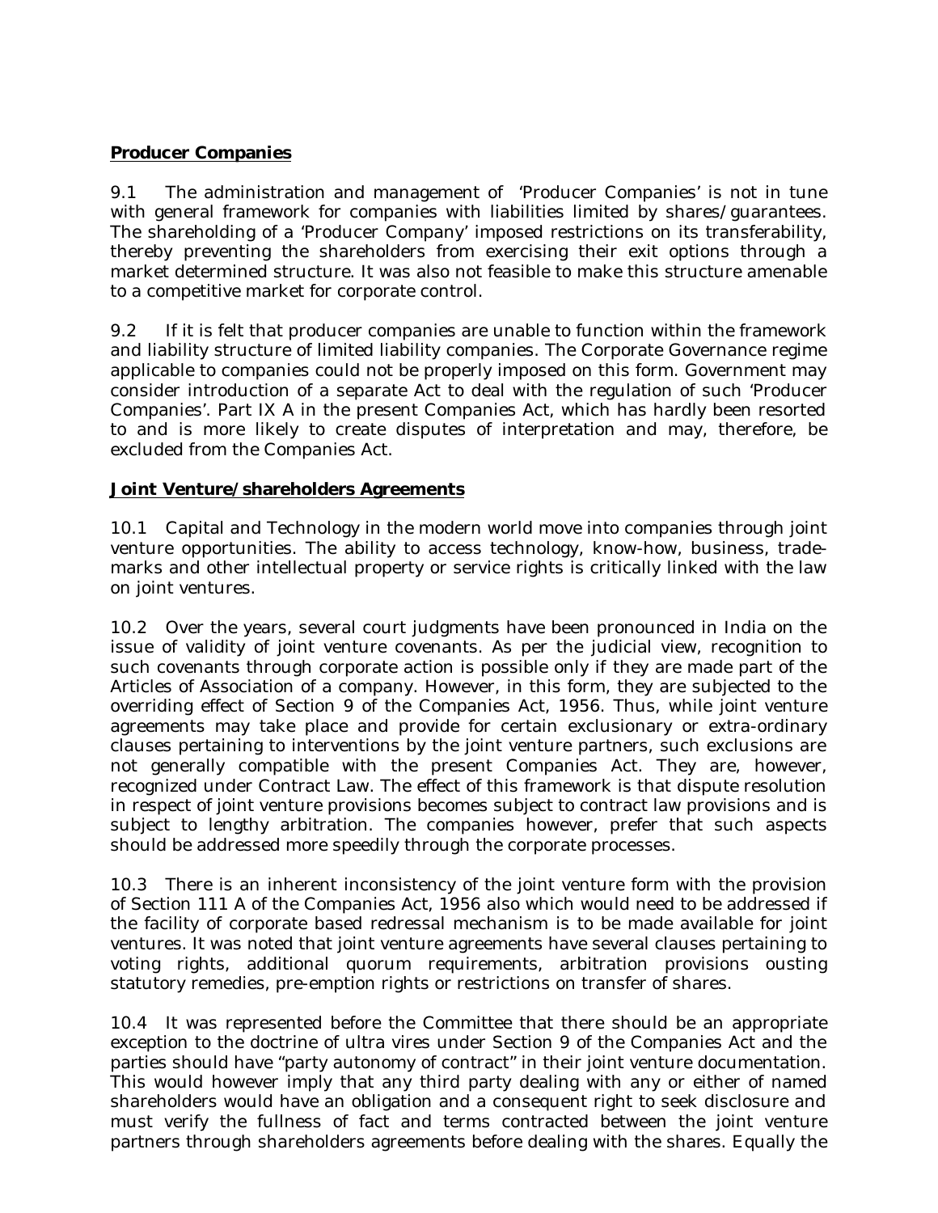**Producer Companies**

9.1 The administration and management of 'Producer Companies' is not in tune with general framework for companies with liabilities limited by shares/guarantees. The shareholding of a 'Producer Company' imposed restrictions on its transferability, thereby preventing the shareholders from exercising their exit options through a market determined structure. It was also not feasible to make this structure amenable to a competitive market for corporate control.

9.2 If it is felt that producer companies are unable to function within the framework and liability structure of limited liability companies. The Corporate Governance regime applicable to companies could not be properly imposed on this form. Government may consider introduction of a separate Act to deal with the regulation of such 'Producer Companies'. Part IX A in the present Companies Act, which has hardly been resorted to and is more likely to create disputes of interpretation and may, therefore, be excluded from the Companies Act.

**Joint Venture/shareholders Agreements**

10.1 Capital and Technology in the modern world move into companies through joint venture opportunities. The ability to access technology, know-how, business, trade-marks and other intellectual property or service rights is critically linked with the law on joint ventures.

10.2 Over the years, several court judgments have been pronounced in India on the issue of validity of joint venture covenants. As per the judicial view, recognition to such covenants through corporate action is possible only if they are made part of the Articles of Association of a company. However, in this form, they are subjected to the overriding effect of Section 9 of the Companies Act, 1956. Thus, while joint venture agreements may take place and provide for certain exclusionary or extra-ordinary clauses pertaining to interventions by the joint venture partners, such exclusions are not generally compatible with the present Companies Act. They are, however, recognized under Contract Law. The effect of this framework is that dispute resolution in respect of joint venture provisions becomes subject to contract law provisions and is subject to lengthy arbitration. The companies however, prefer that such aspects should be addressed more speedily through the corporate processes.

10.3 There is an inherent inconsistency of the joint venture form with the provision of Section 111 A of the Companies Act, 1956 also which would need to be addressed if the facility of corporate based redressal mechanism is to be made available for joint ventures. It was noted that joint venture agreements have several clauses pertaining to voting rights, additional quorum requirements, arbitration provisions ousting statutory remedies, pre-emption rights or restrictions on transfer of shares.

10.4 It was represented before the Committee that there should be an appropriate exception to the doctrine of ultra vires under Section 9 of the Companies Act and the parties should have "party autonomy of contract" in their joint venture documentation. This would however imply that any third party dealing with any or either of named shareholders would have an obligation and a consequent right to seek disclosure and must verify the fullness of fact and terms contracted between the joint venture partners through shareholders agreements before dealing with the shares. Equally the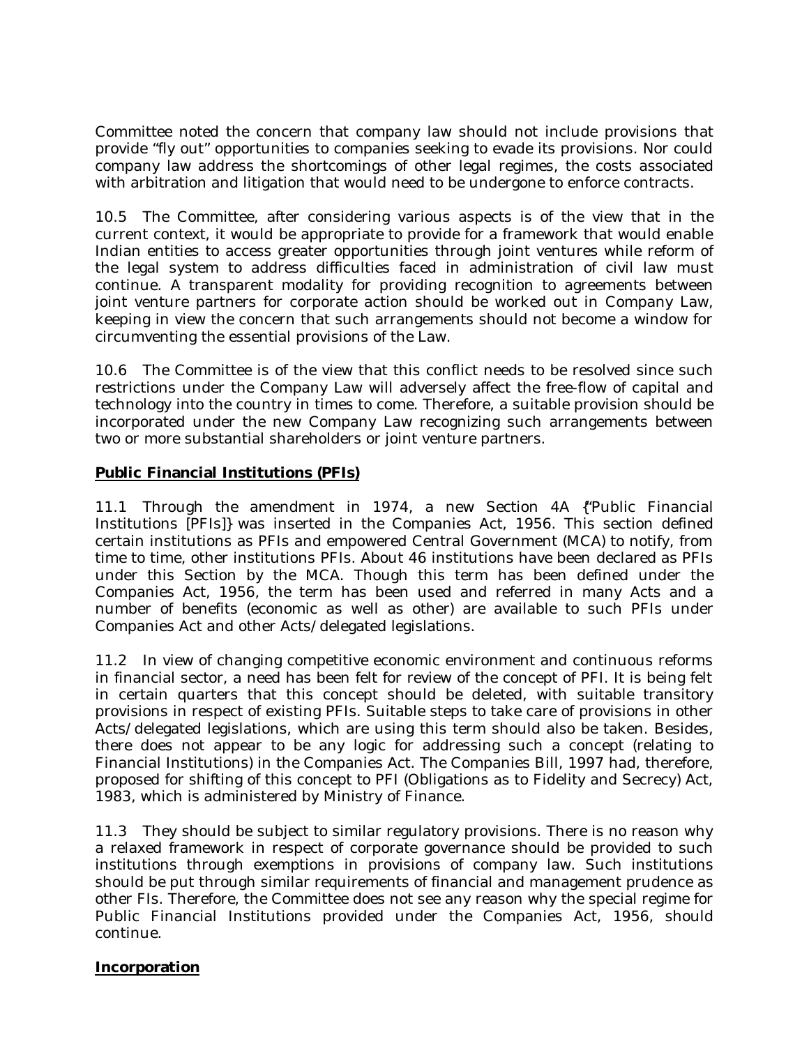Committee noted the concern that company law should not include provisions that provide "fly out" opportunities to companies seeking to evade its provisions. Nor could company law address the shortcomings of other legal regimes, the costs associated with arbitration and litigation that would need to be undergone to enforce contracts.

10.5 The Committee, after considering various aspects is of the view that in the current context, it would be appropriate to provide for a framework that would enable Indian entities to access greater opportunities through joint ventures while reform of the legal system to address difficulties faced in administration of civil law must continue. A transparent modality for providing recognition to agreements between joint venture partners for corporate action should be worked out in Company Law, keeping in view the concern that such arrangements should not become a window for circumventing the essential provisions of the Law.

10.6 The Committee is of the view that this conflict needs to be resolved since such restrictions under the Company Law will adversely affect the free-flow of capital and technology into the country in times to come. Therefore, a suitable provision should be incorporated under the new Company Law recognizing such arrangements between two or more substantial shareholders or joint venture partners.

**Public Financial Institutions (PFIs)**

11.1 Through the amendment in 1974, a new Section 4A {"Public Financial Institutions [PFIs]} was inserted in the Companies Act, 1956. This section defined certain institutions as PFIs and empowered Central Government (MCA) to notify, from time to time, other institutions PFIs. About 46 institutions have been declared as PFIs under this Section by the MCA. Though this term has been defined under the Companies Act, 1956, the term has been used and referred in many Acts and a number of benefits (economic as well as other) are available to such PFIs under Companies Act and other Acts/delegated legislations.

11.2 In view of changing competitive economic environment and continuous reforms in financial sector, a need has been felt for review of the concept of PFI. It is being felt in certain quarters that this concept should be deleted, with suitable transitory provisions in respect of existing PFIs. Suitable steps to take care of provisions in other Acts/delegated legislations, which are using this term should also be taken. Besides, there does not appear to be any logic for addressing such a concept (relating to Financial Institutions) in the Companies Act. The Companies Bill, 1997 had, therefore, proposed for shifting of this concept to PFI (Obligations as to Fidelity and Secrecy) Act, 1983, which is administered by Ministry of Finance.

11.3 They should be subject to similar regulatory provisions. There is no reason why a relaxed framework in respect of corporate governance should be provided to such institutions through exemptions in provisions of company law. Such institutions should be put through similar requirements of financial and management prudence as other FIs. Therefore, the Committee does not see any reason why the special regime for Public Financial Institutions provided under the Companies Act, 1956, should continue.

**Incorporation**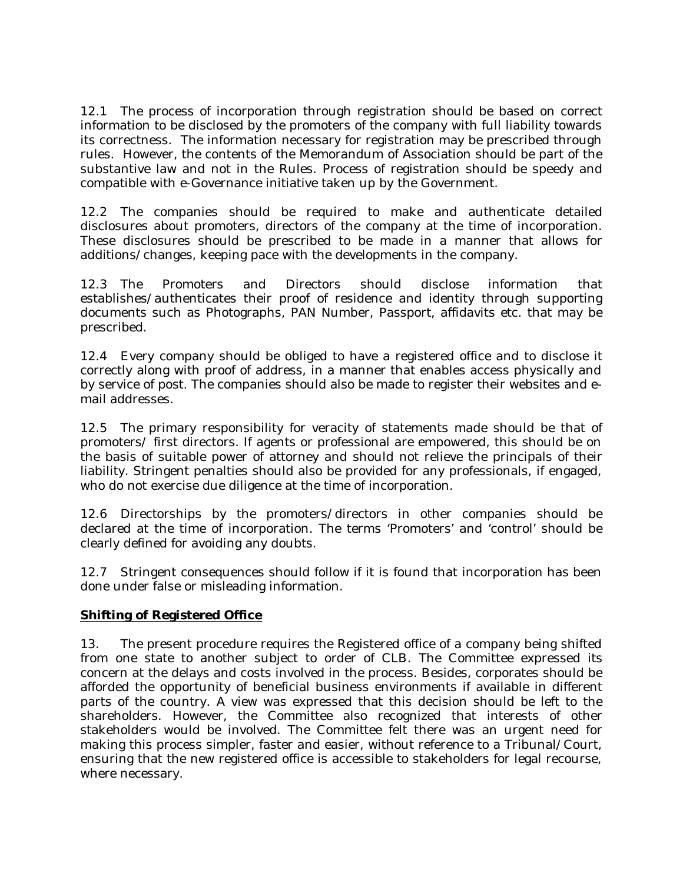12.1 The process of incorporation through registration should be based on correct information to be disclosed by the promoters of the company with full liability towards its correctness. The information necessary for registration may be prescribed through rules. However, the contents of the Memorandum of Association should be part of the substantive law and not in the Rules. Process of registration should be speedy and compatible with e-Governance initiative taken up by the Government.

12.2 The companies should be required to make and authenticate detailed disclosures about promoters, directors of the company at the time of incorporation. These disclosures should be prescribed to be made in a manner that allows for additions/changes, keeping pace with the developments in the company.

12.3 The Promoters and Directors should disclose information that establishes/authenticates their proof of residence and identity through supporting documents such as Photographs, PAN Number, Passport, affidavits etc. that may be prescribed.

12.4 Every company should be obliged to have a registered office and to disclose it correctly along with proof of address, in a manner that enables access physically and by service of post. The companies should also be made to register their websites and e-mail addresses.

12.5 The primary responsibility for veracity of statements made should be that of promoters/ first directors. If agents or professional are empowered, this should be on the basis of suitable power of attorney and should not relieve the principals of their liability. Stringent penalties should also be provided for any professionals, if engaged, who do not exercise due diligence at the time of incorporation.

12.6 Directorships by the promoters/directors in other companies should be declared at the time of incorporation. The terms 'Promoters' and 'control' should be clearly defined for avoiding any doubts.

12.7 Stringent consequences should follow if it is found that incorporation has been done under false or misleading information.

**Shifting of Registered Office**

13. The present procedure requires the Registered office of a company being shifted from one state to another subject to order of CLB. The Committee expressed its concern at the delays and costs involved in the process. Besides, corporates should be afforded the opportunity of beneficial business environments if available in different parts of the country. A view was expressed that this decision should be left to the shareholders. However, the Committee also recognized that interests of other stakeholders would be involved. The Committee felt there was an urgent need for making this process simpler, faster and easier, without reference to a Tribunal/Court, ensuring that the new registered office is accessible to stakeholders for legal recourse, where necessary.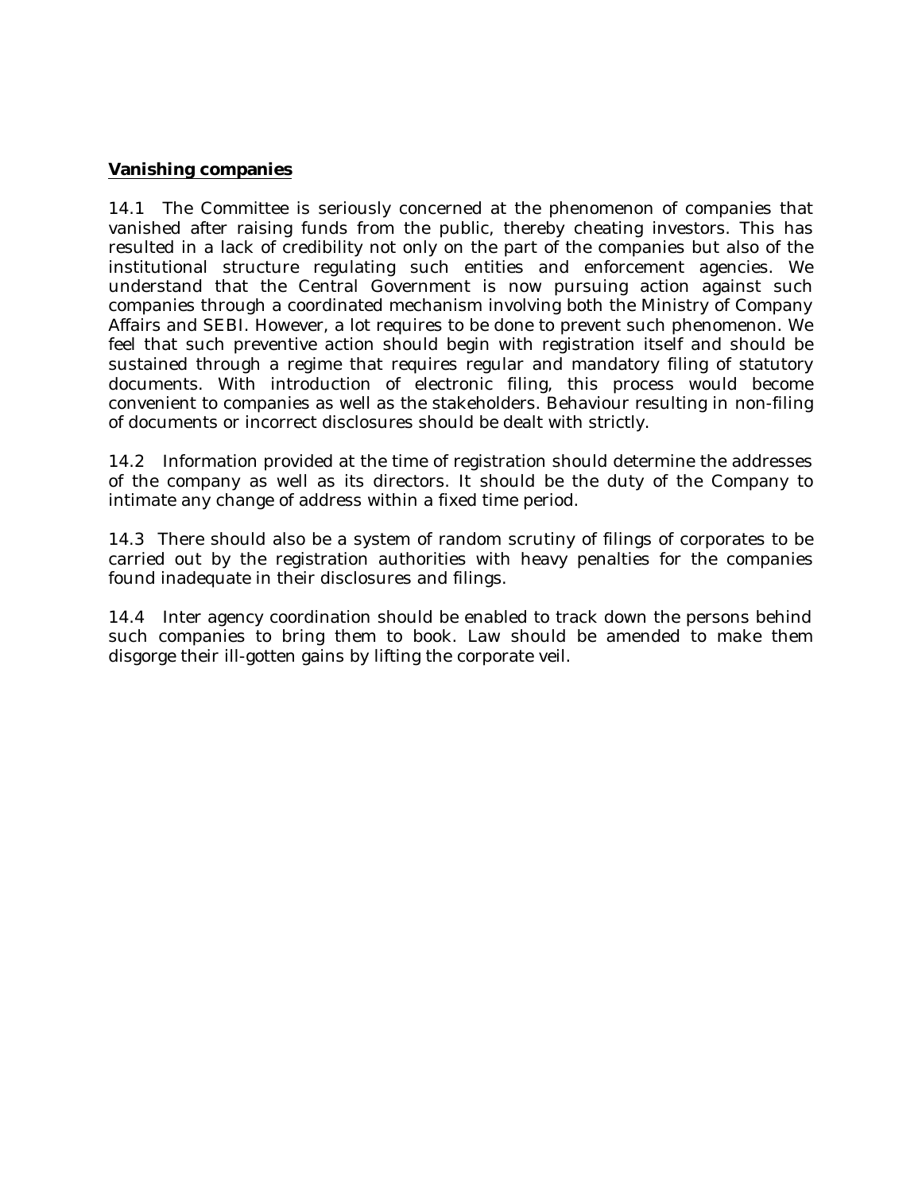**Vanishing companies**

14.1 The Committee is seriously concerned at the phenomenon of companies that vanished after raising funds from the public, thereby cheating investors. This has resulted in a lack of credibility not only on the part of the companies but also of the institutional structure regulating such entities and enforcement agencies. We understand that the Central Government is now pursuing action against such companies through a coordinated mechanism involving both the Ministry of Company Affairs and SEBI. However, a lot requires to be done to prevent such phenomenon. We feel that such preventive action should begin with registration itself and should be sustained through a regime that requires regular and mandatory filing of statutory documents. With introduction of electronic filing, this process would become convenient to companies as well as the stakeholders. Behaviour resulting in non-filing of documents or incorrect disclosures should be dealt with strictly.

14.2 Information provided at the time of registration should determine the addresses of the company as well as its directors. It should be the duty of the Company to intimate any change of address within a fixed time period.

14.3 There should also be a system of random scrutiny of filings of corporates to be carried out by the registration authorities with heavy penalties for the companies found inadequate in their disclosures and filings.

14.4 Inter agency coordination should be enabled to track down the persons behind such companies to bring them to book. Law should be amended to make them disgorge their ill-gotten gains by lifting the corporate veil.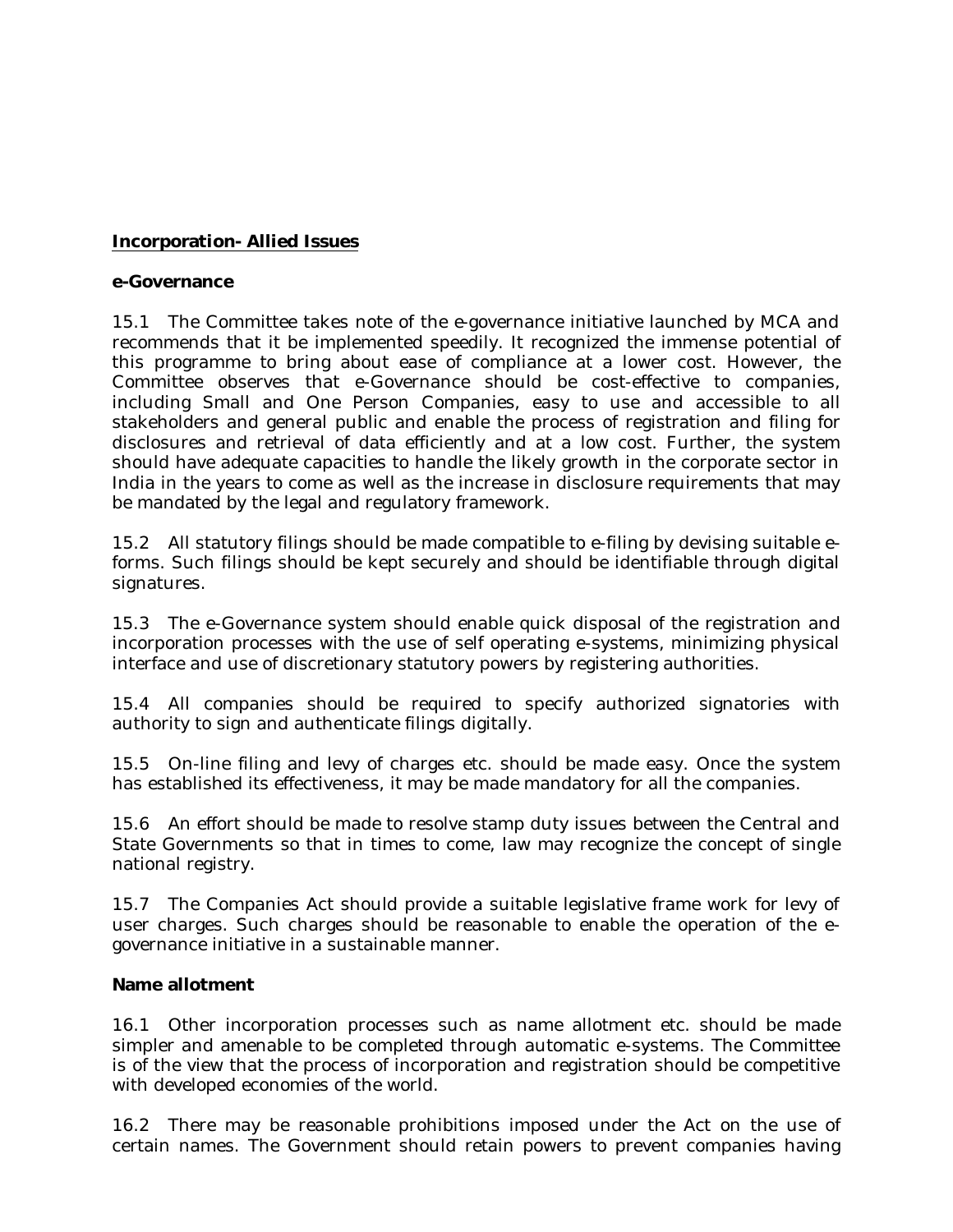## **Incorporation- Allied Issues**

### **e-Governance**

15.1 The Committee takes note of the e-governance initiative launched by MCA and recommends that it be implemented speedily. It recognized the immense potential of this programme to bring about ease of compliance at a lower cost. However, the Committee observes that e-Governance should be cost-effective to companies, including Small and One Person Companies, easy to use and accessible to all stakeholders and general public and enable the process of registration and filing for disclosures and retrieval of data efficiently and at a low cost. Further, the system should have adequate capacities to handle the likely growth in the corporate sector in India in the years to come as well as the increase in disclosure requirements that may be mandated by the legal and regulatory framework.

15.2 All statutory filings should be made compatible to e-filing by devising suitable e-forms. Such filings should be kept securely and should be identifiable through digital signatures.

15.3 The e-Governance system should enable quick disposal of the registration and incorporation processes with the use of self operating e-systems, minimizing physical interface and use of discretionary statutory powers by registering authorities.

15.4 All companies should be required to specify authorized signatories with authority to sign and authenticate filings digitally.

15.5 On-line filing and levy of charges etc. should be made easy. Once the system has established its effectiveness, it may be made mandatory for all the companies.

15.6 An effort should be made to resolve stamp duty issues between the Central and State Governments so that in times to come, law may recognize the concept of single national registry.

15.7 The Companies Act should provide a suitable legislative frame work for levy of user charges. Such charges should be reasonable to enable the operation of the e-governance initiative in a sustainable manner.

### **Name allotment**

16.1 Other incorporation processes such as name allotment etc. should be made simpler and amenable to be completed through automatic e-systems. The Committee is of the view that the process of incorporation and registration should be competitive with developed economies of the world.

16.2 There may be reasonable prohibitions imposed under the Act on the use of certain names. The Government should retain powers to prevent companies having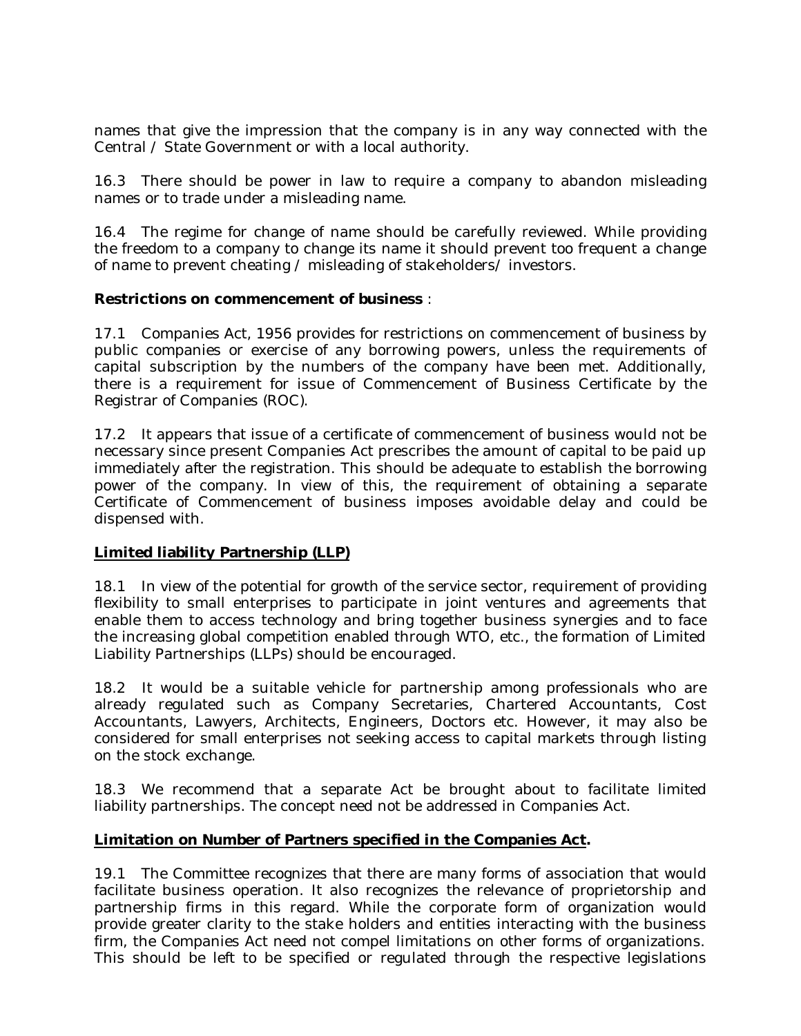names that give the impression that the company is in any way connected with the Central / State Government or with a local authority.

16.3 There should be power in law to require a company to abandon misleading names or to trade under a misleading name.

16.4 The regime for change of name should be carefully reviewed. While providing the freedom to a company to change its name it should prevent too frequent a change of name to prevent cheating / misleading of stakeholders/ investors.

**Restrictions on commencement of business** :

17.1 Companies Act, 1956 provides for restrictions on commencement of business by public companies or exercise of any borrowing powers, unless the requirements of capital subscription by the numbers of the company have been met. Additionally, there is a requirement for issue of Commencement of Business Certificate by the Registrar of Companies (ROC).

17.2 It appears that issue of a certificate of commencement of business would not be necessary since present Companies Act prescribes the amount of capital to be paid up immediately after the registration. This should be adequate to establish the borrowing power of the company. In view of this, the requirement of obtaining a separate Certificate of Commencement of business imposes avoidable delay and could be dispensed with.

**Limited liability Partnership (LLP)**

18.1 In view of the potential for growth of the service sector, requirement of providing flexibility to small enterprises to participate in joint ventures and agreements that enable them to access technology and bring together business synergies and to face the increasing global competition enabled through WTO, etc., the formation of Limited Liability Partnerships (LLPs) should be encouraged.

18.2 It would be a suitable vehicle for partnership among professionals who are already regulated such as Company Secretaries, Chartered Accountants, Cost Accountants, Lawyers, Architects, Engineers, Doctors etc. However, it may also be considered for small enterprises not seeking access to capital markets through listing on the stock exchange.

18.3 We recommend that a separate Act be brought about to facilitate limited liability partnerships. The concept need not be addressed in Companies Act.

**Limitation on Number of Partners specified in the Companies Act.**

19.1 The Committee recognizes that there are many forms of association that would facilitate business operation. It also recognizes the relevance of proprietorship and partnership firms in this regard. While the corporate form of organization would provide greater clarity to the stake holders and entities interacting with the business firm, the Companies Act need not compel limitations on other forms of organizations. This should be left to be specified or regulated through the respective legislations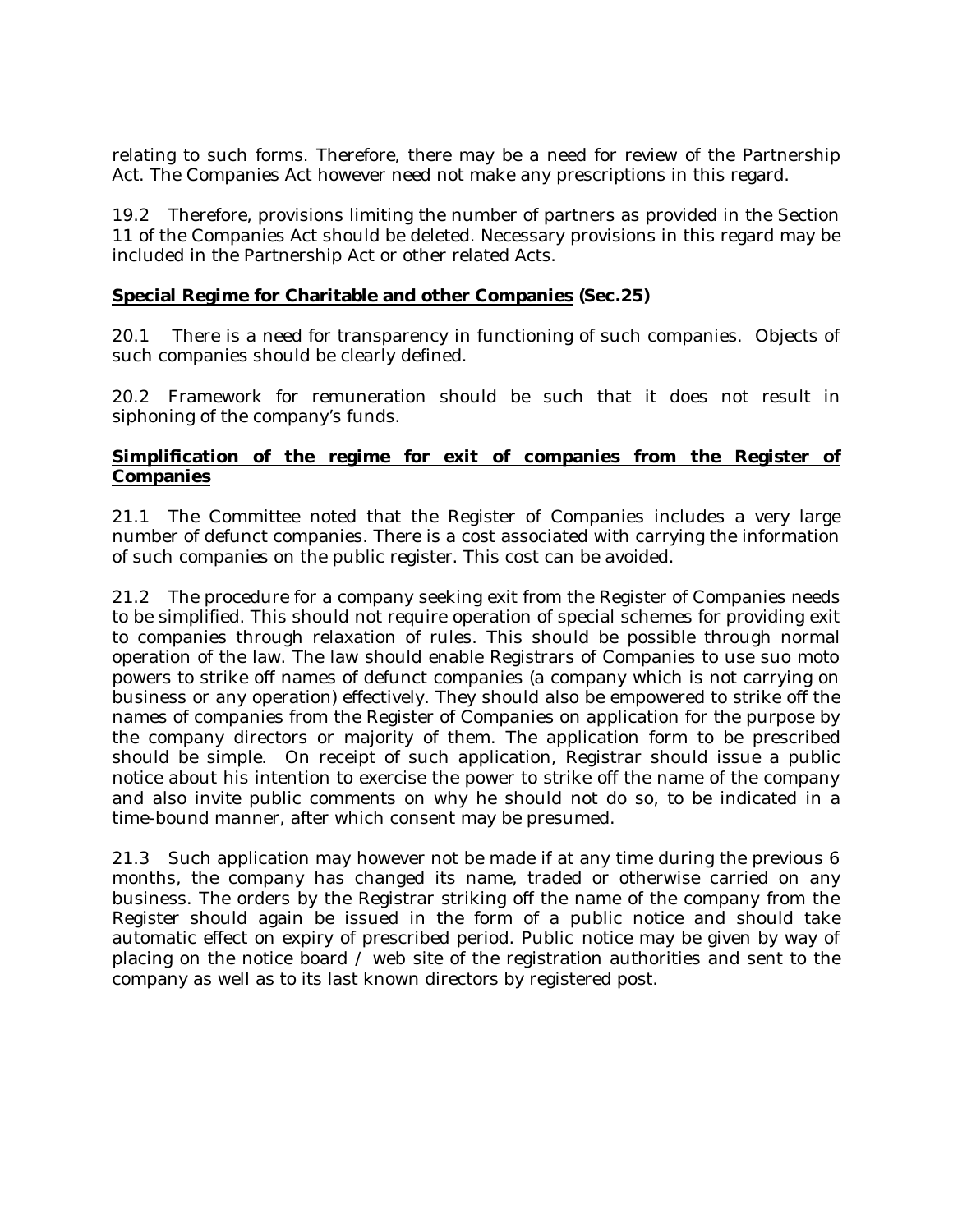relating to such forms. Therefore, there may be a need for review of the Partnership Act. The Companies Act however need not make any prescriptions in this regard.

19.2 Therefore, provisions limiting the number of partners as provided in the Section 11 of the Companies Act should be deleted. Necessary provisions in this regard may be included in the Partnership Act or other related Acts.

**<u>Special Regime for Charitable and other Companies</u> (Sec.25)**

20.1 There is a need for transparency in functioning of such companies. Objects of such companies should be clearly defined.

20.2 Framework for remuneration should be such that it does not result in siphoning of the company's funds.

**<u>Simplification of the regime for exit of companies from the Register of Companies</u>**

21.1 The Committee noted that the Register of Companies includes a very large number of defunct companies. There is a cost associated with carrying the information of such companies on the public register. This cost can be avoided.

21.2 The procedure for a company seeking exit from the Register of Companies needs to be simplified. This should not require operation of special schemes for providing exit to companies through relaxation of rules. This should be possible through normal operation of the law. The law should enable Registrars of Companies to use suo moto powers to strike off names of defunct companies (a company which is not carrying on business or any operation) effectively. They should also be empowered to strike off the names of companies from the Register of Companies on application for the purpose by the company directors or majority of them. The application form to be prescribed should be simple. On receipt of such application, Registrar should issue a public notice about his intention to exercise the power to strike off the name of the company and also invite public comments on why he should not do so, to be indicated in a time-bound manner, after which consent may be presumed.

21.3 Such application may however not be made if at any time during the previous 6 months, the company has changed its name, traded or otherwise carried on any business. The orders by the Registrar striking off the name of the company from the Register should again be issued in the form of a public notice and should take automatic effect on expiry of prescribed period. Public notice may be given by way of placing on the notice board / web site of the registration authorities and sent to the company as well as to its last known directors by registered post.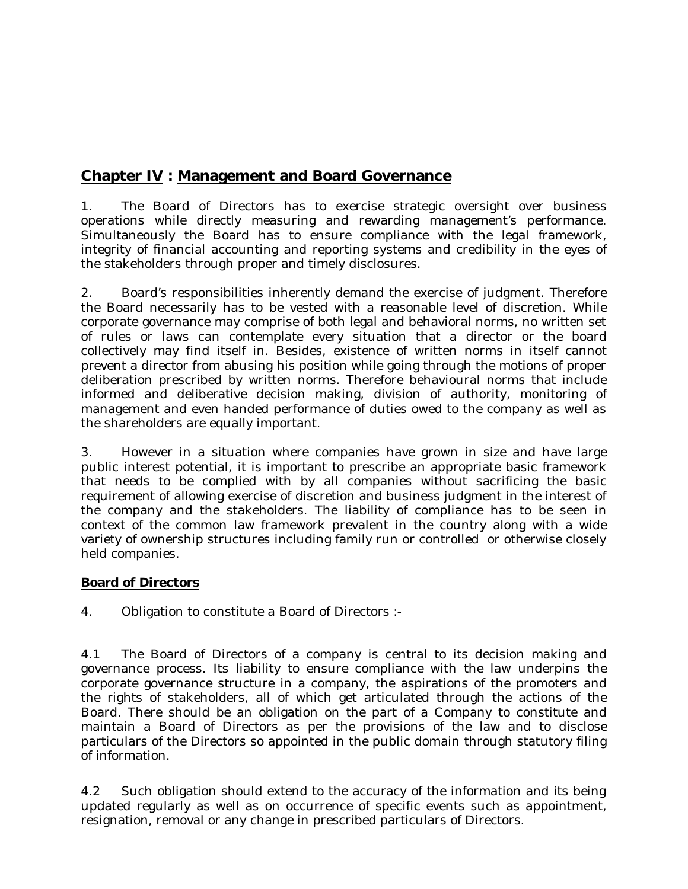## Chapter IV : Management and Board Governance

1. The Board of Directors has to exercise strategic oversight over business operations while directly measuring and rewarding management's performance. Simultaneously the Board has to ensure compliance with the legal framework, integrity of financial accounting and reporting systems and credibility in the eyes of the stakeholders through proper and timely disclosures.

2. Board's responsibilities inherently demand the exercise of judgment. Therefore the Board necessarily has to be vested with a reasonable level of discretion. While corporate governance may comprise of both legal and behavioral norms, no written set of rules or laws can contemplate every situation that a director or the board collectively may find itself in. Besides, existence of written norms in itself cannot prevent a director from abusing his position while going through the motions of proper deliberation prescribed by written norms. Therefore behavioural norms that include informed and deliberative decision making, division of authority, monitoring of management and even handed performance of duties owed to the company as well as the shareholders are equally important.

3. However in a situation where companies have grown in size and have large public interest potential, it is important to prescribe an appropriate basic framework that needs to be complied with by all companies without sacrificing the basic requirement of allowing exercise of discretion and business judgment in the interest of the company and the stakeholders. The liability of compliance has to be seen in context of the common law framework prevalent in the country along with a wide variety of ownership structures including family run or controlled or otherwise closely held companies.

### Board of Directors

4. Obligation to constitute a Board of Directors :-

4.1 The Board of Directors of a company is central to its decision making and governance process. Its liability to ensure compliance with the law underpins the corporate governance structure in a company, the aspirations of the promoters and the rights of stakeholders, all of which get articulated through the actions of the Board. There should be an obligation on the part of a Company to constitute and maintain a Board of Directors as per the provisions of the law and to disclose particulars of the Directors so appointed in the public domain through statutory filing of information.

4.2 Such obligation should extend to the accuracy of the information and its being updated regularly as well as on occurrence of specific events such as appointment, resignation, removal or any change in prescribed particulars of Directors.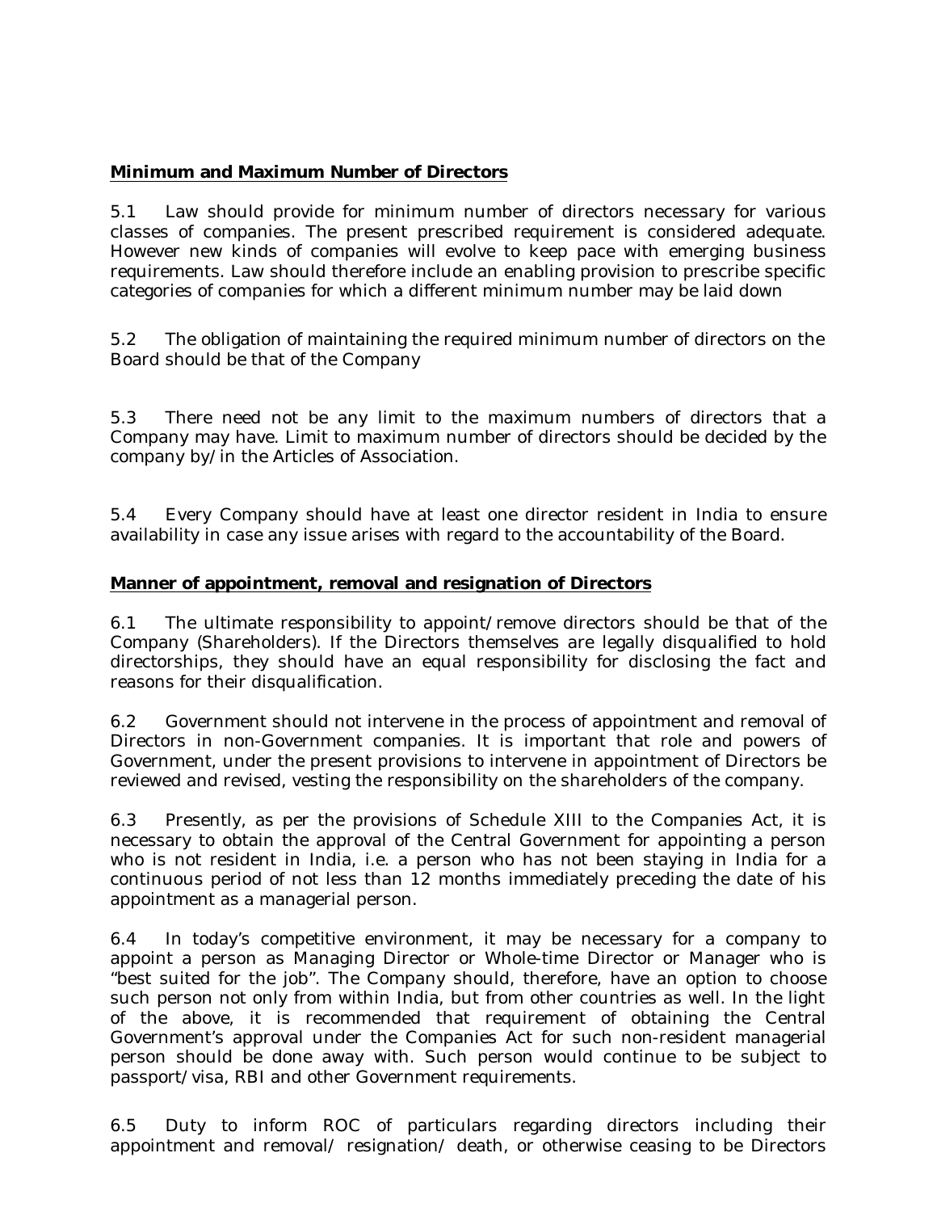**Minimum and Maximum Number of Directors**

5.1 Law should provide for minimum number of directors necessary for various classes of companies. The present prescribed requirement is considered adequate. However new kinds of companies will evolve to keep pace with emerging business requirements. Law should therefore include an enabling provision to prescribe specific categories of companies for which a different minimum number may be laid down

5.2 The obligation of maintaining the required minimum number of directors on the Board should be that of the Company

5.3 There need not be any limit to the maximum numbers of directors that a Company may have. Limit to maximum number of directors should be decided by the company by/in the Articles of Association.

5.4 Every Company should have at least one director resident in India to ensure availability in case any issue arises with regard to the accountability of the Board.

**Manner of appointment, removal and resignation of Directors**

6.1 The ultimate responsibility to appoint/remove directors should be that of the Company (Shareholders). If the Directors themselves are legally disqualified to hold directorships, they should have an equal responsibility for disclosing the fact and reasons for their disqualification.

6.2 Government should not intervene in the process of appointment and removal of Directors in non-Government companies. It is important that role and powers of Government, under the present provisions to intervene in appointment of Directors be reviewed and revised, vesting the responsibility on the shareholders of the company.

6.3 Presently, as per the provisions of Schedule XIII to the Companies Act, it is necessary to obtain the approval of the Central Government for appointing a person who is not resident in India, i.e. a person who has not been staying in India for a continuous period of not less than 12 months immediately preceding the date of his appointment as a managerial person.

6.4 In today's competitive environment, it may be necessary for a company to appoint a person as Managing Director or Whole-time Director or Manager who is "best suited for the job". The Company should, therefore, have an option to choose such person not only from within India, but from other countries as well. In the light of the above, it is recommended that requirement of obtaining the Central Government's approval under the Companies Act for such non-resident managerial person should be done away with. Such person would continue to be subject to passport/visa, RBI and other Government requirements.

6.5 Duty to inform ROC of particulars regarding directors including their appointment and removal/ resignation/ death, or otherwise ceasing to be Directors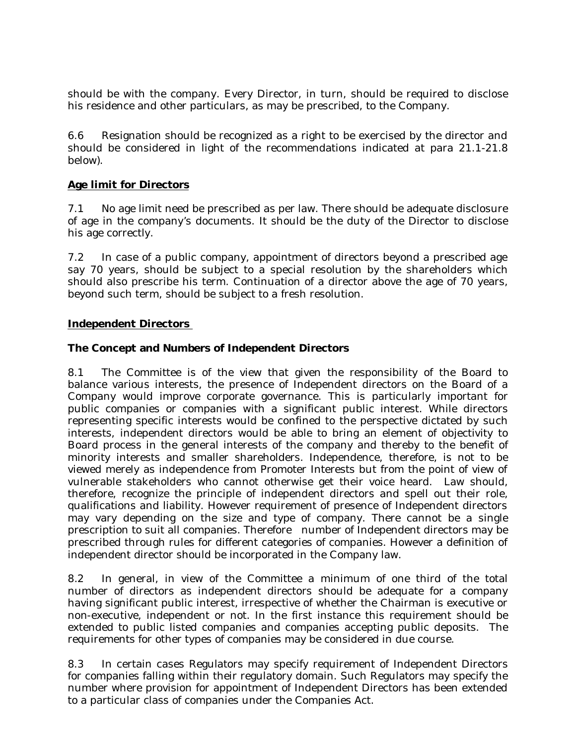should be with the company. Every Director, in turn, should be required to disclose his residence and other particulars, as may be prescribed, to the Company.

6.6 Resignation should be recognized as a right to be exercised by the director and should be considered in light of the recommendations indicated at para 21.1-21.8 below).

**<u>Age limit for Directors</u>**

7.1 No age limit need be prescribed as per law. There should be adequate disclosure of age in the company's documents. It should be the duty of the Director to disclose his age correctly.

7.2 In case of a public company, appointment of directors beyond a prescribed age say 70 years, should be subject to a special resolution by the shareholders which should also prescribe his term. Continuation of a director above the age of 70 years, beyond such term, should be subject to a fresh resolution.

**<u>Independent Directors</u>**

**The Concept and Numbers of Independent Directors**

8.1 The Committee is of the view that given the responsibility of the Board to balance various interests, the presence of Independent directors on the Board of a Company would improve corporate governance. This is particularly important for public companies or companies with a significant public interest. While directors representing specific interests would be confined to the perspective dictated by such interests, independent directors would be able to bring an element of objectivity to Board process in the general interests of the company and thereby to the benefit of minority interests and smaller shareholders. Independence, therefore, is not to be viewed merely as independence from Promoter Interests but from the point of view of vulnerable stakeholders who cannot otherwise get their voice heard. Law should, therefore, recognize the principle of independent directors and spell out their role, qualifications and liability. However requirement of presence of Independent directors may vary depending on the size and type of company. There cannot be a single prescription to suit all companies. Therefore number of Independent directors may be prescribed through rules for different categories of companies. However a definition of independent director should be incorporated in the Company law.

8.2 In general, in view of the Committee a minimum of one third of the total number of directors as independent directors should be adequate for a company having significant public interest, irrespective of whether the Chairman is executive or non-executive, independent or not. In the first instance this requirement should be extended to public listed companies and companies accepting public deposits. The requirements for other types of companies may be considered in due course.

8.3 In certain cases Regulators may specify requirement of Independent Directors for companies falling within their regulatory domain. Such Regulators may specify the number where provision for appointment of Independent Directors has been extended to a particular class of companies under the Companies Act.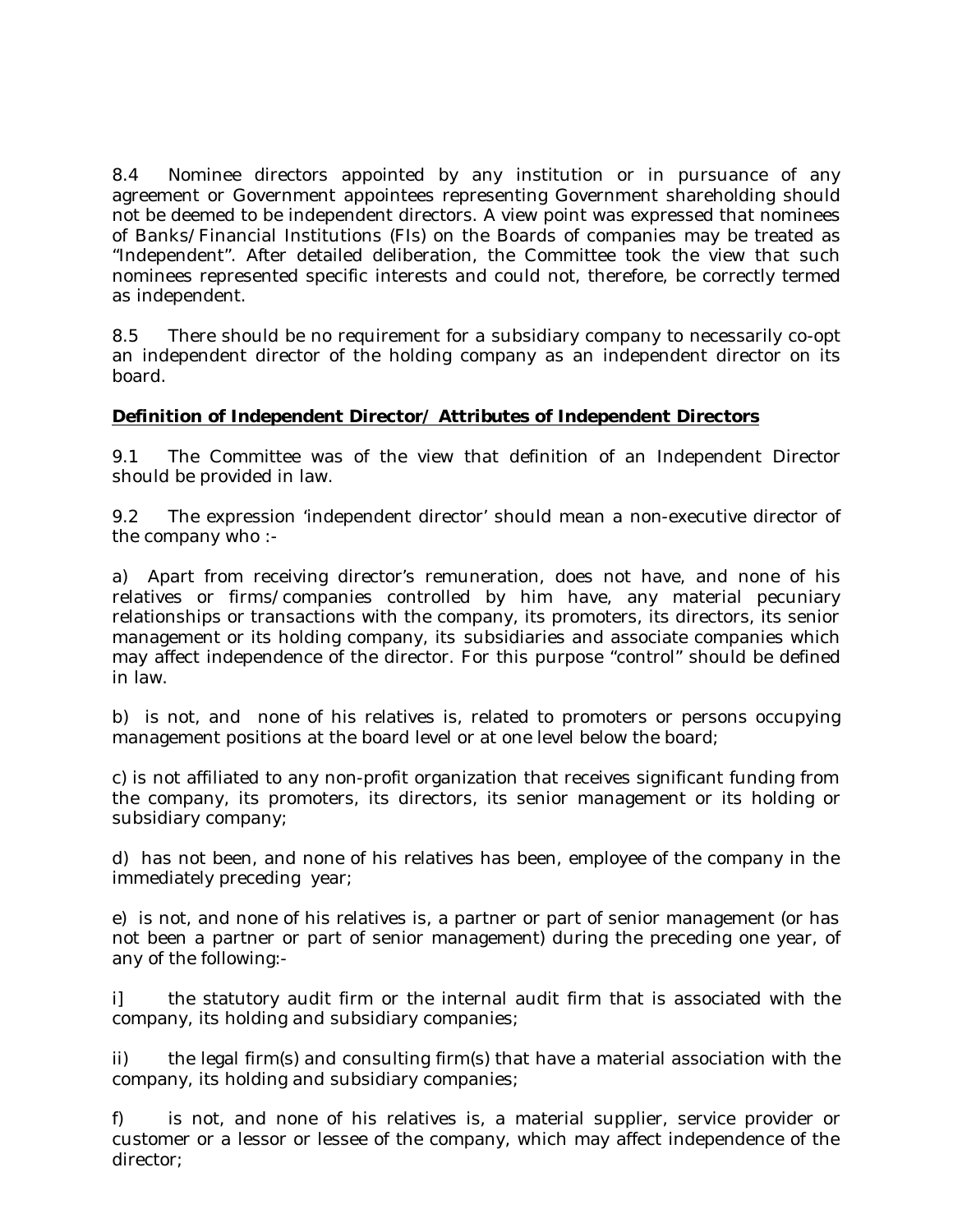8.4 Nominee directors appointed by any institution or in pursuance of any agreement or Government appointees representing Government shareholding should not be deemed to be independent directors. A view point was expressed that nominees of Banks/Financial Institutions (FIs) on the Boards of companies may be treated as "Independent". After detailed deliberation, the Committee took the view that such nominees represented specific interests and could not, therefore, be correctly termed as independent.

8.5 There should be no requirement for a subsidiary company to necessarily co-opt an independent director of the holding company as an independent director on its board.

**Definition of Independent Director/ Attributes of Independent Directors**

9.1 The Committee was of the view that definition of an Independent Director should be provided in law.

9.2 The expression 'independent director' should mean a non-executive director of the company who :-

a) Apart from receiving director's remuneration, does not have, and none of his relatives or firms/companies controlled by him have, any material pecuniary relationships or transactions with the company, its promoters, its directors, its senior management or its holding company, its subsidiaries and associate companies which may affect independence of the director. For this purpose "control" should be defined in law.

b) is not, and none of his relatives is, related to promoters or persons occupying management positions at the board level or at one level below the board;

c) is not affiliated to any non-profit organization that receives significant funding from the company, its promoters, its directors, its senior management or its holding or subsidiary company;

d) has not been, and none of his relatives has been, employee of the company in the immediately preceding year;

e) is not, and none of his relatives is, a partner or part of senior management (or has not been a partner or part of senior management) during the preceding one year, of any of the following:-

i] the statutory audit firm or the internal audit firm that is associated with the company, its holding and subsidiary companies;

ii) the legal firm(s) and consulting firm(s) that have a material association with the company, its holding and subsidiary companies;

f) is not, and none of his relatives is, a material supplier, service provider or customer or a lessor or lessee of the company, which may affect independence of the director;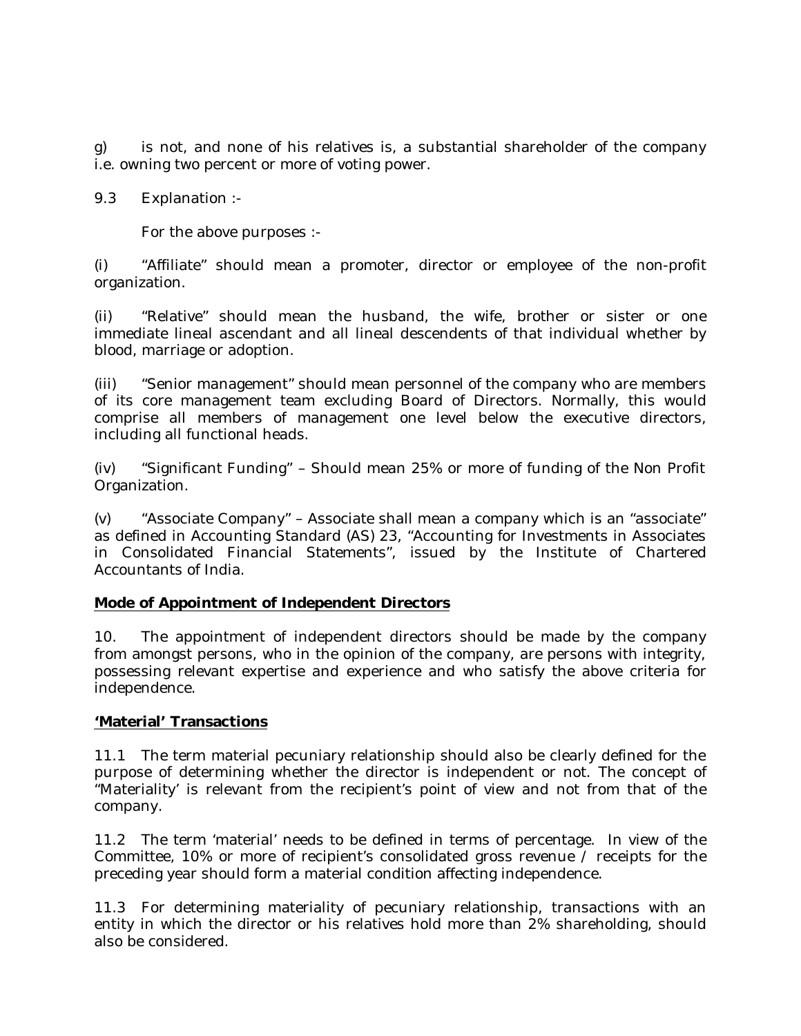g) is not, and none of his relatives is, a substantial shareholder of the company i.e. owning two percent or more of voting power.

9.3 Explanation :-

For the above purposes :-

(i) "Affiliate" should mean a promoter, director or employee of the non-profit organization.

(ii) "Relative" should mean the husband, the wife, brother or sister or one immediate lineal ascendant and all lineal descendents of that individual whether by blood, marriage or adoption.

(iii) "Senior management" should mean personnel of the company who are members of its core management team excluding Board of Directors. Normally, this would comprise all members of management one level below the executive directors, including all functional heads.

(iv) "Significant Funding" – Should mean 25% or more of funding of the Non Profit Organization.

(v) "Associate Company" – Associate shall mean a company which is an "associate" as defined in Accounting Standard (AS) 23, "Accounting for Investments in Associates in Consolidated Financial Statements", issued by the Institute of Chartered Accountants of India.

**Mode of Appointment of Independent Directors**

10. The appointment of independent directors should be made by the company from amongst persons, who in the opinion of the company, are persons with integrity, possessing relevant expertise and experience and who satisfy the above criteria for independence.

**'Material' Transactions**

11.1 The term material pecuniary relationship should also be clearly defined for the purpose of determining whether the director is independent or not. The concept of "Materiality' is relevant from the recipient's point of view and not from that of the company.

11.2 The term 'material' needs to be defined in terms of percentage. In view of the Committee, 10% or more of recipient's consolidated gross revenue / receipts for the preceding year should form a material condition affecting independence.

11.3 For determining materiality of pecuniary relationship, transactions with an entity in which the director or his relatives hold more than 2% shareholding, should also be considered.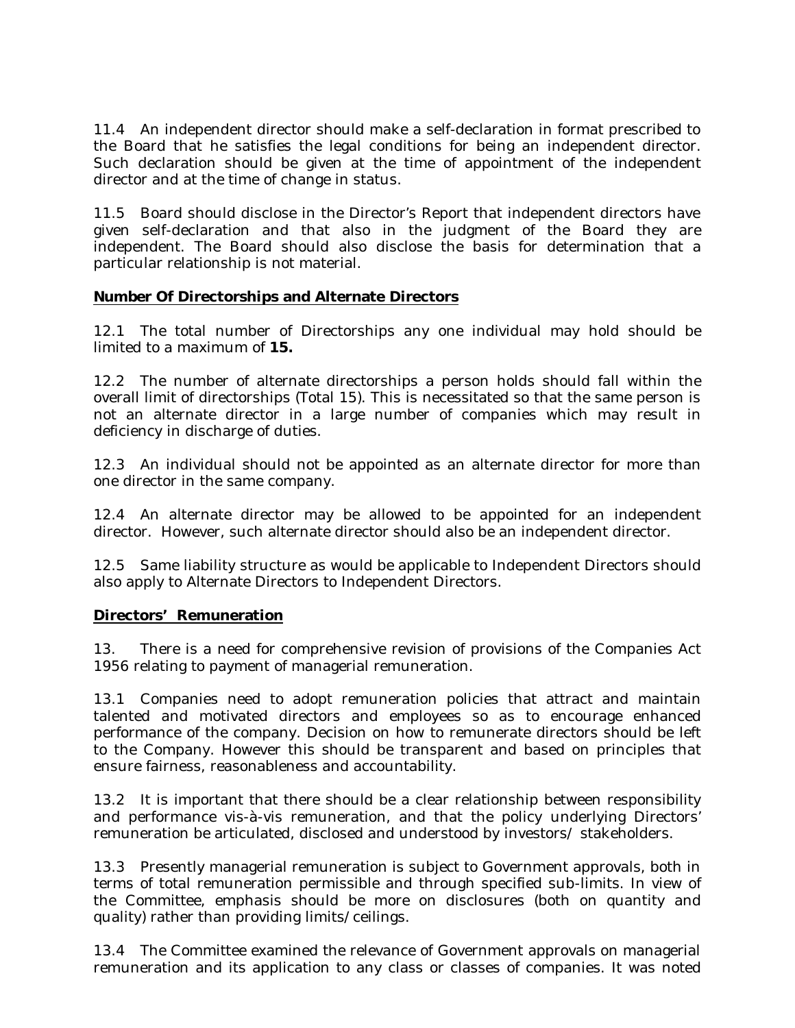11.4 An independent director should make a self-declaration in format prescribed to the Board that he satisfies the legal conditions for being an independent director. Such declaration should be given at the time of appointment of the independent director and at the time of change in status.

11.5 Board should disclose in the Director's Report that independent directors have given self-declaration and that also in the judgment of the Board they are independent. The Board should also disclose the basis for determination that a particular relationship is not material.

**Number Of Directorships and Alternate Directors**

12.1 The total number of Directorships any one individual may hold should be limited to a maximum of **15.**

12.2 The number of alternate directorships a person holds should fall within the overall limit of directorships (Total 15). This is necessitated so that the same person is not an alternate director in a large number of companies which may result in deficiency in discharge of duties.

12.3 An individual should not be appointed as an alternate director for more than one director in the same company.

12.4 An alternate director may be allowed to be appointed for an independent director. However, such alternate director should also be an independent director.

12.5 Same liability structure as would be applicable to Independent Directors should also apply to Alternate Directors to Independent Directors.

**Directors' Remuneration**

13. There is a need for comprehensive revision of provisions of the Companies Act 1956 relating to payment of managerial remuneration.

13.1 Companies need to adopt remuneration policies that attract and maintain talented and motivated directors and employees so as to encourage enhanced performance of the company. Decision on how to remunerate directors should be left to the Company. However this should be transparent and based on principles that ensure fairness, reasonableness and accountability.

13.2 It is important that there should be a clear relationship between responsibility and performance vis-à-vis remuneration, and that the policy underlying Directors' remuneration be articulated, disclosed and understood by investors/ stakeholders.

13.3 Presently managerial remuneration is subject to Government approvals, both in terms of total remuneration permissible and through specified sub-limits. In view of the Committee, emphasis should be more on disclosures (both on quantity and quality) rather than providing limits/ceilings.

13.4 The Committee examined the relevance of Government approvals on managerial remuneration and its application to any class or classes of companies. It was noted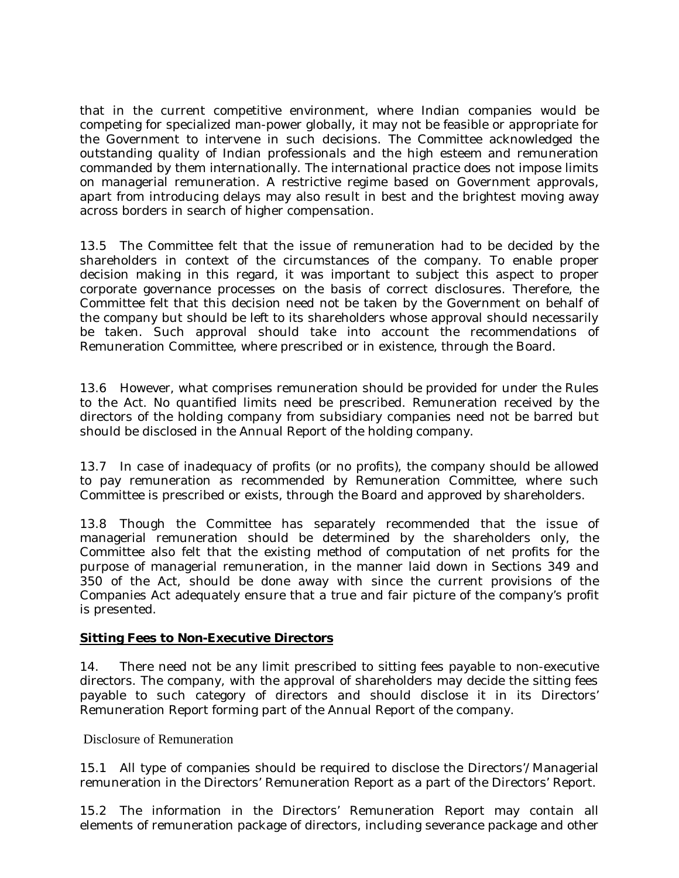that in the current competitive environment, where Indian companies would be competing for specialized man-power globally, it may not be feasible or appropriate for the Government to intervene in such decisions. The Committee acknowledged the outstanding quality of Indian professionals and the high esteem and remuneration commanded by them internationally. The international practice does not impose limits on managerial remuneration. A restrictive regime based on Government approvals, apart from introducing delays may also result in best and the brightest moving away across borders in search of higher compensation.

13.5 The Committee felt that the issue of remuneration had to be decided by the shareholders in context of the circumstances of the company. To enable proper decision making in this regard, it was important to subject this aspect to proper corporate governance processes on the basis of correct disclosures. Therefore, the Committee felt that this decision need not be taken by the Government on behalf of the company but should be left to its shareholders whose approval should necessarily be taken. Such approval should take into account the recommendations of Remuneration Committee, where prescribed or in existence, through the Board.

13.6 However, what comprises remuneration should be provided for under the Rules to the Act. No quantified limits need be prescribed. Remuneration received by the directors of the holding company from subsidiary companies need not be barred but should be disclosed in the Annual Report of the holding company.

13.7 In case of inadequacy of profits (or no profits), the company should be allowed to pay remuneration as recommended by Remuneration Committee, where such Committee is prescribed or exists, through the Board and approved by shareholders.

13.8 Though the Committee has separately recommended that the issue of managerial remuneration should be determined by the shareholders only, the Committee also felt that the existing method of computation of net profits for the purpose of managerial remuneration, in the manner laid down in Sections 349 and 350 of the Act, should be done away with since the current provisions of the Companies Act adequately ensure that a true and fair picture of the company's profit is presented.

**Sitting Fees to Non-Executive Directors**

14. There need not be any limit prescribed to sitting fees payable to non-executive directors. The company, with the approval of shareholders may decide the sitting fees payable to such category of directors and should disclose it in its Directors' Remuneration Report forming part of the Annual Report of the company.

Disclosure of Remuneration

15.1 All type of companies should be required to disclose the Directors'/Managerial remuneration in the Directors' Remuneration Report as a part of the Directors' Report.

15.2 The information in the Directors' Remuneration Report may contain all elements of remuneration package of directors, including severance package and other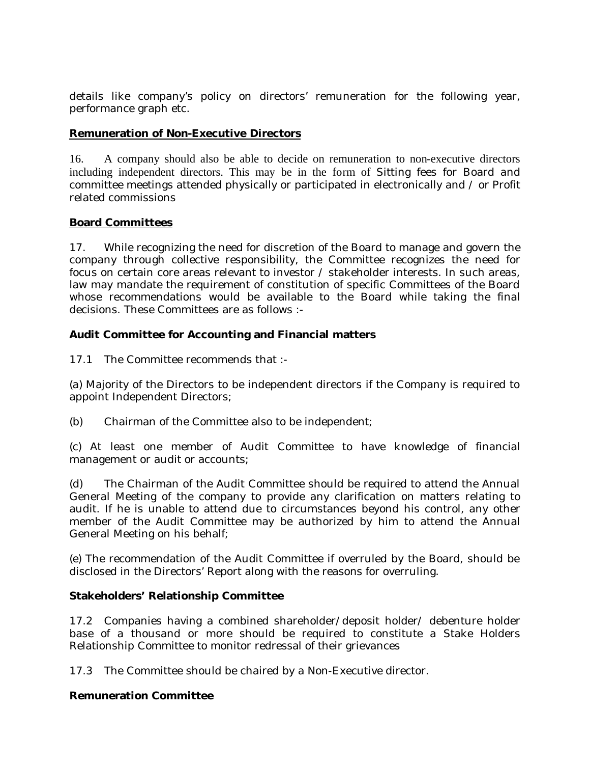details like company's policy on directors' remuneration for the following year, performance graph etc.

**Remuneration of Non-Executive Directors**

16. A company should also be able to decide on remuneration to non-executive directors including independent directors. This may be in the form of Sitting fees for Board and committee meetings attended physically or participated in electronically and / or Profit related commissions

**Board Committees**

17. While recognizing the need for discretion of the Board to manage and govern the company through collective responsibility, the Committee recognizes the need for focus on certain core areas relevant to investor / stakeholder interests. In such areas, law may mandate the requirement of constitution of specific Committees of the Board whose recommendations would be available to the Board while taking the final decisions. These Committees are as follows :-

**Audit Committee for Accounting and Financial matters**

17.1 The Committee recommends that :-

(a) Majority of the Directors to be independent directors if the Company is required to appoint Independent Directors;

(b) Chairman of the Committee also to be independent;

(c) At least one member of Audit Committee to have knowledge of financial management or audit or accounts;

(d) The Chairman of the Audit Committee should be required to attend the Annual General Meeting of the company to provide any clarification on matters relating to audit. If he is unable to attend due to circumstances beyond his control, any other member of the Audit Committee may be authorized by him to attend the Annual General Meeting on his behalf;

(e) The recommendation of the Audit Committee if overruled by the Board, should be disclosed in the Directors' Report along with the reasons for overruling.

**Stakeholders' Relationship Committee**

17.2 Companies having a combined shareholder/deposit holder/ debenture holder base of a thousand or more should be required to constitute a Stake Holders Relationship Committee to monitor redressal of their grievances

17.3 The Committee should be chaired by a Non-Executive director.

**Remuneration Committee**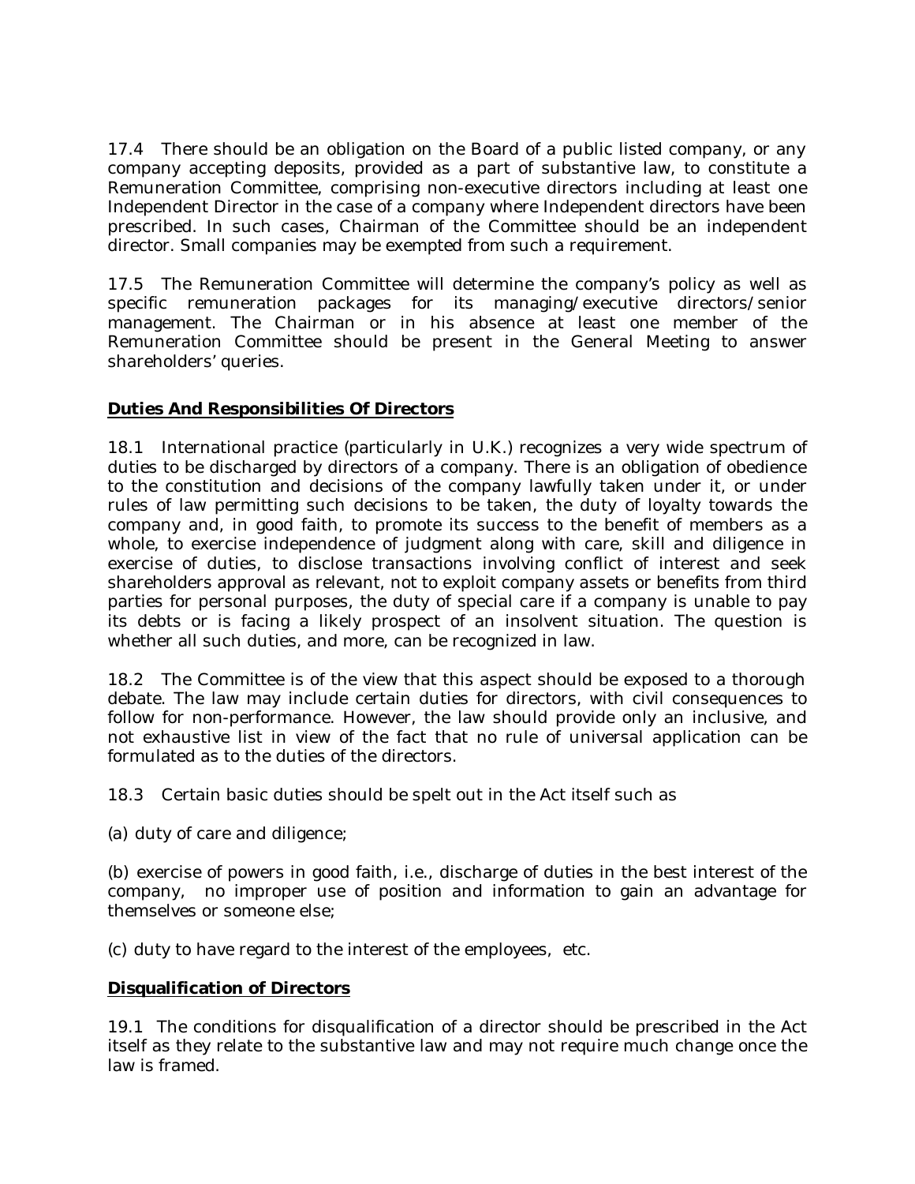17.4 There should be an obligation on the Board of a public listed company, or any company accepting deposits, provided as a part of substantive law, to constitute a Remuneration Committee, comprising non-executive directors including at least one Independent Director in the case of a company where Independent directors have been prescribed. In such cases, Chairman of the Committee should be an independent director. Small companies may be exempted from such a requirement.

17.5 The Remuneration Committee will determine the company's policy as well as specific remuneration packages for its managing/executive directors/senior management. The Chairman or in his absence at least one member of the Remuneration Committee should be present in the General Meeting to answer shareholders' queries.

## **Duties And Responsibilities Of Directors**

18.1 International practice (particularly in U.K.) recognizes a very wide spectrum of duties to be discharged by directors of a company. There is an obligation of obedience to the constitution and decisions of the company lawfully taken under it, or under rules of law permitting such decisions to be taken, the duty of loyalty towards the company and, in good faith, to promote its success to the benefit of members as a whole, to exercise independence of judgment along with care, skill and diligence in exercise of duties, to disclose transactions involving conflict of interest and seek shareholders approval as relevant, not to exploit company assets or benefits from third parties for personal purposes, the duty of special care if a company is unable to pay its debts or is facing a likely prospect of an insolvent situation. The question is whether all such duties, and more, can be recognized in law.

18.2 The Committee is of the view that this aspect should be exposed to a thorough debate. The law may include certain duties for directors, with civil consequences to follow for non-performance. However, the law should provide only an inclusive, and not exhaustive list in view of the fact that no rule of universal application can be formulated as to the duties of the directors.

18.3 Certain basic duties should be spelt out in the Act itself such as

(a) duty of care and diligence;

(b) exercise of powers in good faith, i.e., discharge of duties in the best interest of the company, no improper use of position and information to gain an advantage for themselves or someone else;

(c) duty to have regard to the interest of the employees, etc.

## **Disqualification of Directors**

19.1 The conditions for disqualification of a director should be prescribed in the Act itself as they relate to the substantive law and may not require much change once the law is framed.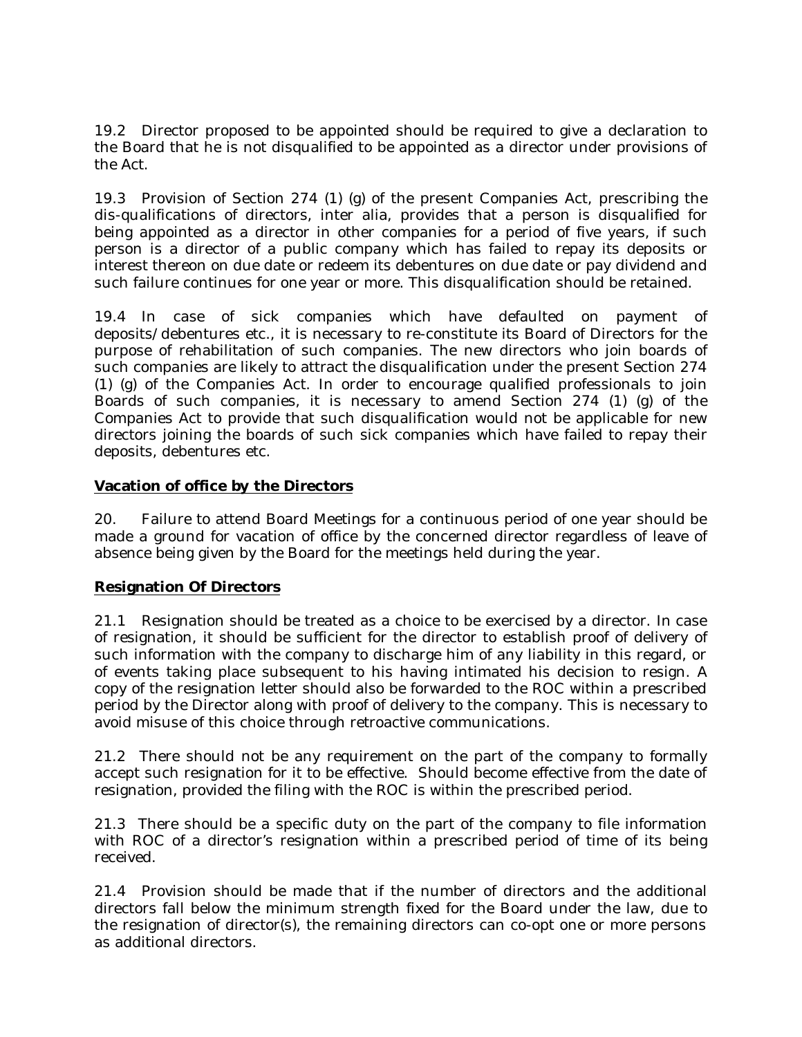19.2 Director proposed to be appointed should be required to give a declaration to the Board that he is not disqualified to be appointed as a director under provisions of the Act.

19.3 Provision of Section 274 (1) (g) of the present Companies Act, prescribing the dis-qualifications of directors, inter alia, provides that a person is disqualified for being appointed as a director in other companies for a period of five years, if such person is a director of a public company which has failed to repay its deposits or interest thereon on due date or redeem its debentures on due date or pay dividend and such failure continues for one year or more. This disqualification should be retained.

19.4 In case of sick companies which have defaulted on payment of deposits/debentures etc., it is necessary to re-constitute its Board of Directors for the purpose of rehabilitation of such companies. The new directors who join boards of such companies are likely to attract the disqualification under the present Section 274 (1) (g) of the Companies Act. In order to encourage qualified professionals to join Boards of such companies, it is necessary to amend Section 274 (1) (g) of the Companies Act to provide that such disqualification would not be applicable for new directors joining the boards of such sick companies which have failed to repay their deposits, debentures etc.

**Vacation of office by the Directors**

20. Failure to attend Board Meetings for a continuous period of one year should be made a ground for vacation of office by the concerned director regardless of leave of absence being given by the Board for the meetings held during the year.

**Resignation Of Directors**

21.1 Resignation should be treated as a choice to be exercised by a director. In case of resignation, it should be sufficient for the director to establish proof of delivery of such information with the company to discharge him of any liability in this regard, or of events taking place subsequent to his having intimated his decision to resign. A copy of the resignation letter should also be forwarded to the ROC within a prescribed period by the Director along with proof of delivery to the company. This is necessary to avoid misuse of this choice through retroactive communications.

21.2 There should not be any requirement on the part of the company to formally accept such resignation for it to be effective. Should become effective from the date of resignation, provided the filing with the ROC is within the prescribed period.

21.3 There should be a specific duty on the part of the company to file information with ROC of a director's resignation within a prescribed period of time of its being received.

21.4 Provision should be made that if the number of directors and the additional directors fall below the minimum strength fixed for the Board under the law, due to the resignation of director(s), the remaining directors can co-opt one or more persons as additional directors.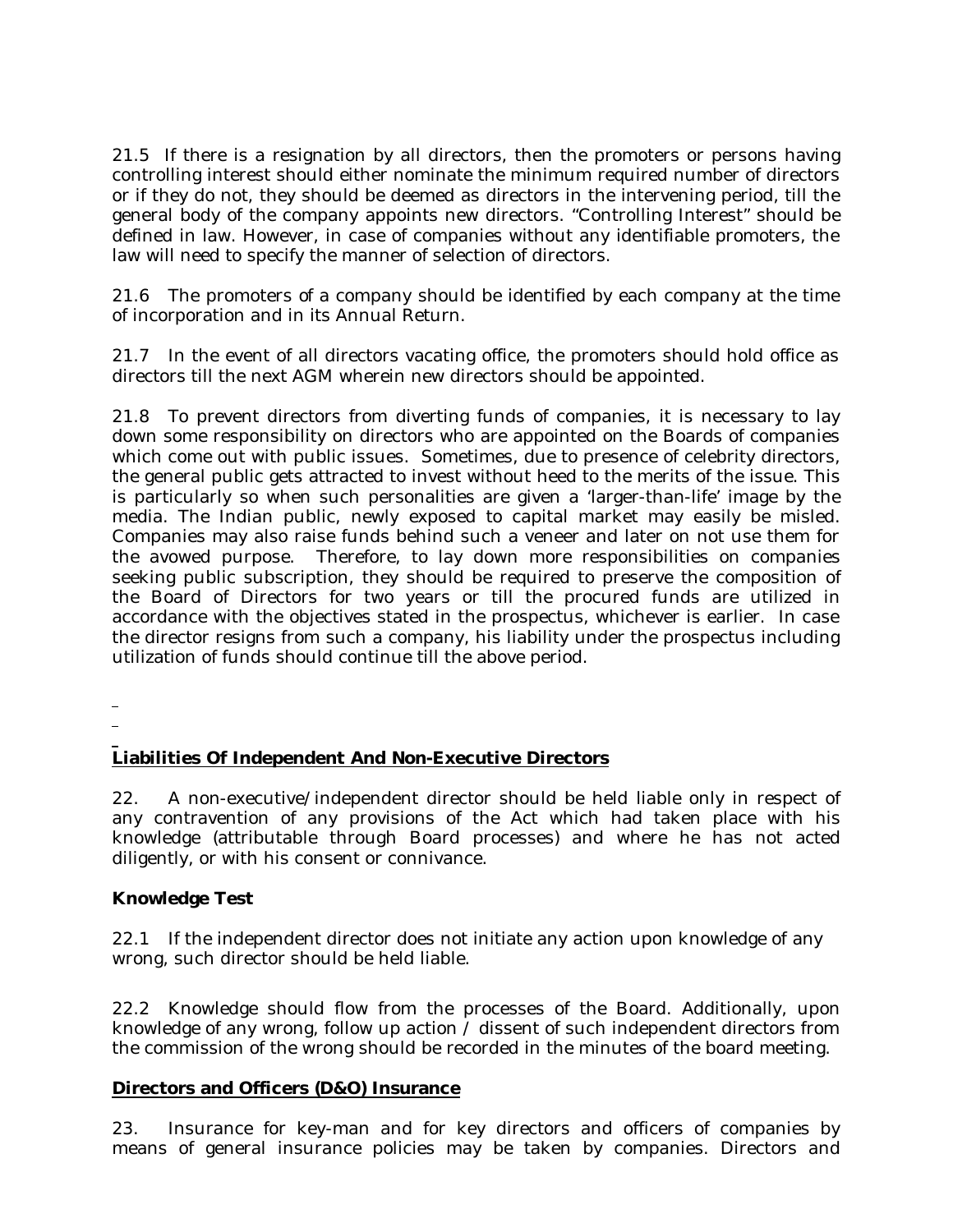21.5 If there is a resignation by all directors, then the promoters or persons having controlling interest should either nominate the minimum required number of directors or if they do not, they should be deemed as directors in the intervening period, till the general body of the company appoints new directors. "Controlling Interest" should be defined in law. However, in case of companies without any identifiable promoters, the law will need to specify the manner of selection of directors.

21.6 The promoters of a company should be identified by each company at the time of incorporation and in its Annual Return.

21.7 In the event of all directors vacating office, the promoters should hold office as directors till the next AGM wherein new directors should be appointed.

21.8 To prevent directors from diverting funds of companies, it is necessary to lay down some responsibility on directors who are appointed on the Boards of companies which come out with public issues. Sometimes, due to presence of celebrity directors, the general public gets attracted to invest without heed to the merits of the issue. This is particularly so when such personalities are given a 'larger-than-life' image by the media. The Indian public, newly exposed to capital market may easily be misled. Companies may also raise funds behind such a veneer and later on not use them for the avowed purpose. Therefore, to lay down more responsibilities on companies seeking public subscription, they should be required to preserve the composition of the Board of Directors for two years or till the procured funds are utilized in accordance with the objectives stated in the prospectus, whichever is earlier. In case the director resigns from such a company, his liability under the prospectus including utilization of funds should continue till the above period.

## Liabilities Of Independent And Non-Executive Directors

22. A non-executive/independent director should be held liable only in respect of any contravention of any provisions of the Act which had taken place with his knowledge (attributable through Board processes) and where he has not acted diligently, or with his consent or connivance.

### Knowledge Test

22.1 If the independent director does not initiate any action upon knowledge of any wrong, such director should be held liable.

22.2 Knowledge should flow from the processes of the Board. Additionally, upon knowledge of any wrong, follow up action / dissent of such independent directors from the commission of the wrong should be recorded in the minutes of the board meeting.

## Directors and Officers (D&O) Insurance

23. Insurance for key-man and for key directors and officers of companies by means of general insurance policies may be taken by companies. Directors and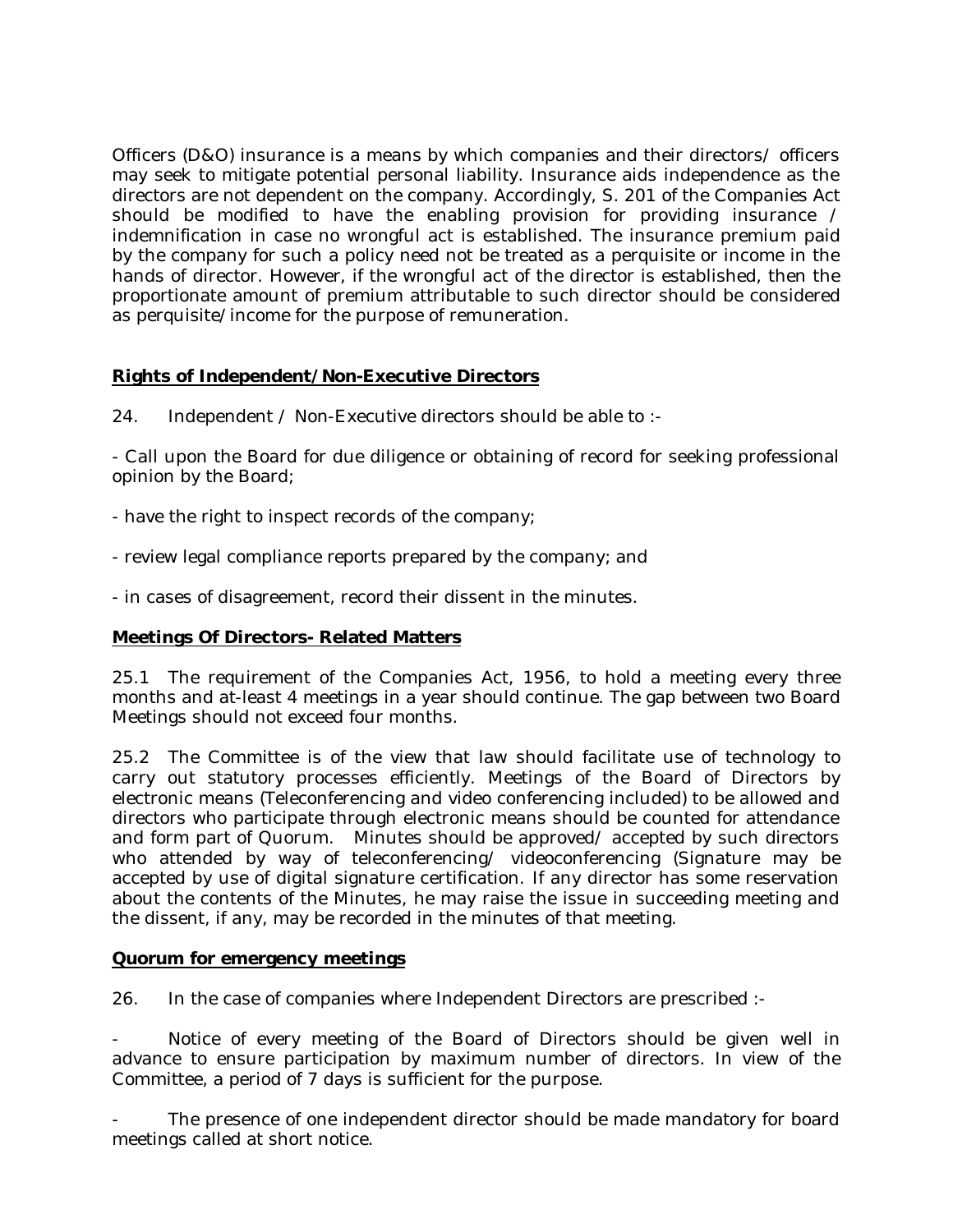Officers (D&O) insurance is a means by which companies and their directors/ officers may seek to mitigate potential personal liability. Insurance aids independence as the directors are not dependent on the company. Accordingly, S. 201 of the Companies Act should be modified to have the enabling provision for providing insurance / indemnification in case no wrongful act is established. The insurance premium paid by the company for such a policy need not be treated as a perquisite or income in the hands of director. However, if the wrongful act of the director is established, then the proportionate amount of premium attributable to such director should be considered as perquisite/income for the purpose of remuneration.

**Rights of Independent/Non-Executive Directors**

24. Independent / Non-Executive directors should be able to :-

- Call upon the Board for due diligence or obtaining of record for seeking professional opinion by the Board;

- have the right to inspect records of the company;

- review legal compliance reports prepared by the company; and

- in cases of disagreement, record their dissent in the minutes.

**Meetings Of Directors- Related Matters**

25.1 The requirement of the Companies Act, 1956, to hold a meeting every three months and at-least 4 meetings in a year should continue. The gap between two Board Meetings should not exceed four months.

25.2 The Committee is of the view that law should facilitate use of technology to carry out statutory processes efficiently. Meetings of the Board of Directors by electronic means (Teleconferencing and video conferencing included) to be allowed and directors who participate through electronic means should be counted for attendance and form part of Quorum. Minutes should be approved/ accepted by such directors who attended by way of teleconferencing/ videoconferencing (Signature may be accepted by use of digital signature certification. If any director has some reservation about the contents of the Minutes, he may raise the issue in succeeding meeting and the dissent, if any, may be recorded in the minutes of that meeting.

**Quorum for emergency meetings**

26. In the case of companies where Independent Directors are prescribed :-

- Notice of every meeting of the Board of Directors should be given well in advance to ensure participation by maximum number of directors. In view of the Committee, a period of 7 days is sufficient for the purpose.

- The presence of one independent director should be made mandatory for board meetings called at short notice.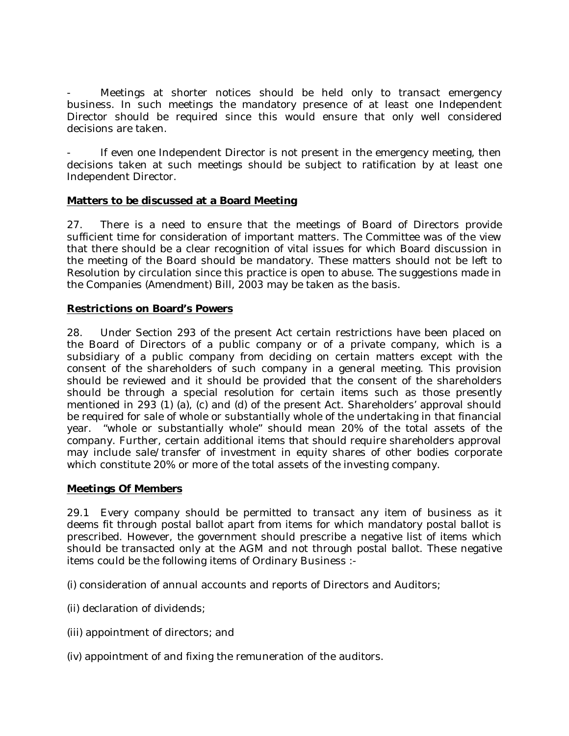- Meetings at shorter notices should be held only to transact emergency business. In such meetings the mandatory presence of at least one Independent Director should be required since this would ensure that only well considered decisions are taken.

- If even one Independent Director is not present in the emergency meeting, then decisions taken at such meetings should be subject to ratification by at least one Independent Director.

**Matters to be discussed at a Board Meeting**

27. There is a need to ensure that the meetings of Board of Directors provide sufficient time for consideration of important matters. The Committee was of the view that there should be a clear recognition of vital issues for which Board discussion in the meeting of the Board should be mandatory. These matters should not be left to Resolution by circulation since this practice is open to abuse. The suggestions made in the Companies (Amendment) Bill, 2003 may be taken as the basis.

**Restrictions on Board's Powers**

28. Under Section 293 of the present Act certain restrictions have been placed on the Board of Directors of a public company or of a private company, which is a subsidiary of a public company from deciding on certain matters except with the consent of the shareholders of such company in a general meeting. This provision should be reviewed and it should be provided that the consent of the shareholders should be through a special resolution for certain items such as those presently mentioned in 293 (1) (a), (c) and (d) of the present Act. Shareholders' approval should be required for sale of whole or substantially whole of the undertaking in that financial year. "whole or substantially whole" should mean 20% of the total assets of the company. Further, certain additional items that should require shareholders approval may include sale/transfer of investment in equity shares of other bodies corporate which constitute 20% or more of the total assets of the investing company.

**Meetings Of Members**

29.1 Every company should be permitted to transact any item of business as it deems fit through postal ballot apart from items for which mandatory postal ballot is prescribed. However, the government should prescribe a negative list of items which should be transacted only at the AGM and not through postal ballot. These negative items could be the following items of Ordinary Business :-

(i) consideration of annual accounts and reports of Directors and Auditors;

(ii) declaration of dividends;

(iii) appointment of directors; and

(iv) appointment of and fixing the remuneration of the auditors.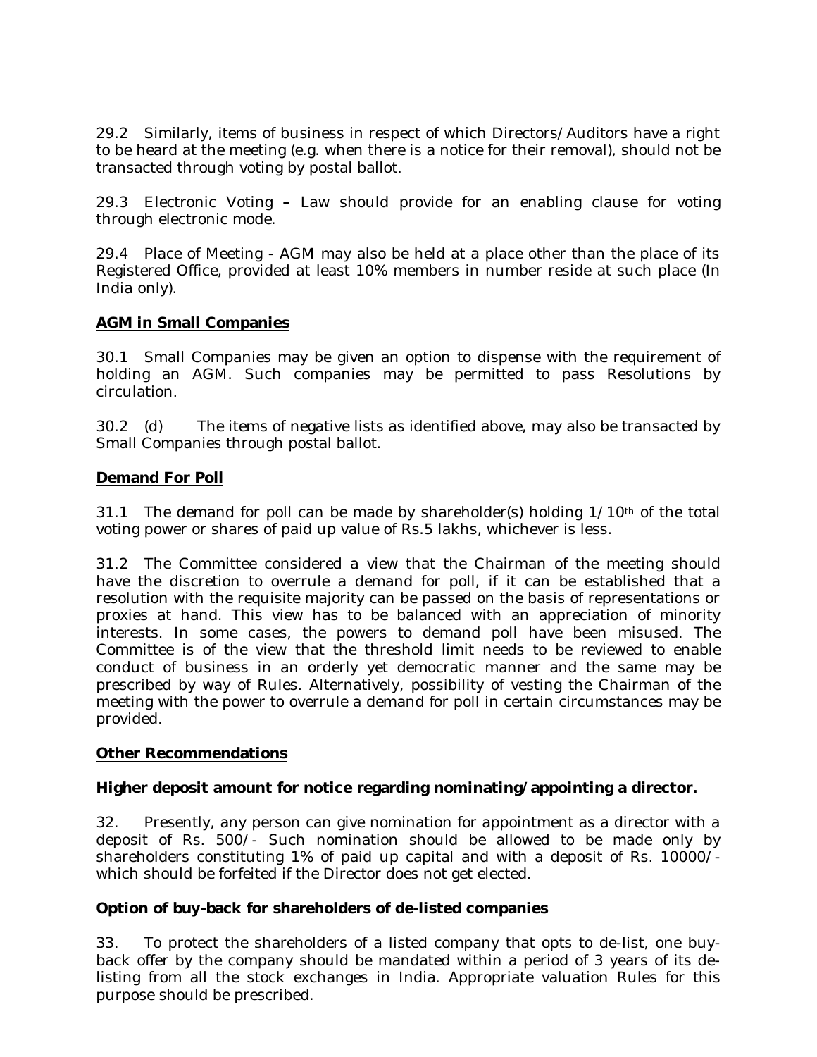29.2 Similarly, items of business in respect of which Directors/Auditors have a right to be heard at the meeting (e.g. when there is a notice for their removal), should not be transacted through voting by postal ballot.

29.3 Electronic Voting **–** Law should provide for an enabling clause for voting through electronic mode.

29.4 Place of Meeting - AGM may also be held at a place other than the place of its Registered Office, provided at least 10% members in number reside at such place (In India only).

**AGM in Small Companies**

30.1 Small Companies may be given an option to dispense with the requirement of holding an AGM. Such companies may be permitted to pass Resolutions by circulation.

30.2 (d) The items of negative lists as identified above, may also be transacted by Small Companies through postal ballot.

**Demand For Poll**

31.1 The demand for poll can be made by shareholder(s) holding 1/10th of the total voting power or shares of paid up value of Rs.5 lakhs, whichever is less.

31.2 The Committee considered a view that the Chairman of the meeting should have the discretion to overrule a demand for poll, if it can be established that a resolution with the requisite majority can be passed on the basis of representations or proxies at hand. This view has to be balanced with an appreciation of minority interests. In some cases, the powers to demand poll have been misused. The Committee is of the view that the threshold limit needs to be reviewed to enable conduct of business in an orderly yet democratic manner and the same may be prescribed by way of Rules. Alternatively, possibility of vesting the Chairman of the meeting with the power to overrule a demand for poll in certain circumstances may be provided.

**Other Recommendations**

**Higher deposit amount for notice regarding nominating/appointing a director.**

32. Presently, any person can give nomination for appointment as a director with a deposit of Rs. 500/- Such nomination should be allowed to be made only by shareholders constituting 1% of paid up capital and with a deposit of Rs. 10000/- which should be forfeited if the Director does not get elected.

**Option of buy-back for shareholders of de-listed companies**

33. To protect the shareholders of a listed company that opts to de-list, one buy-back offer by the company should be mandated within a period of 3 years of its de-listing from all the stock exchanges in India. Appropriate valuation Rules for this purpose should be prescribed.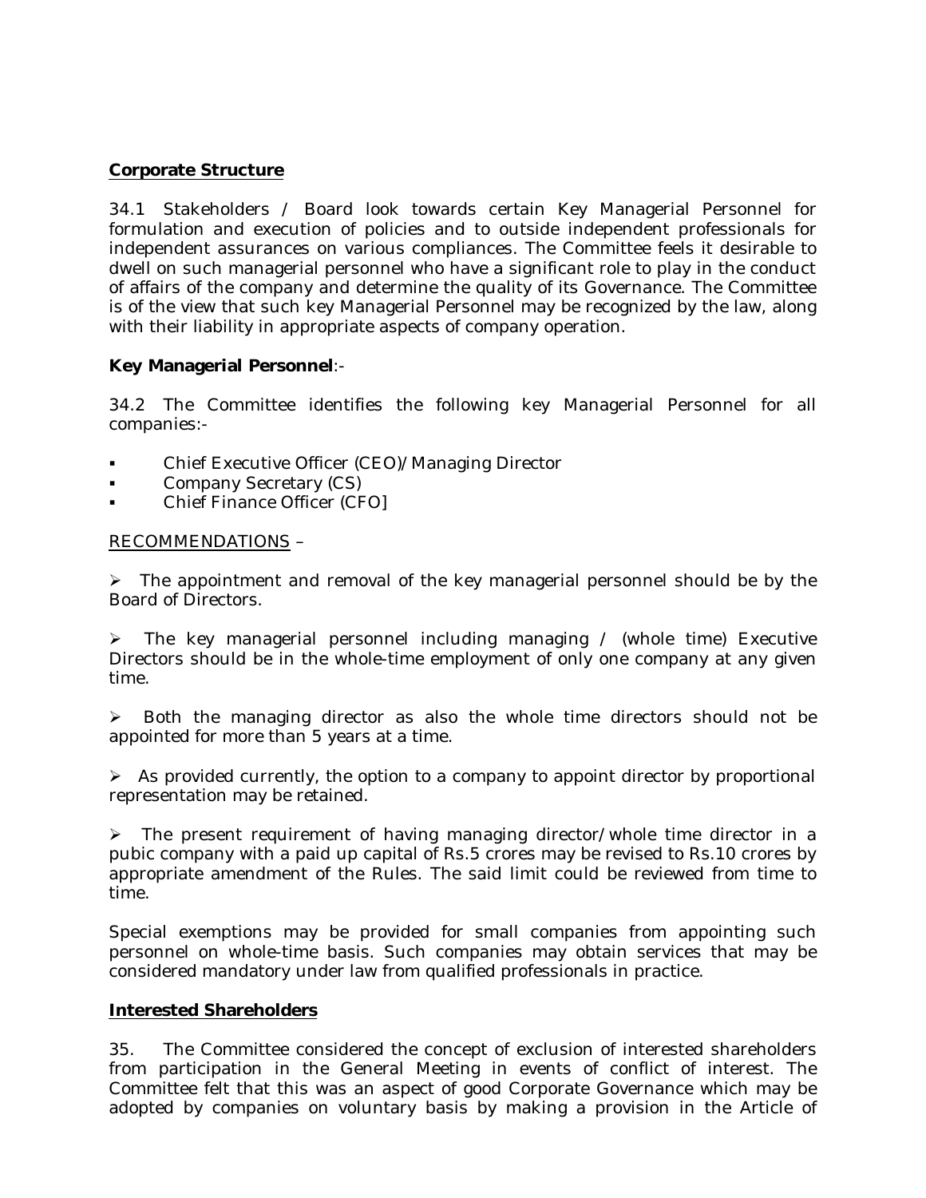**Corporate Structure**

34.1 Stakeholders / Board look towards certain Key Managerial Personnel for formulation and execution of policies and to outside independent professionals for independent assurances on various compliances. The Committee feels it desirable to dwell on such managerial personnel who have a significant role to play in the conduct of affairs of the company and determine the quality of its Governance. The Committee is of the view that such key Managerial Personnel may be recognized by the law, along with their liability in appropriate aspects of company operation.

**Key Managerial Personnel**:-

34.2 The Committee identifies the following key Managerial Personnel for all companies:-

- Chief Executive Officer (CEO)/Managing Director
- Company Secretary (CS)
- Chief Finance Officer (CFO]

RECOMMENDATIONS –

- The appointment and removal of the key managerial personnel should be by the Board of Directors.

- The key managerial personnel including managing / (whole time) Executive Directors should be in the whole-time employment of only one company at any given time.

- Both the managing director as also the whole time directors should not be appointed for more than 5 years at a time.

- As provided currently, the option to a company to appoint director by proportional representation may be retained.

- The present requirement of having managing director/whole time director in a pubic company with a paid up capital of Rs.5 crores may be revised to Rs.10 crores by appropriate amendment of the Rules. The said limit could be reviewed from time to time.

Special exemptions may be provided for small companies from appointing such personnel on whole-time basis. Such companies may obtain services that may be considered mandatory under law from qualified professionals in practice.

**Interested Shareholders**

35. The Committee considered the concept of exclusion of interested shareholders from participation in the General Meeting in events of conflict of interest. The Committee felt that this was an aspect of good Corporate Governance which may be adopted by companies on voluntary basis by making a provision in the Article of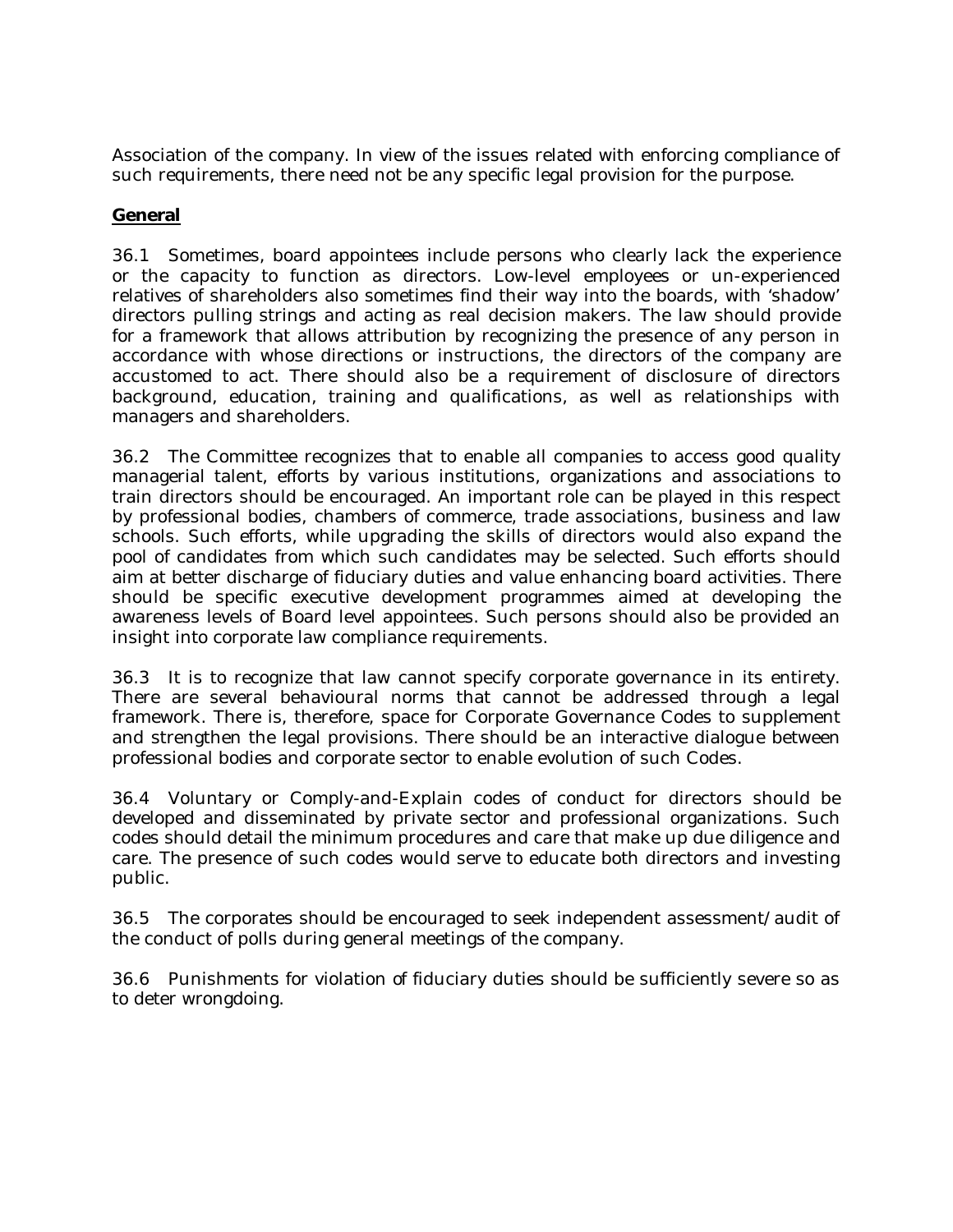Association of the company. In view of the issues related with enforcing compliance of such requirements, there need not be any specific legal provision for the purpose.

## General

36.1 Sometimes, board appointees include persons who clearly lack the experience or the capacity to function as directors. Low-level employees or un-experienced relatives of shareholders also sometimes find their way into the boards, with 'shadow' directors pulling strings and acting as real decision makers. The law should provide for a framework that allows attribution by recognizing the presence of any person in accordance with whose directions or instructions, the directors of the company are accustomed to act. There should also be a requirement of disclosure of directors background, education, training and qualifications, as well as relationships with managers and shareholders.

36.2 The Committee recognizes that to enable all companies to access good quality managerial talent, efforts by various institutions, organizations and associations to train directors should be encouraged. An important role can be played in this respect by professional bodies, chambers of commerce, trade associations, business and law schools. Such efforts, while upgrading the skills of directors would also expand the pool of candidates from which such candidates may be selected. Such efforts should aim at better discharge of fiduciary duties and value enhancing board activities. There should be specific executive development programmes aimed at developing the awareness levels of Board level appointees. Such persons should also be provided an insight into corporate law compliance requirements.

36.3 It is to recognize that law cannot specify corporate governance in its entirety. There are several behavioural norms that cannot be addressed through a legal framework. There is, therefore, space for Corporate Governance Codes to supplement and strengthen the legal provisions. There should be an interactive dialogue between professional bodies and corporate sector to enable evolution of such Codes.

36.4 Voluntary or Comply-and-Explain codes of conduct for directors should be developed and disseminated by private sector and professional organizations. Such codes should detail the minimum procedures and care that make up due diligence and care. The presence of such codes would serve to educate both directors and investing public.

36.5 The corporates should be encouraged to seek independent assessment/audit of the conduct of polls during general meetings of the company.

36.6 Punishments for violation of fiduciary duties should be sufficiently severe so as to deter wrongdoing.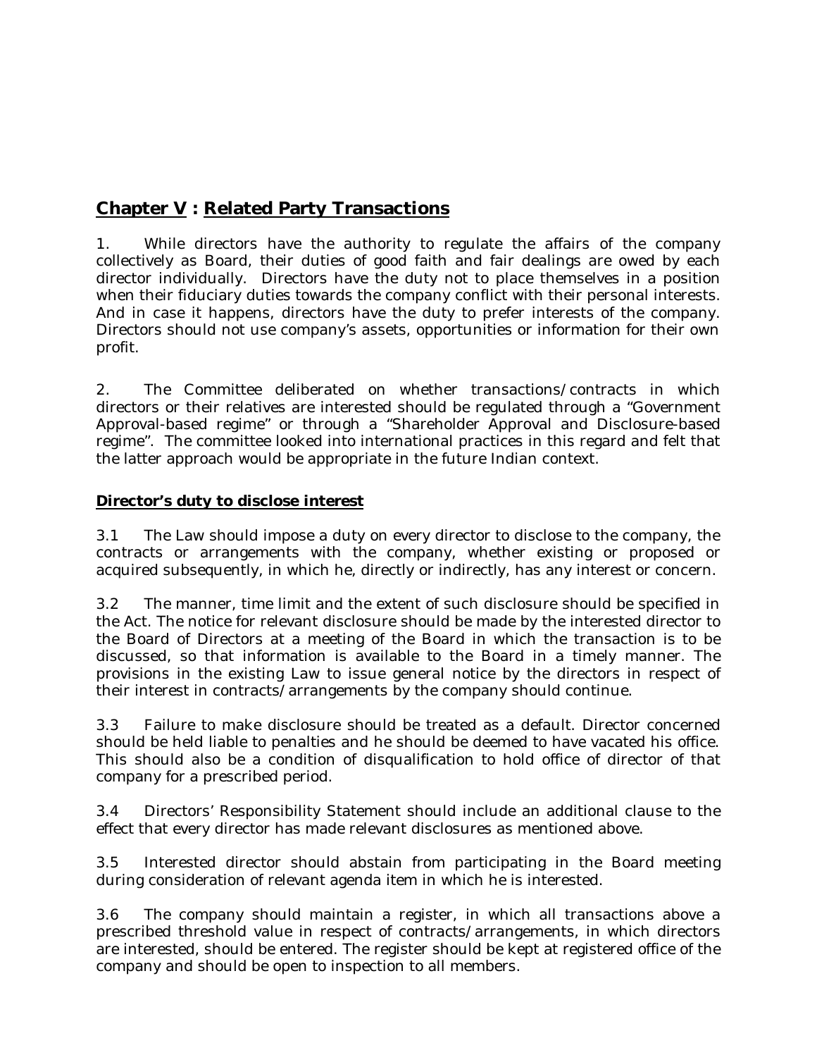## Chapter V : Related Party Transactions

1. While directors have the authority to regulate the affairs of the company collectively as Board, their duties of good faith and fair dealings are owed by each director individually. Directors have the duty not to place themselves in a position when their fiduciary duties towards the company conflict with their personal interests. And in case it happens, directors have the duty to prefer interests of the company. Directors should not use company's assets, opportunities or information for their own profit.

2. The Committee deliberated on whether transactions/contracts in which directors or their relatives are interested should be regulated through a "Government Approval-based regime" or through a "Shareholder Approval and Disclosure-based regime". The committee looked into international practices in this regard and felt that the latter approach would be appropriate in the future Indian context.

### Director's duty to disclose interest

3.1 The Law should impose a duty on every director to disclose to the company, the contracts or arrangements with the company, whether existing or proposed or acquired subsequently, in which he, directly or indirectly, has any interest or concern.

3.2 The manner, time limit and the extent of such disclosure should be specified in the Act. The notice for relevant disclosure should be made by the interested director to the Board of Directors at a meeting of the Board in which the transaction is to be discussed, so that information is available to the Board in a timely manner. The provisions in the existing Law to issue general notice by the directors in respect of their interest in contracts/arrangements by the company should continue.

3.3 Failure to make disclosure should be treated as a default. Director concerned should be held liable to penalties and he should be deemed to have vacated his office. This should also be a condition of disqualification to hold office of director of that company for a prescribed period.

3.4 Directors' Responsibility Statement should include an additional clause to the effect that every director has made relevant disclosures as mentioned above.

3.5 Interested director should abstain from participating in the Board meeting during consideration of relevant agenda item in which he is interested.

3.6 The company should maintain a register, in which all transactions above a prescribed threshold value in respect of contracts/arrangements, in which directors are interested, should be entered. The register should be kept at registered office of the company and should be open to inspection to all members.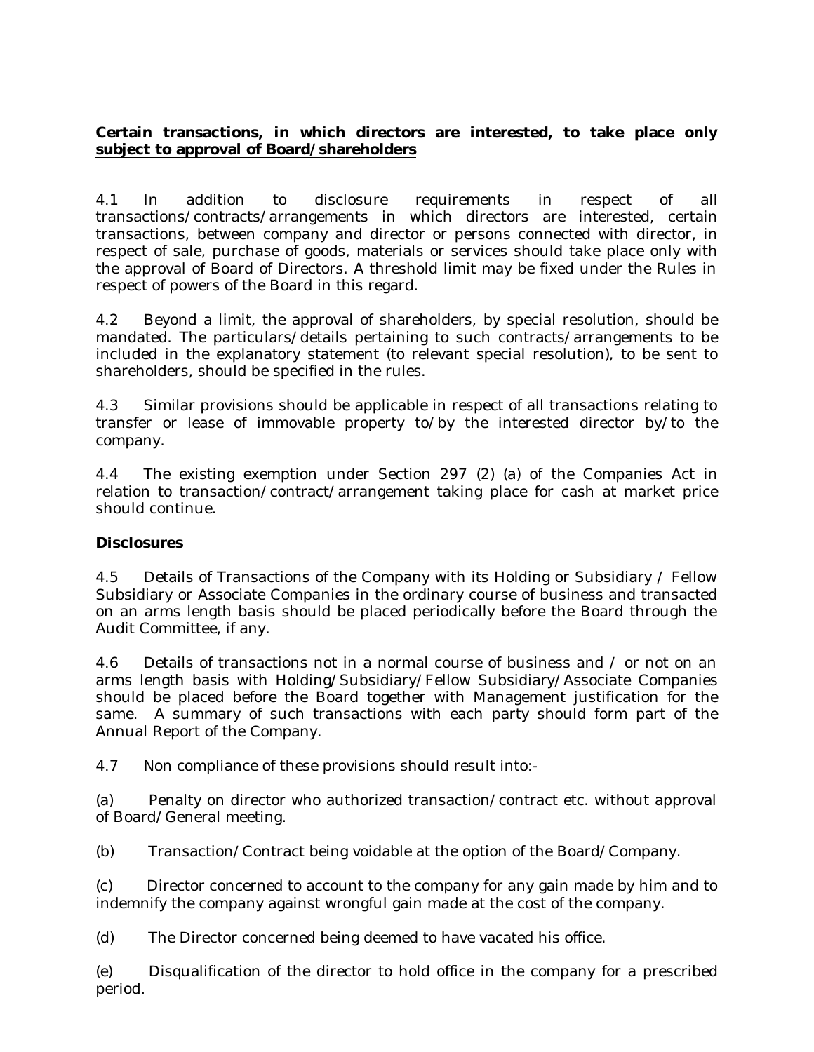**<u>Certain transactions, in which directors are interested, to take place only subject to approval of Board/shareholders</u>**

4.1 In addition to disclosure requirements in respect of all transactions/contracts/arrangements in which directors are interested, certain transactions, between company and director or persons connected with director, in respect of sale, purchase of goods, materials or services should take place only with the approval of Board of Directors. A threshold limit may be fixed under the Rules in respect of powers of the Board in this regard.

4.2 Beyond a limit, the approval of shareholders, by special resolution, should be mandated. The particulars/details pertaining to such contracts/arrangements to be included in the explanatory statement (to relevant special resolution), to be sent to shareholders, should be specified in the rules.

4.3 Similar provisions should be applicable in respect of all transactions relating to transfer or lease of immovable property to/by the interested director by/to the company.

4.4 The existing exemption under Section 297 (2) (a) of the Companies Act in relation to transaction/contract/arrangement taking place for cash at market price should continue.

**Disclosures**

4.5 Details of Transactions of the Company with its Holding or Subsidiary / Fellow Subsidiary or Associate Companies in the ordinary course of business and transacted on an arms length basis should be placed periodically before the Board through the Audit Committee, if any.

4.6 Details of transactions not in a normal course of business and / or not on an arms length basis with Holding/Subsidiary/Fellow Subsidiary/Associate Companies should be placed before the Board together with Management justification for the same. A summary of such transactions with each party should form part of the Annual Report of the Company.

4.7 Non compliance of these provisions should result into:-

(a) Penalty on director who authorized transaction/contract etc. without approval of Board/General meeting.

(b) Transaction/Contract being voidable at the option of the Board/Company.

(c) Director concerned to account to the company for any gain made by him and to indemnify the company against wrongful gain made at the cost of the company.

(d) The Director concerned being deemed to have vacated his office.

(e) Disqualification of the director to hold office in the company for a prescribed period.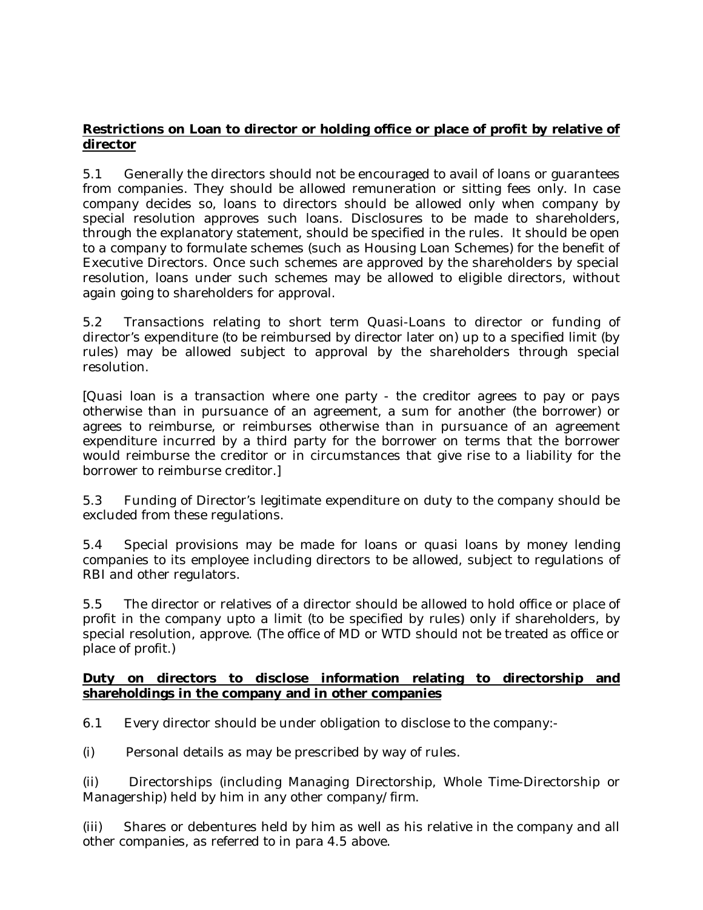**<u>Restrictions on Loan to director or holding office or place of profit by relative of director</u>**

5.1 Generally the directors should not be encouraged to avail of loans or guarantees from companies. They should be allowed remuneration or sitting fees only. In case company decides so, loans to directors should be allowed only when company by special resolution approves such loans. Disclosures to be made to shareholders, through the explanatory statement, should be specified in the rules. It should be open to a company to formulate schemes (such as Housing Loan Schemes) for the benefit of Executive Directors. Once such schemes are approved by the shareholders by special resolution, loans under such schemes may be allowed to eligible directors, without again going to shareholders for approval.

5.2 Transactions relating to short term Quasi-Loans to director or funding of director's expenditure (to be reimbursed by director later on) up to a specified limit (by rules) may be allowed subject to approval by the shareholders through special resolution.

[Quasi loan is a transaction where one party - the creditor agrees to pay or pays otherwise than in pursuance of an agreement, a sum for another (the borrower) or agrees to reimburse, or reimburses otherwise than in pursuance of an agreement expenditure incurred by a third party for the borrower on terms that the borrower would reimburse the creditor or in circumstances that give rise to a liability for the borrower to reimburse creditor.]

5.3 Funding of Director's legitimate expenditure on duty to the company should be excluded from these regulations.

5.4 Special provisions may be made for loans or quasi loans by money lending companies to its employee including directors to be allowed, subject to regulations of RBI and other regulators.

5.5 The director or relatives of a director should be allowed to hold office or place of profit in the company upto a limit (to be specified by rules) only if shareholders, by special resolution, approve. (The office of MD or WTD should not be treated as office or place of profit.)

**<u>Duty on directors to disclose information relating to directorship and shareholdings in the company and in other companies</u>**

6.1 Every director should be under obligation to disclose to the company:-

(i) Personal details as may be prescribed by way of rules.

(ii) Directorships (including Managing Directorship, Whole Time-Directorship or Managership) held by him in any other company/firm.

(iii) Shares or debentures held by him as well as his relative in the company and all other companies, as referred to in para 4.5 above.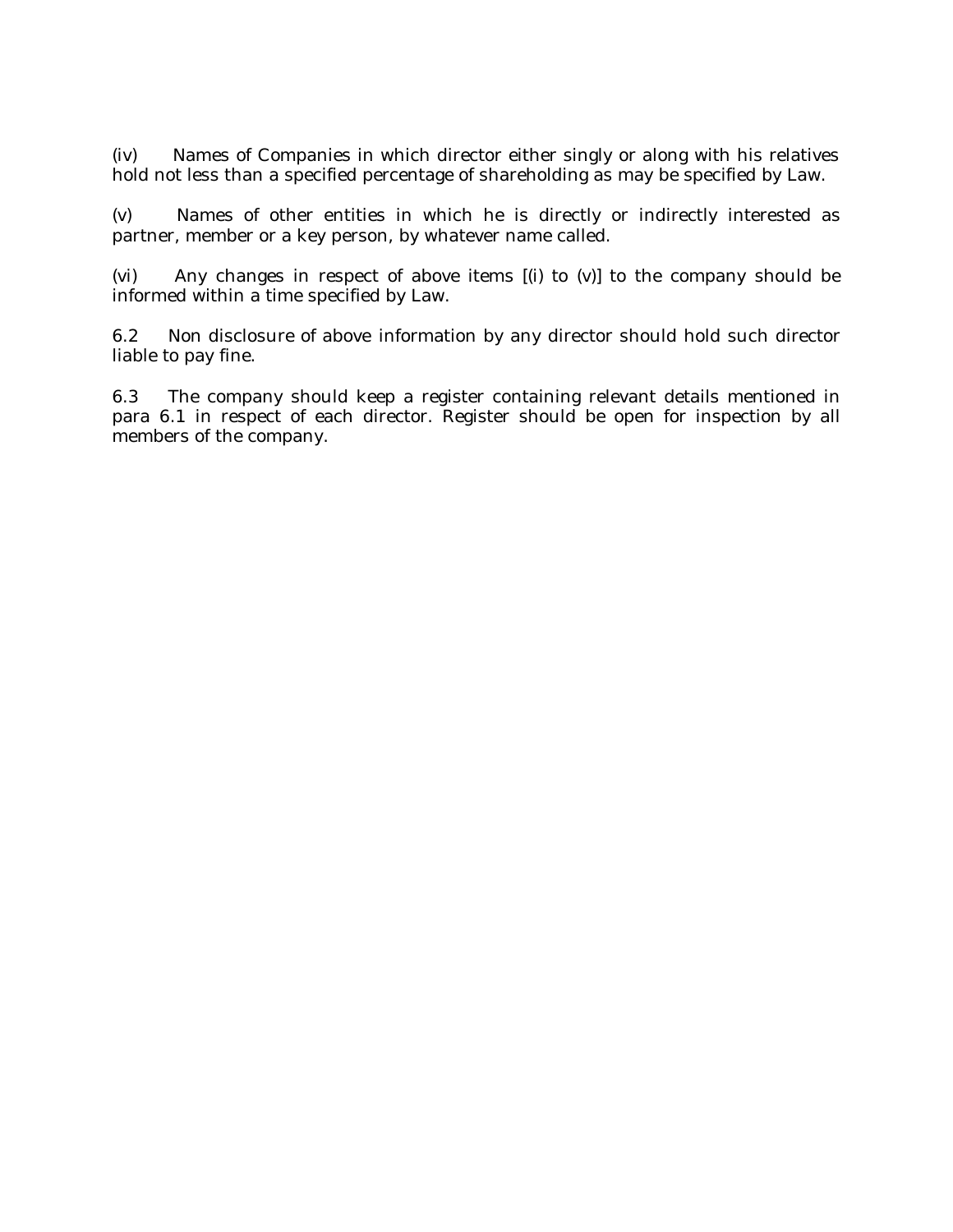(iv) Names of Companies in which director either singly or along with his relatives hold not less than a specified percentage of shareholding as may be specified by Law.

(v) Names of other entities in which he is directly or indirectly interested as partner, member or a key person, by whatever name called.

(vi) Any changes in respect of above items [(i) to (v)] to the company should be informed within a time specified by Law.

6.2 Non disclosure of above information by any director should hold such director liable to pay fine.

6.3 The company should keep a register containing relevant details mentioned in para 6.1 in respect of each director. Register should be open for inspection by all members of the company.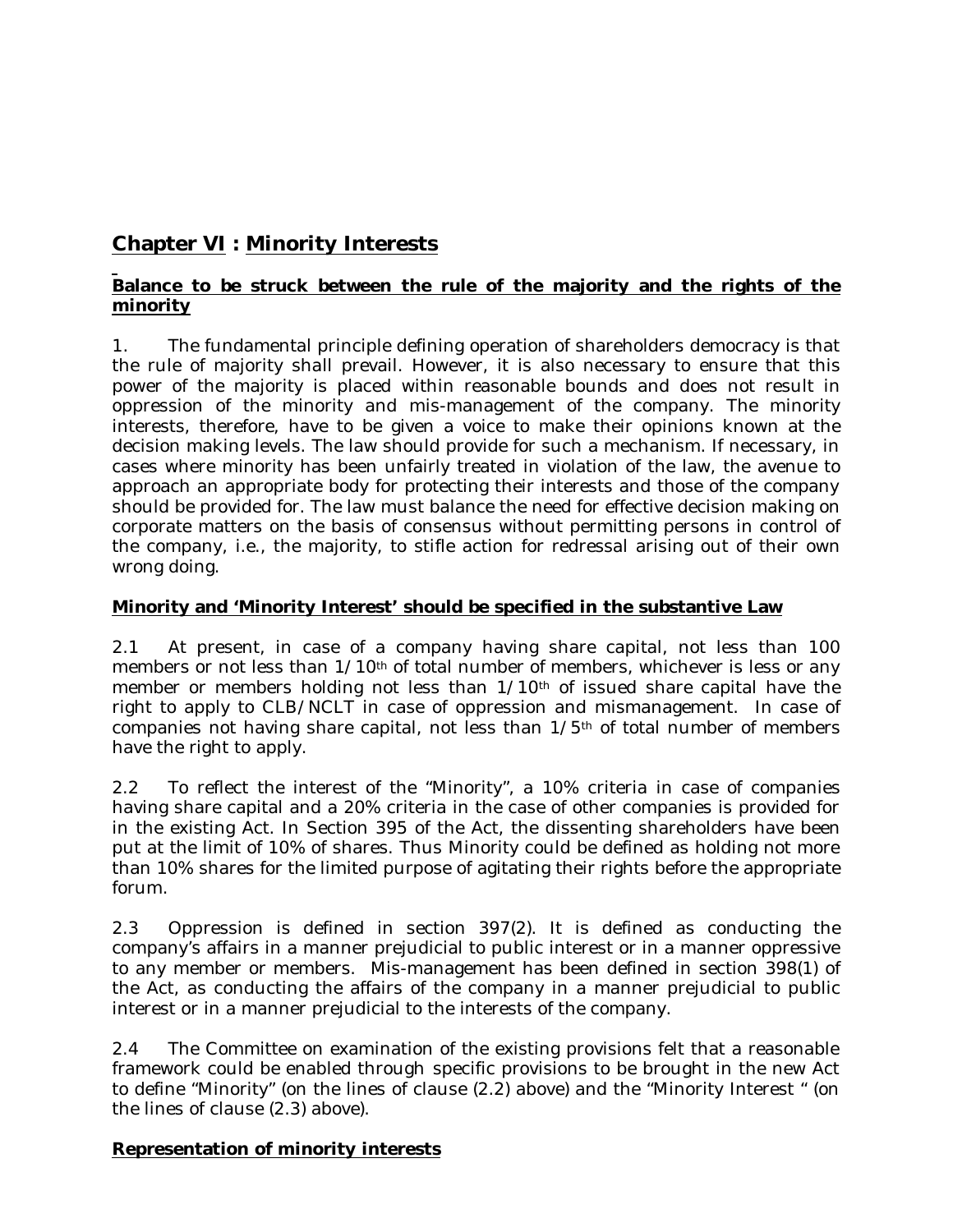## Chapter VI : Minority Interests

### Balance to be struck between the rule of the majority and the rights of the minority

1. The fundamental principle defining operation of shareholders democracy is that the rule of majority shall prevail. However, it is also necessary to ensure that this power of the majority is placed within reasonable bounds and does not result in oppression of the minority and mis-management of the company. The minority interests, therefore, have to be given a voice to make their opinions known at the decision making levels. The law should provide for such a mechanism. If necessary, in cases where minority has been unfairly treated in violation of the law, the avenue to approach an appropriate body for protecting their interests and those of the company should be provided for. The law must balance the need for effective decision making on corporate matters on the basis of consensus without permitting persons in control of the company, i.e., the majority, to stifle action for redressal arising out of their own wrong doing.

### Minority and 'Minority Interest' should be specified in the substantive Law

2.1 At present, in case of a company having share capital, not less than 100 members or not less than 1/10th of total number of members, whichever is less or any member or members holding not less than 1/10th of issued share capital have the right to apply to CLB/NCLT in case of oppression and mismanagement. In case of companies not having share capital, not less than 1/5th of total number of members have the right to apply.

2.2 To reflect the interest of the "Minority", a 10% criteria in case of companies having share capital and a 20% criteria in the case of other companies is provided for in the existing Act. In Section 395 of the Act, the dissenting shareholders have been put at the limit of 10% of shares. Thus Minority could be defined as holding not more than 10% shares for the limited purpose of agitating their rights before the appropriate forum.

2.3 Oppression is defined in section 397(2). It is defined as conducting the company's affairs in a manner prejudicial to public interest or in a manner oppressive to any member or members. Mis-management has been defined in section 398(1) of the Act, as conducting the affairs of the company in a manner prejudicial to public interest or in a manner prejudicial to the interests of the company.

2.4 The Committee on examination of the existing provisions felt that a reasonable framework could be enabled through specific provisions to be brought in the new Act to define "Minority" (on the lines of clause (2.2) above) and the "Minority Interest " (on the lines of clause (2.3) above).

### Representation of minority interests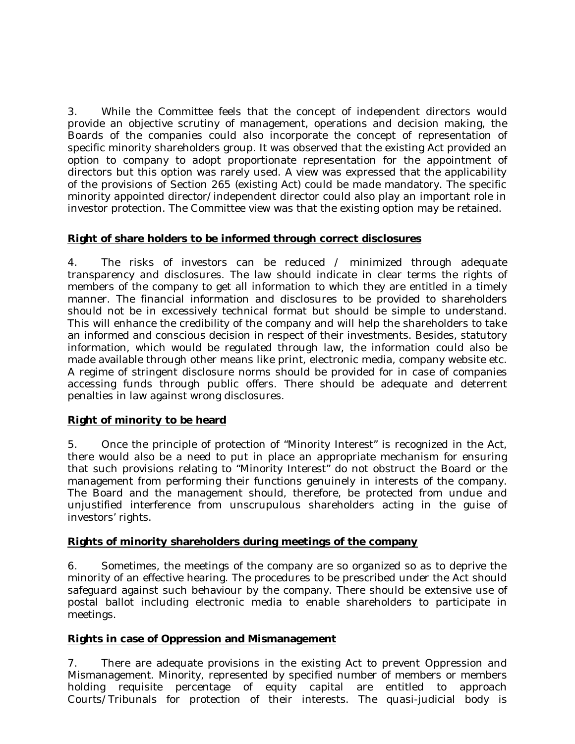3. While the Committee feels that the concept of independent directors would provide an objective scrutiny of management, operations and decision making, the Boards of the companies could also incorporate the concept of representation of specific minority shareholders group. It was observed that the existing Act provided an option to company to adopt proportionate representation for the appointment of directors but this option was rarely used. A view was expressed that the applicability of the provisions of Section 265 (existing Act) could be made mandatory. The specific minority appointed director/independent director could also play an important role in investor protection. The Committee view was that the existing option may be retained.

**Right of share holders to be informed through correct disclosures**

4. The risks of investors can be reduced / minimized through adequate transparency and disclosures. The law should indicate in clear terms the rights of members of the company to get all information to which they are entitled in a timely manner. The financial information and disclosures to be provided to shareholders should not be in excessively technical format but should be simple to understand. This will enhance the credibility of the company and will help the shareholders to take an informed and conscious decision in respect of their investments. Besides, statutory information, which would be regulated through law, the information could also be made available through other means like print, electronic media, company website etc. A regime of stringent disclosure norms should be provided for in case of companies accessing funds through public offers. There should be adequate and deterrent penalties in law against wrong disclosures.

**Right of minority to be heard**

5. Once the principle of protection of "Minority Interest" is recognized in the Act, there would also be a need to put in place an appropriate mechanism for ensuring that such provisions relating to "Minority Interest" do not obstruct the Board or the management from performing their functions genuinely in interests of the company. The Board and the management should, therefore, be protected from undue and unjustified interference from unscrupulous shareholders acting in the guise of investors' rights.

**Rights of minority shareholders during meetings of the company**

6. Sometimes, the meetings of the company are so organized so as to deprive the minority of an effective hearing. The procedures to be prescribed under the Act should safeguard against such behaviour by the company. There should be extensive use of postal ballot including electronic media to enable shareholders to participate in meetings.

**Rights in case of Oppression and Mismanagement**

7. There are adequate provisions in the existing Act to prevent Oppression and Mismanagement. Minority, represented by specified number of members or members holding requisite percentage of equity capital are entitled to approach Courts/Tribunals for protection of their interests. The quasi-judicial body is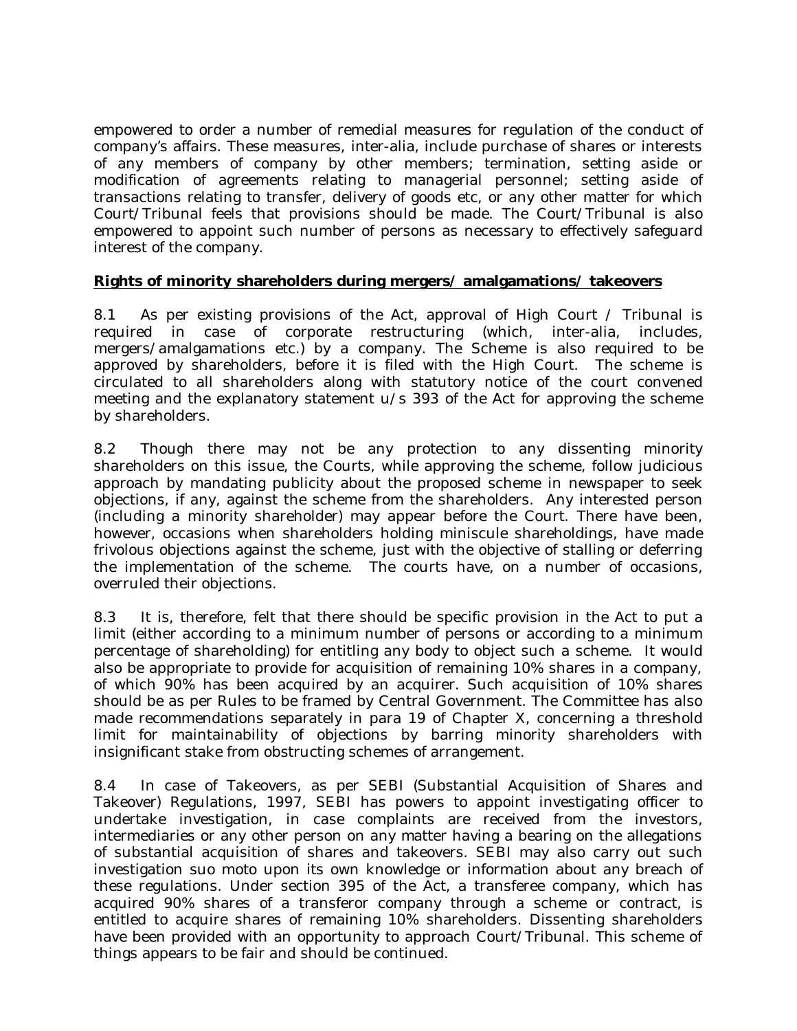empowered to order a number of remedial measures for regulation of the conduct of company's affairs. These measures, inter-alia, include purchase of shares or interests of any members of company by other members; termination, setting aside or modification of agreements relating to managerial personnel; setting aside of transactions relating to transfer, delivery of goods etc, or any other matter for which Court/Tribunal feels that provisions should be made. The Court/Tribunal is also empowered to appoint such number of persons as necessary to effectively safeguard interest of the company.

**Rights of minority shareholders during mergers/ amalgamations/ takeovers**

8.1 As per existing provisions of the Act, approval of High Court / Tribunal is required in case of corporate restructuring (which, inter-alia, includes, mergers/amalgamations etc.) by a company. The Scheme is also required to be approved by shareholders, before it is filed with the High Court. The scheme is circulated to all shareholders along with statutory notice of the court convened meeting and the explanatory statement u/s 393 of the Act for approving the scheme by shareholders.

8.2 Though there may not be any protection to any dissenting minority shareholders on this issue, the Courts, while approving the scheme, follow judicious approach by mandating publicity about the proposed scheme in newspaper to seek objections, if any, against the scheme from the shareholders. Any interested person (including a minority shareholder) may appear before the Court. There have been, however, occasions when shareholders holding miniscule shareholdings, have made frivolous objections against the scheme, just with the objective of stalling or deferring the implementation of the scheme. The courts have, on a number of occasions, overruled their objections.

8.3 It is, therefore, felt that there should be specific provision in the Act to put a limit (either according to a minimum number of persons or according to a minimum percentage of shareholding) for entitling any body to object such a scheme. It would also be appropriate to provide for acquisition of remaining 10% shares in a company, of which 90% has been acquired by an acquirer. Such acquisition of 10% shares should be as per Rules to be framed by Central Government. The Committee has also made recommendations separately in para 19 of Chapter X, concerning a threshold limit for maintainability of objections by barring minority shareholders with insignificant stake from obstructing schemes of arrangement.

8.4 In case of Takeovers, as per SEBI (Substantial Acquisition of Shares and Takeover) Regulations, 1997, SEBI has powers to appoint investigating officer to undertake investigation, in case complaints are received from the investors, intermediaries or any other person on any matter having a bearing on the allegations of substantial acquisition of shares and takeovers. SEBI may also carry out such investigation suo moto upon its own knowledge or information about any breach of these regulations. Under section 395 of the Act, a transferee company, which has acquired 90% shares of a transferor company through a scheme or contract, is entitled to acquire shares of remaining 10% shareholders. Dissenting shareholders have been provided with an opportunity to approach Court/Tribunal. This scheme of things appears to be fair and should be continued.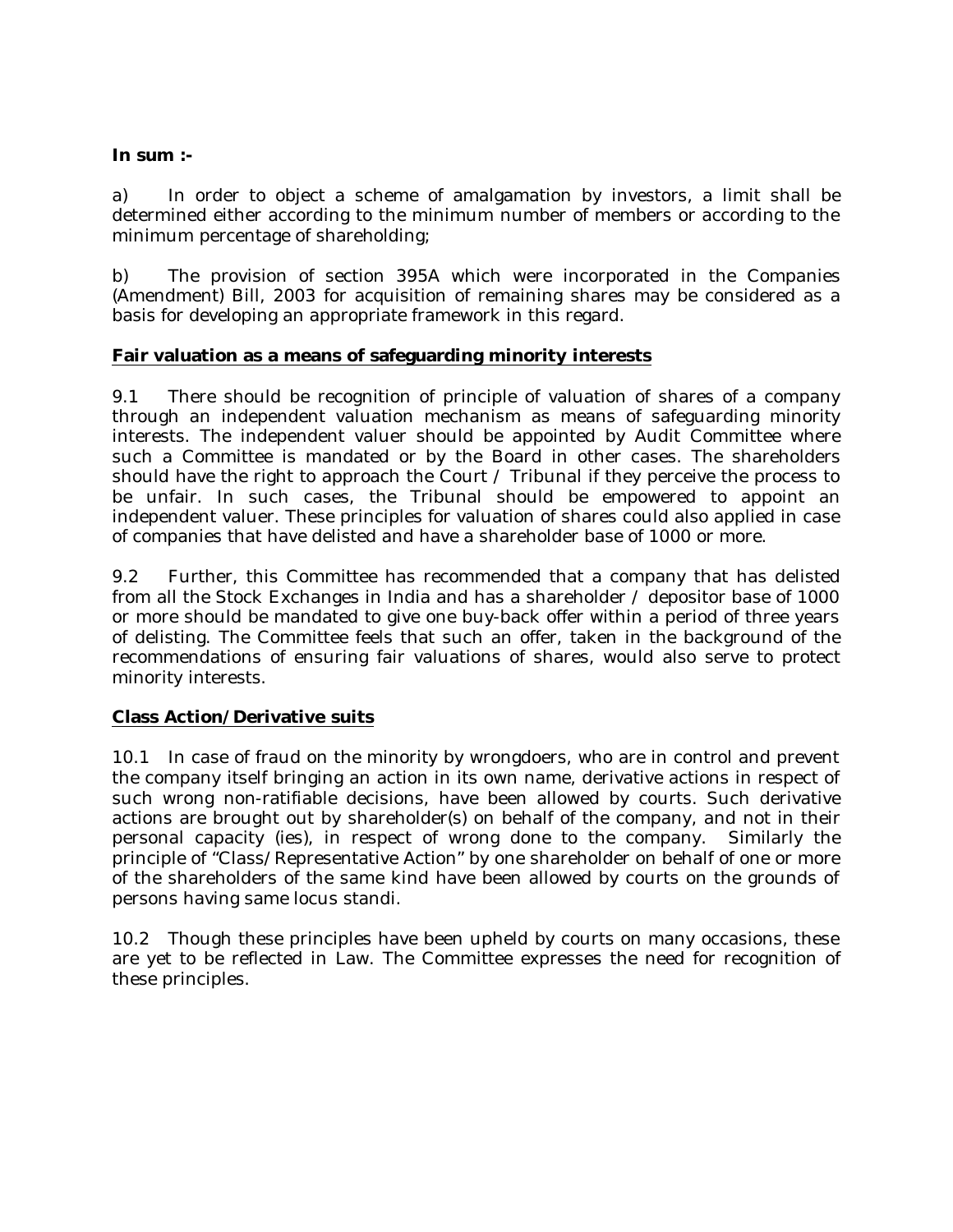**In sum :-**

a) In order to object a scheme of amalgamation by investors, a limit shall be determined either according to the minimum number of members or according to the minimum percentage of shareholding;

b) The provision of section 395A which were incorporated in the Companies (Amendment) Bill, 2003 for acquisition of remaining shares may be considered as a basis for developing an appropriate framework in this regard.

**Fair valuation as a means of safeguarding minority interests**

9.1 There should be recognition of principle of valuation of shares of a company through an independent valuation mechanism as means of safeguarding minority interests. The independent valuer should be appointed by Audit Committee where such a Committee is mandated or by the Board in other cases. The shareholders should have the right to approach the Court / Tribunal if they perceive the process to be unfair. In such cases, the Tribunal should be empowered to appoint an independent valuer. These principles for valuation of shares could also applied in case of companies that have delisted and have a shareholder base of 1000 or more.

9.2 Further, this Committee has recommended that a company that has delisted from all the Stock Exchanges in India and has a shareholder / depositor base of 1000 or more should be mandated to give one buy-back offer within a period of three years of delisting. The Committee feels that such an offer, taken in the background of the recommendations of ensuring fair valuations of shares, would also serve to protect minority interests.

**Class Action/Derivative suits**

10.1 In case of fraud on the minority by wrongdoers, who are in control and prevent the company itself bringing an action in its own name, derivative actions in respect of such wrong non-ratifiable decisions, have been allowed by courts. Such derivative actions are brought out by shareholder(s) on behalf of the company, and not in their personal capacity (ies), in respect of wrong done to the company. Similarly the principle of "Class/Representative Action" by one shareholder on behalf of one or more of the shareholders of the same kind have been allowed by courts on the grounds of persons having same locus standi.

10.2 Though these principles have been upheld by courts on many occasions, these are yet to be reflected in Law. The Committee expresses the need for recognition of these principles.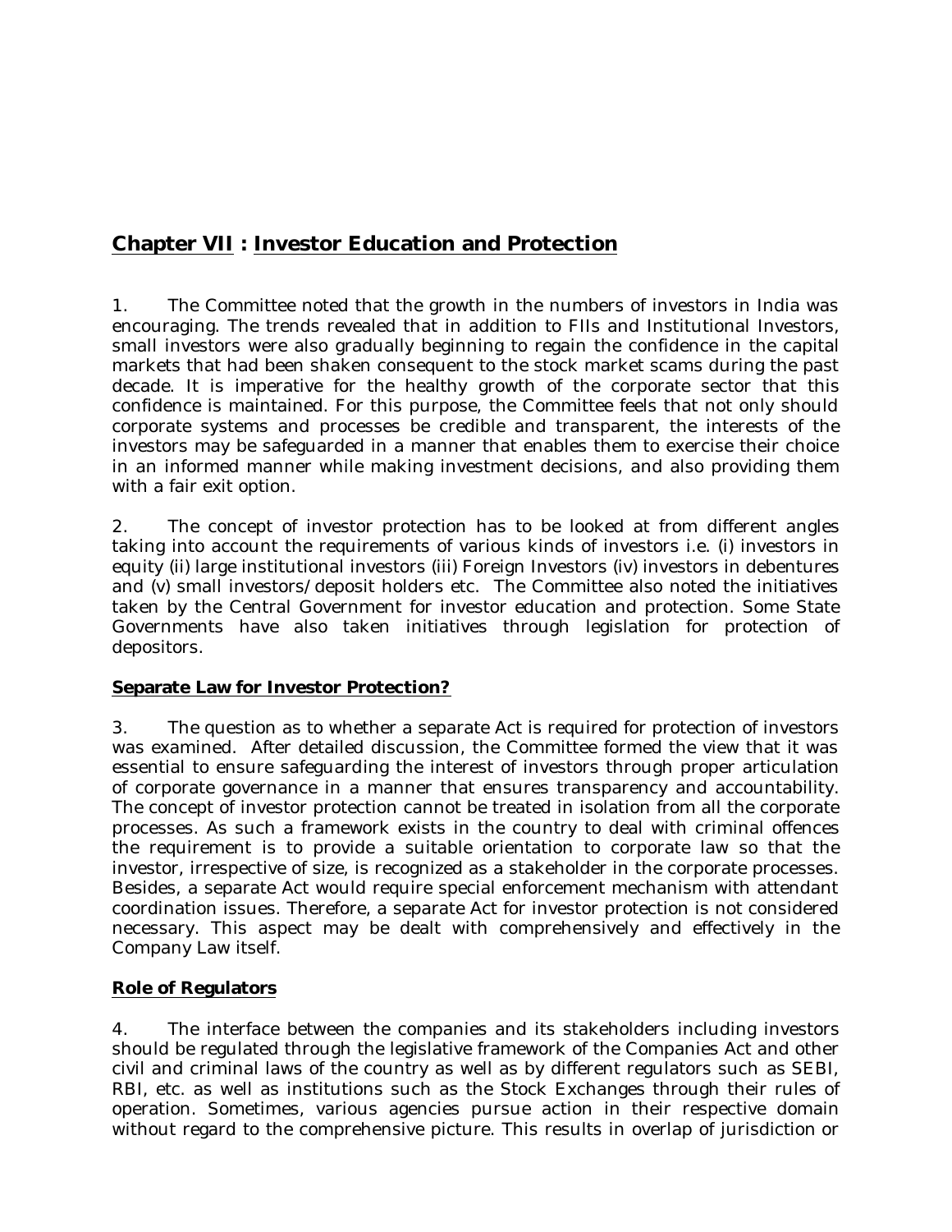## **Chapter VII : Investor Education and Protection**

1. The Committee noted that the growth in the numbers of investors in India was encouraging. The trends revealed that in addition to FIIs and Institutional Investors, small investors were also gradually beginning to regain the confidence in the capital markets that had been shaken consequent to the stock market scams during the past decade. It is imperative for the healthy growth of the corporate sector that this confidence is maintained. For this purpose, the Committee feels that not only should corporate systems and processes be credible and transparent, the interests of the investors may be safeguarded in a manner that enables them to exercise their choice in an informed manner while making investment decisions, and also providing them with a fair exit option.

2. The concept of investor protection has to be looked at from different angles taking into account the requirements of various kinds of investors i.e. (i) investors in equity (ii) large institutional investors (iii) Foreign Investors (iv) investors in debentures and (v) small investors/deposit holders etc. The Committee also noted the initiatives taken by the Central Government for investor education and protection. Some State Governments have also taken initiatives through legislation for protection of depositors.

### **Separate Law for Investor Protection?**

3. The question as to whether a separate Act is required for protection of investors was examined. After detailed discussion, the Committee formed the view that it was essential to ensure safeguarding the interest of investors through proper articulation of corporate governance in a manner that ensures transparency and accountability. The concept of investor protection cannot be treated in isolation from all the corporate processes. As such a framework exists in the country to deal with criminal offences the requirement is to provide a suitable orientation to corporate law so that the investor, irrespective of size, is recognized as a stakeholder in the corporate processes. Besides, a separate Act would require special enforcement mechanism with attendant coordination issues. Therefore, a separate Act for investor protection is not considered necessary. This aspect may be dealt with comprehensively and effectively in the Company Law itself.

### **Role of Regulators**

4. The interface between the companies and its stakeholders including investors should be regulated through the legislative framework of the Companies Act and other civil and criminal laws of the country as well as by different regulators such as SEBI, RBI, etc. as well as institutions such as the Stock Exchanges through their rules of operation. Sometimes, various agencies pursue action in their respective domain without regard to the comprehensive picture. This results in overlap of jurisdiction or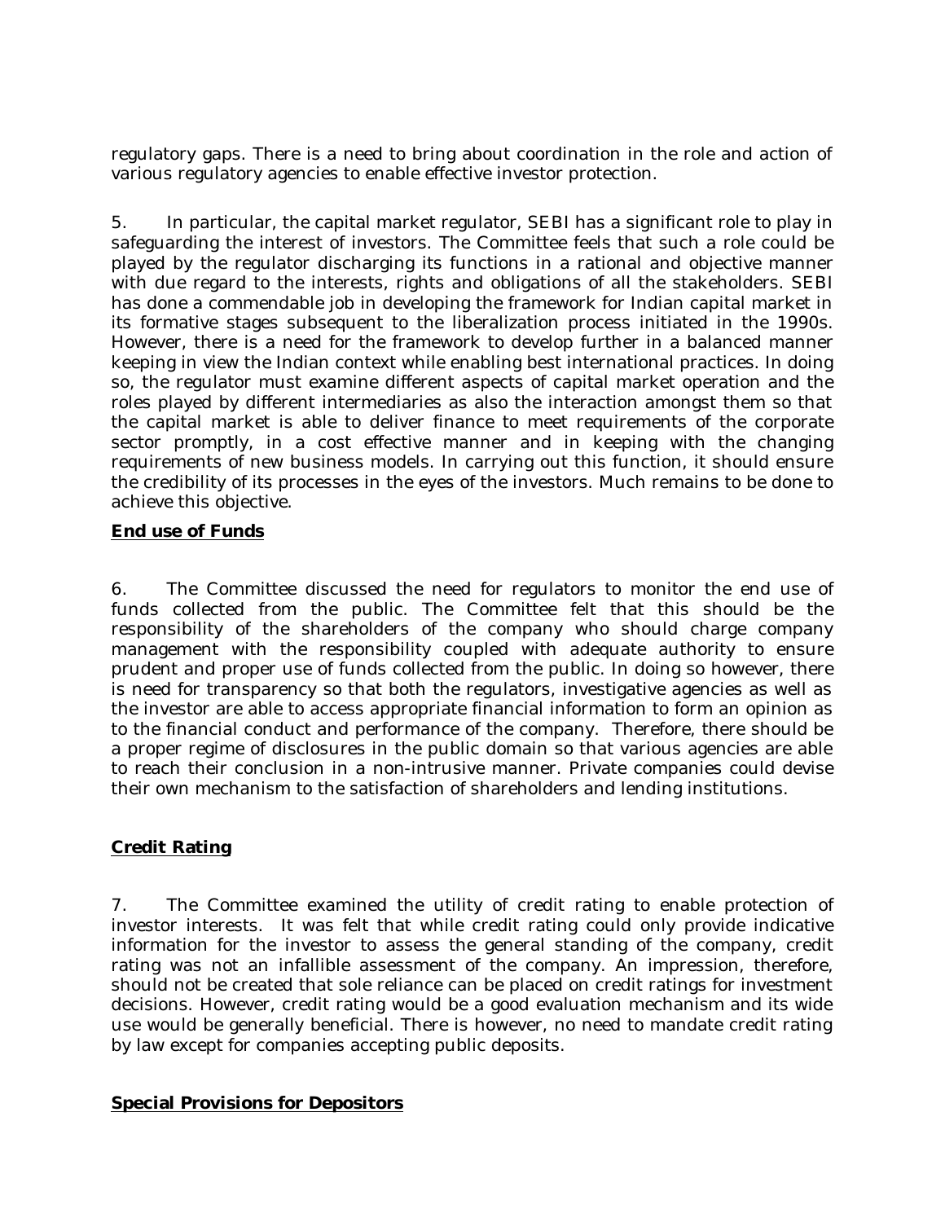regulatory gaps. There is a need to bring about coordination in the role and action of various regulatory agencies to enable effective investor protection.

5. In particular, the capital market regulator, SEBI has a significant role to play in safeguarding the interest of investors. The Committee feels that such a role could be played by the regulator discharging its functions in a rational and objective manner with due regard to the interests, rights and obligations of all the stakeholders. SEBI has done a commendable job in developing the framework for Indian capital market in its formative stages subsequent to the liberalization process initiated in the 1990s. However, there is a need for the framework to develop further in a balanced manner keeping in view the Indian context while enabling best international practices. In doing so, the regulator must examine different aspects of capital market operation and the roles played by different intermediaries as also the interaction amongst them so that the capital market is able to deliver finance to meet requirements of the corporate sector promptly, in a cost effective manner and in keeping with the changing requirements of new business models. In carrying out this function, it should ensure the credibility of its processes in the eyes of the investors. Much remains to be done to achieve this objective.

**End use of Funds**

6. The Committee discussed the need for regulators to monitor the end use of funds collected from the public. The Committee felt that this should be the responsibility of the shareholders of the company who should charge company management with the responsibility coupled with adequate authority to ensure prudent and proper use of funds collected from the public. In doing so however, there is need for transparency so that both the regulators, investigative agencies as well as the investor are able to access appropriate financial information to form an opinion as to the financial conduct and performance of the company. Therefore, there should be a proper regime of disclosures in the public domain so that various agencies are able to reach their conclusion in a non-intrusive manner. Private companies could devise their own mechanism to the satisfaction of shareholders and lending institutions.

**Credit Rating**

7. The Committee examined the utility of credit rating to enable protection of investor interests. It was felt that while credit rating could only provide indicative information for the investor to assess the general standing of the company, credit rating was not an infallible assessment of the company. An impression, therefore, should not be created that sole reliance can be placed on credit ratings for investment decisions. However, credit rating would be a good evaluation mechanism and its wide use would be generally beneficial. There is however, no need to mandate credit rating by law except for companies accepting public deposits.

**Special Provisions for Depositors**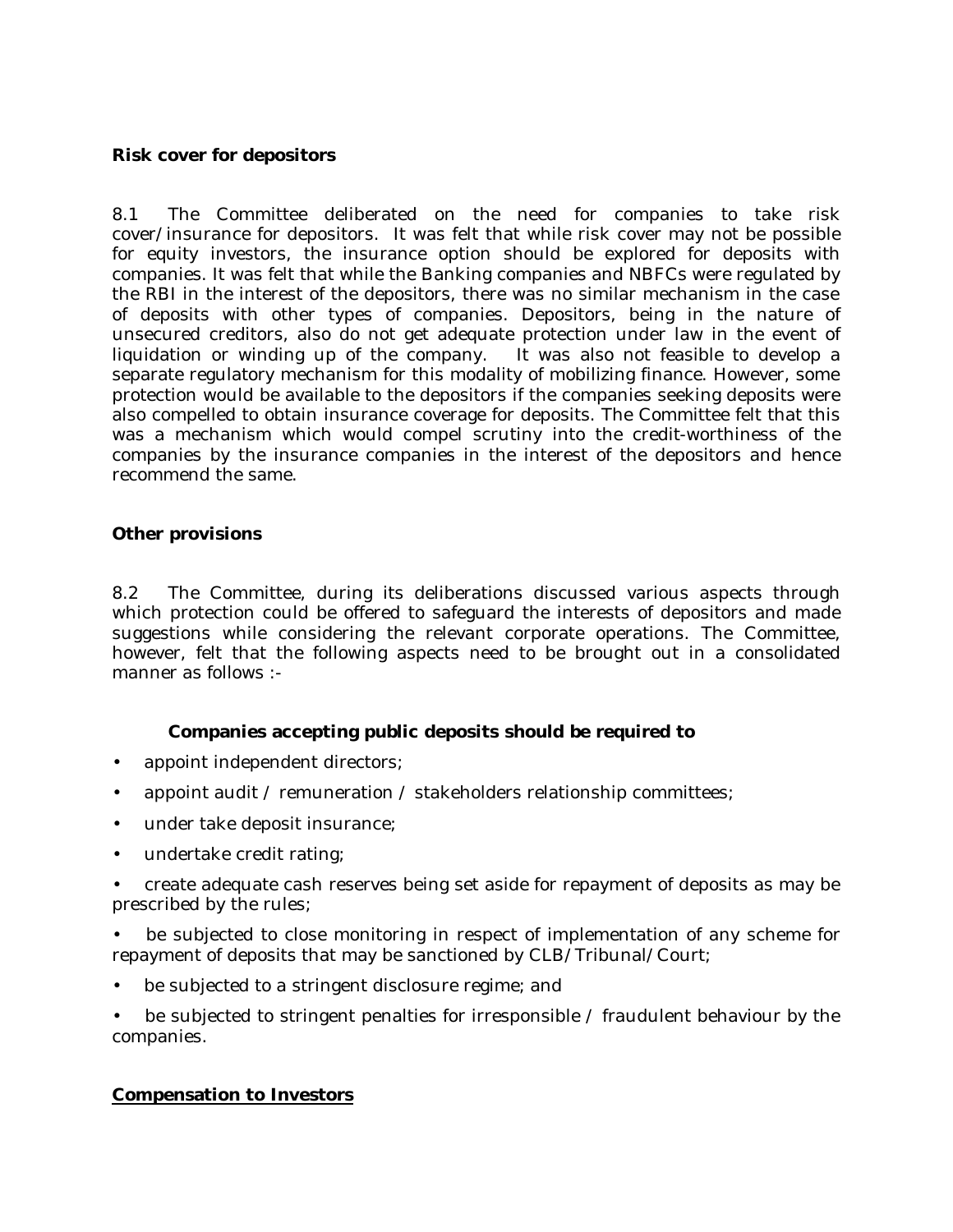**Risk cover for depositors**

8.1 The Committee deliberated on the need for companies to take risk cover/insurance for depositors. It was felt that while risk cover may not be possible for equity investors, the insurance option should be explored for deposits with companies. It was felt that while the Banking companies and NBFCs were regulated by the RBI in the interest of the depositors, there was no similar mechanism in the case of deposits with other types of companies. Depositors, being in the nature of unsecured creditors, also do not get adequate protection under law in the event of liquidation or winding up of the company. It was also not feasible to develop a separate regulatory mechanism for this modality of mobilizing finance. However, some protection would be available to the depositors if the companies seeking deposits were also compelled to obtain insurance coverage for deposits. The Committee felt that this was a mechanism which would compel scrutiny into the credit-worthiness of the companies by the insurance companies in the interest of the depositors and hence recommend the same.

**Other provisions**

8.2 The Committee, during its deliberations discussed various aspects through which protection could be offered to safeguard the interests of depositors and made suggestions while considering the relevant corporate operations. The Committee, however, felt that the following aspects need to be brought out in a consolidated manner as follows :-

**Companies accepting public deposits should be required to**

- appoint independent directors;
- appoint audit / remuneration / stakeholders relationship committees;
- under take deposit insurance;
- undertake credit rating;
- create adequate cash reserves being set aside for repayment of deposits as may be prescribed by the rules;
- be subjected to close monitoring in respect of implementation of any scheme for repayment of deposits that may be sanctioned by CLB/Tribunal/Court;
- be subjected to a stringent disclosure regime; and
- be subjected to stringent penalties for irresponsible / fraudulent behaviour by the companies.

**Compensation to Investors**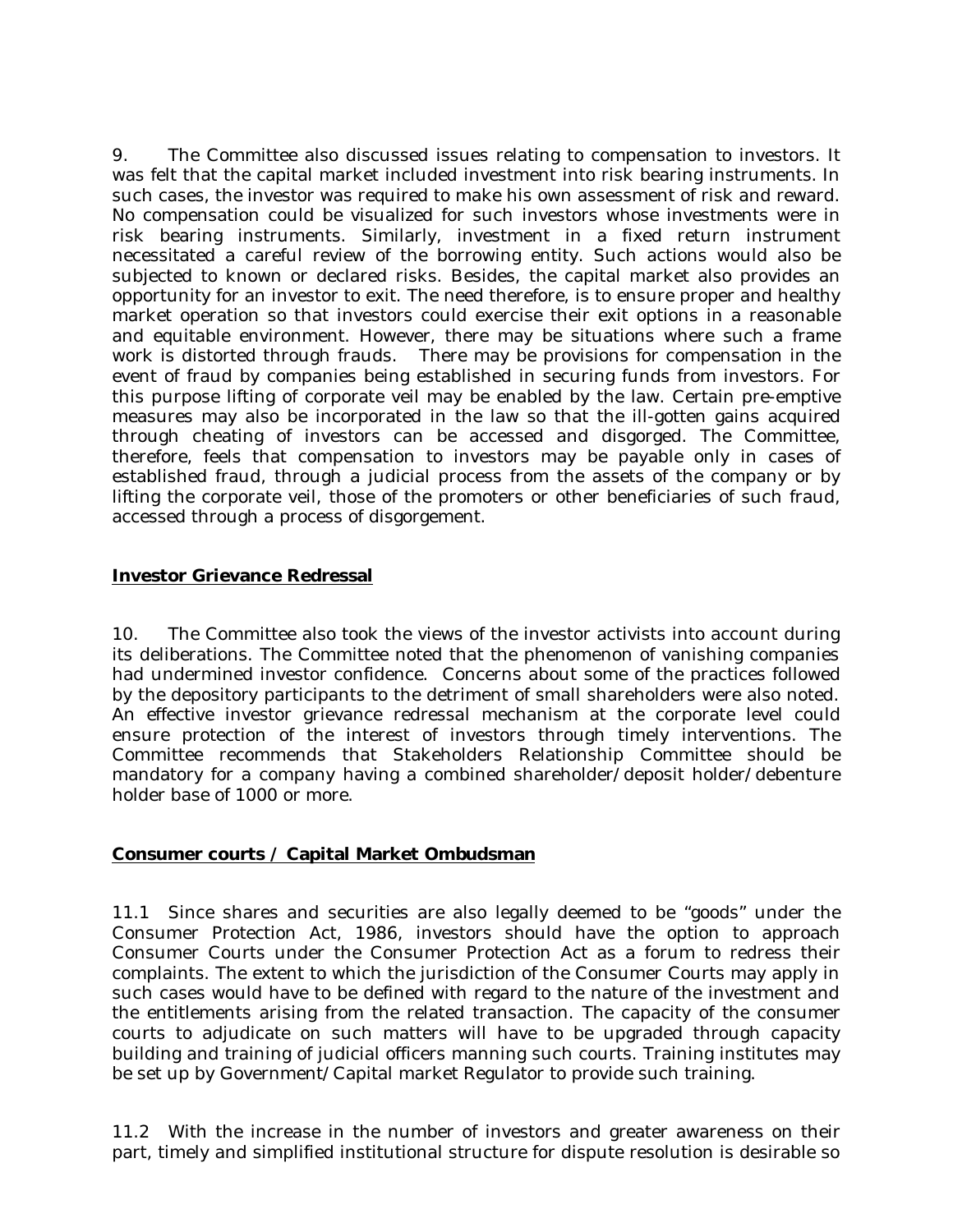9. The Committee also discussed issues relating to compensation to investors. It was felt that the capital market included investment into risk bearing instruments. In such cases, the investor was required to make his own assessment of risk and reward. No compensation could be visualized for such investors whose investments were in risk bearing instruments. Similarly, investment in a fixed return instrument necessitated a careful review of the borrowing entity. Such actions would also be subjected to known or declared risks. Besides, the capital market also provides an opportunity for an investor to exit. The need therefore, is to ensure proper and healthy market operation so that investors could exercise their exit options in a reasonable and equitable environment. However, there may be situations where such a frame work is distorted through frauds. There may be provisions for compensation in the event of fraud by companies being established in securing funds from investors. For this purpose lifting of corporate veil may be enabled by the law. Certain pre-emptive measures may also be incorporated in the law so that the ill-gotten gains acquired through cheating of investors can be accessed and disgorged. The Committee, therefore, feels that compensation to investors may be payable only in cases of established fraud, through a judicial process from the assets of the company or by lifting the corporate veil, those of the promoters or other beneficiaries of such fraud, accessed through a process of disgorgement.

**Investor Grievance Redressal**

10. The Committee also took the views of the investor activists into account during its deliberations. The Committee noted that the phenomenon of vanishing companies had undermined investor confidence. Concerns about some of the practices followed by the depository participants to the detriment of small shareholders were also noted. An effective investor grievance redressal mechanism at the corporate level could ensure protection of the interest of investors through timely interventions. The Committee recommends that Stakeholders Relationship Committee should be mandatory for a company having a combined shareholder/deposit holder/debenture holder base of 1000 or more.

**Consumer courts / Capital Market Ombudsman**

11.1 Since shares and securities are also legally deemed to be "goods" under the Consumer Protection Act, 1986, investors should have the option to approach Consumer Courts under the Consumer Protection Act as a forum to redress their complaints. The extent to which the jurisdiction of the Consumer Courts may apply in such cases would have to be defined with regard to the nature of the investment and the entitlements arising from the related transaction. The capacity of the consumer courts to adjudicate on such matters will have to be upgraded through capacity building and training of judicial officers manning such courts. Training institutes may be set up by Government/Capital market Regulator to provide such training.

11.2 With the increase in the number of investors and greater awareness on their part, timely and simplified institutional structure for dispute resolution is desirable so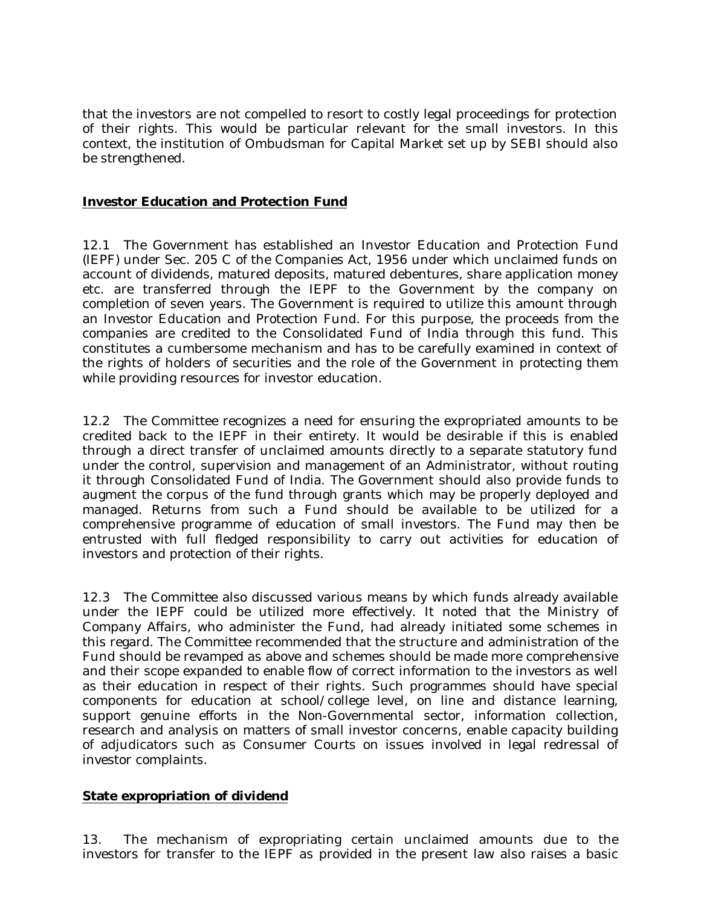that the investors are not compelled to resort to costly legal proceedings for protection of their rights. This would be particular relevant for the small investors. In this context, the institution of Ombudsman for Capital Market set up by SEBI should also be strengthened.

## **Investor Education and Protection Fund**

12.1 The Government has established an Investor Education and Protection Fund (IEPF) under Sec. 205 C of the Companies Act, 1956 under which unclaimed funds on account of dividends, matured deposits, matured debentures, share application money etc. are transferred through the IEPF to the Government by the company on completion of seven years. The Government is required to utilize this amount through an Investor Education and Protection Fund. For this purpose, the proceeds from the companies are credited to the Consolidated Fund of India through this fund. This constitutes a cumbersome mechanism and has to be carefully examined in context of the rights of holders of securities and the role of the Government in protecting them while providing resources for investor education.

12.2 The Committee recognizes a need for ensuring the expropriated amounts to be credited back to the IEPF in their entirety. It would be desirable if this is enabled through a direct transfer of unclaimed amounts directly to a separate statutory fund under the control, supervision and management of an Administrator, without routing it through Consolidated Fund of India. The Government should also provide funds to augment the corpus of the fund through grants which may be properly deployed and managed. Returns from such a Fund should be available to be utilized for a comprehensive programme of education of small investors. The Fund may then be entrusted with full fledged responsibility to carry out activities for education of investors and protection of their rights.

12.3 The Committee also discussed various means by which funds already available under the IEPF could be utilized more effectively. It noted that the Ministry of Company Affairs, who administer the Fund, had already initiated some schemes in this regard. The Committee recommended that the structure and administration of the Fund should be revamped as above and schemes should be made more comprehensive and their scope expanded to enable flow of correct information to the investors as well as their education in respect of their rights. Such programmes should have special components for education at school/college level, on line and distance learning, support genuine efforts in the Non-Governmental sector, information collection, research and analysis on matters of small investor concerns, enable capacity building of adjudicators such as Consumer Courts on issues involved in legal redressal of investor complaints.

## **State expropriation of dividend**

13. The mechanism of expropriating certain unclaimed amounts due to the investors for transfer to the IEPF as provided in the present law also raises a basic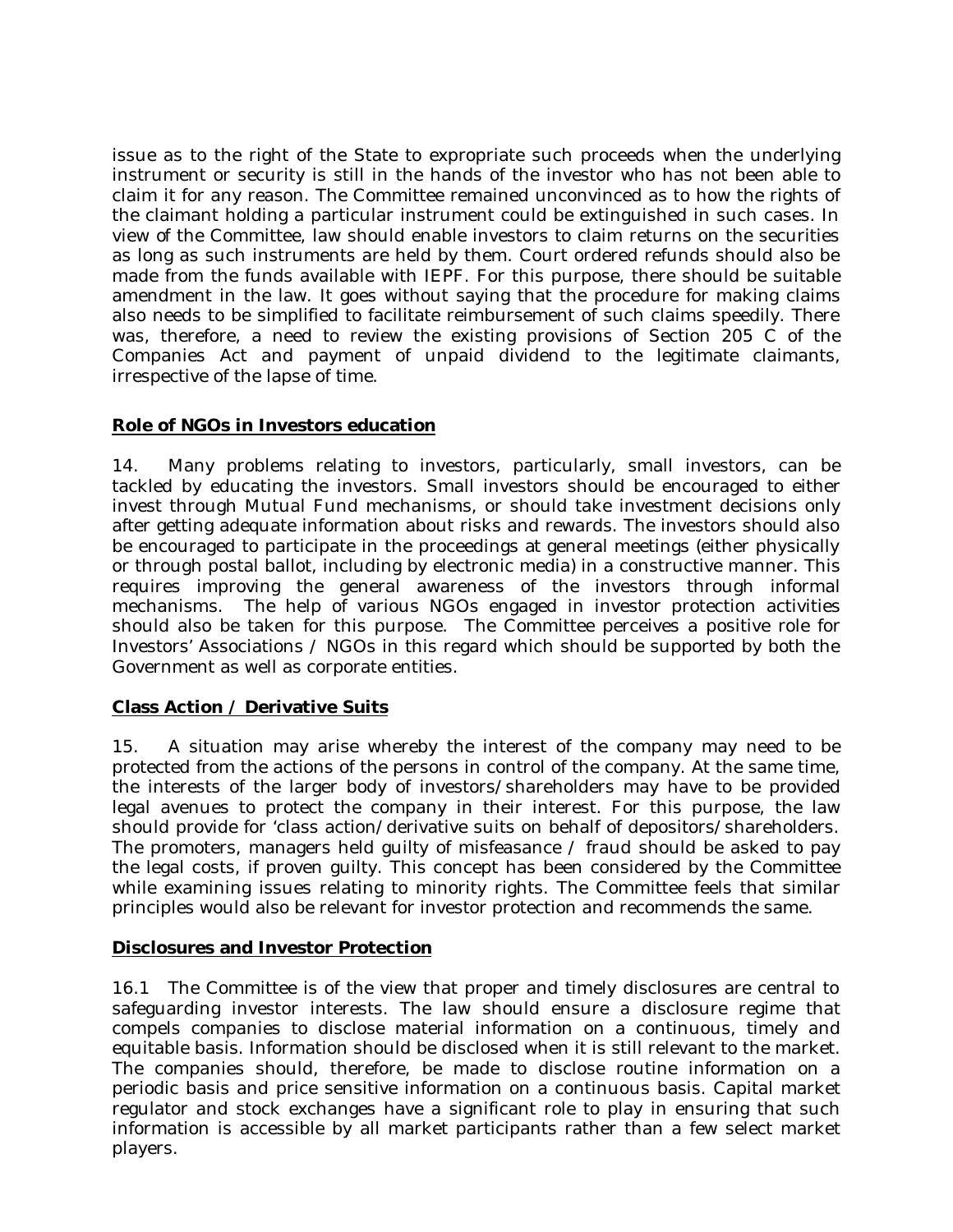issue as to the right of the State to expropriate such proceeds when the underlying instrument or security is still in the hands of the investor who has not been able to claim it for any reason. The Committee remained unconvinced as to how the rights of the claimant holding a particular instrument could be extinguished in such cases. In view of the Committee, law should enable investors to claim returns on the securities as long as such instruments are held by them. Court ordered refunds should also be made from the funds available with IEPF. For this purpose, there should be suitable amendment in the law. It goes without saying that the procedure for making claims also needs to be simplified to facilitate reimbursement of such claims speedily. There was, therefore, a need to review the existing provisions of Section 205 C of the Companies Act and payment of unpaid dividend to the legitimate claimants, irrespective of the lapse of time.

## Role of NGOs in Investors education

14. Many problems relating to investors, particularly, small investors, can be tackled by educating the investors. Small investors should be encouraged to either invest through Mutual Fund mechanisms, or should take investment decisions only after getting adequate information about risks and rewards. The investors should also be encouraged to participate in the proceedings at general meetings (either physically or through postal ballot, including by electronic media) in a constructive manner. This requires improving the general awareness of the investors through informal mechanisms. The help of various NGOs engaged in investor protection activities should also be taken for this purpose. The Committee perceives a positive role for Investors' Associations / NGOs in this regard which should be supported by both the Government as well as corporate entities.

## Class Action / Derivative Suits

15. A situation may arise whereby the interest of the company may need to be protected from the actions of the persons in control of the company. At the same time, the interests of the larger body of investors/shareholders may have to be provided legal avenues to protect the company in their interest. For this purpose, the law should provide for 'class action/derivative suits on behalf of depositors/shareholders. The promoters, managers held guilty of misfeasance / fraud should be asked to pay the legal costs, if proven guilty. This concept has been considered by the Committee while examining issues relating to minority rights. The Committee feels that similar principles would also be relevant for investor protection and recommends the same.

## Disclosures and Investor Protection

16.1 The Committee is of the view that proper and timely disclosures are central to safeguarding investor interests. The law should ensure a disclosure regime that compels companies to disclose material information on a continuous, timely and equitable basis. Information should be disclosed when it is still relevant to the market. The companies should, therefore, be made to disclose routine information on a periodic basis and price sensitive information on a continuous basis. Capital market regulator and stock exchanges have a significant role to play in ensuring that such information is accessible by all market participants rather than a few select market players.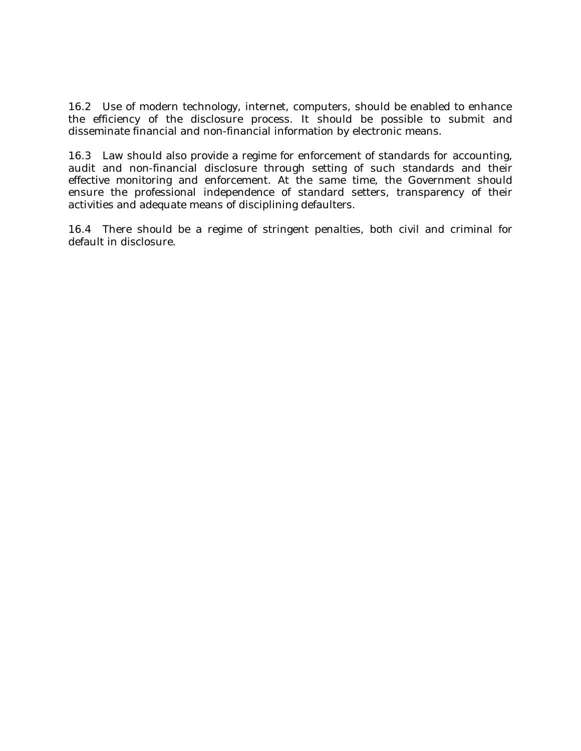16.2 Use of modern technology, internet, computers, should be enabled to enhance the efficiency of the disclosure process. It should be possible to submit and disseminate financial and non-financial information by electronic means.

16.3 Law should also provide a regime for enforcement of standards for accounting, audit and non-financial disclosure through setting of such standards and their effective monitoring and enforcement. At the same time, the Government should ensure the professional independence of standard setters, transparency of their activities and adequate means of disciplining defaulters.

16.4 There should be a regime of stringent penalties, both civil and criminal for default in disclosure.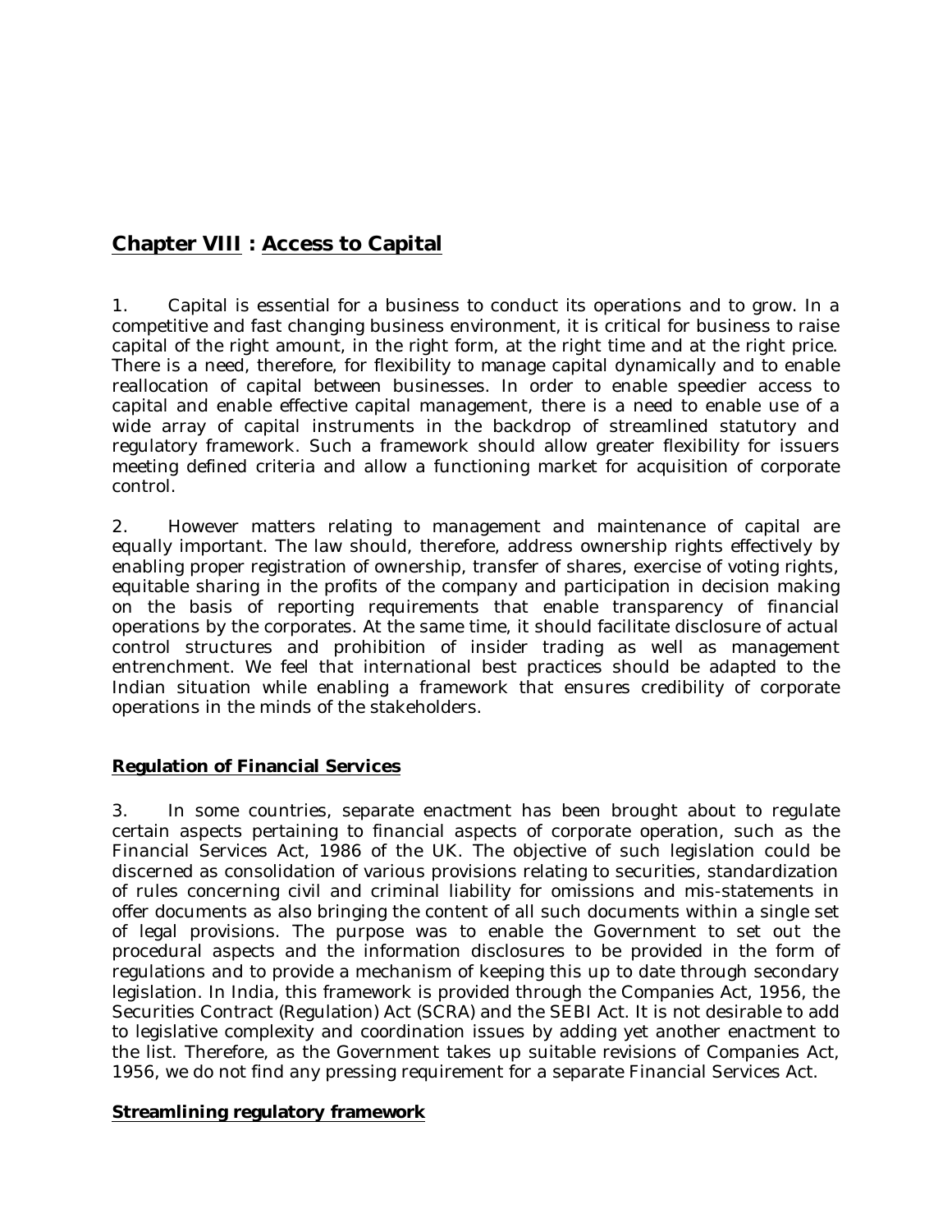## **Chapter VIII : Access to Capital**

1. Capital is essential for a business to conduct its operations and to grow. In a competitive and fast changing business environment, it is critical for business to raise capital of the right amount, in the right form, at the right time and at the right price. There is a need, therefore, for flexibility to manage capital dynamically and to enable reallocation of capital between businesses. In order to enable speedier access to capital and enable effective capital management, there is a need to enable use of a wide array of capital instruments in the backdrop of streamlined statutory and regulatory framework. Such a framework should allow greater flexibility for issuers meeting defined criteria and allow a functioning market for acquisition of corporate control.

2. However matters relating to management and maintenance of capital are equally important. The law should, therefore, address ownership rights effectively by enabling proper registration of ownership, transfer of shares, exercise of voting rights, equitable sharing in the profits of the company and participation in decision making on the basis of reporting requirements that enable transparency of financial operations by the corporates. At the same time, it should facilitate disclosure of actual control structures and prohibition of insider trading as well as management entrenchment. We feel that international best practices should be adapted to the Indian situation while enabling a framework that ensures credibility of corporate operations in the minds of the stakeholders.

### **Regulation of Financial Services**

3. In some countries, separate enactment has been brought about to regulate certain aspects pertaining to financial aspects of corporate operation, such as the Financial Services Act, 1986 of the UK. The objective of such legislation could be discerned as consolidation of various provisions relating to securities, standardization of rules concerning civil and criminal liability for omissions and mis-statements in offer documents as also bringing the content of all such documents within a single set of legal provisions. The purpose was to enable the Government to set out the procedural aspects and the information disclosures to be provided in the form of regulations and to provide a mechanism of keeping this up to date through secondary legislation. In India, this framework is provided through the Companies Act, 1956, the Securities Contract (Regulation) Act (SCRA) and the SEBI Act. It is not desirable to add to legislative complexity and coordination issues by adding yet another enactment to the list. Therefore, as the Government takes up suitable revisions of Companies Act, 1956, we do not find any pressing requirement for a separate Financial Services Act.

### **Streamlining regulatory framework**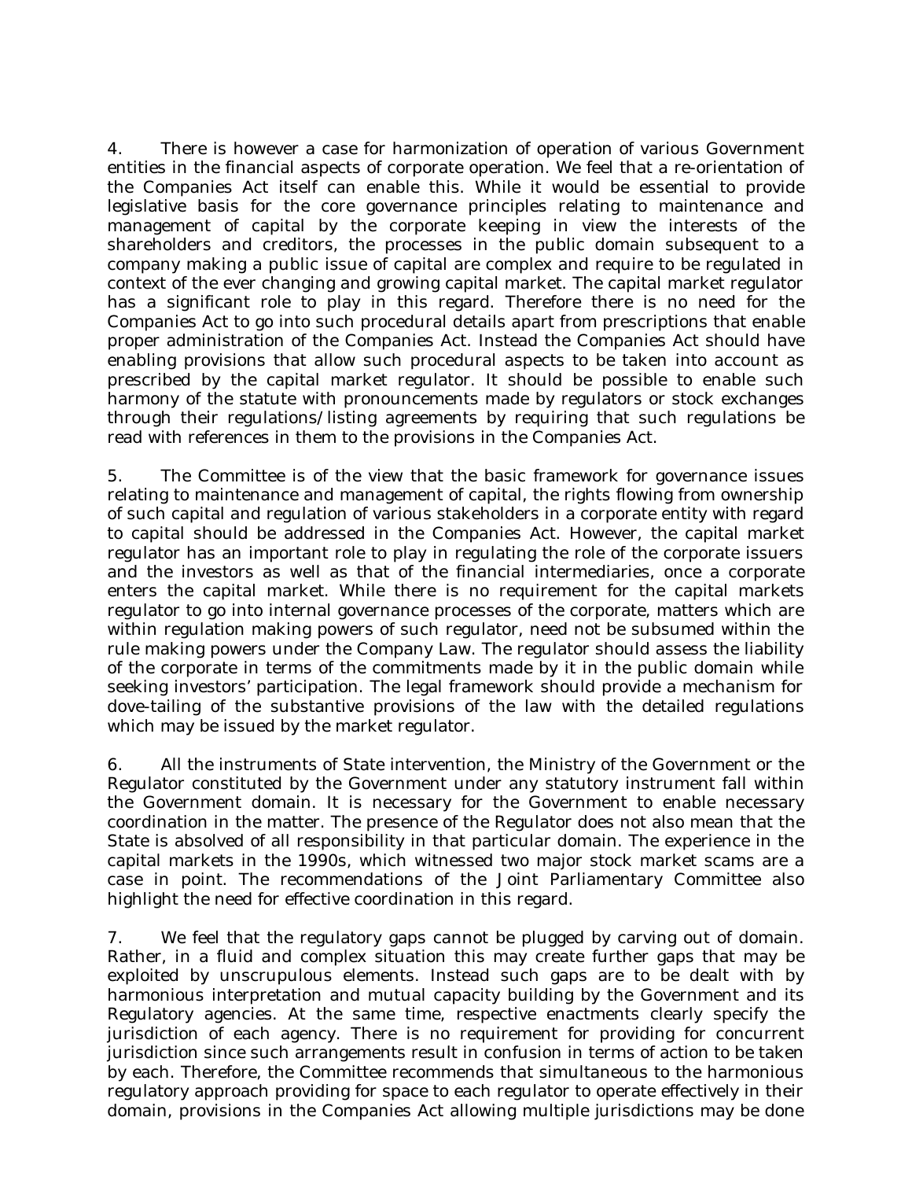4. There is however a case for harmonization of operation of various Government entities in the financial aspects of corporate operation. We feel that a re-orientation of the Companies Act itself can enable this. While it would be essential to provide legislative basis for the core governance principles relating to maintenance and management of capital by the corporate keeping in view the interests of the shareholders and creditors, the processes in the public domain subsequent to a company making a public issue of capital are complex and require to be regulated in context of the ever changing and growing capital market. The capital market regulator has a significant role to play in this regard. Therefore there is no need for the Companies Act to go into such procedural details apart from prescriptions that enable proper administration of the Companies Act. Instead the Companies Act should have enabling provisions that allow such procedural aspects to be taken into account as prescribed by the capital market regulator. It should be possible to enable such harmony of the statute with pronouncements made by regulators or stock exchanges through their regulations/listing agreements by requiring that such regulations be read with references in them to the provisions in the Companies Act.

5. The Committee is of the view that the basic framework for governance issues relating to maintenance and management of capital, the rights flowing from ownership of such capital and regulation of various stakeholders in a corporate entity with regard to capital should be addressed in the Companies Act. However, the capital market regulator has an important role to play in regulating the role of the corporate issuers and the investors as well as that of the financial intermediaries, once a corporate enters the capital market. While there is no requirement for the capital markets regulator to go into internal governance processes of the corporate, matters which are within regulation making powers of such regulator, need not be subsumed within the rule making powers under the Company Law. The regulator should assess the liability of the corporate in terms of the commitments made by it in the public domain while seeking investors' participation. The legal framework should provide a mechanism for dove-tailing of the substantive provisions of the law with the detailed regulations which may be issued by the market regulator.

6. All the instruments of State intervention, the Ministry of the Government or the Regulator constituted by the Government under any statutory instrument fall within the Government domain. It is necessary for the Government to enable necessary coordination in the matter. The presence of the Regulator does not also mean that the State is absolved of all responsibility in that particular domain. The experience in the capital markets in the 1990s, which witnessed two major stock market scams are a case in point. The recommendations of the Joint Parliamentary Committee also highlight the need for effective coordination in this regard.

7. We feel that the regulatory gaps cannot be plugged by carving out of domain. Rather, in a fluid and complex situation this may create further gaps that may be exploited by unscrupulous elements. Instead such gaps are to be dealt with by harmonious interpretation and mutual capacity building by the Government and its Regulatory agencies. At the same time, respective enactments clearly specify the jurisdiction of each agency. There is no requirement for providing for concurrent jurisdiction since such arrangements result in confusion in terms of action to be taken by each. Therefore, the Committee recommends that simultaneous to the harmonious regulatory approach providing for space to each regulator to operate effectively in their domain, provisions in the Companies Act allowing multiple jurisdictions may be done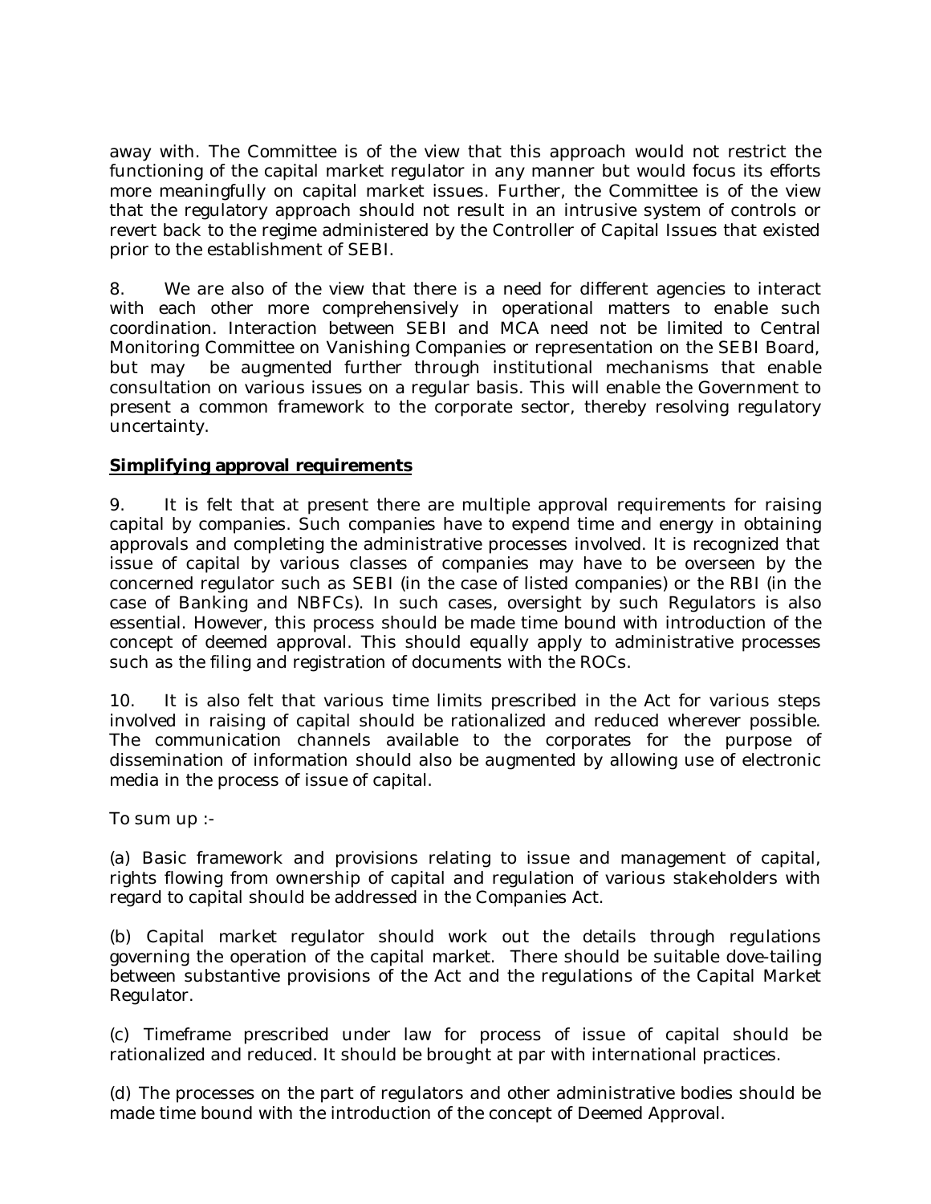away with. The Committee is of the view that this approach would not restrict the functioning of the capital market regulator in any manner but would focus its efforts more meaningfully on capital market issues. Further, the Committee is of the view that the regulatory approach should not result in an intrusive system of controls or revert back to the regime administered by the Controller of Capital Issues that existed prior to the establishment of SEBI.

8. We are also of the view that there is a need for different agencies to interact with each other more comprehensively in operational matters to enable such coordination. Interaction between SEBI and MCA need not be limited to Central Monitoring Committee on Vanishing Companies or representation on the SEBI Board, but may be augmented further through institutional mechanisms that enable consultation on various issues on a regular basis. This will enable the Government to present a common framework to the corporate sector, thereby resolving regulatory uncertainty.

**Simplifying approval requirements**

9. It is felt that at present there are multiple approval requirements for raising capital by companies. Such companies have to expend time and energy in obtaining approvals and completing the administrative processes involved. It is recognized that issue of capital by various classes of companies may have to be overseen by the concerned regulator such as SEBI (in the case of listed companies) or the RBI (in the case of Banking and NBFCs). In such cases, oversight by such Regulators is also essential. However, this process should be made time bound with introduction of the concept of deemed approval. This should equally apply to administrative processes such as the filing and registration of documents with the ROCs.

10. It is also felt that various time limits prescribed in the Act for various steps involved in raising of capital should be rationalized and reduced wherever possible. The communication channels available to the corporates for the purpose of dissemination of information should also be augmented by allowing use of electronic media in the process of issue of capital.

To sum up :-

(a) Basic framework and provisions relating to issue and management of capital, rights flowing from ownership of capital and regulation of various stakeholders with regard to capital should be addressed in the Companies Act.

(b) Capital market regulator should work out the details through regulations governing the operation of the capital market. There should be suitable dove-tailing between substantive provisions of the Act and the regulations of the Capital Market Regulator.

(c) Timeframe prescribed under law for process of issue of capital should be rationalized and reduced. It should be brought at par with international practices.

(d) The processes on the part of regulators and other administrative bodies should be made time bound with the introduction of the concept of Deemed Approval.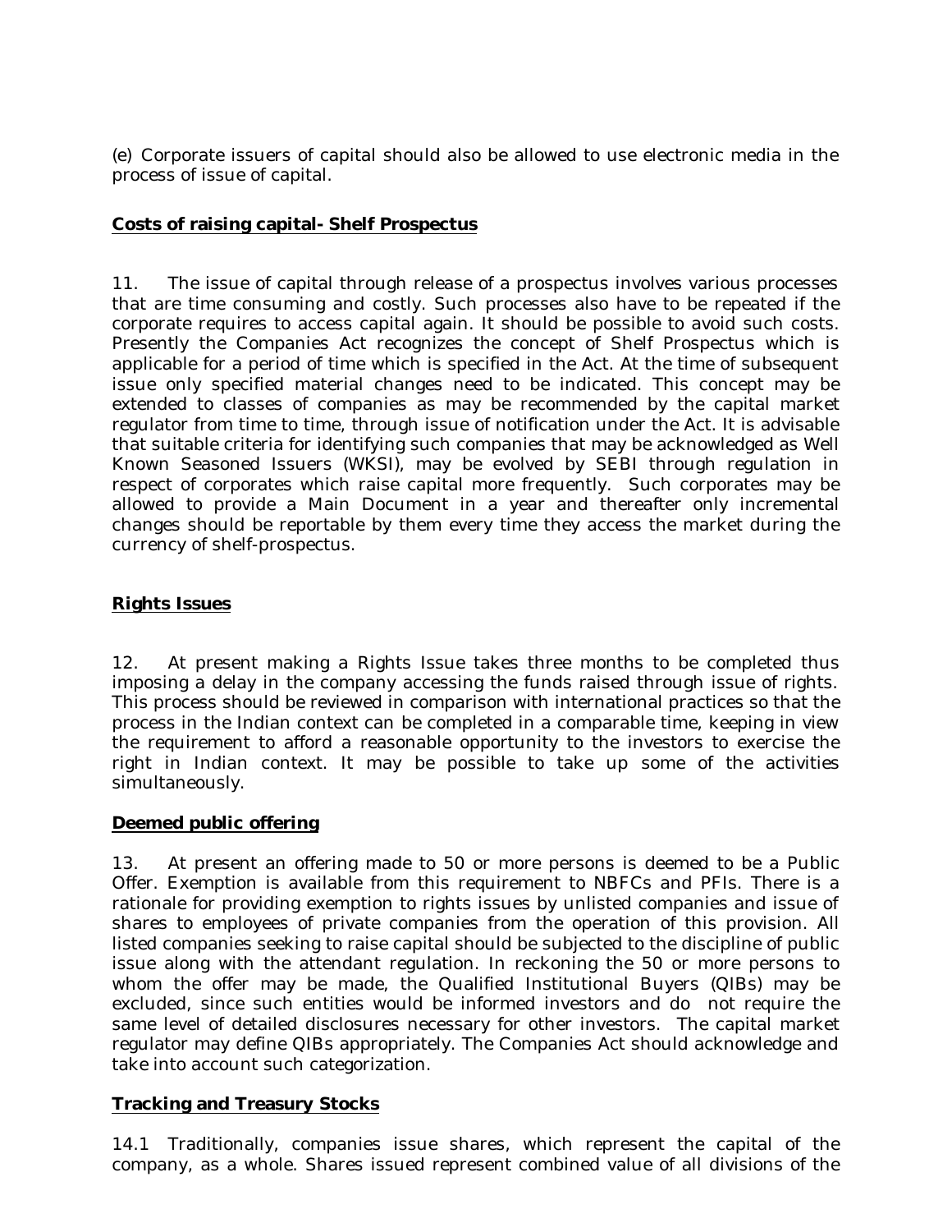(e) Corporate issuers of capital should also be allowed to use electronic media in the process of issue of capital.

**Costs of raising capital- Shelf Prospectus**

11. The issue of capital through release of a prospectus involves various processes that are time consuming and costly. Such processes also have to be repeated if the corporate requires to access capital again. It should be possible to avoid such costs. Presently the Companies Act recognizes the concept of Shelf Prospectus which is applicable for a period of time which is specified in the Act. At the time of subsequent issue only specified material changes need to be indicated. This concept may be extended to classes of companies as may be recommended by the capital market regulator from time to time, through issue of notification under the Act. It is advisable that suitable criteria for identifying such companies that may be acknowledged as Well Known Seasoned Issuers (WKSI), may be evolved by SEBI through regulation in respect of corporates which raise capital more frequently. Such corporates may be allowed to provide a Main Document in a year and thereafter only incremental changes should be reportable by them every time they access the market during the currency of shelf-prospectus.

**Rights Issues**

12. At present making a Rights Issue takes three months to be completed thus imposing a delay in the company accessing the funds raised through issue of rights. This process should be reviewed in comparison with international practices so that the process in the Indian context can be completed in a comparable time, keeping in view the requirement to afford a reasonable opportunity to the investors to exercise the right in Indian context. It may be possible to take up some of the activities simultaneously.

**Deemed public offering**

13. At present an offering made to 50 or more persons is deemed to be a Public Offer. Exemption is available from this requirement to NBFCs and PFIs. There is a rationale for providing exemption to rights issues by unlisted companies and issue of shares to employees of private companies from the operation of this provision. All listed companies seeking to raise capital should be subjected to the discipline of public issue along with the attendant regulation. In reckoning the 50 or more persons to whom the offer may be made, the Qualified Institutional Buyers (QIBs) may be excluded, since such entities would be informed investors and do not require the same level of detailed disclosures necessary for other investors. The capital market regulator may define QIBs appropriately. The Companies Act should acknowledge and take into account such categorization.

**Tracking and Treasury Stocks**

14.1 Traditionally, companies issue shares, which represent the capital of the company, as a whole. Shares issued represent combined value of all divisions of the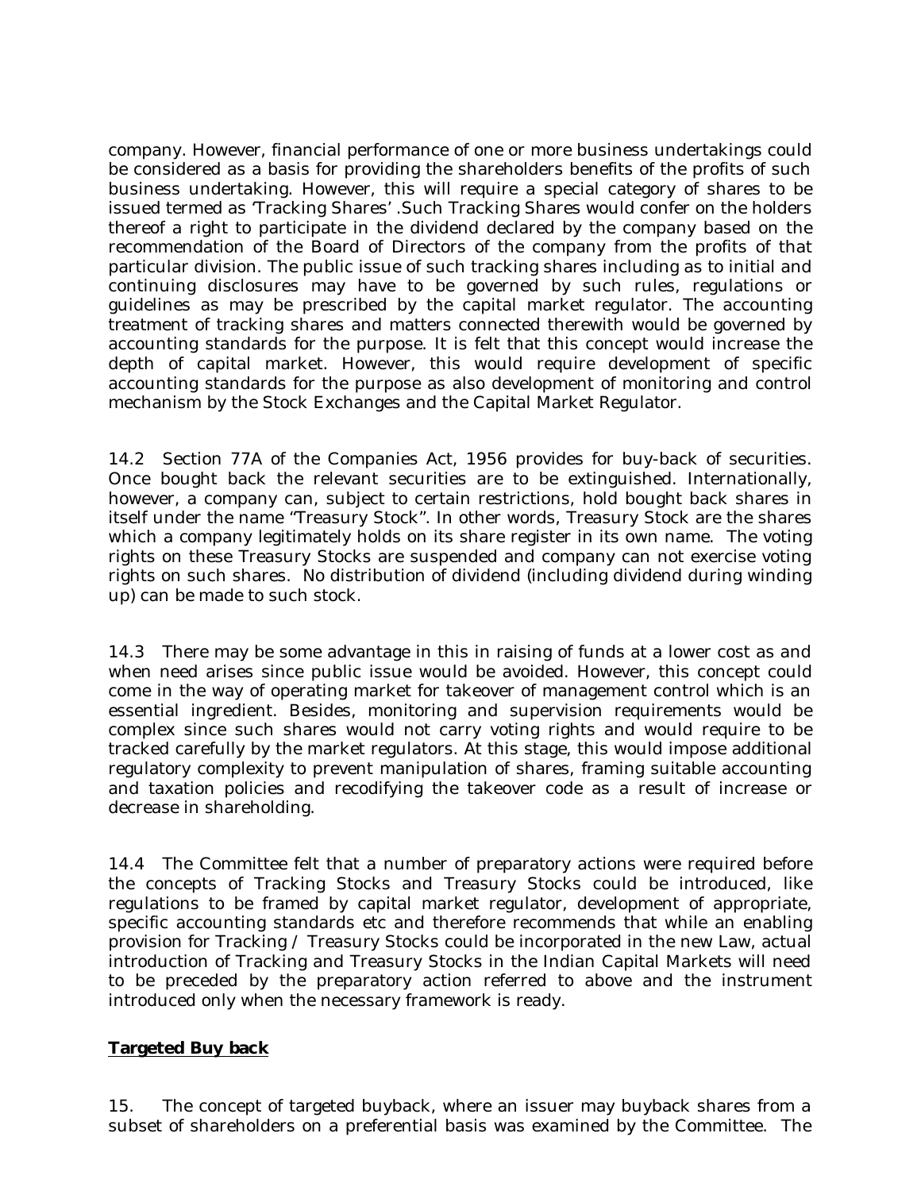company. However, financial performance of one or more business undertakings could be considered as a basis for providing the shareholders benefits of the profits of such business undertaking. However, this will require a special category of shares to be issued termed as 'Tracking Shares' .Such Tracking Shares would confer on the holders thereof a right to participate in the dividend declared by the company based on the recommendation of the Board of Directors of the company from the profits of that particular division. The public issue of such tracking shares including as to initial and continuing disclosures may have to be governed by such rules, regulations or guidelines as may be prescribed by the capital market regulator. The accounting treatment of tracking shares and matters connected therewith would be governed by accounting standards for the purpose. It is felt that this concept would increase the depth of capital market. However, this would require development of specific accounting standards for the purpose as also development of monitoring and control mechanism by the Stock Exchanges and the Capital Market Regulator.

14.2 Section 77A of the Companies Act, 1956 provides for buy-back of securities. Once bought back the relevant securities are to be extinguished. Internationally, however, a company can, subject to certain restrictions, hold bought back shares in itself under the name "Treasury Stock". In other words, Treasury Stock are the shares which a company legitimately holds on its share register in its own name. The voting rights on these Treasury Stocks are suspended and company can not exercise voting rights on such shares. No distribution of dividend (including dividend during winding up) can be made to such stock.

14.3 There may be some advantage in this in raising of funds at a lower cost as and when need arises since public issue would be avoided. However, this concept could come in the way of operating market for takeover of management control which is an essential ingredient. Besides, monitoring and supervision requirements would be complex since such shares would not carry voting rights and would require to be tracked carefully by the market regulators. At this stage, this would impose additional regulatory complexity to prevent manipulation of shares, framing suitable accounting and taxation policies and recodifying the takeover code as a result of increase or decrease in shareholding.

14.4 The Committee felt that a number of preparatory actions were required before the concepts of Tracking Stocks and Treasury Stocks could be introduced, like regulations to be framed by capital market regulator, development of appropriate, specific accounting standards etc and therefore recommends that while an enabling provision for Tracking / Treasury Stocks could be incorporated in the new Law, actual introduction of Tracking and Treasury Stocks in the Indian Capital Markets will need to be preceded by the preparatory action referred to above and the instrument introduced only when the necessary framework is ready.

**Targeted Buy back**

15. The concept of targeted buyback, where an issuer may buyback shares from a subset of shareholders on a preferential basis was examined by the Committee. The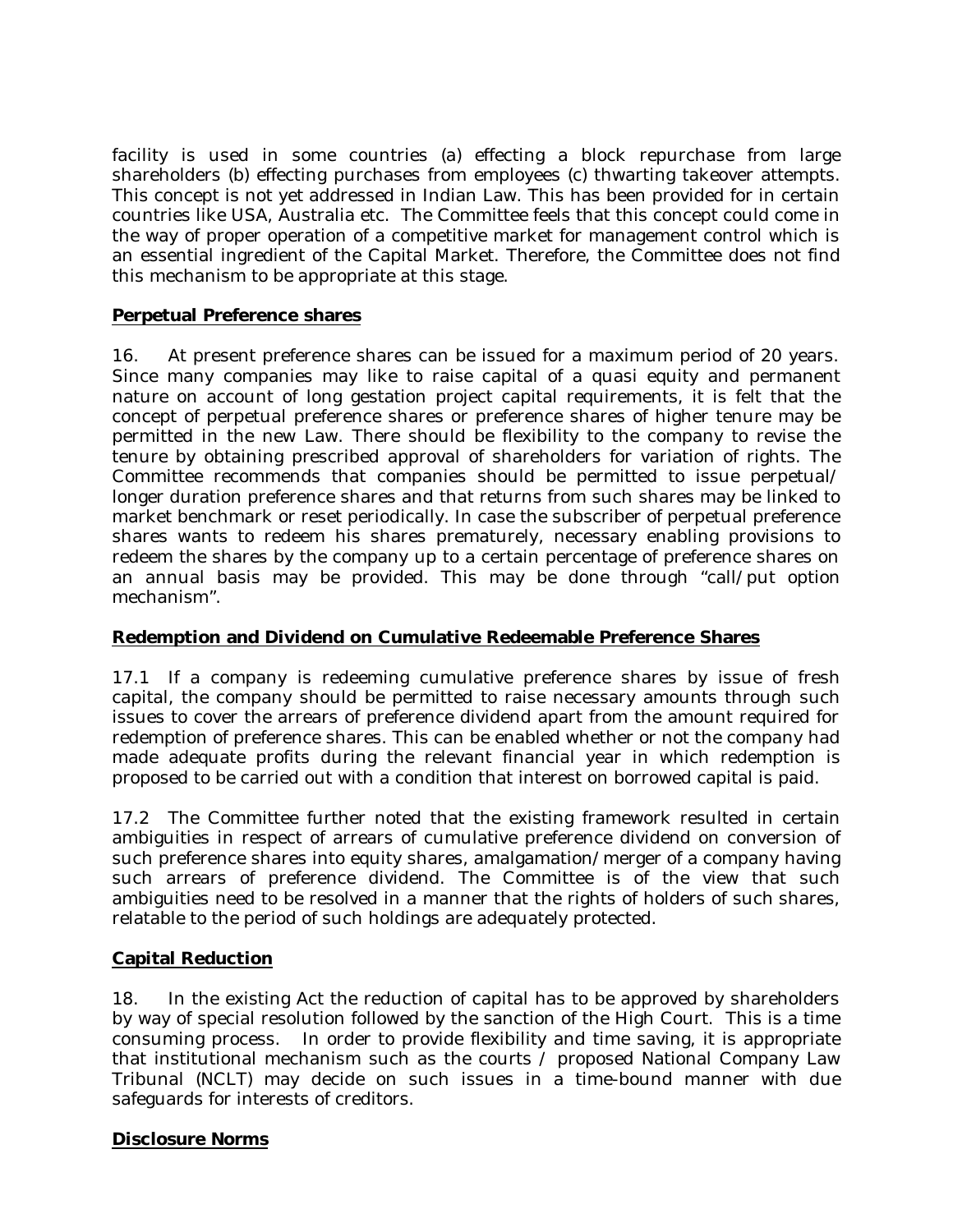facility is used in some countries (a) effecting a block repurchase from large shareholders (b) effecting purchases from employees (c) thwarting takeover attempts. This concept is not yet addressed in Indian Law. This has been provided for in certain countries like USA, Australia etc. The Committee feels that this concept could come in the way of proper operation of a competitive market for management control which is an essential ingredient of the Capital Market. Therefore, the Committee does not find this mechanism to be appropriate at this stage.

**Perpetual Preference shares**

16. At present preference shares can be issued for a maximum period of 20 years. Since many companies may like to raise capital of a quasi equity and permanent nature on account of long gestation project capital requirements, it is felt that the concept of perpetual preference shares or preference shares of higher tenure may be permitted in the new Law. There should be flexibility to the company to revise the tenure by obtaining prescribed approval of shareholders for variation of rights. The Committee recommends that companies should be permitted to issue perpetual/ longer duration preference shares and that returns from such shares may be linked to market benchmark or reset periodically. In case the subscriber of perpetual preference shares wants to redeem his shares prematurely, necessary enabling provisions to redeem the shares by the company up to a certain percentage of preference shares on an annual basis may be provided. This may be done through "call/put option mechanism".

**Redemption and Dividend on Cumulative Redeemable Preference Shares**

17.1 If a company is redeeming cumulative preference shares by issue of fresh capital, the company should be permitted to raise necessary amounts through such issues to cover the arrears of preference dividend apart from the amount required for redemption of preference shares. This can be enabled whether or not the company had made adequate profits during the relevant financial year in which redemption is proposed to be carried out with a condition that interest on borrowed capital is paid.

17.2 The Committee further noted that the existing framework resulted in certain ambiguities in respect of arrears of cumulative preference dividend on conversion of such preference shares into equity shares, amalgamation/merger of a company having such arrears of preference dividend. The Committee is of the view that such ambiguities need to be resolved in a manner that the rights of holders of such shares, relatable to the period of such holdings are adequately protected.

**Capital Reduction**

18. In the existing Act the reduction of capital has to be approved by shareholders by way of special resolution followed by the sanction of the High Court. This is a time consuming process. In order to provide flexibility and time saving, it is appropriate that institutional mechanism such as the courts / proposed National Company Law Tribunal (NCLT) may decide on such issues in a time-bound manner with due safeguards for interests of creditors.

**Disclosure Norms**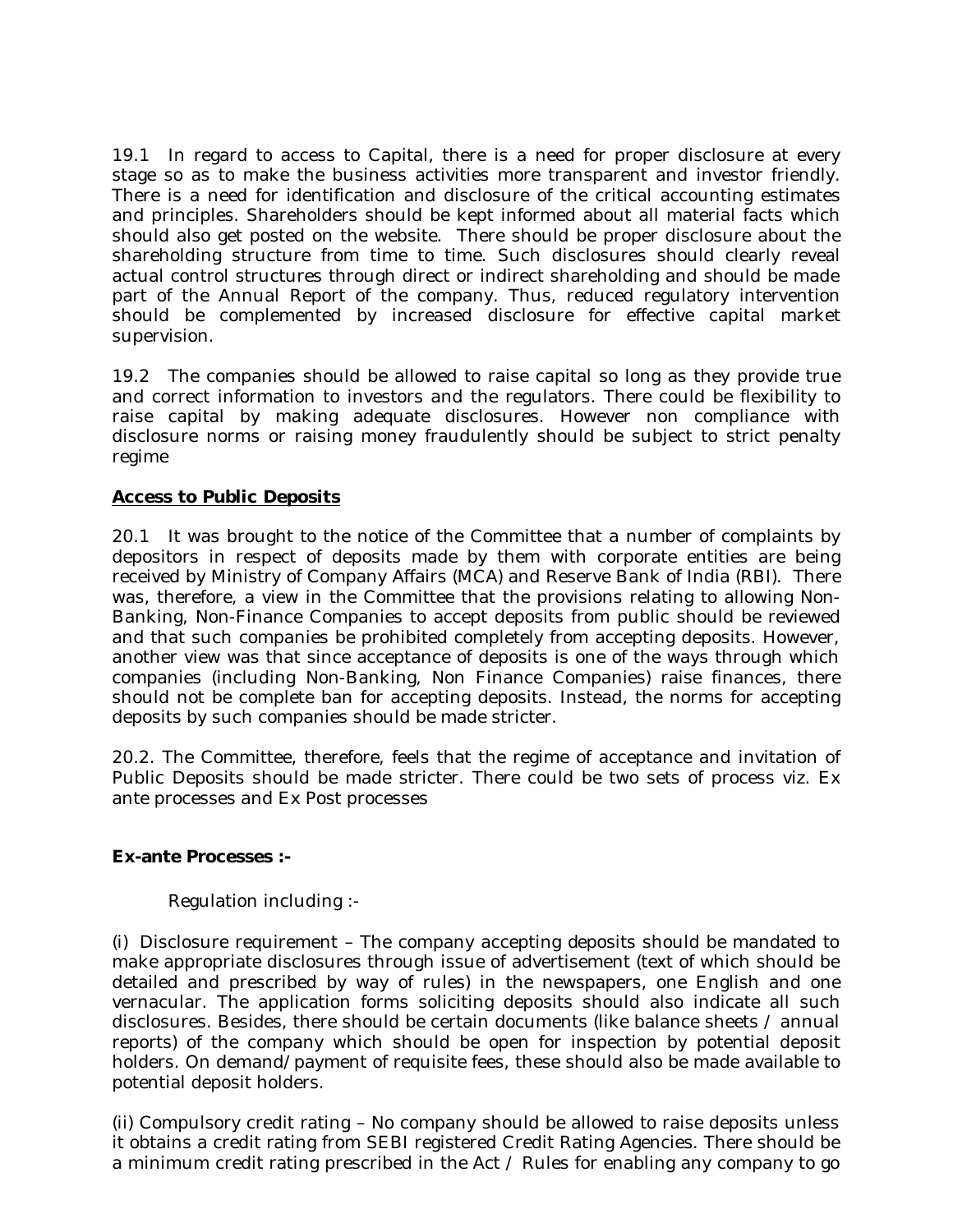19.1 In regard to access to Capital, there is a need for proper disclosure at every stage so as to make the business activities more transparent and investor friendly. There is a need for identification and disclosure of the critical accounting estimates and principles. Shareholders should be kept informed about all material facts which should also get posted on the website. There should be proper disclosure about the shareholding structure from time to time. Such disclosures should clearly reveal actual control structures through direct or indirect shareholding and should be made part of the Annual Report of the company. Thus, reduced regulatory intervention should be complemented by increased disclosure for effective capital market supervision.

19.2 The companies should be allowed to raise capital so long as they provide true and correct information to investors and the regulators. There could be flexibility to raise capital by making adequate disclosures. However non compliance with disclosure norms or raising money fraudulently should be subject to strict penalty regime

**Access to Public Deposits**

20.1 It was brought to the notice of the Committee that a number of complaints by depositors in respect of deposits made by them with corporate entities are being received by Ministry of Company Affairs (MCA) and Reserve Bank of India (RBI). There was, therefore, a view in the Committee that the provisions relating to allowing Non-Banking, Non-Finance Companies to accept deposits from public should be reviewed and that such companies be prohibited completely from accepting deposits. However, another view was that since acceptance of deposits is one of the ways through which companies (including Non-Banking, Non Finance Companies) raise finances, there should not be complete ban for accepting deposits. Instead, the norms for accepting deposits by such companies should be made stricter.

20.2. The Committee, therefore, feels that the regime of acceptance and invitation of Public Deposits should be made stricter. There could be two sets of process viz. Ex ante processes and Ex Post processes

**Ex-ante Processes :-**

Regulation including :-

(i) Disclosure requirement – The company accepting deposits should be mandated to make appropriate disclosures through issue of advertisement (text of which should be detailed and prescribed by way of rules) in the newspapers, one English and one vernacular. The application forms soliciting deposits should also indicate all such disclosures. Besides, there should be certain documents (like balance sheets / annual reports) of the company which should be open for inspection by potential deposit holders. On demand/payment of requisite fees, these should also be made available to potential deposit holders.

(ii) Compulsory credit rating – No company should be allowed to raise deposits unless it obtains a credit rating from SEBI registered Credit Rating Agencies. There should be a minimum credit rating prescribed in the Act / Rules for enabling any company to go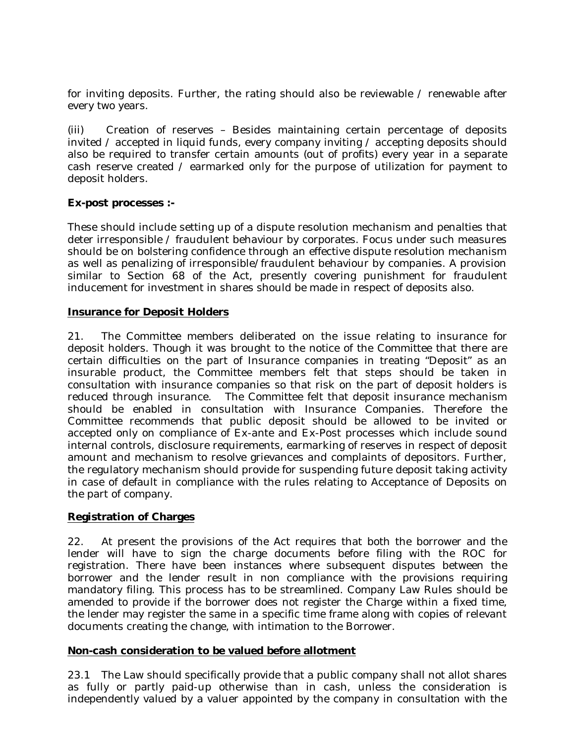for inviting deposits. Further, the rating should also be reviewable / renewable after every two years.

(iii) Creation of reserves – Besides maintaining certain percentage of deposits invited / accepted in liquid funds, every company inviting / accepting deposits should also be required to transfer certain amounts (out of profits) every year in a separate cash reserve created / earmarked only for the purpose of utilization for payment to deposit holders.

**Ex-post processes :-**

These should include setting up of a dispute resolution mechanism and penalties that deter irresponsible / fraudulent behaviour by corporates. Focus under such measures should be on bolstering confidence through an effective dispute resolution mechanism as well as penalizing of irresponsible/fraudulent behaviour by companies. A provision similar to Section 68 of the Act, presently covering punishment for fraudulent inducement for investment in shares should be made in respect of deposits also.

**Insurance for Deposit Holders**

21. The Committee members deliberated on the issue relating to insurance for deposit holders. Though it was brought to the notice of the Committee that there are certain difficulties on the part of Insurance companies in treating "Deposit" as an insurable product, the Committee members felt that steps should be taken in consultation with insurance companies so that risk on the part of deposit holders is reduced through insurance. The Committee felt that deposit insurance mechanism should be enabled in consultation with Insurance Companies. Therefore the Committee recommends that public deposit should be allowed to be invited or accepted only on compliance of Ex-ante and Ex-Post processes which include sound internal controls, disclosure requirements, earmarking of reserves in respect of deposit amount and mechanism to resolve grievances and complaints of depositors. Further, the regulatory mechanism should provide for suspending future deposit taking activity in case of default in compliance with the rules relating to Acceptance of Deposits on the part of company.

**Registration of Charges**

22. At present the provisions of the Act requires that both the borrower and the lender will have to sign the charge documents before filing with the ROC for registration. There have been instances where subsequent disputes between the borrower and the lender result in non compliance with the provisions requiring mandatory filing. This process has to be streamlined. Company Law Rules should be amended to provide if the borrower does not register the Charge within a fixed time, the lender may register the same in a specific time frame along with copies of relevant documents creating the change, with intimation to the Borrower.

**Non-cash consideration to be valued before allotment**

23.1 The Law should specifically provide that a public company shall not allot shares as fully or partly paid-up otherwise than in cash, unless the consideration is independently valued by a valuer appointed by the company in consultation with the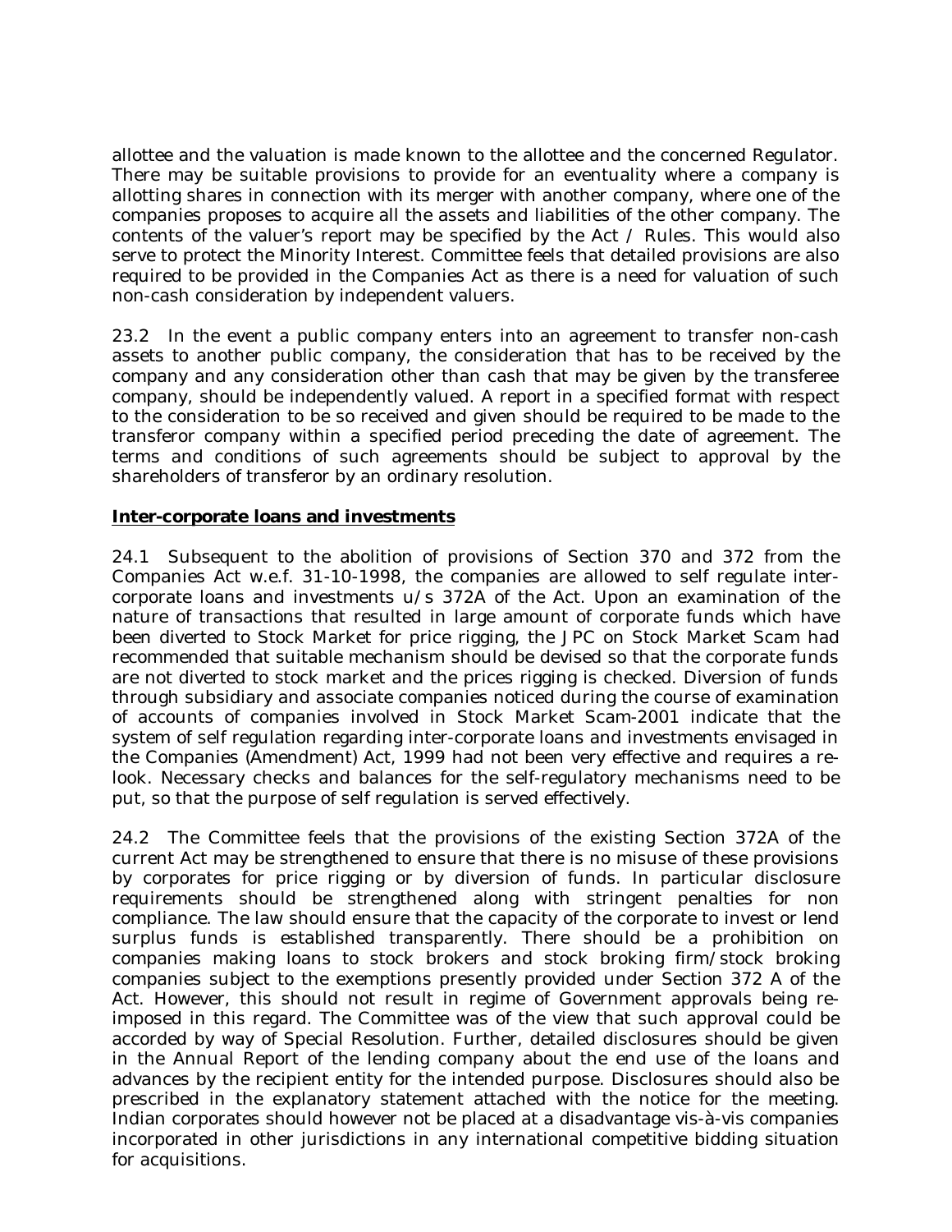allottee and the valuation is made known to the allottee and the concerned Regulator. There may be suitable provisions to provide for an eventuality where a company is allotting shares in connection with its merger with another company, where one of the companies proposes to acquire all the assets and liabilities of the other company. The contents of the valuer's report may be specified by the Act / Rules. This would also serve to protect the Minority Interest. Committee feels that detailed provisions are also required to be provided in the Companies Act as there is a need for valuation of such non-cash consideration by independent valuers.

23.2 In the event a public company enters into an agreement to transfer non-cash assets to another public company, the consideration that has to be received by the company and any consideration other than cash that may be given by the transferee company, should be independently valued. A report in a specified format with respect to the consideration to be so received and given should be required to be made to the transferor company within a specified period preceding the date of agreement. The terms and conditions of such agreements should be subject to approval by the shareholders of transferor by an ordinary resolution.

**Inter-corporate loans and investments**

24.1 Subsequent to the abolition of provisions of Section 370 and 372 from the Companies Act w.e.f. 31-10-1998, the companies are allowed to self regulate inter-corporate loans and investments u/s 372A of the Act. Upon an examination of the nature of transactions that resulted in large amount of corporate funds which have been diverted to Stock Market for price rigging, the JPC on Stock Market Scam had recommended that suitable mechanism should be devised so that the corporate funds are not diverted to stock market and the prices rigging is checked. Diversion of funds through subsidiary and associate companies noticed during the course of examination of accounts of companies involved in Stock Market Scam-2001 indicate that the system of self regulation regarding inter-corporate loans and investments envisaged in the Companies (Amendment) Act, 1999 had not been very effective and requires a re-look. Necessary checks and balances for the self-regulatory mechanisms need to be put, so that the purpose of self regulation is served effectively.

24.2 The Committee feels that the provisions of the existing Section 372A of the current Act may be strengthened to ensure that there is no misuse of these provisions by corporates for price rigging or by diversion of funds. In particular disclosure requirements should be strengthened along with stringent penalties for non compliance. The law should ensure that the capacity of the corporate to invest or lend surplus funds is established transparently. There should be a prohibition on companies making loans to stock brokers and stock broking firm/stock broking companies subject to the exemptions presently provided under Section 372 A of the Act. However, this should not result in regime of Government approvals being re-imposed in this regard. The Committee was of the view that such approval could be accorded by way of Special Resolution. Further, detailed disclosures should be given in the Annual Report of the lending company about the end use of the loans and advances by the recipient entity for the intended purpose. Disclosures should also be prescribed in the explanatory statement attached with the notice for the meeting. Indian corporates should however not be placed at a disadvantage vis-à-vis companies incorporated in other jurisdictions in any international competitive bidding situation for acquisitions.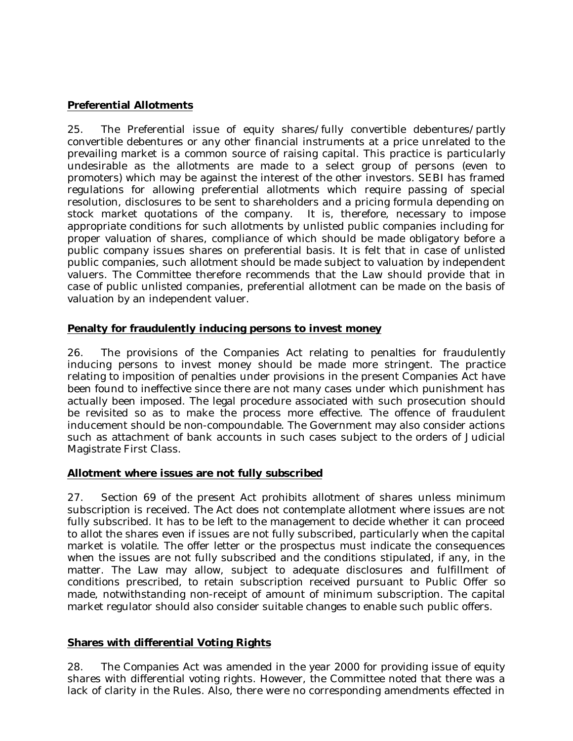**Preferential Allotments**

25. The Preferential issue of equity shares/fully convertible debentures/partly convertible debentures or any other financial instruments at a price unrelated to the prevailing market is a common source of raising capital. This practice is particularly undesirable as the allotments are made to a select group of persons (even to promoters) which may be against the interest of the other investors. SEBI has framed regulations for allowing preferential allotments which require passing of special resolution, disclosures to be sent to shareholders and a pricing formula depending on stock market quotations of the company. It is, therefore, necessary to impose appropriate conditions for such allotments by unlisted public companies including for proper valuation of shares, compliance of which should be made obligatory before a public company issues shares on preferential basis. It is felt that in case of unlisted public companies, such allotment should be made subject to valuation by independent valuers. The Committee therefore recommends that the Law should provide that in case of public unlisted companies, preferential allotment can be made on the basis of valuation by an independent valuer.

**Penalty for fraudulently inducing persons to invest money**

26. The provisions of the Companies Act relating to penalties for fraudulently inducing persons to invest money should be made more stringent. The practice relating to imposition of penalties under provisions in the present Companies Act have been found to ineffective since there are not many cases under which punishment has actually been imposed. The legal procedure associated with such prosecution should be revisited so as to make the process more effective. The offence of fraudulent inducement should be non-compoundable. The Government may also consider actions such as attachment of bank accounts in such cases subject to the orders of Judicial Magistrate First Class.

**Allotment where issues are not fully subscribed**

27. Section 69 of the present Act prohibits allotment of shares unless minimum subscription is received. The Act does not contemplate allotment where issues are not fully subscribed. It has to be left to the management to decide whether it can proceed to allot the shares even if issues are not fully subscribed, particularly when the capital market is volatile. The offer letter or the prospectus must indicate the consequences when the issues are not fully subscribed and the conditions stipulated, if any, in the matter. The Law may allow, subject to adequate disclosures and fulfillment of conditions prescribed, to retain subscription received pursuant to Public Offer so made, notwithstanding non-receipt of amount of minimum subscription. The capital market regulator should also consider suitable changes to enable such public offers.

**Shares with differential Voting Rights**

28. The Companies Act was amended in the year 2000 for providing issue of equity shares with differential voting rights. However, the Committee noted that there was a lack of clarity in the Rules. Also, there were no corresponding amendments effected in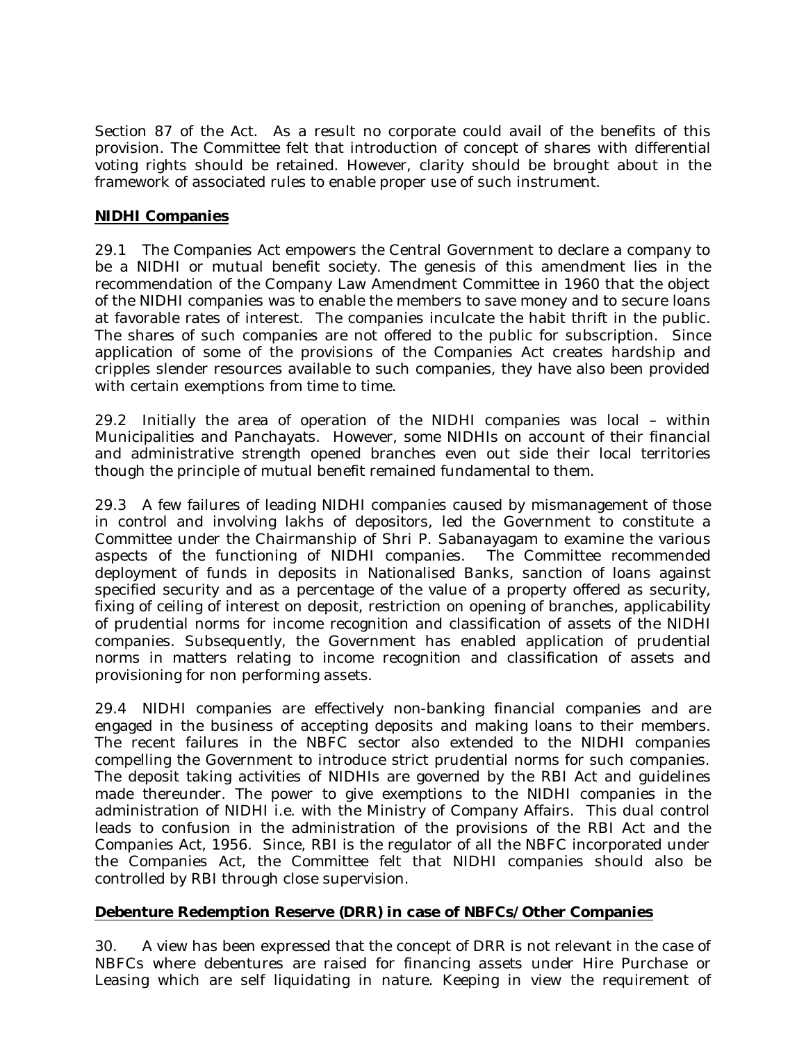Section 87 of the Act. As a result no corporate could avail of the benefits of this provision. The Committee felt that introduction of concept of shares with differential voting rights should be retained. However, clarity should be brought about in the framework of associated rules to enable proper use of such instrument.

## NIDHI Companies

29.1 The Companies Act empowers the Central Government to declare a company to be a NIDHI or mutual benefit society. The genesis of this amendment lies in the recommendation of the Company Law Amendment Committee in 1960 that the object of the NIDHI companies was to enable the members to save money and to secure loans at favorable rates of interest. The companies inculcate the habit thrift in the public. The shares of such companies are not offered to the public for subscription. Since application of some of the provisions of the Companies Act creates hardship and cripples slender resources available to such companies, they have also been provided with certain exemptions from time to time.

29.2 Initially the area of operation of the NIDHI companies was local – within Municipalities and Panchayats. However, some NIDHIs on account of their financial and administrative strength opened branches even out side their local territories though the principle of mutual benefit remained fundamental to them.

29.3 A few failures of leading NIDHI companies caused by mismanagement of those in control and involving lakhs of depositors, led the Government to constitute a Committee under the Chairmanship of Shri P. Sabanayagam to examine the various aspects of the functioning of NIDHI companies. The Committee recommended deployment of funds in deposits in Nationalised Banks, sanction of loans against specified security and as a percentage of the value of a property offered as security, fixing of ceiling of interest on deposit, restriction on opening of branches, applicability of prudential norms for income recognition and classification of assets of the NIDHI companies. Subsequently, the Government has enabled application of prudential norms in matters relating to income recognition and classification of assets and provisioning for non performing assets.

29.4 NIDHI companies are effectively non-banking financial companies and are engaged in the business of accepting deposits and making loans to their members. The recent failures in the NBFC sector also extended to the NIDHI companies compelling the Government to introduce strict prudential norms for such companies. The deposit taking activities of NIDHIs are governed by the RBI Act and guidelines made thereunder. The power to give exemptions to the NIDHI companies in the administration of NIDHI i.e. with the Ministry of Company Affairs. This dual control leads to confusion in the administration of the provisions of the RBI Act and the Companies Act, 1956. Since, RBI is the regulator of all the NBFC incorporated under the Companies Act, the Committee felt that NIDHI companies should also be controlled by RBI through close supervision.

## Debenture Redemption Reserve (DRR) in case of NBFCs/Other Companies

30. A view has been expressed that the concept of DRR is not relevant in the case of NBFCs where debentures are raised for financing assets under Hire Purchase or Leasing which are self liquidating in nature. Keeping in view the requirement of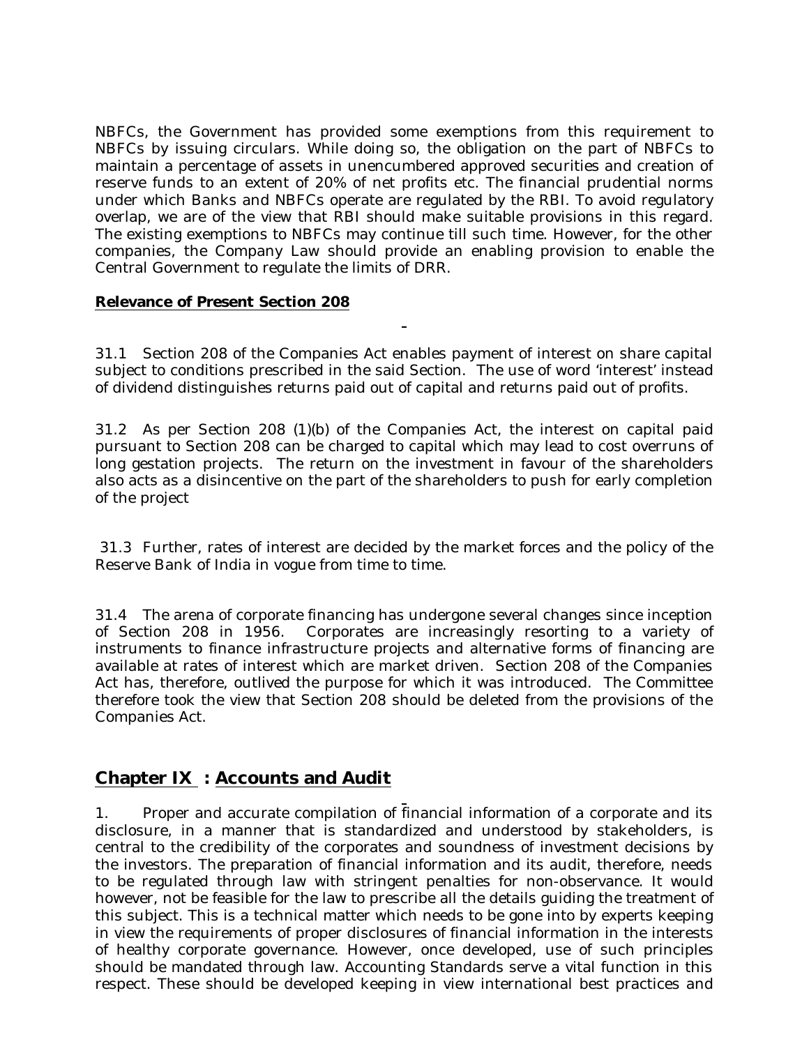NBFCs, the Government has provided some exemptions from this requirement to NBFCs by issuing circulars. While doing so, the obligation on the part of NBFCs to maintain a percentage of assets in unencumbered approved securities and creation of reserve funds to an extent of 20% of net profits etc. The financial prudential norms under which Banks and NBFCs operate are regulated by the RBI. To avoid regulatory overlap, we are of the view that RBI should make suitable provisions in this regard. The existing exemptions to NBFCs may continue till such time. However, for the other companies, the Company Law should provide an enabling provision to enable the Central Government to regulate the limits of DRR.

**Relevance of Present Section 208**

31.1 Section 208 of the Companies Act enables payment of interest on share capital subject to conditions prescribed in the said Section. The use of word 'interest' instead of dividend distinguishes returns paid out of capital and returns paid out of profits.

31.2 As per Section 208 (1)(b) of the Companies Act, the interest on capital paid pursuant to Section 208 can be charged to capital which may lead to cost overruns of long gestation projects. The return on the investment in favour of the shareholders also acts as a disincentive on the part of the shareholders to push for early completion of the project

31.3 Further, rates of interest are decided by the market forces and the policy of the Reserve Bank of India in vogue from time to time.

31.4 The arena of corporate financing has undergone several changes since inception of Section 208 in 1956. Corporates are increasingly resorting to a variety of instruments to finance infrastructure projects and alternative forms of financing are available at rates of interest which are market driven. Section 208 of the Companies Act has, therefore, outlived the purpose for which it was introduced. The Committee therefore took the view that Section 208 should be deleted from the provisions of the Companies Act.

## Chapter IX : Accounts and Audit

1. Proper and accurate compilation of financial information of a corporate and its disclosure, in a manner that is standardized and understood by stakeholders, is central to the credibility of the corporates and soundness of investment decisions by the investors. The preparation of financial information and its audit, therefore, needs to be regulated through law with stringent penalties for non-observance. It would however, not be feasible for the law to prescribe all the details guiding the treatment of this subject. This is a technical matter which needs to be gone into by experts keeping in view the requirements of proper disclosures of financial information in the interests of healthy corporate governance. However, once developed, use of such principles should be mandated through law. Accounting Standards serve a vital function in this respect. These should be developed keeping in view international best practices and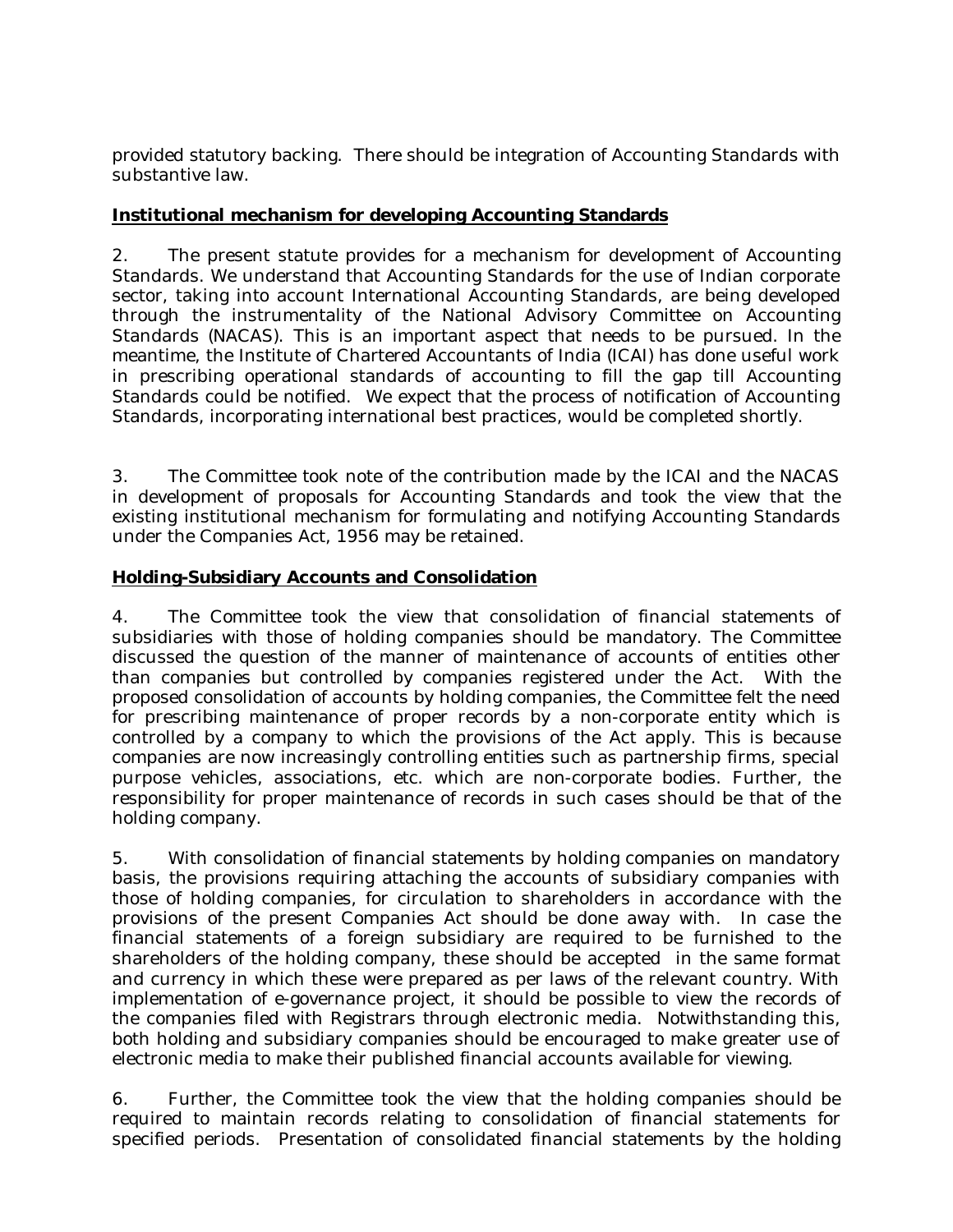provided statutory backing. There should be integration of Accounting Standards with substantive law.

**Institutional mechanism for developing Accounting Standards**

2. The present statute provides for a mechanism for development of Accounting Standards. We understand that Accounting Standards for the use of Indian corporate sector, taking into account International Accounting Standards, are being developed through the instrumentality of the National Advisory Committee on Accounting Standards (NACAS). This is an important aspect that needs to be pursued. In the meantime, the Institute of Chartered Accountants of India (ICAI) has done useful work in prescribing operational standards of accounting to fill the gap till Accounting Standards could be notified. We expect that the process of notification of Accounting Standards, incorporating international best practices, would be completed shortly.

3. The Committee took note of the contribution made by the ICAI and the NACAS in development of proposals for Accounting Standards and took the view that the existing institutional mechanism for formulating and notifying Accounting Standards under the Companies Act, 1956 may be retained.

**Holding-Subsidiary Accounts and Consolidation**

4. The Committee took the view that consolidation of financial statements of subsidiaries with those of holding companies should be mandatory. The Committee discussed the question of the manner of maintenance of accounts of entities other than companies but controlled by companies registered under the Act. With the proposed consolidation of accounts by holding companies, the Committee felt the need for prescribing maintenance of proper records by a non-corporate entity which is controlled by a company to which the provisions of the Act apply. This is because companies are now increasingly controlling entities such as partnership firms, special purpose vehicles, associations, etc. which are non-corporate bodies. Further, the responsibility for proper maintenance of records in such cases should be that of the holding company.

5. With consolidation of financial statements by holding companies on mandatory basis, the provisions requiring attaching the accounts of subsidiary companies with those of holding companies, for circulation to shareholders in accordance with the provisions of the present Companies Act should be done away with. In case the financial statements of a foreign subsidiary are required to be furnished to the shareholders of the holding company, these should be accepted in the same format and currency in which these were prepared as per laws of the relevant country. With implementation of e-governance project, it should be possible to view the records of the companies filed with Registrars through electronic media. Notwithstanding this, both holding and subsidiary companies should be encouraged to make greater use of electronic media to make their published financial accounts available for viewing.

6. Further, the Committee took the view that the holding companies should be required to maintain records relating to consolidation of financial statements for specified periods. Presentation of consolidated financial statements by the holding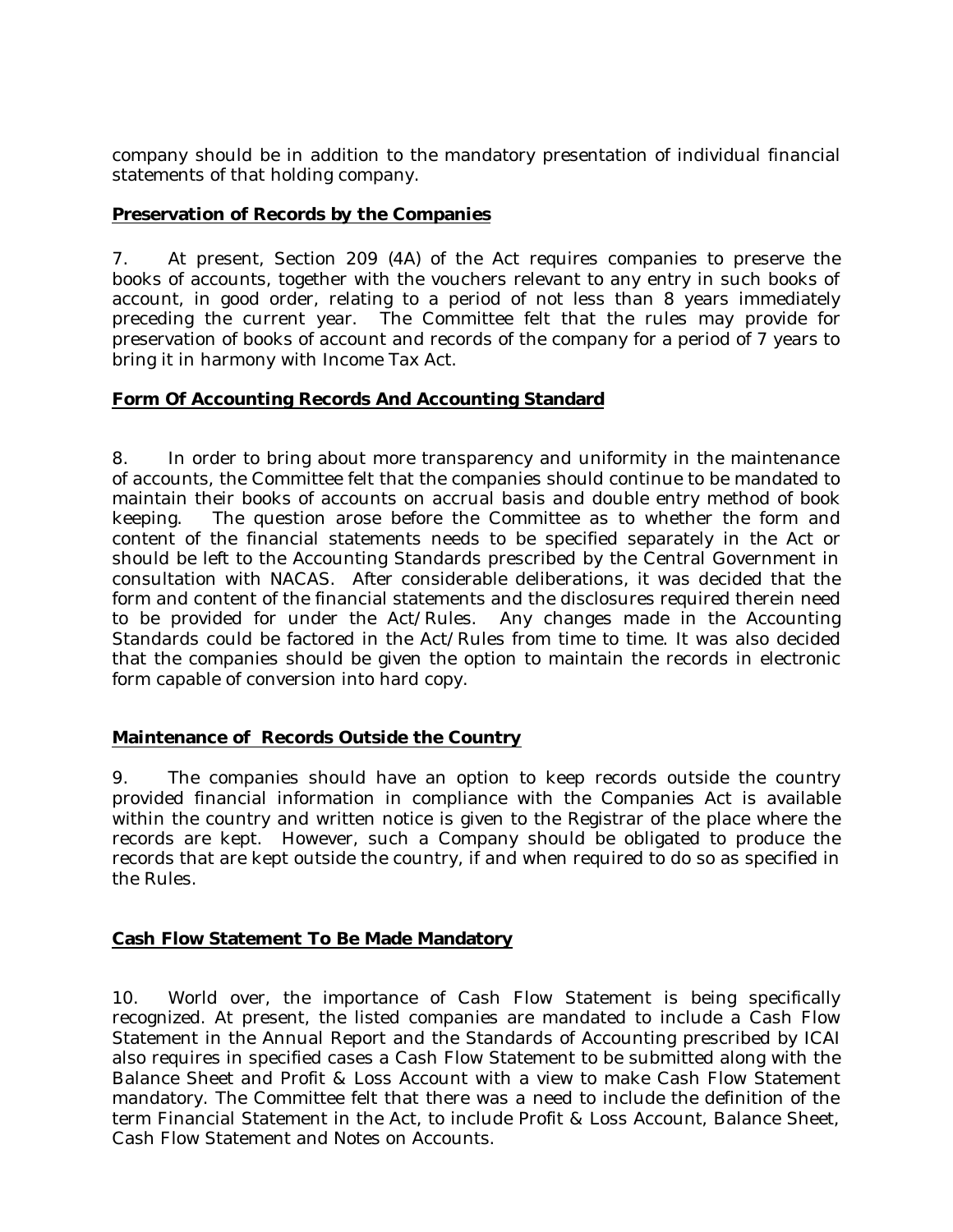company should be in addition to the mandatory presentation of individual financial statements of that holding company.

**Preservation of Records by the Companies**

7. At present, Section 209 (4A) of the Act requires companies to preserve the books of accounts, together with the vouchers relevant to any entry in such books of account, in good order, relating to a period of not less than 8 years immediately preceding the current year. The Committee felt that the rules may provide for preservation of books of account and records of the company for a period of 7 years to bring it in harmony with Income Tax Act.

**Form Of Accounting Records And Accounting Standard**

8. In order to bring about more transparency and uniformity in the maintenance of accounts, the Committee felt that the companies should continue to be mandated to maintain their books of accounts on accrual basis and double entry method of book keeping. The question arose before the Committee as to whether the form and content of the financial statements needs to be specified separately in the Act or should be left to the Accounting Standards prescribed by the Central Government in consultation with NACAS. After considerable deliberations, it was decided that the form and content of the financial statements and the disclosures required therein need to be provided for under the Act/Rules. Any changes made in the Accounting Standards could be factored in the Act/Rules from time to time. It was also decided that the companies should be given the option to maintain the records in electronic form capable of conversion into hard copy.

**Maintenance of Records Outside the Country**

9. The companies should have an option to keep records outside the country provided financial information in compliance with the Companies Act is available within the country and written notice is given to the Registrar of the place where the records are kept. However, such a Company should be obligated to produce the records that are kept outside the country, if and when required to do so as specified in the Rules.

**Cash Flow Statement To Be Made Mandatory**

10. World over, the importance of Cash Flow Statement is being specifically recognized. At present, the listed companies are mandated to include a Cash Flow Statement in the Annual Report and the Standards of Accounting prescribed by ICAI also requires in specified cases a Cash Flow Statement to be submitted along with the Balance Sheet and Profit & Loss Account with a view to make Cash Flow Statement mandatory. The Committee felt that there was a need to include the definition of the term Financial Statement in the Act, to include Profit & Loss Account, Balance Sheet, Cash Flow Statement and Notes on Accounts.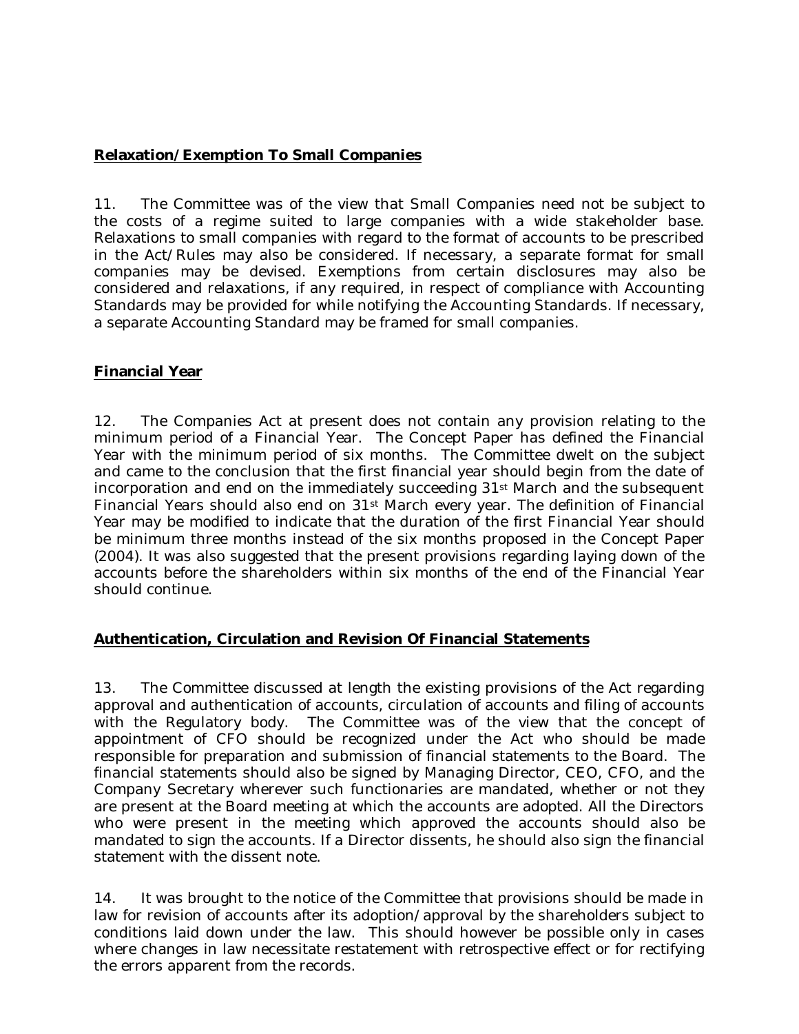**Relaxation/Exemption To Small Companies**

11. The Committee was of the view that Small Companies need not be subject to the costs of a regime suited to large companies with a wide stakeholder base. Relaxations to small companies with regard to the format of accounts to be prescribed in the Act/Rules may also be considered. If necessary, a separate format for small companies may be devised. Exemptions from certain disclosures may also be considered and relaxations, if any required, in respect of compliance with Accounting Standards may be provided for while notifying the Accounting Standards. If necessary, a separate Accounting Standard may be framed for small companies.

**Financial Year**

12. The Companies Act at present does not contain any provision relating to the minimum period of a Financial Year. The Concept Paper has defined the Financial Year with the minimum period of six months. The Committee dwelt on the subject and came to the conclusion that the first financial year should begin from the date of incorporation and end on the immediately succeeding 31st March and the subsequent Financial Years should also end on 31st March every year. The definition of Financial Year may be modified to indicate that the duration of the first Financial Year should be minimum three months instead of the six months proposed in the Concept Paper (2004). It was also suggested that the present provisions regarding laying down of the accounts before the shareholders within six months of the end of the Financial Year should continue.

**Authentication, Circulation and Revision Of Financial Statements**

13. The Committee discussed at length the existing provisions of the Act regarding approval and authentication of accounts, circulation of accounts and filing of accounts with the Regulatory body. The Committee was of the view that the concept of appointment of CFO should be recognized under the Act who should be made responsible for preparation and submission of financial statements to the Board. The financial statements should also be signed by Managing Director, CEO, CFO, and the Company Secretary wherever such functionaries are mandated, whether or not they are present at the Board meeting at which the accounts are adopted. All the Directors who were present in the meeting which approved the accounts should also be mandated to sign the accounts. If a Director dissents, he should also sign the financial statement with the dissent note.

14. It was brought to the notice of the Committee that provisions should be made in law for revision of accounts after its adoption/approval by the shareholders subject to conditions laid down under the law. This should however be possible only in cases where changes in law necessitate restatement with retrospective effect or for rectifying the errors apparent from the records.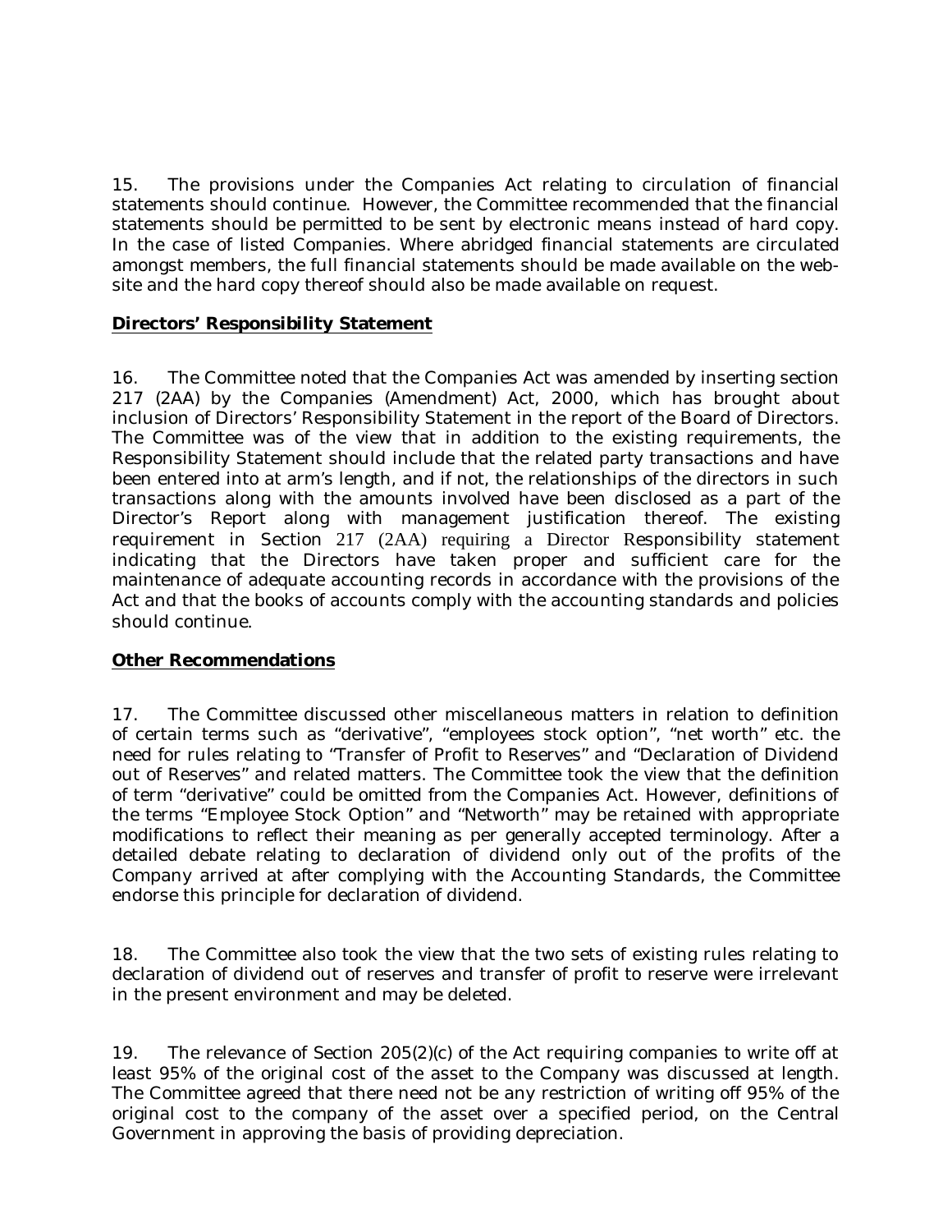15. The provisions under the Companies Act relating to circulation of financial statements should continue. However, the Committee recommended that the financial statements should be permitted to be sent by electronic means instead of hard copy. In the case of listed Companies. Where abridged financial statements are circulated amongst members, the full financial statements should be made available on the web-site and the hard copy thereof should also be made available on request.

**Directors' Responsibility Statement**

16. The Committee noted that the Companies Act was amended by inserting section 217 (2AA) by the Companies (Amendment) Act, 2000, which has brought about inclusion of Directors' Responsibility Statement in the report of the Board of Directors. The Committee was of the view that in addition to the existing requirements, the Responsibility Statement should include that the related party transactions and have been entered into at arm's length, and if not, the relationships of the directors in such transactions along with the amounts involved have been disclosed as a part of the Director's Report along with management justification thereof. The existing requirement in Section 217 (2AA) requiring a Director Responsibility statement indicating that the Directors have taken proper and sufficient care for the maintenance of adequate accounting records in accordance with the provisions of the Act and that the books of accounts comply with the accounting standards and policies should continue.

**Other Recommendations**

17. The Committee discussed other miscellaneous matters in relation to definition of certain terms such as "derivative", "employees stock option", "net worth" etc. the need for rules relating to "Transfer of Profit to Reserves" and "Declaration of Dividend out of Reserves" and related matters. The Committee took the view that the definition of term "derivative" could be omitted from the Companies Act. However, definitions of the terms "Employee Stock Option" and "Networth" may be retained with appropriate modifications to reflect their meaning as per generally accepted terminology. After a detailed debate relating to declaration of dividend only out of the profits of the Company arrived at after complying with the Accounting Standards, the Committee endorse this principle for declaration of dividend.

18. The Committee also took the view that the two sets of existing rules relating to declaration of dividend out of reserves and transfer of profit to reserve were irrelevant in the present environment and may be deleted.

19. The relevance of Section 205(2)(c) of the Act requiring companies to write off at least 95% of the original cost of the asset to the Company was discussed at length. The Committee agreed that there need not be any restriction of writing off 95% of the original cost to the company of the asset over a specified period, on the Central Government in approving the basis of providing depreciation.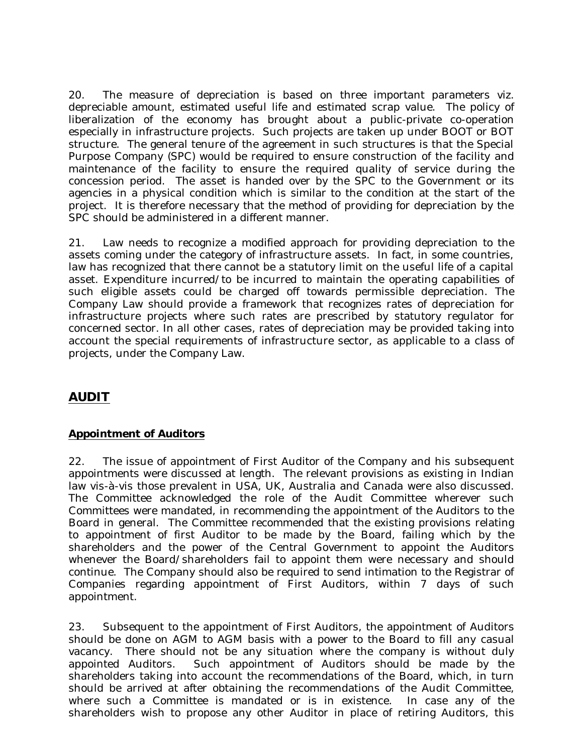20. The measure of depreciation is based on three important parameters viz. depreciable amount, estimated useful life and estimated scrap value. The policy of liberalization of the economy has brought about a public-private co-operation especially in infrastructure projects. Such projects are taken up under BOOT or BOT structure. The general tenure of the agreement in such structures is that the Special Purpose Company (SPC) would be required to ensure construction of the facility and maintenance of the facility to ensure the required quality of service during the concession period. The asset is handed over by the SPC to the Government or its agencies in a physical condition which is similar to the condition at the start of the project. It is therefore necessary that the method of providing for depreciation by the SPC should be administered in a different manner.

21. Law needs to recognize a modified approach for providing depreciation to the assets coming under the category of infrastructure assets. In fact, in some countries, law has recognized that there cannot be a statutory limit on the useful life of a capital asset. Expenditure incurred/to be incurred to maintain the operating capabilities of such eligible assets could be charged off towards permissible depreciation. The Company Law should provide a framework that recognizes rates of depreciation for infrastructure projects where such rates are prescribed by statutory regulator for concerned sector. In all other cases, rates of depreciation may be provided taking into account the special requirements of infrastructure sector, as applicable to a class of projects, under the Company Law.

## AUDIT

### Appointment of Auditors

22. The issue of appointment of First Auditor of the Company and his subsequent appointments were discussed at length. The relevant provisions as existing in Indian law vis-à-vis those prevalent in USA, UK, Australia and Canada were also discussed. The Committee acknowledged the role of the Audit Committee wherever such Committees were mandated, in recommending the appointment of the Auditors to the Board in general. The Committee recommended that the existing provisions relating to appointment of first Auditor to be made by the Board, failing which by the shareholders and the power of the Central Government to appoint the Auditors whenever the Board/shareholders fail to appoint them were necessary and should continue. The Company should also be required to send intimation to the Registrar of Companies regarding appointment of First Auditors, within 7 days of such appointment.

23. Subsequent to the appointment of First Auditors, the appointment of Auditors should be done on AGM to AGM basis with a power to the Board to fill any casual vacancy. There should not be any situation where the company is without duly appointed Auditors. Such appointment of Auditors should be made by the shareholders taking into account the recommendations of the Board, which, in turn should be arrived at after obtaining the recommendations of the Audit Committee, where such a Committee is mandated or is in existence. In case any of the shareholders wish to propose any other Auditor in place of retiring Auditors, this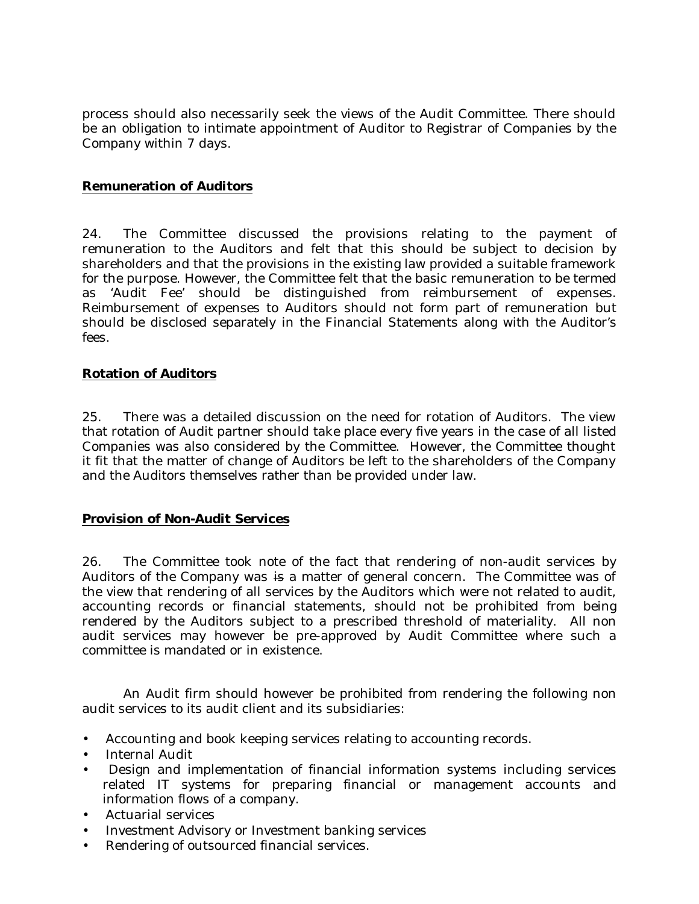process should also necessarily seek the views of the Audit Committee. There should be an obligation to intimate appointment of Auditor to Registrar of Companies by the Company within 7 days.

**Remuneration of Auditors**

24. The Committee discussed the provisions relating to the payment of remuneration to the Auditors and felt that this should be subject to decision by shareholders and that the provisions in the existing law provided a suitable framework for the purpose. However, the Committee felt that the basic remuneration to be termed as 'Audit Fee' should be distinguished from reimbursement of expenses. Reimbursement of expenses to Auditors should not form part of remuneration but should be disclosed separately in the Financial Statements along with the Auditor's fees.

**Rotation of Auditors**

25. There was a detailed discussion on the need for rotation of Auditors. The view that rotation of Audit partner should take place every five years in the case of all listed Companies was also considered by the Committee. However, the Committee thought it fit that the matter of change of Auditors be left to the shareholders of the Company and the Auditors themselves rather than be provided under law.

**Provision of Non-Audit Services**

26. The Committee took note of the fact that rendering of non-audit services by Auditors of the Company was ~~is~~ a matter of general concern. The Committee was of the view that rendering of all services by the Auditors which were not related to audit, accounting records or financial statements, should not be prohibited from being rendered by the Auditors subject to a prescribed threshold of materiality. All non audit services may however be pre-approved by Audit Committee where such a committee is mandated or in existence.

An Audit firm should however be prohibited from rendering the following non audit services to its audit client and its subsidiaries:

- Accounting and book keeping services relating to accounting records.
- Internal Audit
- Design and implementation of financial information systems including services related IT systems for preparing financial or management accounts and information flows of a company.
- Actuarial services
- Investment Advisory or Investment banking services
- Rendering of outsourced financial services.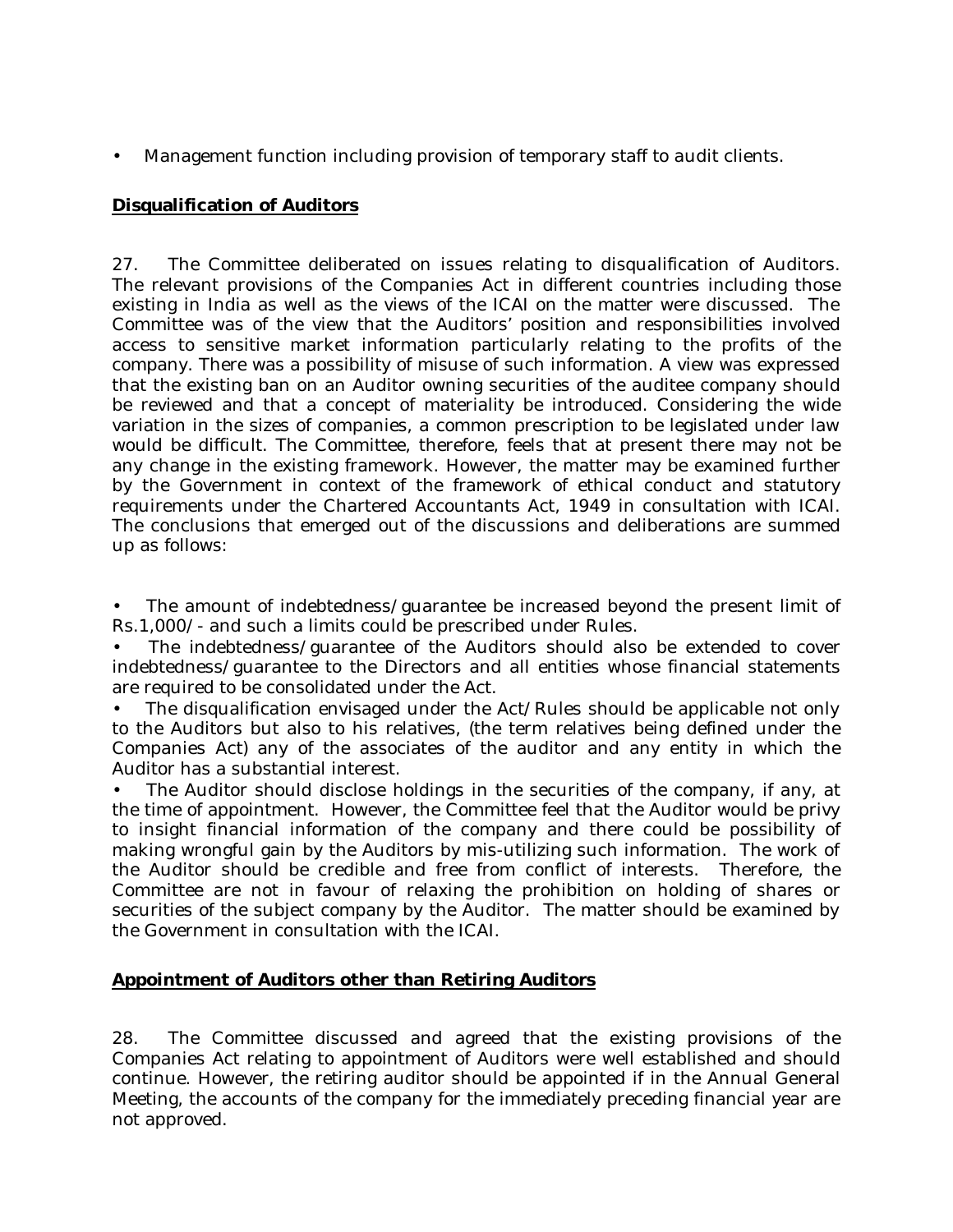- Management function including provision of temporary staff to audit clients.

**Disqualification of Auditors**

27. The Committee deliberated on issues relating to disqualification of Auditors. The relevant provisions of the Companies Act in different countries including those existing in India as well as the views of the ICAI on the matter were discussed. The Committee was of the view that the Auditors' position and responsibilities involved access to sensitive market information particularly relating to the profits of the company. There was a possibility of misuse of such information. A view was expressed that the existing ban on an Auditor owning securities of the auditee company should be reviewed and that a concept of materiality be introduced. Considering the wide variation in the sizes of companies, a common prescription to be legislated under law would be difficult. The Committee, therefore, feels that at present there may not be any change in the existing framework. However, the matter may be examined further by the Government in context of the framework of ethical conduct and statutory requirements under the Chartered Accountants Act, 1949 in consultation with ICAI. The conclusions that emerged out of the discussions and deliberations are summed up as follows:

- The amount of indebtedness/guarantee be increased beyond the present limit of Rs.1,000/- and such a limits could be prescribed under Rules.
- The indebtedness/guarantee of the Auditors should also be extended to cover indebtedness/guarantee to the Directors and all entities whose financial statements are required to be consolidated under the Act.
- The disqualification envisaged under the Act/Rules should be applicable not only to the Auditors but also to his relatives, (the term relatives being defined under the Companies Act) any of the associates of the auditor and any entity in which the Auditor has a substantial interest.
- The Auditor should disclose holdings in the securities of the company, if any, at the time of appointment. However, the Committee feel that the Auditor would be privy to insight financial information of the company and there could be possibility of making wrongful gain by the Auditors by mis-utilizing such information. The work of the Auditor should be credible and free from conflict of interests. Therefore, the Committee are not in favour of relaxing the prohibition on holding of shares or securities of the subject company by the Auditor. The matter should be examined by the Government in consultation with the ICAI.

**Appointment of Auditors other than Retiring Auditors**

28. The Committee discussed and agreed that the existing provisions of the Companies Act relating to appointment of Auditors were well established and should continue. However, the retiring auditor should be appointed if in the Annual General Meeting, the accounts of the company for the immediately preceding financial year are not approved.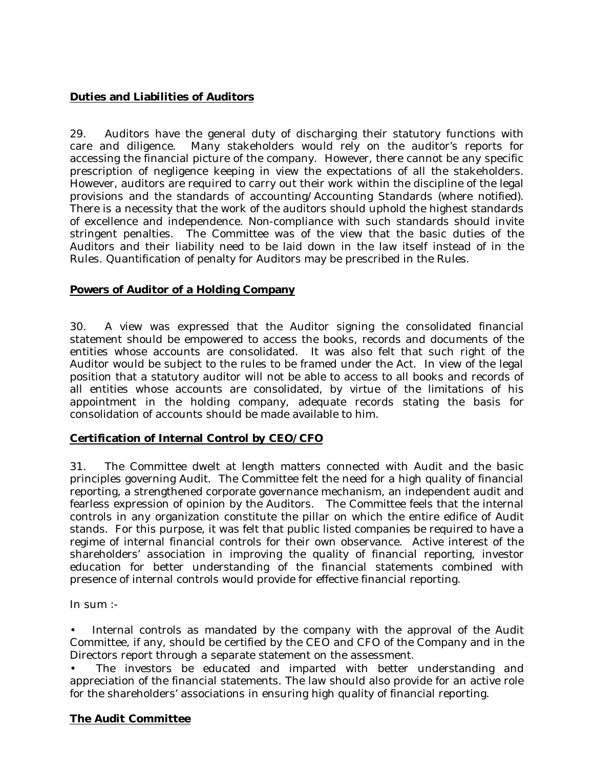**Duties and Liabilities of Auditors**

29. Auditors have the general duty of discharging their statutory functions with care and diligence. Many stakeholders would rely on the auditor's reports for accessing the financial picture of the company. However, there cannot be any specific prescription of negligence keeping in view the expectations of all the stakeholders. However, auditors are required to carry out their work within the discipline of the legal provisions and the standards of accounting/Accounting Standards (where notified). There is a necessity that the work of the auditors should uphold the highest standards of excellence and independence. Non-compliance with such standards should invite stringent penalties. The Committee was of the view that the basic duties of the Auditors and their liability need to be laid down in the law itself instead of in the Rules. Quantification of penalty for Auditors may be prescribed in the Rules.

**Powers of Auditor of a Holding Company**

30. A view was expressed that the Auditor signing the consolidated financial statement should be empowered to access the books, records and documents of the entities whose accounts are consolidated. It was also felt that such right of the Auditor would be subject to the rules to be framed under the Act. In view of the legal position that a statutory auditor will not be able to access to all books and records of all entities whose accounts are consolidated, by virtue of the limitations of his appointment in the holding company, adequate records stating the basis for consolidation of accounts should be made available to him.

**Certification of Internal Control by CEO/CFO**

31. The Committee dwelt at length matters connected with Audit and the basic principles governing Audit. The Committee felt the need for a high quality of financial reporting, a strengthened corporate governance mechanism, an independent audit and fearless expression of opinion by the Auditors. The Committee feels that the internal controls in any organization constitute the pillar on which the entire edifice of Audit stands. For this purpose, it was felt that public listed companies be required to have a regime of internal financial controls for their own observance. Active interest of the shareholders' association in improving the quality of financial reporting, investor education for better understanding of the financial statements combined with presence of internal controls would provide for effective financial reporting.

In sum :-

- Internal controls as mandated by the company with the approval of the Audit Committee, if any, should be certified by the CEO and CFO of the Company and in the Directors report through a separate statement on the assessment.
- The investors be educated and imparted with better understanding and appreciation of the financial statements. The law should also provide for an active role for the shareholders' associations in ensuring high quality of financial reporting.

**The Audit Committee**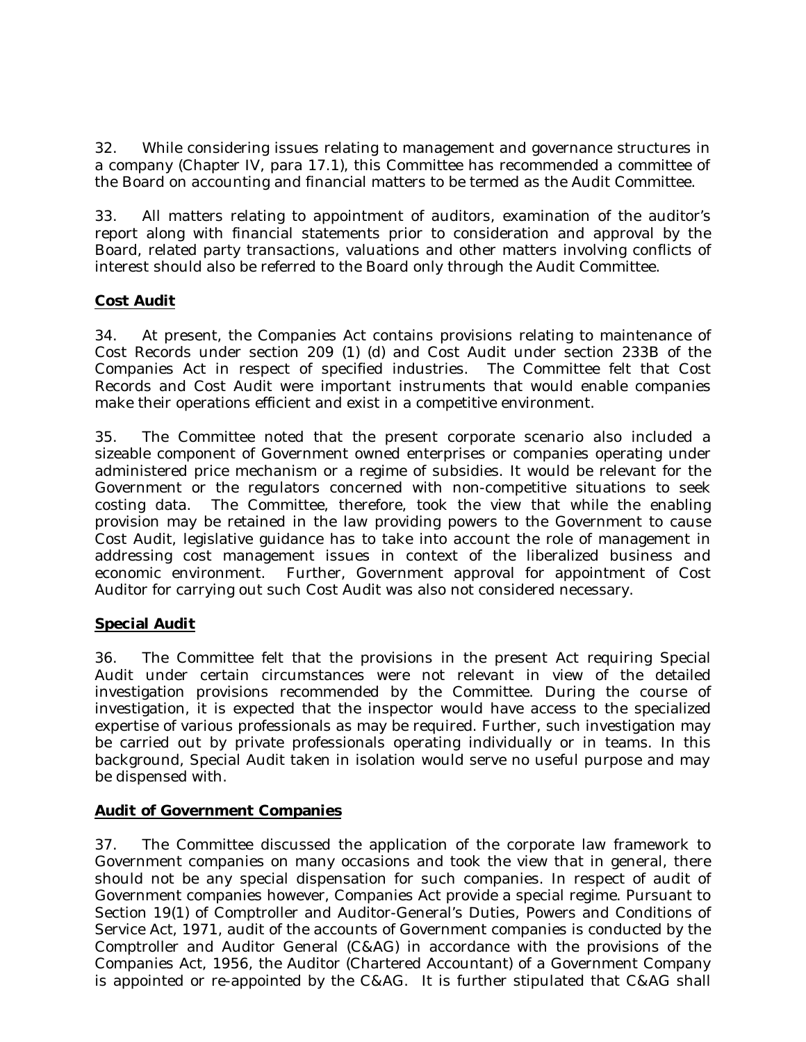32. While considering issues relating to management and governance structures in a company (Chapter IV, para 17.1), this Committee has recommended a committee of the Board on accounting and financial matters to be termed as the Audit Committee.

33. All matters relating to appointment of auditors, examination of the auditor's report along with financial statements prior to consideration and approval by the Board, related party transactions, valuations and other matters involving conflicts of interest should also be referred to the Board only through the Audit Committee.

**Cost Audit**

34. At present, the Companies Act contains provisions relating to maintenance of Cost Records under section 209 (1) (d) and Cost Audit under section 233B of the Companies Act in respect of specified industries. The Committee felt that Cost Records and Cost Audit were important instruments that would enable companies make their operations efficient and exist in a competitive environment.

35. The Committee noted that the present corporate scenario also included a sizeable component of Government owned enterprises or companies operating under administered price mechanism or a regime of subsidies. It would be relevant for the Government or the regulators concerned with non-competitive situations to seek costing data. The Committee, therefore, took the view that while the enabling provision may be retained in the law providing powers to the Government to cause Cost Audit, legislative guidance has to take into account the role of management in addressing cost management issues in context of the liberalized business and economic environment. Further, Government approval for appointment of Cost Auditor for carrying out such Cost Audit was also not considered necessary.

**Special Audit**

36. The Committee felt that the provisions in the present Act requiring Special Audit under certain circumstances were not relevant in view of the detailed investigation provisions recommended by the Committee. During the course of investigation, it is expected that the inspector would have access to the specialized expertise of various professionals as may be required. Further, such investigation may be carried out by private professionals operating individually or in teams. In this background, Special Audit taken in isolation would serve no useful purpose and may be dispensed with.

**Audit of Government Companies**

37. The Committee discussed the application of the corporate law framework to Government companies on many occasions and took the view that in general, there should not be any special dispensation for such companies. In respect of audit of Government companies however, Companies Act provide a special regime. Pursuant to Section 19(1) of Comptroller and Auditor-General's Duties, Powers and Conditions of Service Act, 1971, audit of the accounts of Government companies is conducted by the Comptroller and Auditor General (C&AG) in accordance with the provisions of the Companies Act, 1956, the Auditor (Chartered Accountant) of a Government Company is appointed or re-appointed by the C&AG. It is further stipulated that C&AG shall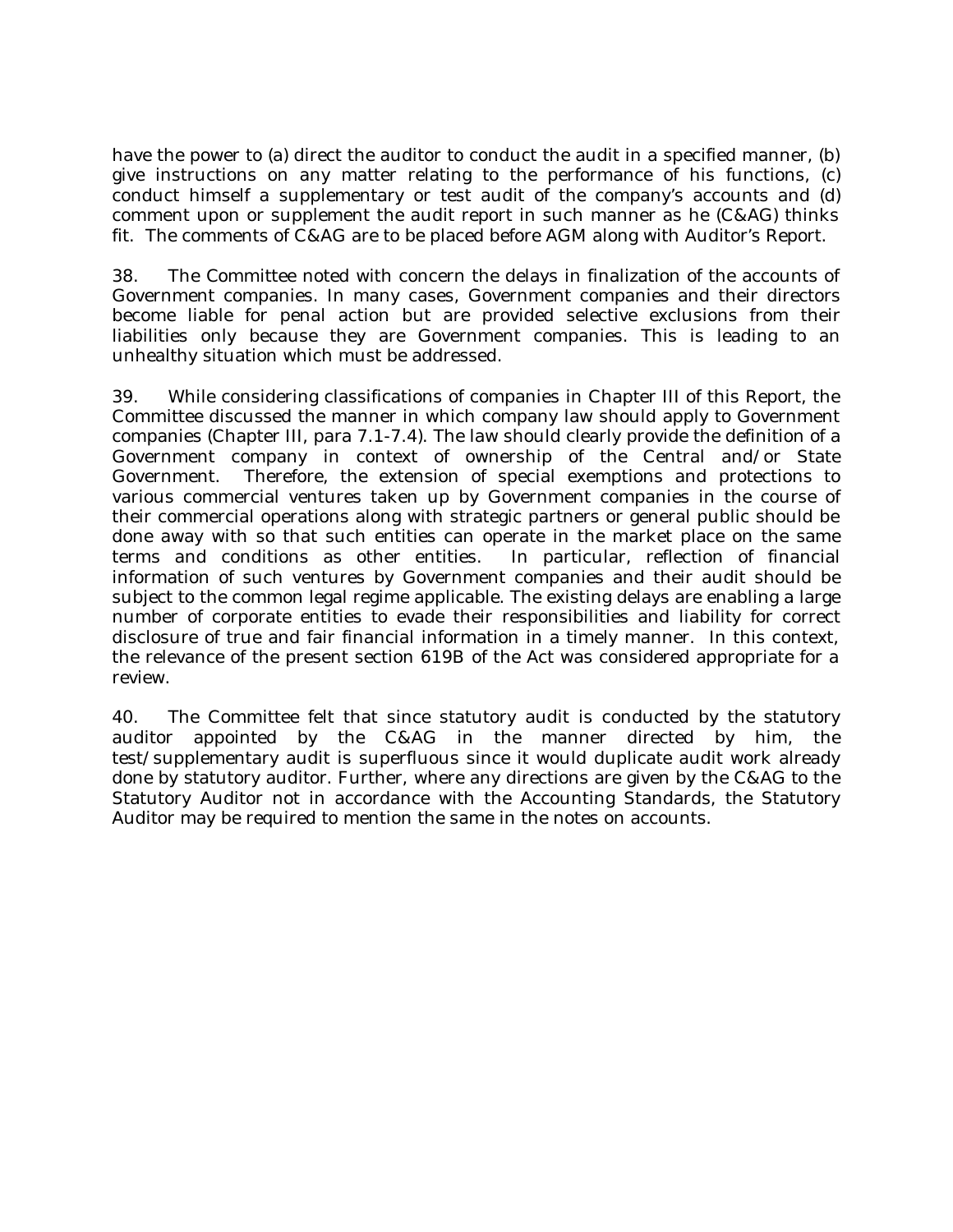have the power to (a) direct the auditor to conduct the audit in a specified manner, (b) give instructions on any matter relating to the performance of his functions, (c) conduct himself a supplementary or test audit of the company's accounts and (d) comment upon or supplement the audit report in such manner as he (C&AG) thinks fit. The comments of C&AG are to be placed before AGM along with Auditor's Report.

38. The Committee noted with concern the delays in finalization of the accounts of Government companies. In many cases, Government companies and their directors become liable for penal action but are provided selective exclusions from their liabilities only because they are Government companies. This is leading to an unhealthy situation which must be addressed.

39. While considering classifications of companies in Chapter III of this Report, the Committee discussed the manner in which company law should apply to Government companies (Chapter III, para 7.1-7.4). The law should clearly provide the definition of a Government company in context of ownership of the Central and/or State Government. Therefore, the extension of special exemptions and protections to various commercial ventures taken up by Government companies in the course of their commercial operations along with strategic partners or general public should be done away with so that such entities can operate in the market place on the same terms and conditions as other entities. In particular, reflection of financial information of such ventures by Government companies and their audit should be subject to the common legal regime applicable. The existing delays are enabling a large number of corporate entities to evade their responsibilities and liability for correct disclosure of true and fair financial information in a timely manner. In this context, the relevance of the present section 619B of the Act was considered appropriate for a review.

40. The Committee felt that since statutory audit is conducted by the statutory auditor appointed by the C&AG in the manner directed by him, the test/supplementary audit is superfluous since it would duplicate audit work already done by statutory auditor. Further, where any directions are given by the C&AG to the Statutory Auditor not in accordance with the Accounting Standards, the Statutory Auditor may be required to mention the same in the notes on accounts.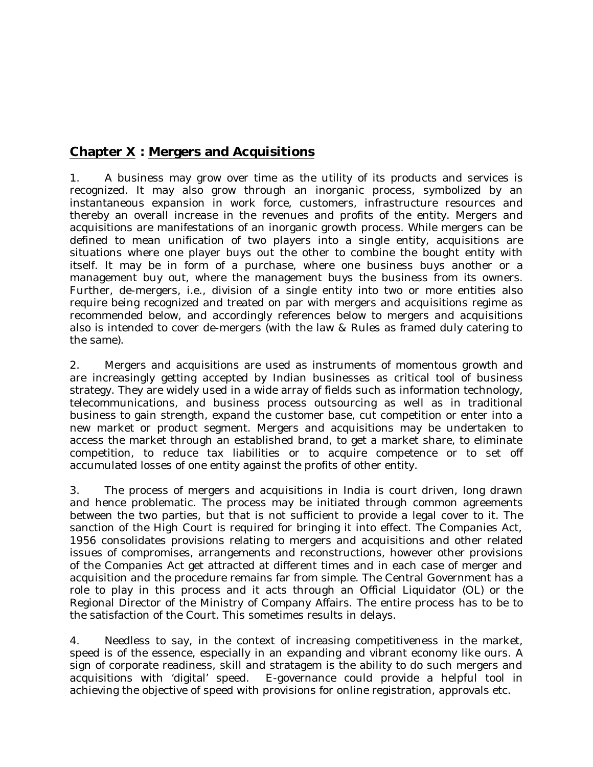## **Chapter X : Mergers and Acquisitions**

1. A business may grow over time as the utility of its products and services is recognized. It may also grow through an inorganic process, symbolized by an instantaneous expansion in work force, customers, infrastructure resources and thereby an overall increase in the revenues and profits of the entity. Mergers and acquisitions are manifestations of an inorganic growth process. While mergers can be defined to mean unification of two players into a single entity, acquisitions are situations where one player buys out the other to combine the bought entity with itself. It may be in form of a purchase, where one business buys another or a management buy out, where the management buys the business from its owners. Further, de-mergers, i.e., division of a single entity into two or more entities also require being recognized and treated on par with mergers and acquisitions regime as recommended below, and accordingly references below to mergers and acquisitions also is intended to cover de-mergers (with the law & Rules as framed duly catering to the same).

2. Mergers and acquisitions are used as instruments of momentous growth and are increasingly getting accepted by Indian businesses as critical tool of business strategy. They are widely used in a wide array of fields such as information technology, telecommunications, and business process outsourcing as well as in traditional business to gain strength, expand the customer base, cut competition or enter into a new market or product segment. Mergers and acquisitions may be undertaken to access the market through an established brand, to get a market share, to eliminate competition, to reduce tax liabilities or to acquire competence or to set off accumulated losses of one entity against the profits of other entity.

3. The process of mergers and acquisitions in India is court driven, long drawn and hence problematic. The process may be initiated through common agreements between the two parties, but that is not sufficient to provide a legal cover to it. The sanction of the High Court is required for bringing it into effect. The Companies Act, 1956 consolidates provisions relating to mergers and acquisitions and other related issues of compromises, arrangements and reconstructions, however other provisions of the Companies Act get attracted at different times and in each case of merger and acquisition and the procedure remains far from simple. The Central Government has a role to play in this process and it acts through an Official Liquidator (OL) or the Regional Director of the Ministry of Company Affairs. The entire process has to be to the satisfaction of the Court. This sometimes results in delays.

4. Needless to say, in the context of increasing competitiveness in the market, speed is of the essence, especially in an expanding and vibrant economy like ours. A sign of corporate readiness, skill and stratagem is the ability to do such mergers and acquisitions with 'digital' speed. E-governance could provide a helpful tool in achieving the objective of speed with provisions for online registration, approvals etc.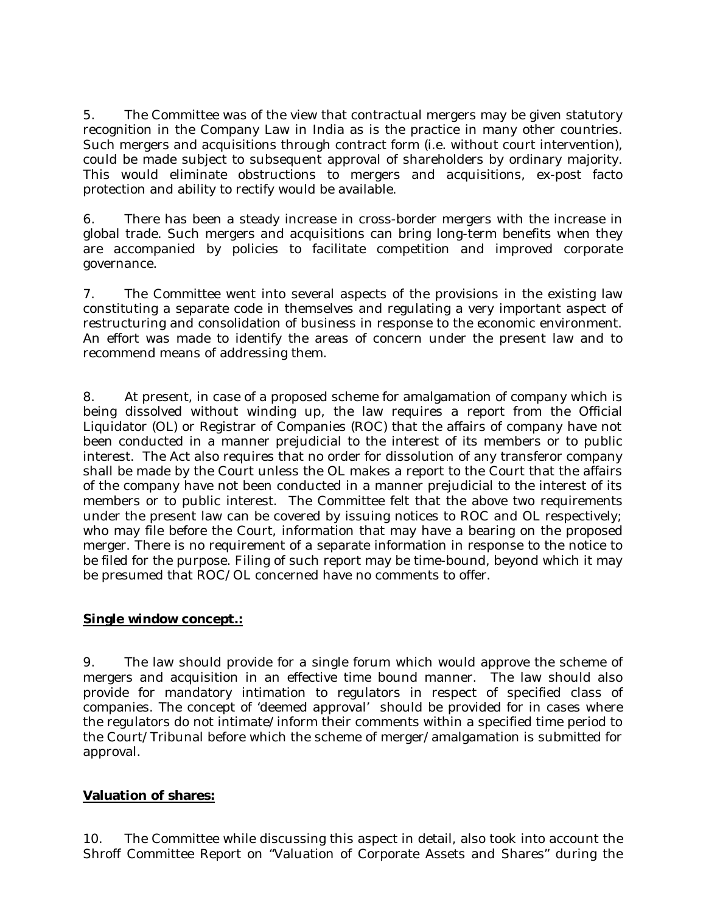5. The Committee was of the view that contractual mergers may be given statutory recognition in the Company Law in India as is the practice in many other countries. Such mergers and acquisitions through contract form (i.e. without court intervention), could be made subject to subsequent approval of shareholders by ordinary majority. This would eliminate obstructions to mergers and acquisitions, ex-post facto protection and ability to rectify would be available.

6. There has been a steady increase in cross-border mergers with the increase in global trade. Such mergers and acquisitions can bring long-term benefits when they are accompanied by policies to facilitate competition and improved corporate governance.

7. The Committee went into several aspects of the provisions in the existing law constituting a separate code in themselves and regulating a very important aspect of restructuring and consolidation of business in response to the economic environment. An effort was made to identify the areas of concern under the present law and to recommend means of addressing them.

8. At present, in case of a proposed scheme for amalgamation of company which is being dissolved without winding up, the law requires a report from the Official Liquidator (OL) or Registrar of Companies (ROC) that the affairs of company have not been conducted in a manner prejudicial to the interest of its members or to public interest. The Act also requires that no order for dissolution of any transferor company shall be made by the Court unless the OL makes a report to the Court that the affairs of the company have not been conducted in a manner prejudicial to the interest of its members or to public interest. The Committee felt that the above two requirements under the present law can be covered by issuing notices to ROC and OL respectively; who may file before the Court, information that may have a bearing on the proposed merger. There is no requirement of a separate information in response to the notice to be filed for the purpose. Filing of such report may be time-bound, beyond which it may be presumed that ROC/OL concerned have no comments to offer.

**Single window concept.:**

9. The law should provide for a single forum which would approve the scheme of mergers and acquisition in an effective time bound manner. The law should also provide for mandatory intimation to regulators in respect of specified class of companies. The concept of 'deemed approval' should be provided for in cases where the regulators do not intimate/inform their comments within a specified time period to the Court/Tribunal before which the scheme of merger/amalgamation is submitted for approval.

**Valuation of shares:**

10. The Committee while discussing this aspect in detail, also took into account the Shroff Committee Report on "Valuation of Corporate Assets and Shares" during the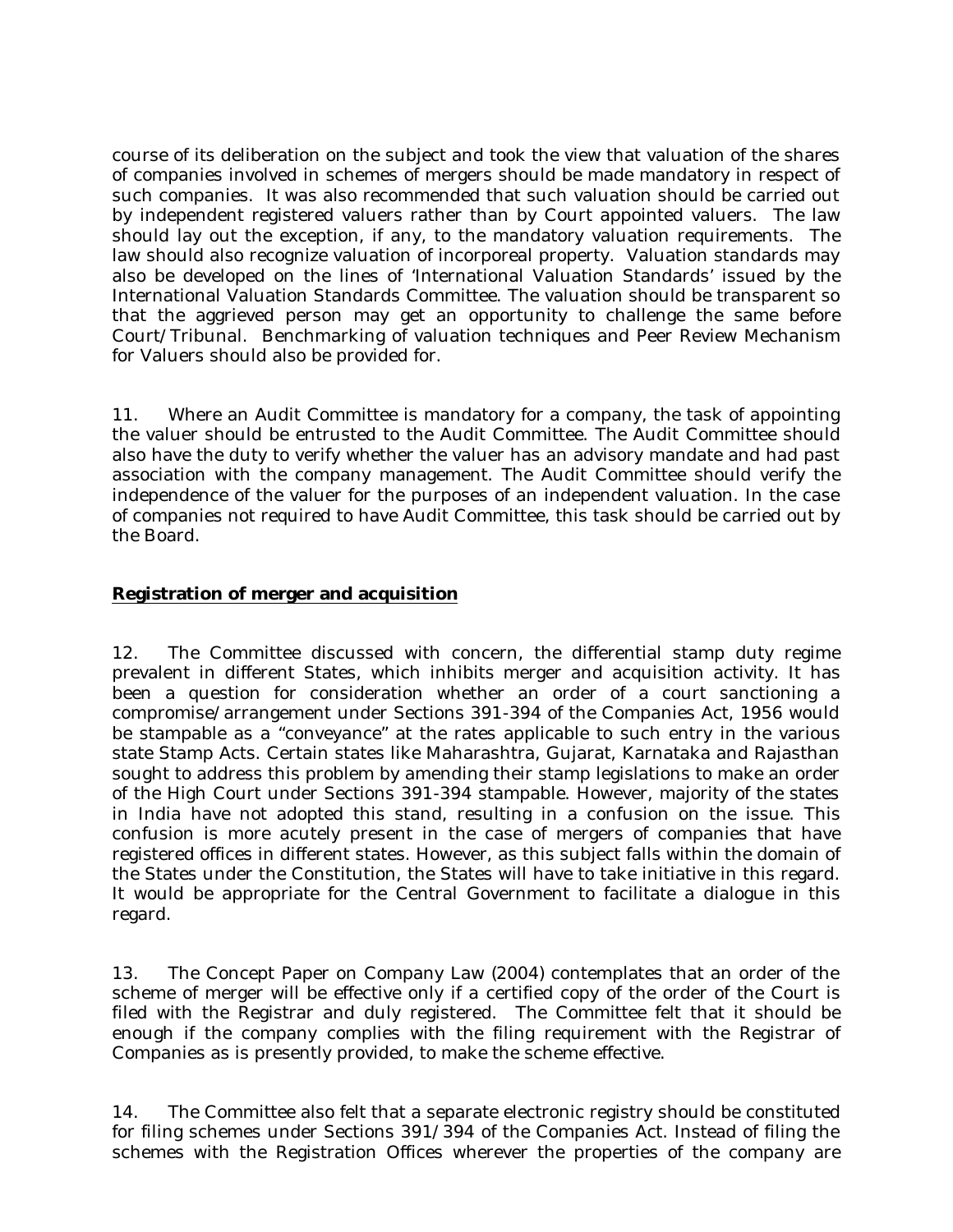course of its deliberation on the subject and took the view that valuation of the shares of companies involved in schemes of mergers should be made mandatory in respect of such companies. It was also recommended that such valuation should be carried out by independent registered valuers rather than by Court appointed valuers. The law should lay out the exception, if any, to the mandatory valuation requirements. The law should also recognize valuation of incorporeal property. Valuation standards may also be developed on the lines of 'International Valuation Standards' issued by the International Valuation Standards Committee. The valuation should be transparent so that the aggrieved person may get an opportunity to challenge the same before Court/Tribunal. Benchmarking of valuation techniques and Peer Review Mechanism for Valuers should also be provided for.

11. Where an Audit Committee is mandatory for a company, the task of appointing the valuer should be entrusted to the Audit Committee. The Audit Committee should also have the duty to verify whether the valuer has an advisory mandate and had past association with the company management. The Audit Committee should verify the independence of the valuer for the purposes of an independent valuation. In the case of companies not required to have Audit Committee, this task should be carried out by the Board.

**Registration of merger and acquisition**

12. The Committee discussed with concern, the differential stamp duty regime prevalent in different States, which inhibits merger and acquisition activity. It has been a question for consideration whether an order of a court sanctioning a compromise/arrangement under Sections 391-394 of the Companies Act, 1956 would be stampable as a "conveyance" at the rates applicable to such entry in the various state Stamp Acts. Certain states like Maharashtra, Gujarat, Karnataka and Rajasthan sought to address this problem by amending their stamp legislations to make an order of the High Court under Sections 391-394 stampable. However, majority of the states in India have not adopted this stand, resulting in a confusion on the issue. This confusion is more acutely present in the case of mergers of companies that have registered offices in different states. However, as this subject falls within the domain of the States under the Constitution, the States will have to take initiative in this regard. It would be appropriate for the Central Government to facilitate a dialogue in this regard.

13. The Concept Paper on Company Law (2004) contemplates that an order of the scheme of merger will be effective only if a certified copy of the order of the Court is filed with the Registrar and duly registered. The Committee felt that it should be enough if the company complies with the filing requirement with the Registrar of Companies as is presently provided, to make the scheme effective.

14. The Committee also felt that a separate electronic registry should be constituted for filing schemes under Sections 391/394 of the Companies Act. Instead of filing the schemes with the Registration Offices wherever the properties of the company are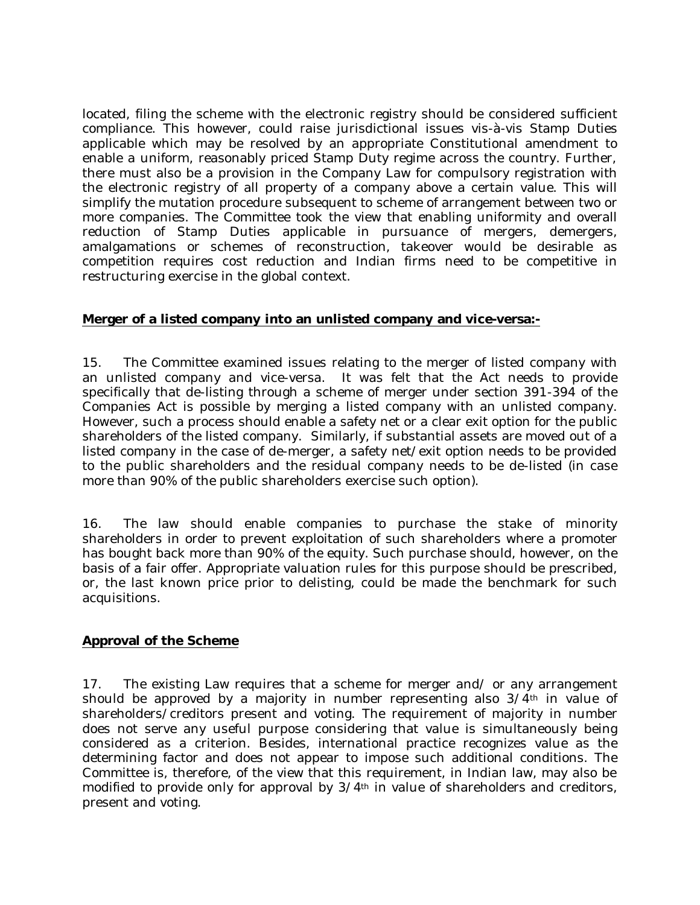located, filing the scheme with the electronic registry should be considered sufficient compliance. This however, could raise jurisdictional issues vis-à-vis Stamp Duties applicable which may be resolved by an appropriate Constitutional amendment to enable a uniform, reasonably priced Stamp Duty regime across the country. Further, there must also be a provision in the Company Law for compulsory registration with the electronic registry of all property of a company above a certain value. This will simplify the mutation procedure subsequent to scheme of arrangement between two or more companies. The Committee took the view that enabling uniformity and overall reduction of Stamp Duties applicable in pursuance of mergers, demergers, amalgamations or schemes of reconstruction, takeover would be desirable as competition requires cost reduction and Indian firms need to be competitive in restructuring exercise in the global context.

**Merger of a listed company into an unlisted company and vice-versa:-**

15. The Committee examined issues relating to the merger of listed company with an unlisted company and vice-versa. It was felt that the Act needs to provide specifically that de-listing through a scheme of merger under section 391-394 of the Companies Act is possible by merging a listed company with an unlisted company. However, such a process should enable a safety net or a clear exit option for the public shareholders of the listed company. Similarly, if substantial assets are moved out of a listed company in the case of de-merger, a safety net/exit option needs to be provided to the public shareholders and the residual company needs to be de-listed (in case more than 90% of the public shareholders exercise such option).

16. The law should enable companies to purchase the stake of minority shareholders in order to prevent exploitation of such shareholders where a promoter has bought back more than 90% of the equity. Such purchase should, however, on the basis of a fair offer. Appropriate valuation rules for this purpose should be prescribed, or, the last known price prior to delisting, could be made the benchmark for such acquisitions.

**Approval of the Scheme**

17. The existing Law requires that a scheme for merger and/ or any arrangement should be approved by a majority in number representing also 3/4th in value of shareholders/creditors present and voting. The requirement of majority in number does not serve any useful purpose considering that value is simultaneously being considered as a criterion. Besides, international practice recognizes value as the determining factor and does not appear to impose such additional conditions. The Committee is, therefore, of the view that this requirement, in Indian law, may also be modified to provide only for approval by 3/4th in value of shareholders and creditors, present and voting.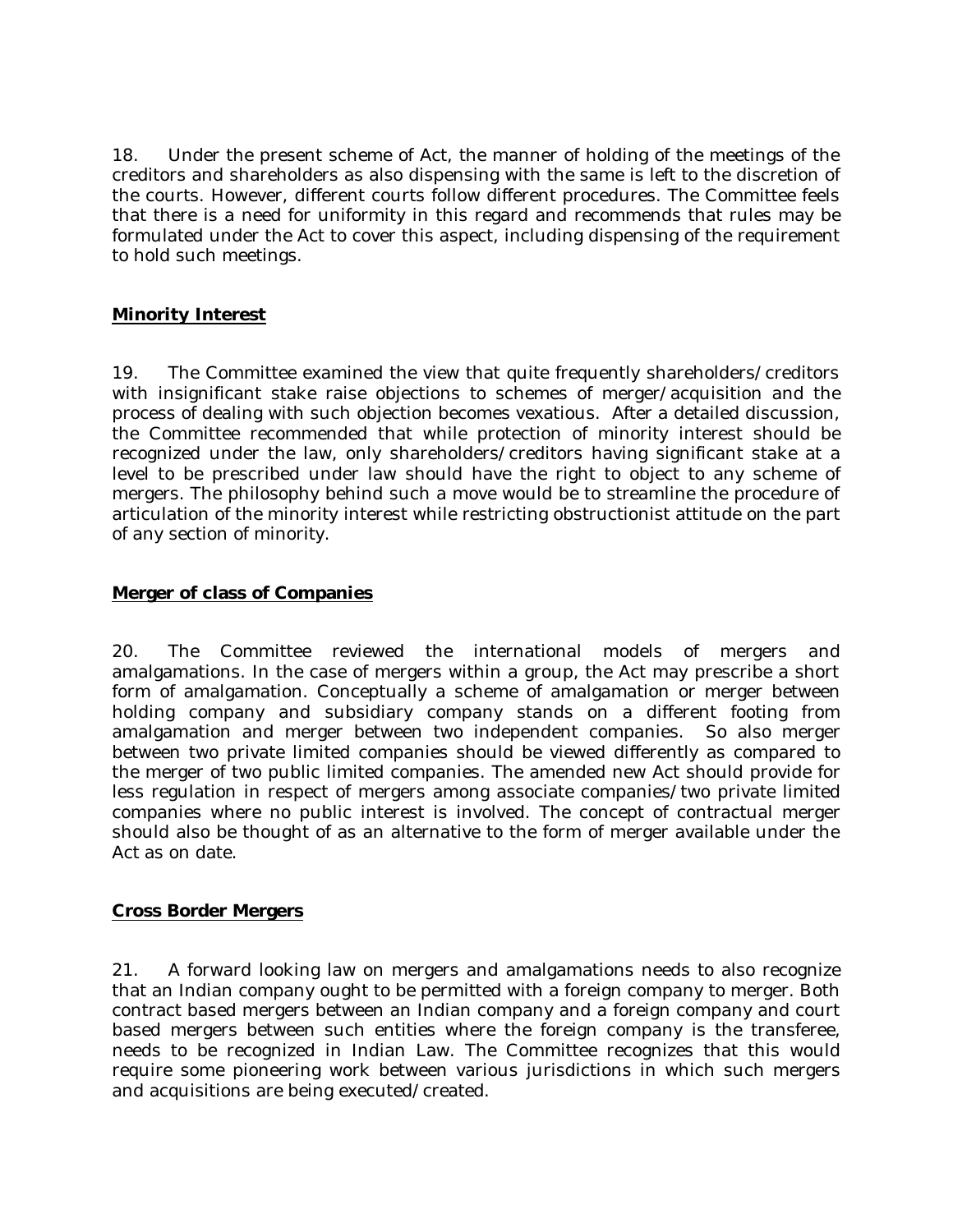18. Under the present scheme of Act, the manner of holding of the meetings of the creditors and shareholders as also dispensing with the same is left to the discretion of the courts. However, different courts follow different procedures. The Committee feels that there is a need for uniformity in this regard and recommends that rules may be formulated under the Act to cover this aspect, including dispensing of the requirement to hold such meetings.

**Minority Interest**

19. The Committee examined the view that quite frequently shareholders/creditors with insignificant stake raise objections to schemes of merger/acquisition and the process of dealing with such objection becomes vexatious. After a detailed discussion, the Committee recommended that while protection of minority interest should be recognized under the law, only shareholders/creditors having significant stake at a level to be prescribed under law should have the right to object to any scheme of mergers. The philosophy behind such a move would be to streamline the procedure of articulation of the minority interest while restricting obstructionist attitude on the part of any section of minority.

**Merger of class of Companies**

20. The Committee reviewed the international models of mergers and amalgamations. In the case of mergers within a group, the Act may prescribe a short form of amalgamation. Conceptually a scheme of amalgamation or merger between holding company and subsidiary company stands on a different footing from amalgamation and merger between two independent companies. So also merger between two private limited companies should be viewed differently as compared to the merger of two public limited companies. The amended new Act should provide for less regulation in respect of mergers among associate companies/two private limited companies where no public interest is involved. The concept of contractual merger should also be thought of as an alternative to the form of merger available under the Act as on date.

**Cross Border Mergers**

21. A forward looking law on mergers and amalgamations needs to also recognize that an Indian company ought to be permitted with a foreign company to merger. Both contract based mergers between an Indian company and a foreign company and court based mergers between such entities where the foreign company is the transferee, needs to be recognized in Indian Law. The Committee recognizes that this would require some pioneering work between various jurisdictions in which such mergers and acquisitions are being executed/created.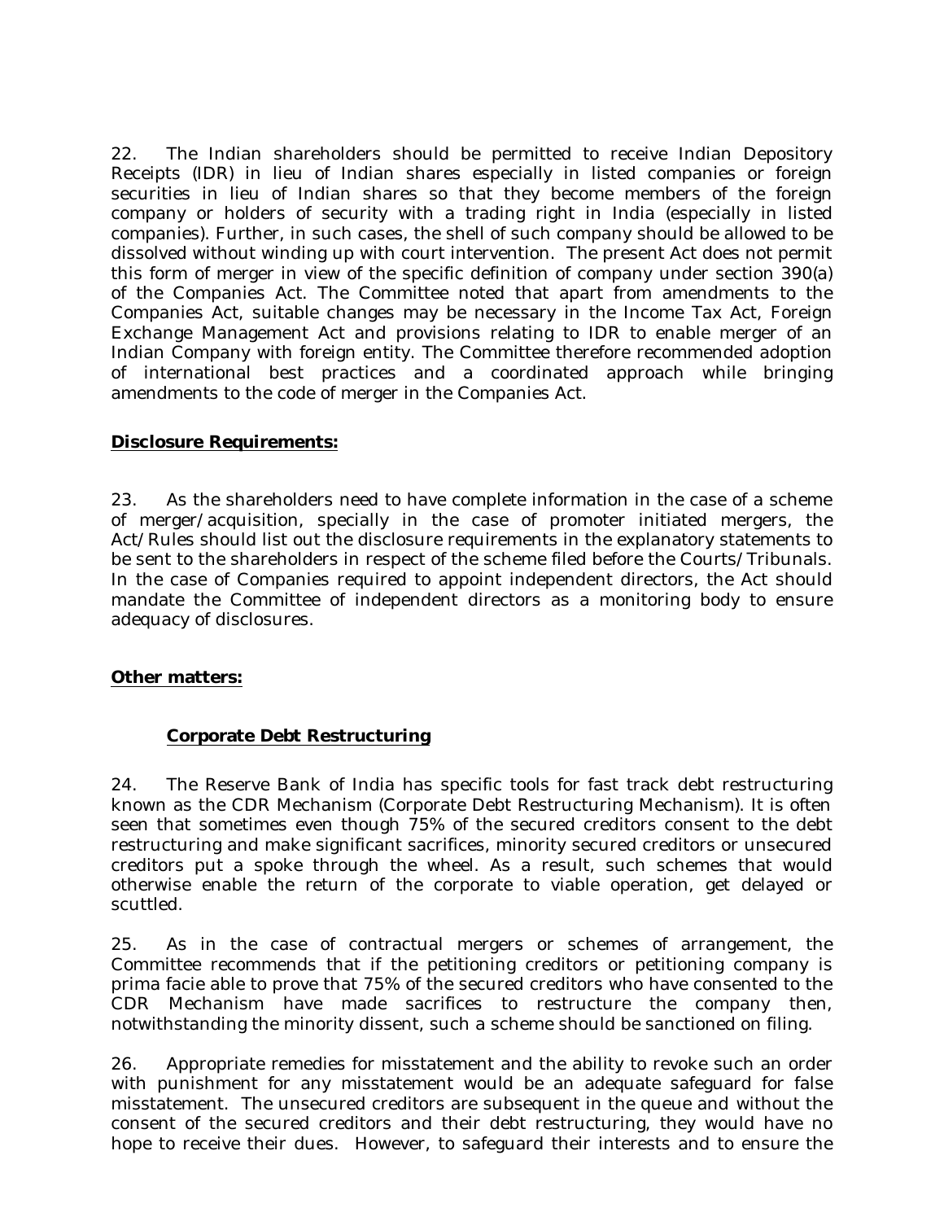22. The Indian shareholders should be permitted to receive Indian Depository Receipts (IDR) in lieu of Indian shares especially in listed companies or foreign securities in lieu of Indian shares so that they become members of the foreign company or holders of security with a trading right in India (especially in listed companies). Further, in such cases, the shell of such company should be allowed to be dissolved without winding up with court intervention. The present Act does not permit this form of merger in view of the specific definition of company under section 390(a) of the Companies Act. The Committee noted that apart from amendments to the Companies Act, suitable changes may be necessary in the Income Tax Act, Foreign Exchange Management Act and provisions relating to IDR to enable merger of an Indian Company with foreign entity. The Committee therefore recommended adoption of international best practices and a coordinated approach while bringing amendments to the code of merger in the Companies Act.

**Disclosure Requirements:**

23. As the shareholders need to have complete information in the case of a scheme of merger/acquisition, specially in the case of promoter initiated mergers, the Act/Rules should list out the disclosure requirements in the explanatory statements to be sent to the shareholders in respect of the scheme filed before the Courts/Tribunals. In the case of Companies required to appoint independent directors, the Act should mandate the Committee of independent directors as a monitoring body to ensure adequacy of disclosures.

**Other matters:**

**Corporate Debt Restructuring**

24. The Reserve Bank of India has specific tools for fast track debt restructuring known as the CDR Mechanism (Corporate Debt Restructuring Mechanism). It is often seen that sometimes even though 75% of the secured creditors consent to the debt restructuring and make significant sacrifices, minority secured creditors or unsecured creditors put a spoke through the wheel. As a result, such schemes that would otherwise enable the return of the corporate to viable operation, get delayed or scuttled.

25. As in the case of contractual mergers or schemes of arrangement, the Committee recommends that if the petitioning creditors or petitioning company is prima facie able to prove that 75% of the secured creditors who have consented to the CDR Mechanism have made sacrifices to restructure the company then, notwithstanding the minority dissent, such a scheme should be sanctioned on filing.

26. Appropriate remedies for misstatement and the ability to revoke such an order with punishment for any misstatement would be an adequate safeguard for false misstatement. The unsecured creditors are subsequent in the queue and without the consent of the secured creditors and their debt restructuring, they would have no hope to receive their dues. However, to safeguard their interests and to ensure the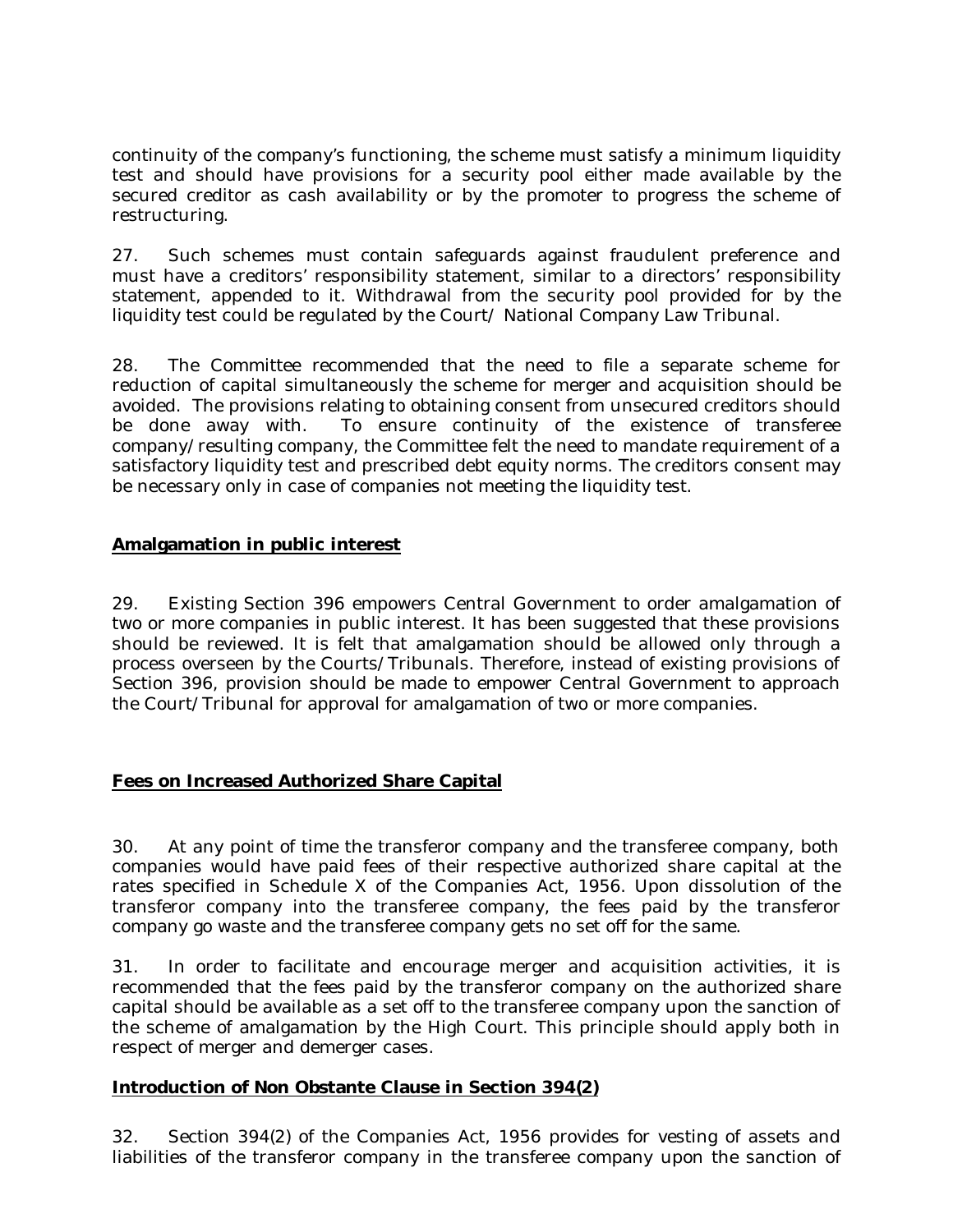continuity of the company's functioning, the scheme must satisfy a minimum liquidity test and should have provisions for a security pool either made available by the secured creditor as cash availability or by the promoter to progress the scheme of restructuring.

27. Such schemes must contain safeguards against fraudulent preference and must have a creditors' responsibility statement, similar to a directors' responsibility statement, appended to it. Withdrawal from the security pool provided for by the liquidity test could be regulated by the Court/ National Company Law Tribunal.

28. The Committee recommended that the need to file a separate scheme for reduction of capital simultaneously the scheme for merger and acquisition should be avoided. The provisions relating to obtaining consent from unsecured creditors should be done away with. To ensure continuity of the existence of transferee company/resulting company, the Committee felt the need to mandate requirement of a satisfactory liquidity test and prescribed debt equity norms. The creditors consent may be necessary only in case of companies not meeting the liquidity test.

**Amalgamation in public interest**

29. Existing Section 396 empowers Central Government to order amalgamation of two or more companies in public interest. It has been suggested that these provisions should be reviewed. It is felt that amalgamation should be allowed only through a process overseen by the Courts/Tribunals. Therefore, instead of existing provisions of Section 396, provision should be made to empower Central Government to approach the Court/Tribunal for approval for amalgamation of two or more companies.

**Fees on Increased Authorized Share Capital**

30. At any point of time the transferor company and the transferee company, both companies would have paid fees of their respective authorized share capital at the rates specified in Schedule X of the Companies Act, 1956. Upon dissolution of the transferor company into the transferee company, the fees paid by the transferor company go waste and the transferee company gets no set off for the same.

31. In order to facilitate and encourage merger and acquisition activities, it is recommended that the fees paid by the transferor company on the authorized share capital should be available as a set off to the transferee company upon the sanction of the scheme of amalgamation by the High Court. This principle should apply both in respect of merger and demerger cases.

**Introduction of Non Obstante Clause in Section 394(2)**

32. Section 394(2) of the Companies Act, 1956 provides for vesting of assets and liabilities of the transferor company in the transferee company upon the sanction of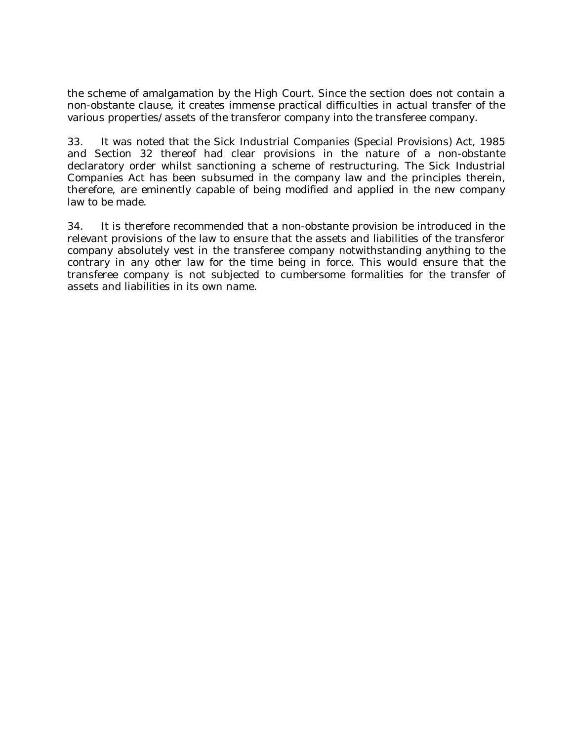the scheme of amalgamation by the High Court. Since the section does not contain a non-obstante clause, it creates immense practical difficulties in actual transfer of the various properties/assets of the transferor company into the transferee company.

33. It was noted that the Sick Industrial Companies (Special Provisions) Act, 1985 and Section 32 thereof had clear provisions in the nature of a non-obstante declaratory order whilst sanctioning a scheme of restructuring. The Sick Industrial Companies Act has been subsumed in the company law and the principles therein, therefore, are eminently capable of being modified and applied in the new company law to be made.

34. It is therefore recommended that a non-obstante provision be introduced in the relevant provisions of the law to ensure that the assets and liabilities of the transferor company absolutely vest in the transferee company notwithstanding anything to the contrary in any other law for the time being in force. This would ensure that the transferee company is not subjected to cumbersome formalities for the transfer of assets and liabilities in its own name.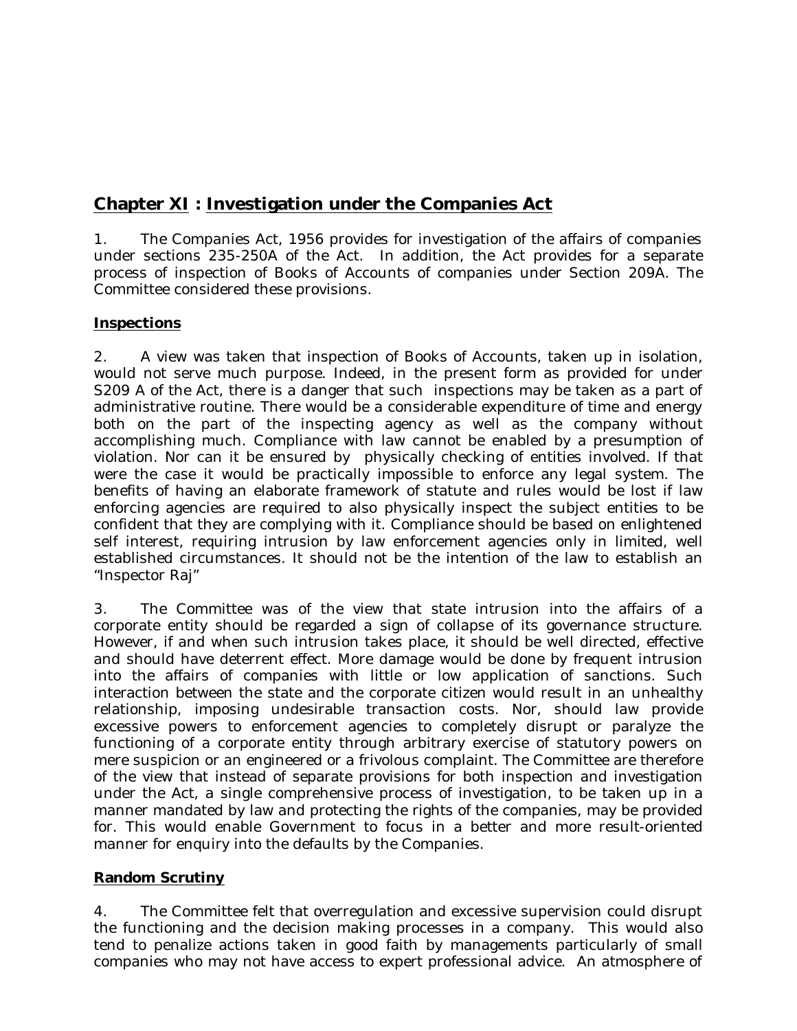## Chapter XI : Investigation under the Companies Act

1. The Companies Act, 1956 provides for investigation of the affairs of companies under sections 235-250A of the Act. In addition, the Act provides for a separate process of inspection of Books of Accounts of companies under Section 209A. The Committee considered these provisions.

### Inspections

2. A view was taken that inspection of Books of Accounts, taken up in isolation, would not serve much purpose. Indeed, in the present form as provided for under S209 A of the Act, there is a danger that such inspections may be taken as a part of administrative routine. There would be a considerable expenditure of time and energy both on the part of the inspecting agency as well as the company without accomplishing much. Compliance with law cannot be enabled by a presumption of violation. Nor can it be ensured by physically checking of entities involved. If that were the case it would be practically impossible to enforce any legal system. The benefits of having an elaborate framework of statute and rules would be lost if law enforcing agencies are required to also physically inspect the subject entities to be confident that they are complying with it. Compliance should be based on enlightened self interest, requiring intrusion by law enforcement agencies only in limited, well established circumstances. It should not be the intention of the law to establish an "Inspector Raj"

3. The Committee was of the view that state intrusion into the affairs of a corporate entity should be regarded a sign of collapse of its governance structure. However, if and when such intrusion takes place, it should be well directed, effective and should have deterrent effect. More damage would be done by frequent intrusion into the affairs of companies with little or low application of sanctions. Such interaction between the state and the corporate citizen would result in an unhealthy relationship, imposing undesirable transaction costs. Nor, should law provide excessive powers to enforcement agencies to completely disrupt or paralyze the functioning of a corporate entity through arbitrary exercise of statutory powers on mere suspicion or an engineered or a frivolous complaint. The Committee are therefore of the view that instead of separate provisions for both inspection and investigation under the Act, a single comprehensive process of investigation, to be taken up in a manner mandated by law and protecting the rights of the companies, may be provided for. This would enable Government to focus in a better and more result-oriented manner for enquiry into the defaults by the Companies.

### Random Scrutiny

4. The Committee felt that overregulation and excessive supervision could disrupt the functioning and the decision making processes in a company. This would also tend to penalize actions taken in good faith by managements particularly of small companies who may not have access to expert professional advice. An atmosphere of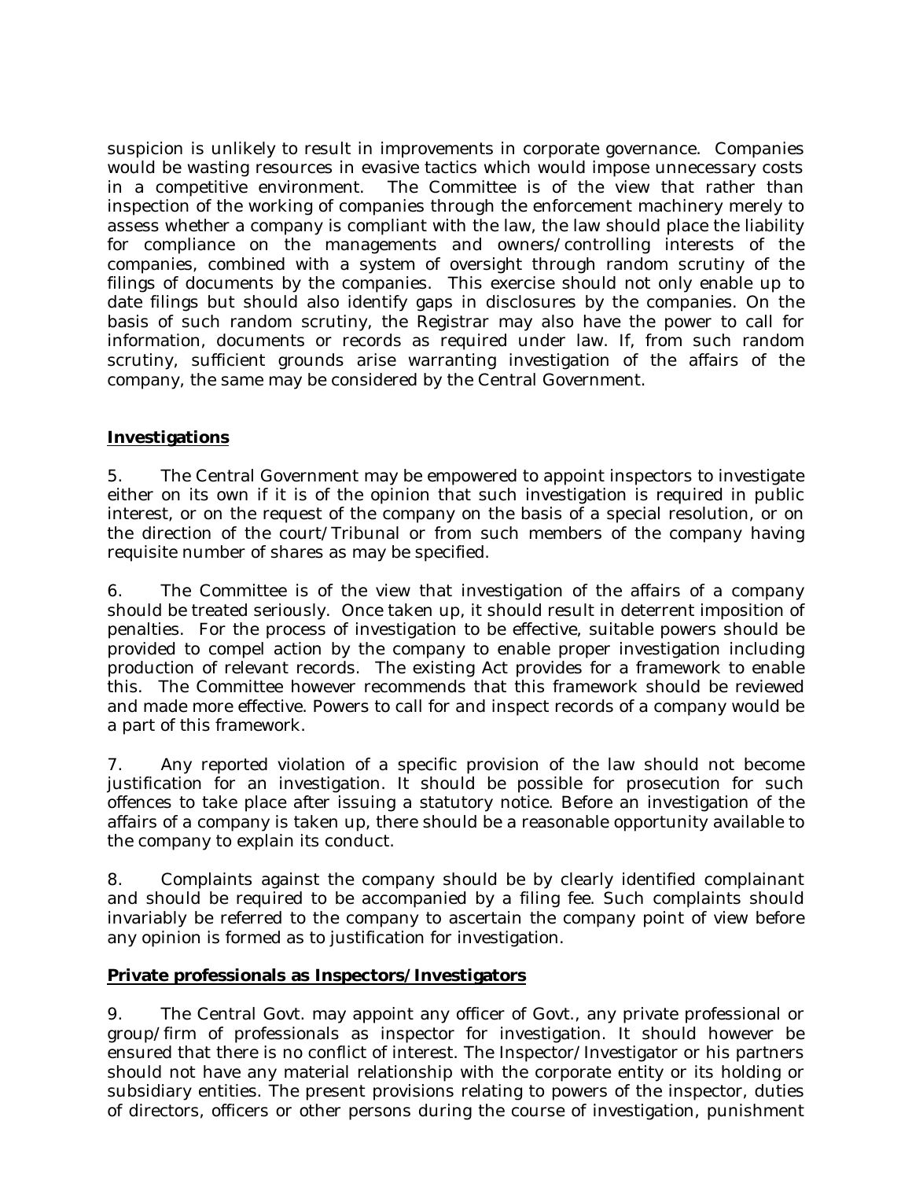suspicion is unlikely to result in improvements in corporate governance. Companies would be wasting resources in evasive tactics which would impose unnecessary costs in a competitive environment. The Committee is of the view that rather than inspection of the working of companies through the enforcement machinery merely to assess whether a company is compliant with the law, the law should place the liability for compliance on the managements and owners/controlling interests of the companies, combined with a system of oversight through random scrutiny of the filings of documents by the companies. This exercise should not only enable up to date filings but should also identify gaps in disclosures by the companies. On the basis of such random scrutiny, the Registrar may also have the power to call for information, documents or records as required under law. If, from such random scrutiny, sufficient grounds arise warranting investigation of the affairs of the company, the same may be considered by the Central Government.

**Investigations**

5. The Central Government may be empowered to appoint inspectors to investigate either on its own if it is of the opinion that such investigation is required in public interest, or on the request of the company on the basis of a special resolution, or on the direction of the court/Tribunal or from such members of the company having requisite number of shares as may be specified.

6. The Committee is of the view that investigation of the affairs of a company should be treated seriously. Once taken up, it should result in deterrent imposition of penalties. For the process of investigation to be effective, suitable powers should be provided to compel action by the company to enable proper investigation including production of relevant records. The existing Act provides for a framework to enable this. The Committee however recommends that this framework should be reviewed and made more effective. Powers to call for and inspect records of a company would be a part of this framework.

7. Any reported violation of a specific provision of the law should not become justification for an investigation. It should be possible for prosecution for such offences to take place after issuing a statutory notice. Before an investigation of the affairs of a company is taken up, there should be a reasonable opportunity available to the company to explain its conduct.

8. Complaints against the company should be by clearly identified complainant and should be required to be accompanied by a filing fee. Such complaints should invariably be referred to the company to ascertain the company point of view before any opinion is formed as to justification for investigation.

**Private professionals as Inspectors/Investigators**

9. The Central Govt. may appoint any officer of Govt., any private professional or group/firm of professionals as inspector for investigation. It should however be ensured that there is no conflict of interest. The Inspector/Investigator or his partners should not have any material relationship with the corporate entity or its holding or subsidiary entities. The present provisions relating to powers of the inspector, duties of directors, officers or other persons during the course of investigation, punishment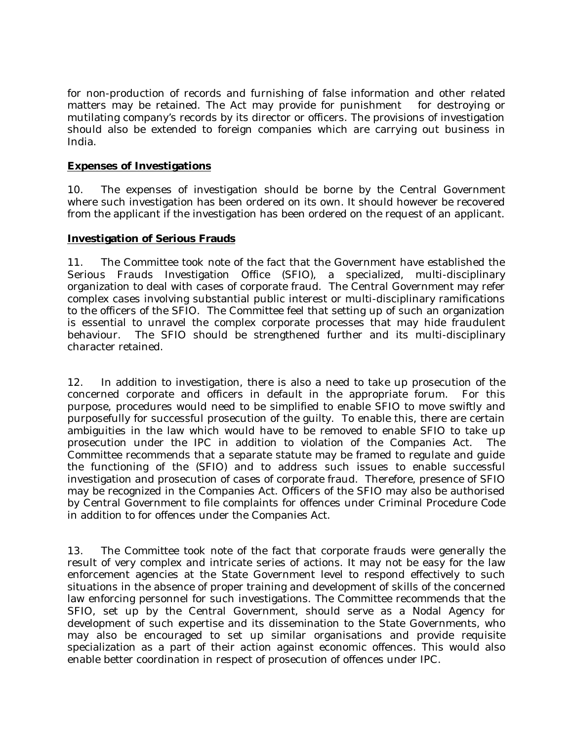for non-production of records and furnishing of false information and other related matters may be retained. The Act may provide for punishment for destroying or mutilating company's records by its director or officers. The provisions of investigation should also be extended to foreign companies which are carrying out business in India.

**Expenses of Investigations**

10. The expenses of investigation should be borne by the Central Government where such investigation has been ordered on its own. It should however be recovered from the applicant if the investigation has been ordered on the request of an applicant.

**Investigation of Serious Frauds**

11. The Committee took note of the fact that the Government have established the Serious Frauds Investigation Office (SFIO), a specialized, multi-disciplinary organization to deal with cases of corporate fraud. The Central Government may refer complex cases involving substantial public interest or multi-disciplinary ramifications to the officers of the SFIO. The Committee feel that setting up of such an organization is essential to unravel the complex corporate processes that may hide fraudulent behaviour. The SFIO should be strengthened further and its multi-disciplinary character retained.

12. In addition to investigation, there is also a need to take up prosecution of the concerned corporate and officers in default in the appropriate forum. For this purpose, procedures would need to be simplified to enable SFIO to move swiftly and purposefully for successful prosecution of the guilty. To enable this, there are certain ambiguities in the law which would have to be removed to enable SFIO to take up prosecution under the IPC in addition to violation of the Companies Act. The Committee recommends that a separate statute may be framed to regulate and guide the functioning of the (SFIO) and to address such issues to enable successful investigation and prosecution of cases of corporate fraud. Therefore, presence of SFIO may be recognized in the Companies Act. Officers of the SFIO may also be authorised by Central Government to file complaints for offences under Criminal Procedure Code in addition to for offences under the Companies Act.

13. The Committee took note of the fact that corporate frauds were generally the result of very complex and intricate series of actions. It may not be easy for the law enforcement agencies at the State Government level to respond effectively to such situations in the absence of proper training and development of skills of the concerned law enforcing personnel for such investigations. The Committee recommends that the SFIO, set up by the Central Government, should serve as a Nodal Agency for development of such expertise and its dissemination to the State Governments, who may also be encouraged to set up similar organisations and provide requisite specialization as a part of their action against economic offences. This would also enable better coordination in respect of prosecution of offences under IPC.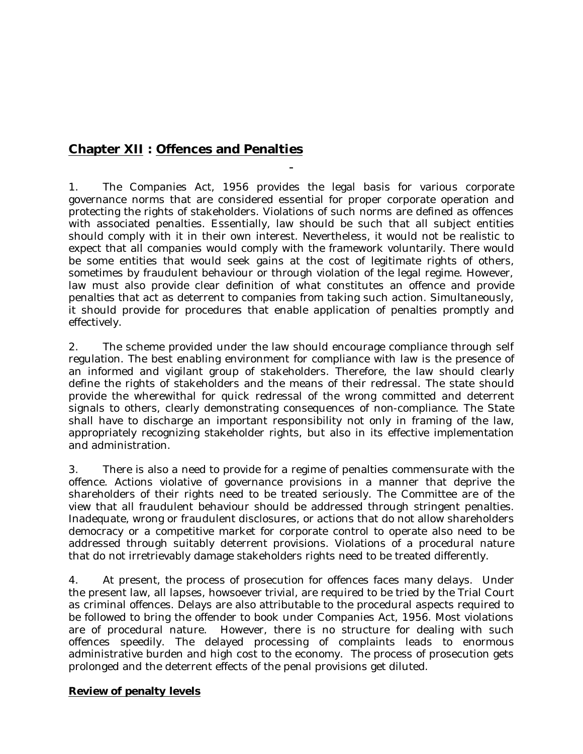## Chapter XII : Offences and Penalties

1. The Companies Act, 1956 provides the legal basis for various corporate governance norms that are considered essential for proper corporate operation and protecting the rights of stakeholders. Violations of such norms are defined as offences with associated penalties. Essentially, law should be such that all subject entities should comply with it in their own interest. Nevertheless, it would not be realistic to expect that all companies would comply with the framework voluntarily. There would be some entities that would seek gains at the cost of legitimate rights of others, sometimes by fraudulent behaviour or through violation of the legal regime. However, law must also provide clear definition of what constitutes an offence and provide penalties that act as deterrent to companies from taking such action. Simultaneously, it should provide for procedures that enable application of penalties promptly and effectively.

2. The scheme provided under the law should encourage compliance through self regulation. The best enabling environment for compliance with law is the presence of an informed and vigilant group of stakeholders. Therefore, the law should clearly define the rights of stakeholders and the means of their redressal. The state should provide the wherewithal for quick redressal of the wrong committed and deterrent signals to others, clearly demonstrating consequences of non-compliance. The State shall have to discharge an important responsibility not only in framing of the law, appropriately recognizing stakeholder rights, but also in its effective implementation and administration.

3. There is also a need to provide for a regime of penalties commensurate with the offence. Actions violative of governance provisions in a manner that deprive the shareholders of their rights need to be treated seriously. The Committee are of the view that all fraudulent behaviour should be addressed through stringent penalties. Inadequate, wrong or fraudulent disclosures, or actions that do not allow shareholders democracy or a competitive market for corporate control to operate also need to be addressed through suitably deterrent provisions. Violations of a procedural nature that do not irretrievably damage stakeholders rights need to be treated differently.

4. At present, the process of prosecution for offences faces many delays. Under the present law, all lapses, howsoever trivial, are required to be tried by the Trial Court as criminal offences. Delays are also attributable to the procedural aspects required to be followed to bring the offender to book under Companies Act, 1956. Most violations are of procedural nature. However, there is no structure for dealing with such offences speedily. The delayed processing of complaints leads to enormous administrative burden and high cost to the economy. The process of prosecution gets prolonged and the deterrent effects of the penal provisions get diluted.

### Review of penalty levels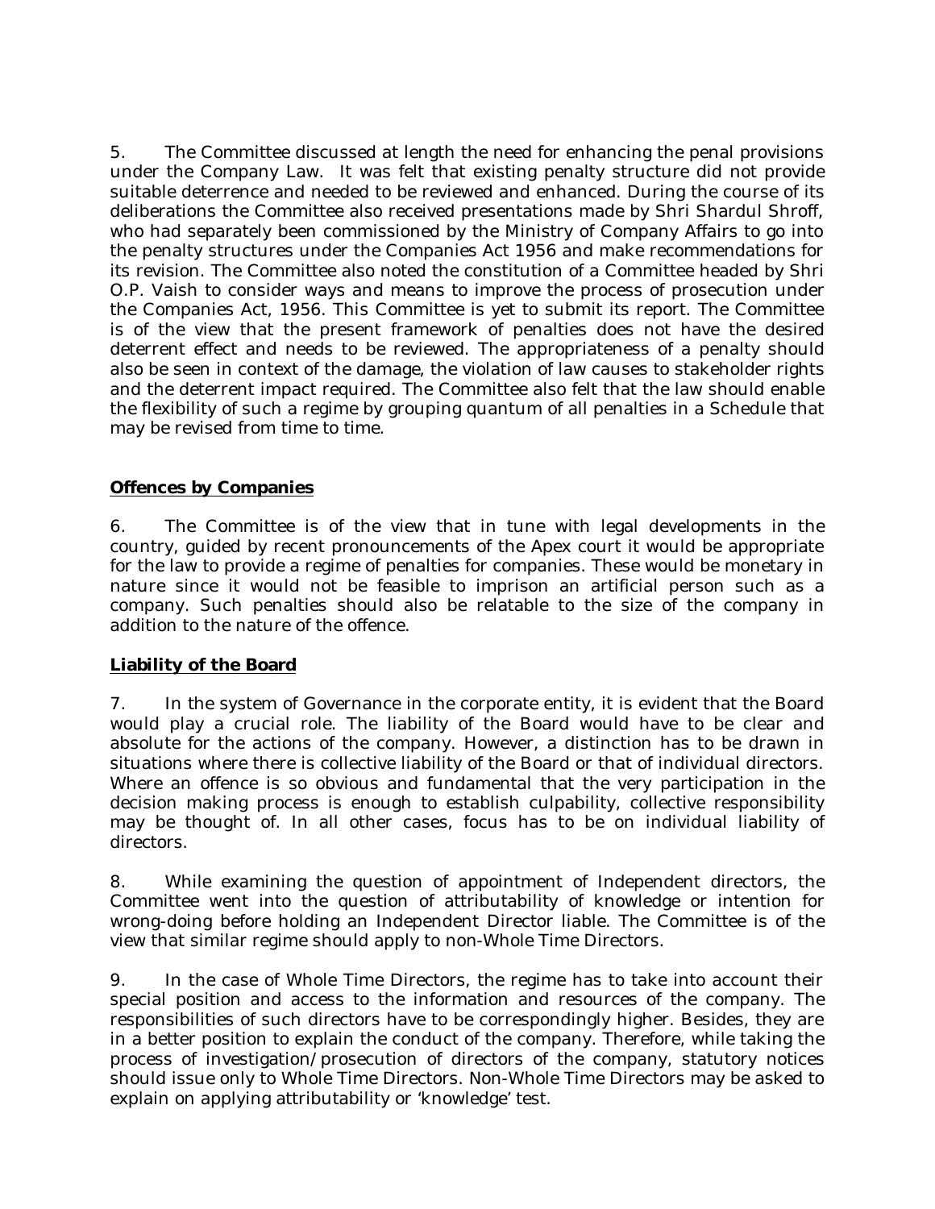5. The Committee discussed at length the need for enhancing the penal provisions under the Company Law. It was felt that existing penalty structure did not provide suitable deterrence and needed to be reviewed and enhanced. During the course of its deliberations the Committee also received presentations made by Shri Shardul Shroff, who had separately been commissioned by the Ministry of Company Affairs to go into the penalty structures under the Companies Act 1956 and make recommendations for its revision. The Committee also noted the constitution of a Committee headed by Shri O.P. Vaish to consider ways and means to improve the process of prosecution under the Companies Act, 1956. This Committee is yet to submit its report. The Committee is of the view that the present framework of penalties does not have the desired deterrent effect and needs to be reviewed. The appropriateness of a penalty should also be seen in context of the damage, the violation of law causes to stakeholder rights and the deterrent impact required. The Committee also felt that the law should enable the flexibility of such a regime by grouping quantum of all penalties in a Schedule that may be revised from time to time.

**Offences by Companies**

6. The Committee is of the view that in tune with legal developments in the country, guided by recent pronouncements of the Apex court it would be appropriate for the law to provide a regime of penalties for companies. These would be monetary in nature since it would not be feasible to imprison an artificial person such as a company. Such penalties should also be relatable to the size of the company in addition to the nature of the offence.

**Liability of the Board**

7. In the system of Governance in the corporate entity, it is evident that the Board would play a crucial role. The liability of the Board would have to be clear and absolute for the actions of the company. However, a distinction has to be drawn in situations where there is collective liability of the Board or that of individual directors. Where an offence is so obvious and fundamental that the very participation in the decision making process is enough to establish culpability, collective responsibility may be thought of. In all other cases, focus has to be on individual liability of directors.

8. While examining the question of appointment of Independent directors, the Committee went into the question of attributability of knowledge or intention for wrong-doing before holding an Independent Director liable. The Committee is of the view that similar regime should apply to non-Whole Time Directors.

9. In the case of Whole Time Directors, the regime has to take into account their special position and access to the information and resources of the company. The responsibilities of such directors have to be correspondingly higher. Besides, they are in a better position to explain the conduct of the company. Therefore, while taking the process of investigation/prosecution of directors of the company, statutory notices should issue only to Whole Time Directors. Non-Whole Time Directors may be asked to explain on applying attributability or 'knowledge' test.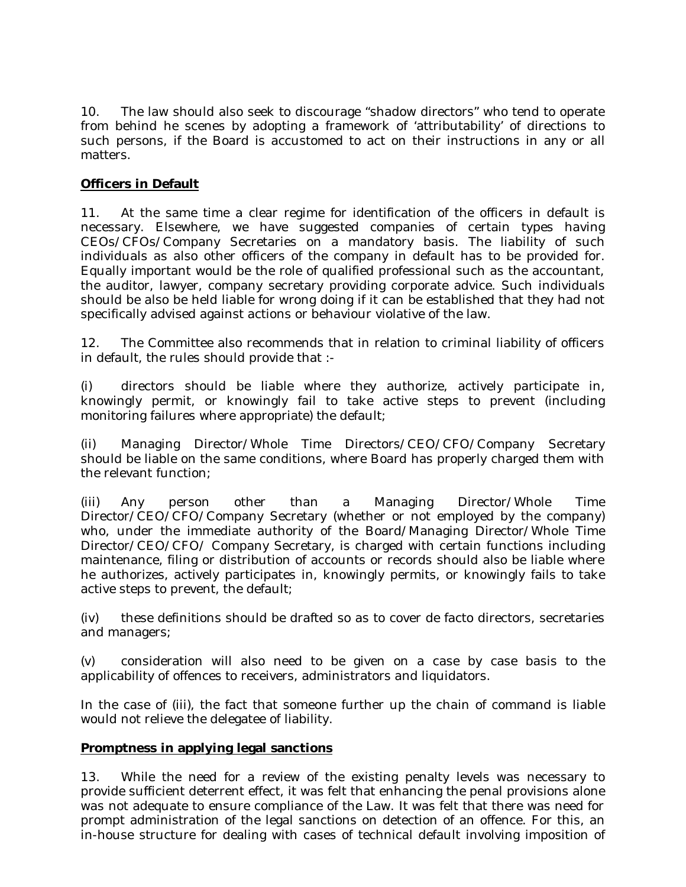10. The law should also seek to discourage "shadow directors" who tend to operate from behind he scenes by adopting a framework of 'attributability' of directions to such persons, if the Board is accustomed to act on their instructions in any or all matters.

**Officers in Default**

11. At the same time a clear regime for identification of the officers in default is necessary. Elsewhere, we have suggested companies of certain types having CEOs/CFOs/Company Secretaries on a mandatory basis. The liability of such individuals as also other officers of the company in default has to be provided for. Equally important would be the role of qualified professional such as the accountant, the auditor, lawyer, company secretary providing corporate advice. Such individuals should be also be held liable for wrong doing if it can be established that they had not specifically advised against actions or behaviour violative of the law.

12. The Committee also recommends that in relation to criminal liability of officers in default, the rules should provide that :-

(i) directors should be liable where they authorize, actively participate in, knowingly permit, or knowingly fail to take active steps to prevent (including monitoring failures where appropriate) the default;

(ii) Managing Director/Whole Time Directors/CEO/CFO/Company Secretary should be liable on the same conditions, where Board has properly charged them with the relevant function;

(iii) Any person other than a Managing Director/Whole Time Director/CEO/CFO/Company Secretary (whether or not employed by the company) who, under the immediate authority of the Board/Managing Director/Whole Time Director/CEO/CFO/ Company Secretary, is charged with certain functions including maintenance, filing or distribution of accounts or records should also be liable where he authorizes, actively participates in, knowingly permits, or knowingly fails to take active steps to prevent, the default;

(iv) these definitions should be drafted so as to cover de facto directors, secretaries and managers;

(v) consideration will also need to be given on a case by case basis to the applicability of offences to receivers, administrators and liquidators.

In the case of (iii), the fact that someone further up the chain of command is liable would not relieve the delegatee of liability.

**Promptness in applying legal sanctions**

13. While the need for a review of the existing penalty levels was necessary to provide sufficient deterrent effect, it was felt that enhancing the penal provisions alone was not adequate to ensure compliance of the Law. It was felt that there was need for prompt administration of the legal sanctions on detection of an offence. For this, an in-house structure for dealing with cases of technical default involving imposition of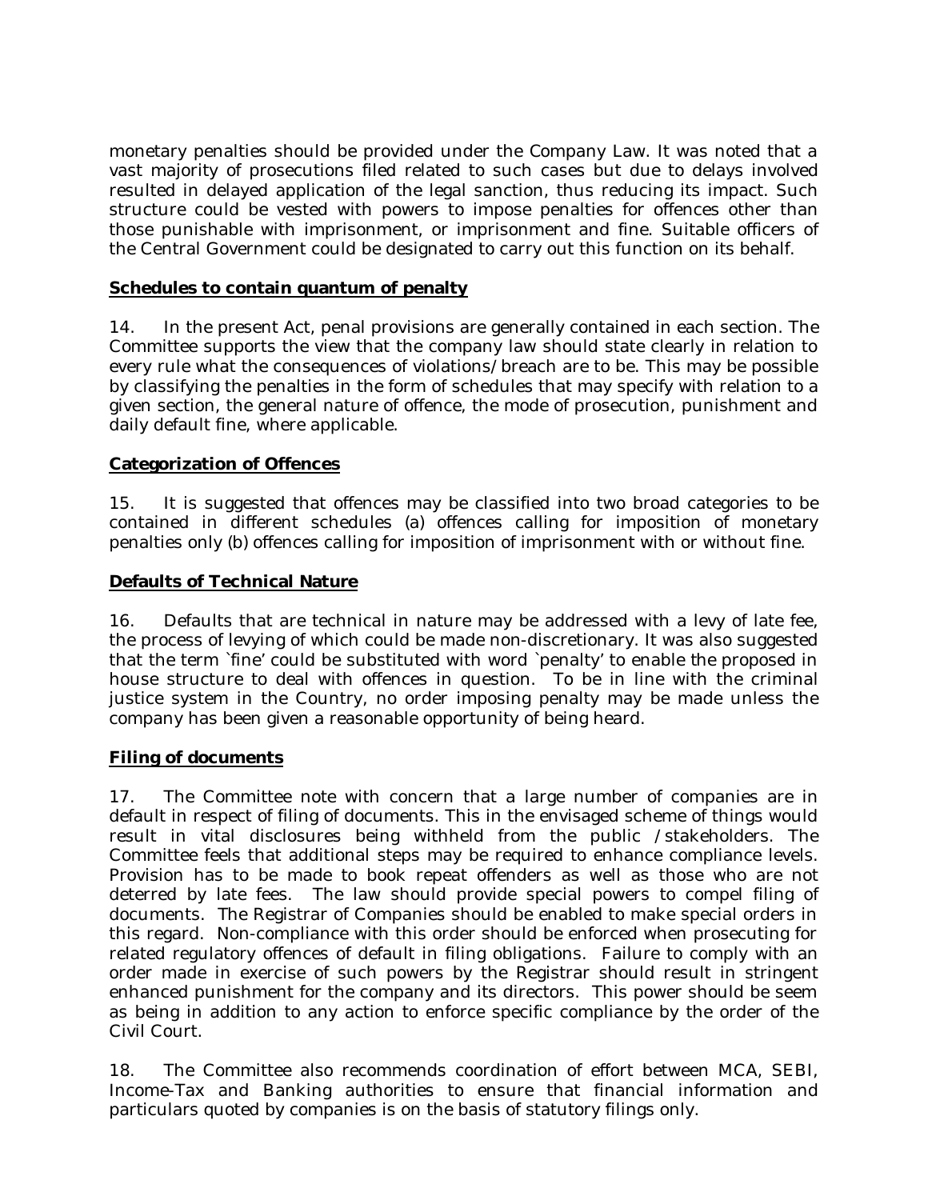monetary penalties should be provided under the Company Law. It was noted that a vast majority of prosecutions filed related to such cases but due to delays involved resulted in delayed application of the legal sanction, thus reducing its impact. Such structure could be vested with powers to impose penalties for offences other than those punishable with imprisonment, or imprisonment and fine. Suitable officers of the Central Government could be designated to carry out this function on its behalf.

**Schedules to contain quantum of penalty**

14. In the present Act, penal provisions are generally contained in each section. The Committee supports the view that the company law should state clearly in relation to every rule what the consequences of violations/breach are to be. This may be possible by classifying the penalties in the form of schedules that may specify with relation to a given section, the general nature of offence, the mode of prosecution, punishment and daily default fine, where applicable.

**Categorization of Offences**

15. It is suggested that offences may be classified into two broad categories to be contained in different schedules (a) offences calling for imposition of monetary penalties only (b) offences calling for imposition of imprisonment with or without fine.

**Defaults of Technical Nature**

16. Defaults that are technical in nature may be addressed with a levy of late fee, the process of levying of which could be made non-discretionary. It was also suggested that the term `fine' could be substituted with word `penalty' to enable the proposed in house structure to deal with offences in question. To be in line with the criminal justice system in the Country, no order imposing penalty may be made unless the company has been given a reasonable opportunity of being heard.

**Filing of documents**

17. The Committee note with concern that a large number of companies are in default in respect of filing of documents. This in the envisaged scheme of things would result in vital disclosures being withheld from the public /stakeholders. The Committee feels that additional steps may be required to enhance compliance levels. Provision has to be made to book repeat offenders as well as those who are not deterred by late fees. The law should provide special powers to compel filing of documents. The Registrar of Companies should be enabled to make special orders in this regard. Non-compliance with this order should be enforced when prosecuting for related regulatory offences of default in filing obligations. Failure to comply with an order made in exercise of such powers by the Registrar should result in stringent enhanced punishment for the company and its directors. This power should be seem as being in addition to any action to enforce specific compliance by the order of the Civil Court.

18. The Committee also recommends coordination of effort between MCA, SEBI, Income-Tax and Banking authorities to ensure that financial information and particulars quoted by companies is on the basis of statutory filings only.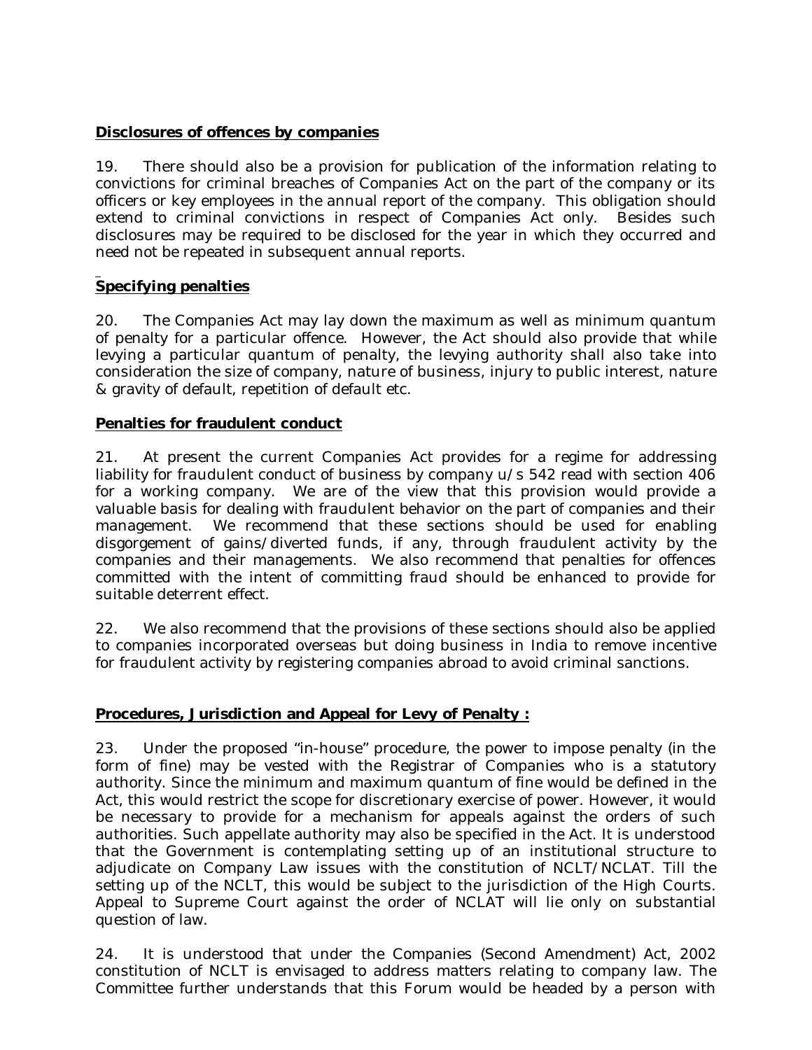**Disclosures of offences by companies**

19. There should also be a provision for publication of the information relating to convictions for criminal breaches of Companies Act on the part of the company or its officers or key employees in the annual report of the company. This obligation should extend to criminal convictions in respect of Companies Act only. Besides such disclosures may be required to be disclosed for the year in which they occurred and need not be repeated in subsequent annual reports.

**Specifying penalties**

20. The Companies Act may lay down the maximum as well as minimum quantum of penalty for a particular offence. However, the Act should also provide that while levying a particular quantum of penalty, the levying authority shall also take into consideration the size of company, nature of business, injury to public interest, nature & gravity of default, repetition of default etc.

**Penalties for fraudulent conduct**

21. At present the current Companies Act provides for a regime for addressing liability for fraudulent conduct of business by company u/s 542 read with section 406 for a working company. We are of the view that this provision would provide a valuable basis for dealing with fraudulent behavior on the part of companies and their management. We recommend that these sections should be used for enabling disgorgement of gains/diverted funds, if any, through fraudulent activity by the companies and their managements. We also recommend that penalties for offences committed with the intent of committing fraud should be enhanced to provide for suitable deterrent effect.

22. We also recommend that the provisions of these sections should also be applied to companies incorporated overseas but doing business in India to remove incentive for fraudulent activity by registering companies abroad to avoid criminal sanctions.

**Procedures, Jurisdiction and Appeal for Levy of Penalty :**

23. Under the proposed "in-house" procedure, the power to impose penalty (in the form of fine) may be vested with the Registrar of Companies who is a statutory authority. Since the minimum and maximum quantum of fine would be defined in the Act, this would restrict the scope for discretionary exercise of power. However, it would be necessary to provide for a mechanism for appeals against the orders of such authorities. Such appellate authority may also be specified in the Act. It is understood that the Government is contemplating setting up of an institutional structure to adjudicate on Company Law issues with the constitution of NCLT/NCLAT. Till the setting up of the NCLT, this would be subject to the jurisdiction of the High Courts. Appeal to Supreme Court against the order of NCLAT will lie only on substantial question of law.

24. It is understood that under the Companies (Second Amendment) Act, 2002 constitution of NCLT is envisaged to address matters relating to company law. The Committee further understands that this Forum would be headed by a person with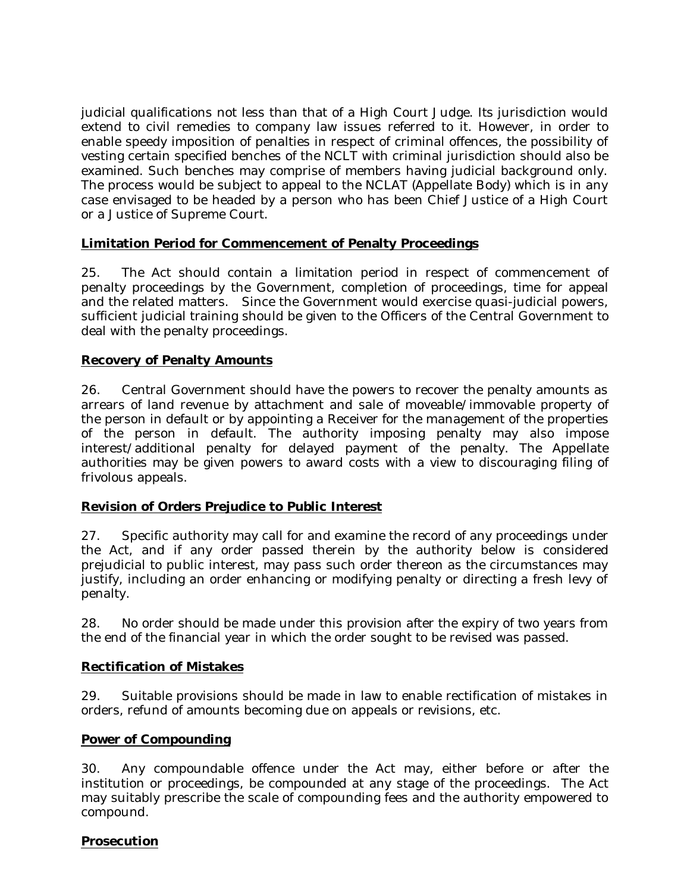judicial qualifications not less than that of a High Court Judge. Its jurisdiction would extend to civil remedies to company law issues referred to it. However, in order to enable speedy imposition of penalties in respect of criminal offences, the possibility of vesting certain specified benches of the NCLT with criminal jurisdiction should also be examined. Such benches may comprise of members having judicial background only. The process would be subject to appeal to the NCLAT (Appellate Body) which is in any case envisaged to be headed by a person who has been Chief Justice of a High Court or a Justice of Supreme Court.

**Limitation Period for Commencement of Penalty Proceedings**

25. The Act should contain a limitation period in respect of commencement of penalty proceedings by the Government, completion of proceedings, time for appeal and the related matters. Since the Government would exercise quasi-judicial powers, sufficient judicial training should be given to the Officers of the Central Government to deal with the penalty proceedings.

**Recovery of Penalty Amounts**

26. Central Government should have the powers to recover the penalty amounts as arrears of land revenue by attachment and sale of moveable/immovable property of the person in default or by appointing a Receiver for the management of the properties of the person in default. The authority imposing penalty may also impose interest/additional penalty for delayed payment of the penalty. The Appellate authorities may be given powers to award costs with a view to discouraging filing of frivolous appeals.

**Revision of Orders Prejudice to Public Interest**

27. Specific authority may call for and examine the record of any proceedings under the Act, and if any order passed therein by the authority below is considered prejudicial to public interest, may pass such order thereon as the circumstances may justify, including an order enhancing or modifying penalty or directing a fresh levy of penalty.

28. No order should be made under this provision after the expiry of two years from the end of the financial year in which the order sought to be revised was passed.

**Rectification of Mistakes**

29. Suitable provisions should be made in law to enable rectification of mistakes in orders, refund of amounts becoming due on appeals or revisions, etc.

**Power of Compounding**

30. Any compoundable offence under the Act may, either before or after the institution or proceedings, be compounded at any stage of the proceedings. The Act may suitably prescribe the scale of compounding fees and the authority empowered to compound.

**Prosecution**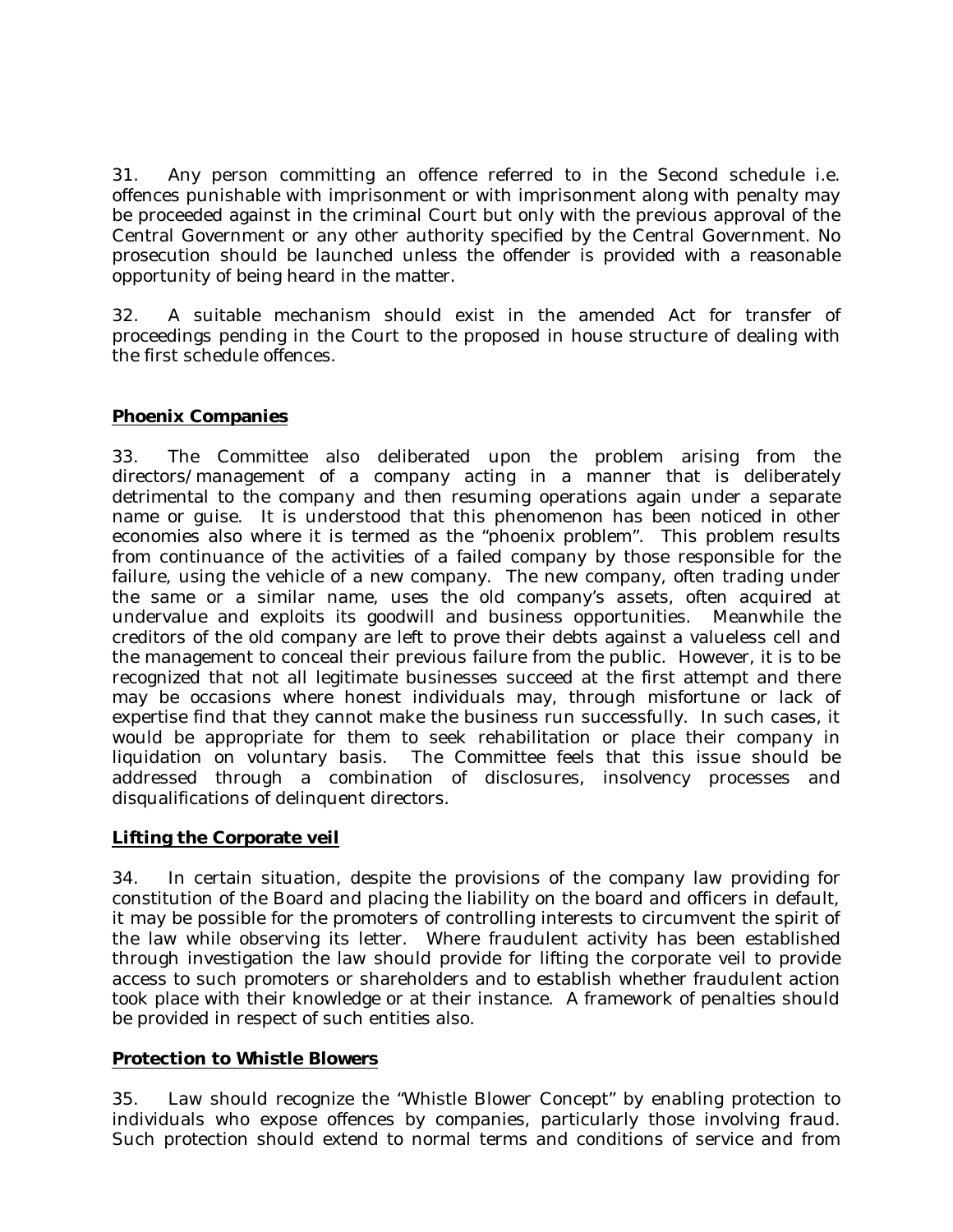31. Any person committing an offence referred to in the Second schedule i.e. offences punishable with imprisonment or with imprisonment along with penalty may be proceeded against in the criminal Court but only with the previous approval of the Central Government or any other authority specified by the Central Government. No prosecution should be launched unless the offender is provided with a reasonable opportunity of being heard in the matter.

32. A suitable mechanism should exist in the amended Act for transfer of proceedings pending in the Court to the proposed in house structure of dealing with the first schedule offences.

**Phoenix Companies**

33. The Committee also deliberated upon the problem arising from the directors/management of a company acting in a manner that is deliberately detrimental to the company and then resuming operations again under a separate name or guise. It is understood that this phenomenon has been noticed in other economies also where it is termed as the "phoenix problem". This problem results from continuance of the activities of a failed company by those responsible for the failure, using the vehicle of a new company. The new company, often trading under the same or a similar name, uses the old company's assets, often acquired at undervalue and exploits its goodwill and business opportunities. Meanwhile the creditors of the old company are left to prove their debts against a valueless cell and the management to conceal their previous failure from the public. However, it is to be recognized that not all legitimate businesses succeed at the first attempt and there may be occasions where honest individuals may, through misfortune or lack of expertise find that they cannot make the business run successfully. In such cases, it would be appropriate for them to seek rehabilitation or place their company in liquidation on voluntary basis. The Committee feels that this issue should be addressed through a combination of disclosures, insolvency processes and disqualifications of delinquent directors.

**Lifting the Corporate veil**

34. In certain situation, despite the provisions of the company law providing for constitution of the Board and placing the liability on the board and officers in default, it may be possible for the promoters of controlling interests to circumvent the spirit of the law while observing its letter. Where fraudulent activity has been established through investigation the law should provide for lifting the corporate veil to provide access to such promoters or shareholders and to establish whether fraudulent action took place with their knowledge or at their instance. A framework of penalties should be provided in respect of such entities also.

**Protection to Whistle Blowers**

35. Law should recognize the "Whistle Blower Concept" by enabling protection to individuals who expose offences by companies, particularly those involving fraud. Such protection should extend to normal terms and conditions of service and from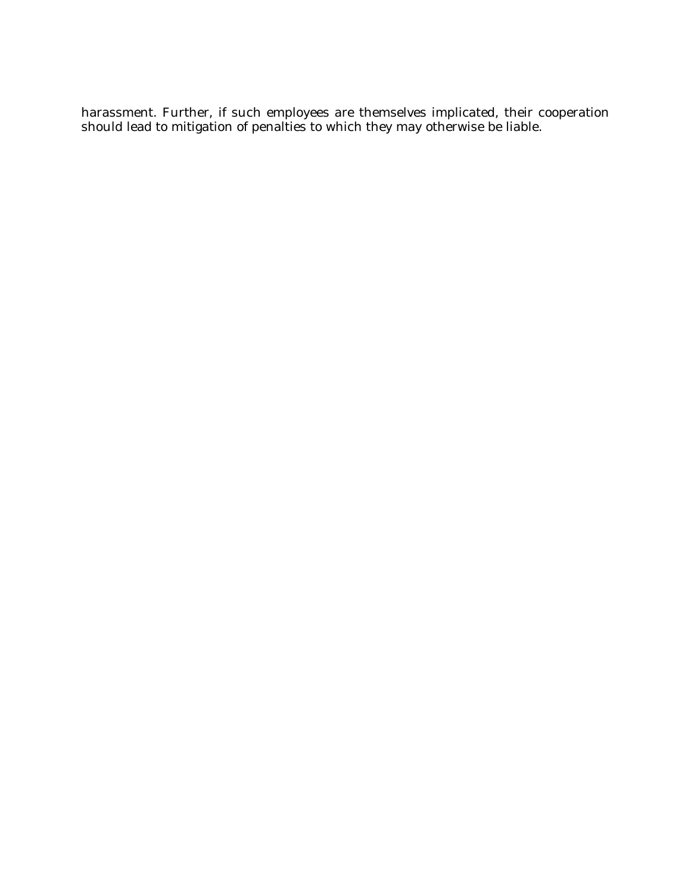harassment. Further, if such employees are themselves implicated, their cooperation should lead to mitigation of penalties to which they may otherwise be liable.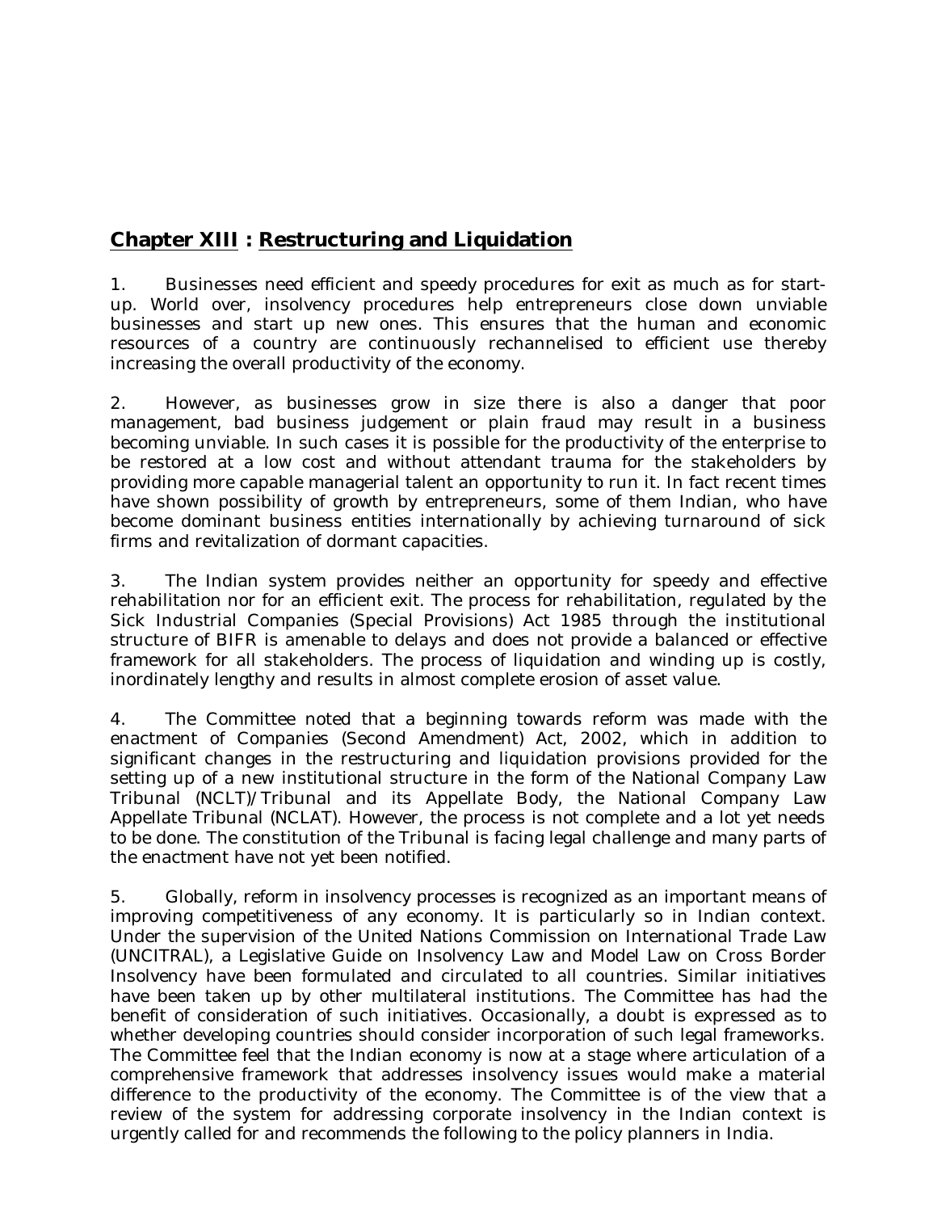## **Chapter XIII** : **Restructuring and Liquidation**

1. Businesses need efficient and speedy procedures for exit as much as for start-up. World over, insolvency procedures help entrepreneurs close down unviable businesses and start up new ones. This ensures that the human and economic resources of a country are continuously rechannelised to efficient use thereby increasing the overall productivity of the economy.

2. However, as businesses grow in size there is also a danger that poor management, bad business judgement or plain fraud may result in a business becoming unviable. In such cases it is possible for the productivity of the enterprise to be restored at a low cost and without attendant trauma for the stakeholders by providing more capable managerial talent an opportunity to run it. In fact recent times have shown possibility of growth by entrepreneurs, some of them Indian, who have become dominant business entities internationally by achieving turnaround of sick firms and revitalization of dormant capacities.

3. The Indian system provides neither an opportunity for speedy and effective rehabilitation nor for an efficient exit. The process for rehabilitation, regulated by the Sick Industrial Companies (Special Provisions) Act 1985 through the institutional structure of BIFR is amenable to delays and does not provide a balanced or effective framework for all stakeholders. The process of liquidation and winding up is costly, inordinately lengthy and results in almost complete erosion of asset value.

4. The Committee noted that a beginning towards reform was made with the enactment of Companies (Second Amendment) Act, 2002, which in addition to significant changes in the restructuring and liquidation provisions provided for the setting up of a new institutional structure in the form of the National Company Law Tribunal (NCLT)/Tribunal and its Appellate Body, the National Company Law Appellate Tribunal (NCLAT). However, the process is not complete and a lot yet needs to be done. The constitution of the Tribunal is facing legal challenge and many parts of the enactment have not yet been notified.

5. Globally, reform in insolvency processes is recognized as an important means of improving competitiveness of any economy. It is particularly so in Indian context. Under the supervision of the United Nations Commission on International Trade Law (UNCITRAL), a Legislative Guide on Insolvency Law and Model Law on Cross Border Insolvency have been formulated and circulated to all countries. Similar initiatives have been taken up by other multilateral institutions. The Committee has had the benefit of consideration of such initiatives. Occasionally, a doubt is expressed as to whether developing countries should consider incorporation of such legal frameworks. The Committee feel that the Indian economy is now at a stage where articulation of a comprehensive framework that addresses insolvency issues would make a material difference to the productivity of the economy. The Committee is of the view that a review of the system for addressing corporate insolvency in the Indian context is urgently called for and recommends the following to the policy planners in India.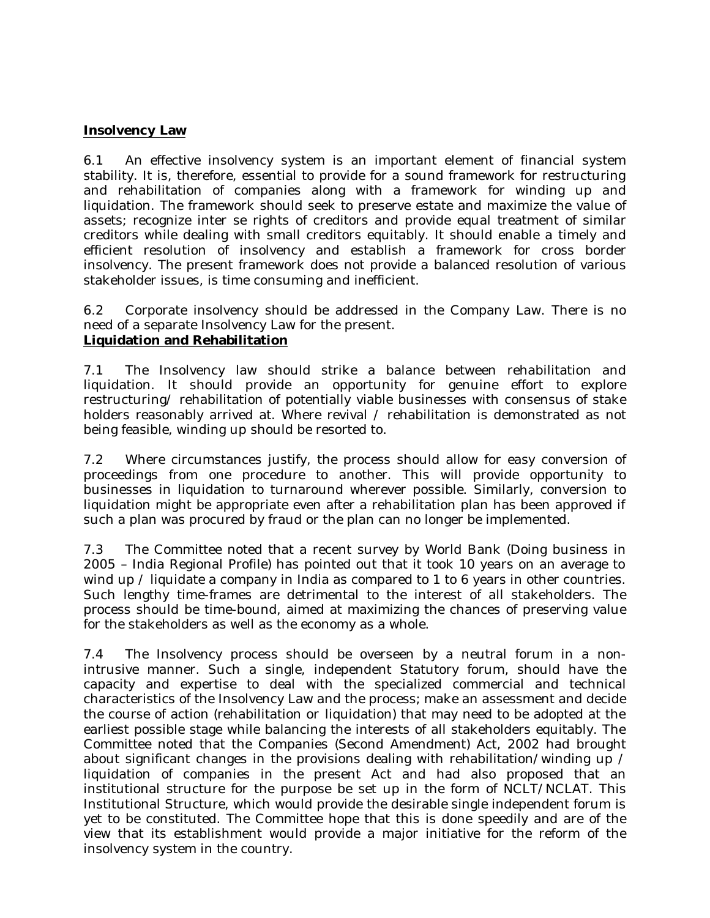**Insolvency Law**

6.1 An effective insolvency system is an important element of financial system stability. It is, therefore, essential to provide for a sound framework for restructuring and rehabilitation of companies along with a framework for winding up and liquidation. The framework should seek to preserve estate and maximize the value of assets; recognize inter se rights of creditors and provide equal treatment of similar creditors while dealing with small creditors equitably. It should enable a timely and efficient resolution of insolvency and establish a framework for cross border insolvency. The present framework does not provide a balanced resolution of various stakeholder issues, is time consuming and inefficient.

6.2 Corporate insolvency should be addressed in the Company Law. There is no need of a separate Insolvency Law for the present.

**Liquidation and Rehabilitation**

7.1 The Insolvency law should strike a balance between rehabilitation and liquidation. It should provide an opportunity for genuine effort to explore restructuring/ rehabilitation of potentially viable businesses with consensus of stake holders reasonably arrived at. Where revival / rehabilitation is demonstrated as not being feasible, winding up should be resorted to.

7.2 Where circumstances justify, the process should allow for easy conversion of proceedings from one procedure to another. This will provide opportunity to businesses in liquidation to turnaround wherever possible. Similarly, conversion to liquidation might be appropriate even after a rehabilitation plan has been approved if such a plan was procured by fraud or the plan can no longer be implemented.

7.3 The Committee noted that a recent survey by World Bank (Doing business in 2005 – India Regional Profile) has pointed out that it took 10 years on an average to wind up / liquidate a company in India as compared to 1 to 6 years in other countries. Such lengthy time-frames are detrimental to the interest of all stakeholders. The process should be time-bound, aimed at maximizing the chances of preserving value for the stakeholders as well as the economy as a whole.

7.4 The Insolvency process should be overseen by a neutral forum in a non-intrusive manner. Such a single, independent Statutory forum, should have the capacity and expertise to deal with the specialized commercial and technical characteristics of the Insolvency Law and the process; make an assessment and decide the course of action (rehabilitation or liquidation) that may need to be adopted at the earliest possible stage while balancing the interests of all stakeholders equitably. The Committee noted that the Companies (Second Amendment) Act, 2002 had brought about significant changes in the provisions dealing with rehabilitation/winding up / liquidation of companies in the present Act and had also proposed that an institutional structure for the purpose be set up in the form of NCLT/NCLAT. This Institutional Structure, which would provide the desirable single independent forum is yet to be constituted. The Committee hope that this is done speedily and are of the view that its establishment would provide a major initiative for the reform of the insolvency system in the country.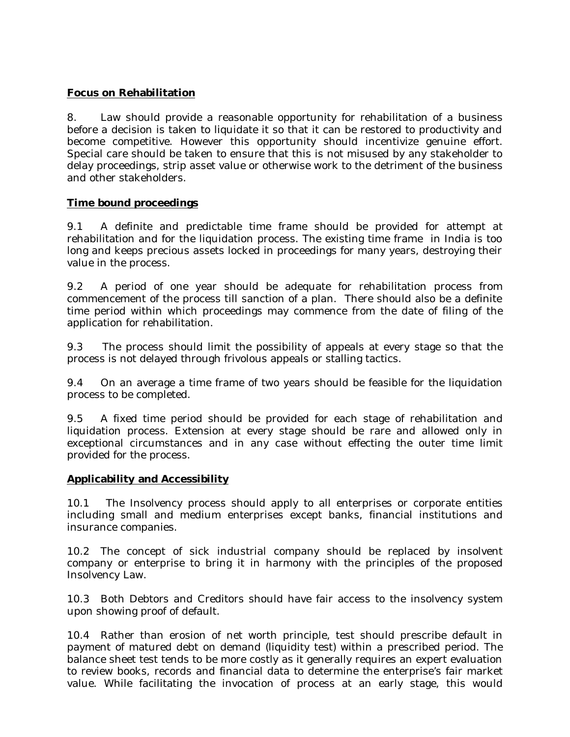**Focus on Rehabilitation**

8. Law should provide a reasonable opportunity for rehabilitation of a business before a decision is taken to liquidate it so that it can be restored to productivity and become competitive. However this opportunity should incentivize genuine effort. Special care should be taken to ensure that this is not misused by any stakeholder to delay proceedings, strip asset value or otherwise work to the detriment of the business and other stakeholders.

**Time bound proceedings**

9.1 A definite and predictable time frame should be provided for attempt at rehabilitation and for the liquidation process. The existing time frame in India is too long and keeps precious assets locked in proceedings for many years, destroying their value in the process.

9.2 A period of one year should be adequate for rehabilitation process from commencement of the process till sanction of a plan. There should also be a definite time period within which proceedings may commence from the date of filing of the application for rehabilitation.

9.3 The process should limit the possibility of appeals at every stage so that the process is not delayed through frivolous appeals or stalling tactics.

9.4 On an average a time frame of two years should be feasible for the liquidation process to be completed.

9.5 A fixed time period should be provided for each stage of rehabilitation and liquidation process. Extension at every stage should be rare and allowed only in exceptional circumstances and in any case without effecting the outer time limit provided for the process.

**Applicability and Accessibility**

10.1 The Insolvency process should apply to all enterprises or corporate entities including small and medium enterprises except banks, financial institutions and insurance companies.

10.2 The concept of sick industrial company should be replaced by insolvent company or enterprise to bring it in harmony with the principles of the proposed Insolvency Law.

10.3 Both Debtors and Creditors should have fair access to the insolvency system upon showing proof of default.

10.4 Rather than erosion of net worth principle, test should prescribe default in payment of matured debt on demand (liquidity test) within a prescribed period. The balance sheet test tends to be more costly as it generally requires an expert evaluation to review books, records and financial data to determine the enterprise's fair market value. While facilitating the invocation of process at an early stage, this would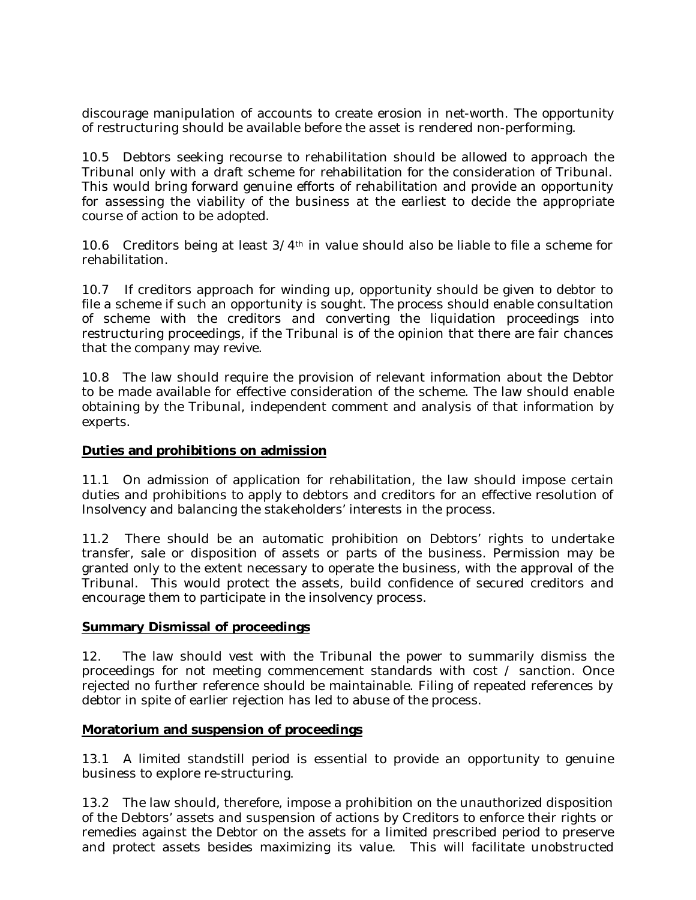discourage manipulation of accounts to create erosion in net-worth. The opportunity of restructuring should be available before the asset is rendered non-performing.

10.5 Debtors seeking recourse to rehabilitation should be allowed to approach the Tribunal only with a draft scheme for rehabilitation for the consideration of Tribunal. This would bring forward genuine efforts of rehabilitation and provide an opportunity for assessing the viability of the business at the earliest to decide the appropriate course of action to be adopted.

10.6 Creditors being at least 3/4th in value should also be liable to file a scheme for rehabilitation.

10.7 If creditors approach for winding up, opportunity should be given to debtor to file a scheme if such an opportunity is sought. The process should enable consultation of scheme with the creditors and converting the liquidation proceedings into restructuring proceedings, if the Tribunal is of the opinion that there are fair chances that the company may revive.

10.8 The law should require the provision of relevant information about the Debtor to be made available for effective consideration of the scheme. The law should enable obtaining by the Tribunal, independent comment and analysis of that information by experts.

**Duties and prohibitions on admission**

11.1 On admission of application for rehabilitation, the law should impose certain duties and prohibitions to apply to debtors and creditors for an effective resolution of Insolvency and balancing the stakeholders' interests in the process.

11.2 There should be an automatic prohibition on Debtors' rights to undertake transfer, sale or disposition of assets or parts of the business. Permission may be granted only to the extent necessary to operate the business, with the approval of the Tribunal. This would protect the assets, build confidence of secured creditors and encourage them to participate in the insolvency process.

**Summary Dismissal of proceedings**

12. The law should vest with the Tribunal the power to summarily dismiss the proceedings for not meeting commencement standards with cost / sanction. Once rejected no further reference should be maintainable. Filing of repeated references by debtor in spite of earlier rejection has led to abuse of the process.

**Moratorium and suspension of proceedings**

13.1 A limited standstill period is essential to provide an opportunity to genuine business to explore re-structuring.

13.2 The law should, therefore, impose a prohibition on the unauthorized disposition of the Debtors' assets and suspension of actions by Creditors to enforce their rights or remedies against the Debtor on the assets for a limited prescribed period to preserve and protect assets besides maximizing its value. This will facilitate unobstructed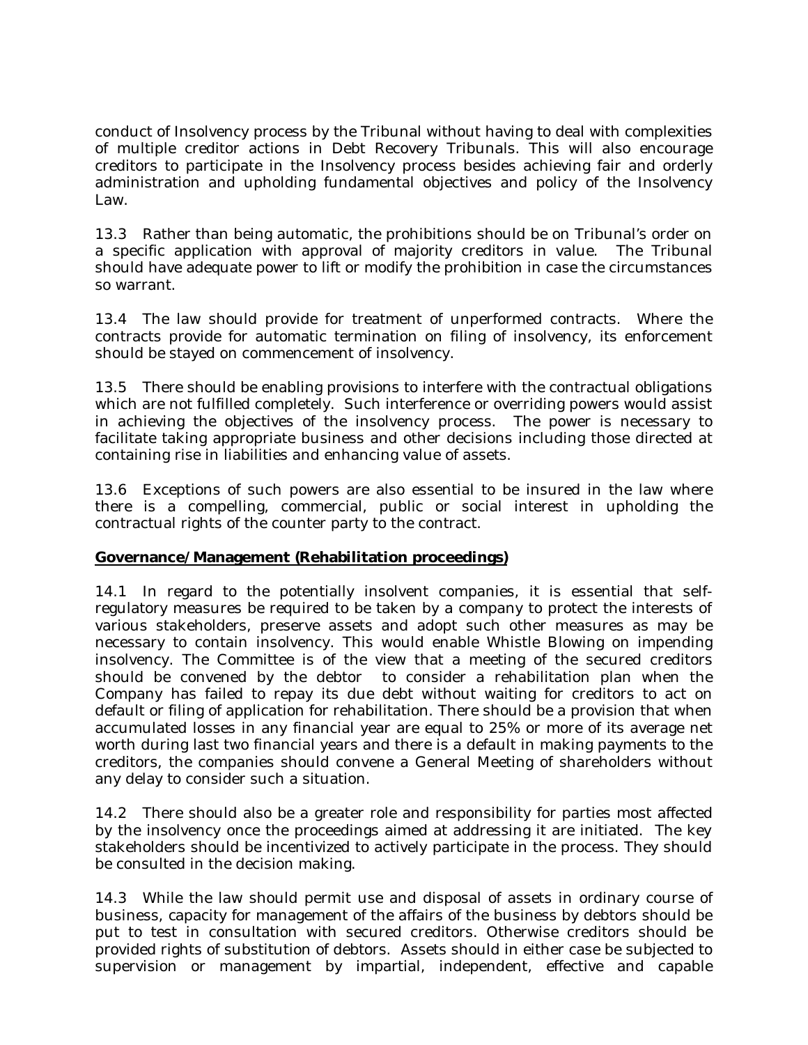conduct of Insolvency process by the Tribunal without having to deal with complexities of multiple creditor actions in Debt Recovery Tribunals. This will also encourage creditors to participate in the Insolvency process besides achieving fair and orderly administration and upholding fundamental objectives and policy of the Insolvency Law.

13.3 Rather than being automatic, the prohibitions should be on Tribunal's order on a specific application with approval of majority creditors in value. The Tribunal should have adequate power to lift or modify the prohibition in case the circumstances so warrant.

13.4 The law should provide for treatment of unperformed contracts. Where the contracts provide for automatic termination on filing of insolvency, its enforcement should be stayed on commencement of insolvency.

13.5 There should be enabling provisions to interfere with the contractual obligations which are not fulfilled completely. Such interference or overriding powers would assist in achieving the objectives of the insolvency process. The power is necessary to facilitate taking appropriate business and other decisions including those directed at containing rise in liabilities and enhancing value of assets.

13.6 Exceptions of such powers are also essential to be insured in the law where there is a compelling, commercial, public or social interest in upholding the contractual rights of the counter party to the contract.

**Governance/Management (Rehabilitation proceedings)**

14.1 In regard to the potentially insolvent companies, it is essential that self-regulatory measures be required to be taken by a company to protect the interests of various stakeholders, preserve assets and adopt such other measures as may be necessary to contain insolvency. This would enable Whistle Blowing on impending insolvency. The Committee is of the view that a meeting of the secured creditors should be convened by the debtor to consider a rehabilitation plan when the Company has failed to repay its due debt without waiting for creditors to act on default or filing of application for rehabilitation. There should be a provision that when accumulated losses in any financial year are equal to 25% or more of its average net worth during last two financial years and there is a default in making payments to the creditors, the companies should convene a General Meeting of shareholders without any delay to consider such a situation.

14.2 There should also be a greater role and responsibility for parties most affected by the insolvency once the proceedings aimed at addressing it are initiated. The key stakeholders should be incentivized to actively participate in the process. They should be consulted in the decision making.

14.3 While the law should permit use and disposal of assets in ordinary course of business, capacity for management of the affairs of the business by debtors should be put to test in consultation with secured creditors. Otherwise creditors should be provided rights of substitution of debtors. Assets should in either case be subjected to supervision or management by impartial, independent, effective and capable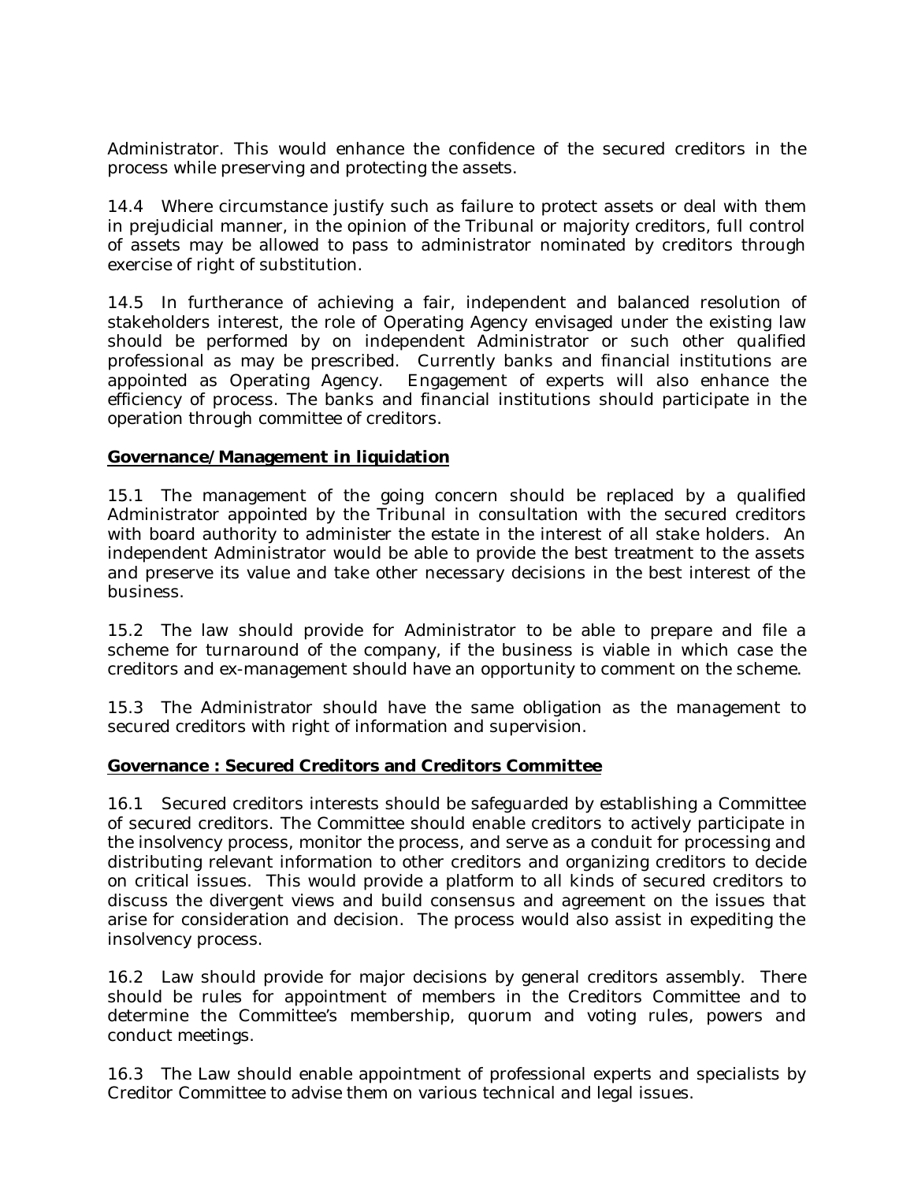Administrator. This would enhance the confidence of the secured creditors in the process while preserving and protecting the assets.

14.4 Where circumstance justify such as failure to protect assets or deal with them in prejudicial manner, in the opinion of the Tribunal or majority creditors, full control of assets may be allowed to pass to administrator nominated by creditors through exercise of right of substitution.

14.5 In furtherance of achieving a fair, independent and balanced resolution of stakeholders interest, the role of Operating Agency envisaged under the existing law should be performed by on independent Administrator or such other qualified professional as may be prescribed. Currently banks and financial institutions are appointed as Operating Agency. Engagement of experts will also enhance the efficiency of process. The banks and financial institutions should participate in the operation through committee of creditors.

**Governance/Management in liquidation**

15.1 The management of the going concern should be replaced by a qualified Administrator appointed by the Tribunal in consultation with the secured creditors with board authority to administer the estate in the interest of all stake holders. An independent Administrator would be able to provide the best treatment to the assets and preserve its value and take other necessary decisions in the best interest of the business.

15.2 The law should provide for Administrator to be able to prepare and file a scheme for turnaround of the company, if the business is viable in which case the creditors and ex-management should have an opportunity to comment on the scheme.

15.3 The Administrator should have the same obligation as the management to secured creditors with right of information and supervision.

**Governance : Secured Creditors and Creditors Committee**

16.1 Secured creditors interests should be safeguarded by establishing a Committee of secured creditors. The Committee should enable creditors to actively participate in the insolvency process, monitor the process, and serve as a conduit for processing and distributing relevant information to other creditors and organizing creditors to decide on critical issues. This would provide a platform to all kinds of secured creditors to discuss the divergent views and build consensus and agreement on the issues that arise for consideration and decision. The process would also assist in expediting the insolvency process.

16.2 Law should provide for major decisions by general creditors assembly. There should be rules for appointment of members in the Creditors Committee and to determine the Committee's membership, quorum and voting rules, powers and conduct meetings.

16.3 The Law should enable appointment of professional experts and specialists by Creditor Committee to advise them on various technical and legal issues.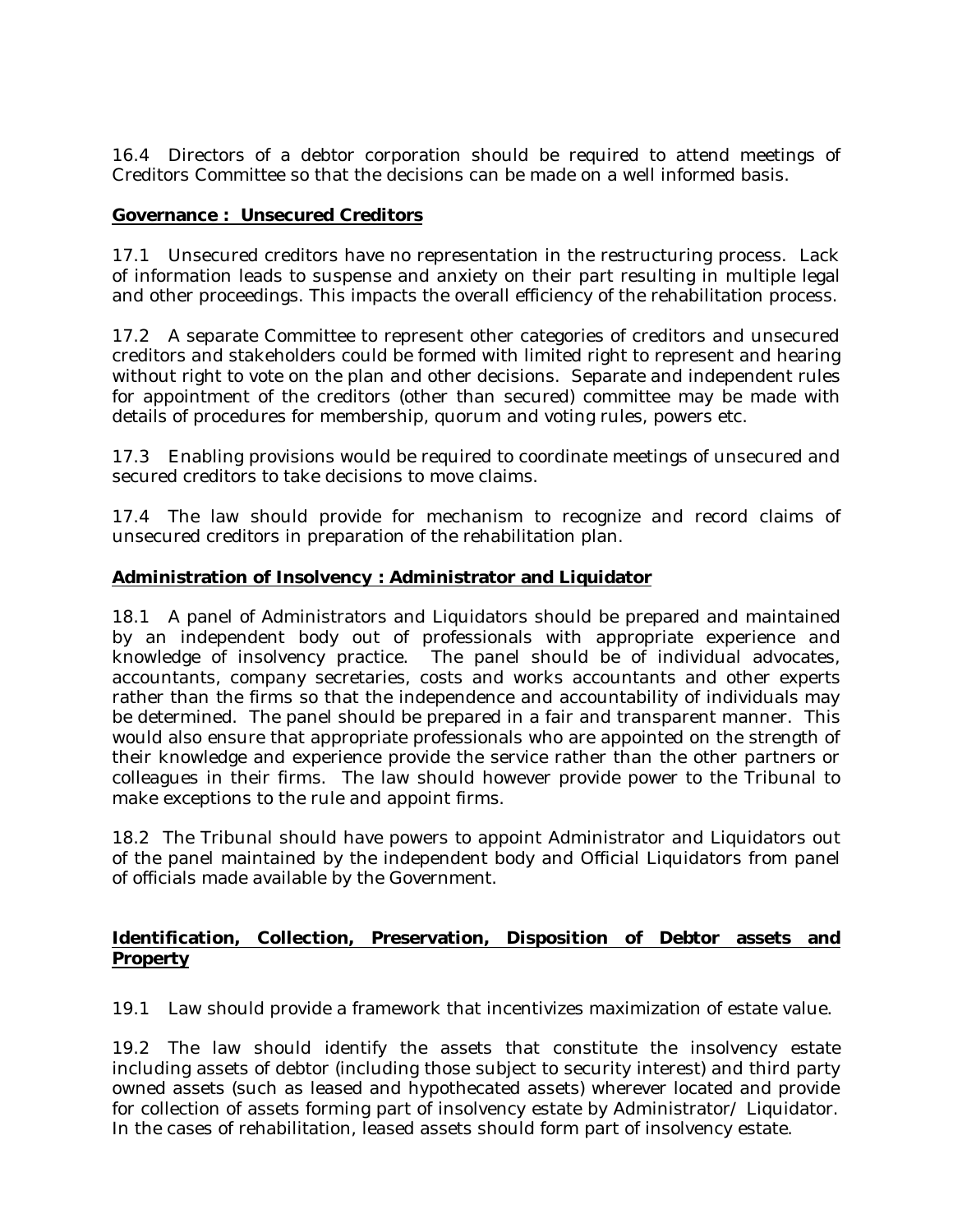16.4 Directors of a debtor corporation should be required to attend meetings of Creditors Committee so that the decisions can be made on a well informed basis.

**Governance : Unsecured Creditors**

17.1 Unsecured creditors have no representation in the restructuring process. Lack of information leads to suspense and anxiety on their part resulting in multiple legal and other proceedings. This impacts the overall efficiency of the rehabilitation process.

17.2 A separate Committee to represent other categories of creditors and unsecured creditors and stakeholders could be formed with limited right to represent and hearing without right to vote on the plan and other decisions. Separate and independent rules for appointment of the creditors (other than secured) committee may be made with details of procedures for membership, quorum and voting rules, powers etc.

17.3 Enabling provisions would be required to coordinate meetings of unsecured and secured creditors to take decisions to move claims.

17.4 The law should provide for mechanism to recognize and record claims of unsecured creditors in preparation of the rehabilitation plan.

**Administration of Insolvency : Administrator and Liquidator**

18.1 A panel of Administrators and Liquidators should be prepared and maintained by an independent body out of professionals with appropriate experience and knowledge of insolvency practice. The panel should be of individual advocates, accountants, company secretaries, costs and works accountants and other experts rather than the firms so that the independence and accountability of individuals may be determined. The panel should be prepared in a fair and transparent manner. This would also ensure that appropriate professionals who are appointed on the strength of their knowledge and experience provide the service rather than the other partners or colleagues in their firms. The law should however provide power to the Tribunal to make exceptions to the rule and appoint firms.

18.2 The Tribunal should have powers to appoint Administrator and Liquidators out of the panel maintained by the independent body and Official Liquidators from panel of officials made available by the Government.

**Identification, Collection, Preservation, Disposition of Debtor assets and Property**

19.1 Law should provide a framework that incentivizes maximization of estate value.

19.2 The law should identify the assets that constitute the insolvency estate including assets of debtor (including those subject to security interest) and third party owned assets (such as leased and hypothecated assets) wherever located and provide for collection of assets forming part of insolvency estate by Administrator/ Liquidator. In the cases of rehabilitation, leased assets should form part of insolvency estate.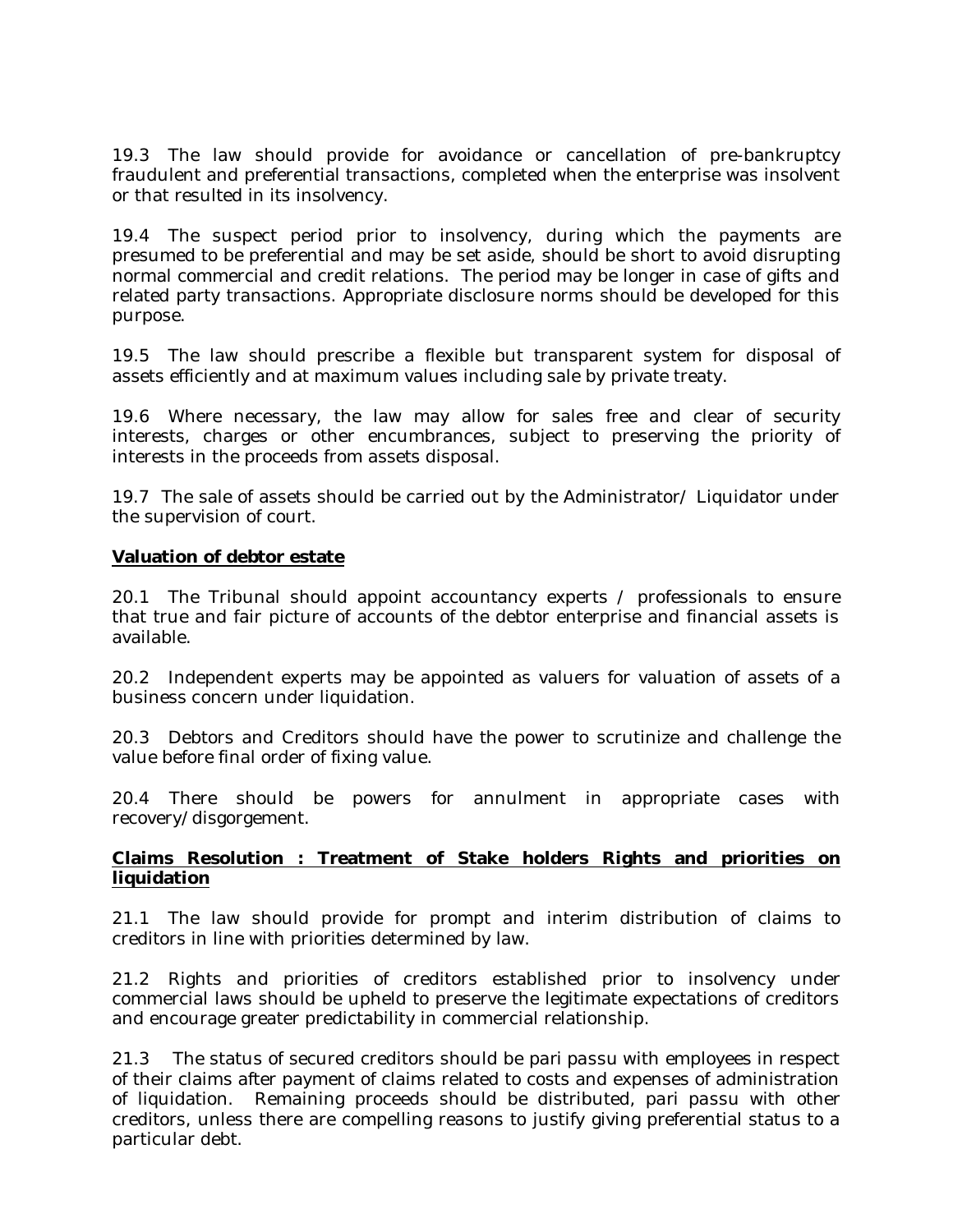19.3 The law should provide for avoidance or cancellation of pre-bankruptcy fraudulent and preferential transactions, completed when the enterprise was insolvent or that resulted in its insolvency.

19.4 The suspect period prior to insolvency, during which the payments are presumed to be preferential and may be set aside, should be short to avoid disrupting normal commercial and credit relations. The period may be longer in case of gifts and related party transactions. Appropriate disclosure norms should be developed for this purpose.

19.5 The law should prescribe a flexible but transparent system for disposal of assets efficiently and at maximum values including sale by private treaty.

19.6 Where necessary, the law may allow for sales free and clear of security interests, charges or other encumbrances, subject to preserving the priority of interests in the proceeds from assets disposal.

19.7 The sale of assets should be carried out by the Administrator/ Liquidator under the supervision of court.

**Valuation of debtor estate**

20.1 The Tribunal should appoint accountancy experts / professionals to ensure that true and fair picture of accounts of the debtor enterprise and financial assets is available.

20.2 Independent experts may be appointed as valuers for valuation of assets of a business concern under liquidation.

20.3 Debtors and Creditors should have the power to scrutinize and challenge the value before final order of fixing value.

20.4 There should be powers for annulment in appropriate cases with recovery/disgorgement.

**Claims Resolution : Treatment of Stake holders Rights and priorities on liquidation**

21.1 The law should provide for prompt and interim distribution of claims to creditors in line with priorities determined by law.

21.2 Rights and priorities of creditors established prior to insolvency under commercial laws should be upheld to preserve the legitimate expectations of creditors and encourage greater predictability in commercial relationship.

21.3 The status of secured creditors should be pari passu with employees in respect of their claims after payment of claims related to costs and expenses of administration of liquidation. Remaining proceeds should be distributed, pari passu with other creditors, unless there are compelling reasons to justify giving preferential status to a particular debt.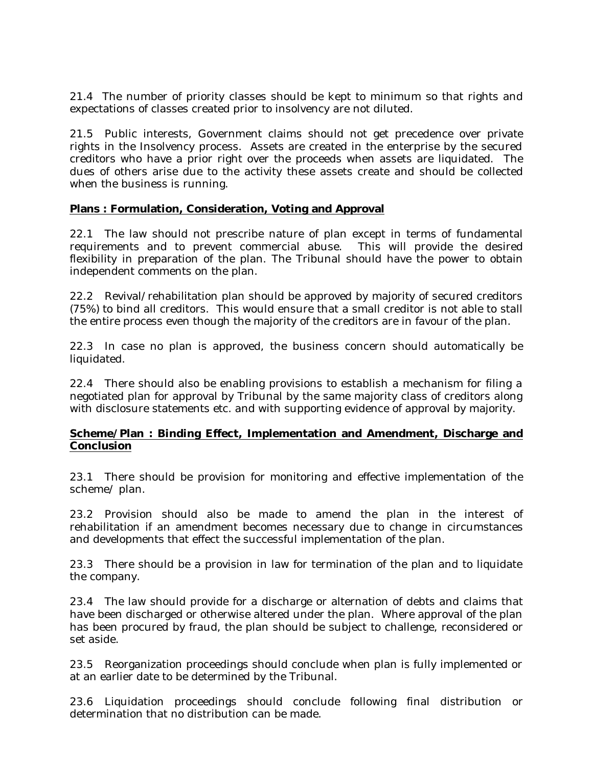21.4 The number of priority classes should be kept to minimum so that rights and expectations of classes created prior to insolvency are not diluted.

21.5 Public interests, Government claims should not get precedence over private rights in the Insolvency process. Assets are created in the enterprise by the secured creditors who have a prior right over the proceeds when assets are liquidated. The dues of others arise due to the activity these assets create and should be collected when the business is running.

**Plans : Formulation, Consideration, Voting and Approval**

22.1 The law should not prescribe nature of plan except in terms of fundamental requirements and to prevent commercial abuse. This will provide the desired flexibility in preparation of the plan. The Tribunal should have the power to obtain independent comments on the plan.

22.2 Revival/rehabilitation plan should be approved by majority of secured creditors (75%) to bind all creditors. This would ensure that a small creditor is not able to stall the entire process even though the majority of the creditors are in favour of the plan.

22.3 In case no plan is approved, the business concern should automatically be liquidated.

22.4 There should also be enabling provisions to establish a mechanism for filing a negotiated plan for approval by Tribunal by the same majority class of creditors along with disclosure statements etc. and with supporting evidence of approval by majority.

**Scheme/Plan : Binding Effect, Implementation and Amendment, Discharge and Conclusion**

23.1 There should be provision for monitoring and effective implementation of the scheme/ plan.

23.2 Provision should also be made to amend the plan in the interest of rehabilitation if an amendment becomes necessary due to change in circumstances and developments that effect the successful implementation of the plan.

23.3 There should be a provision in law for termination of the plan and to liquidate the company.

23.4 The law should provide for a discharge or alternation of debts and claims that have been discharged or otherwise altered under the plan. Where approval of the plan has been procured by fraud, the plan should be subject to challenge, reconsidered or set aside.

23.5 Reorganization proceedings should conclude when plan is fully implemented or at an earlier date to be determined by the Tribunal.

23.6 Liquidation proceedings should conclude following final distribution or determination that no distribution can be made.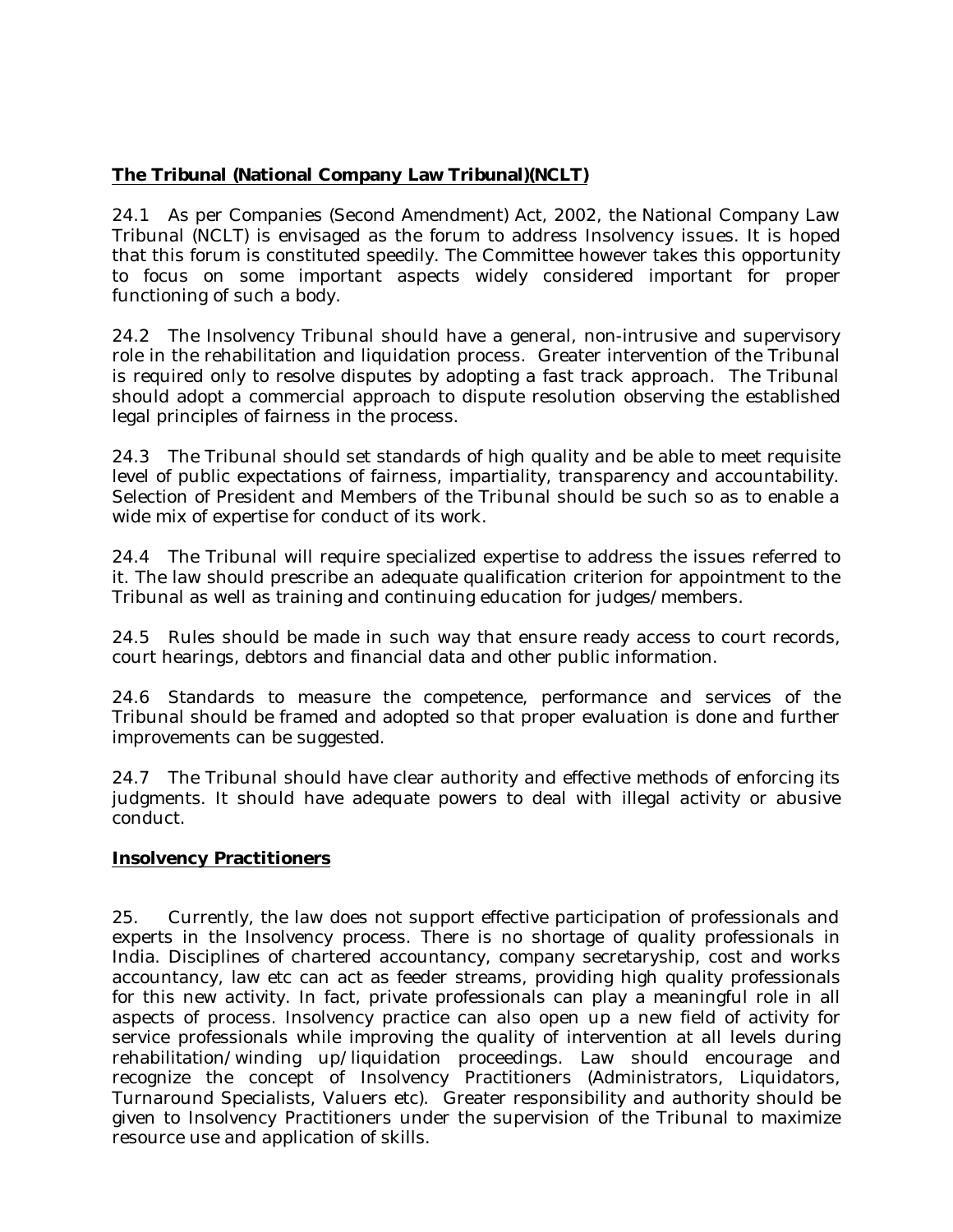## **The Tribunal (National Company Law Tribunal)(NCLT)**

24.1 As per Companies (Second Amendment) Act, 2002, the National Company Law Tribunal (NCLT) is envisaged as the forum to address Insolvency issues. It is hoped that this forum is constituted speedily. The Committee however takes this opportunity to focus on some important aspects widely considered important for proper functioning of such a body.

24.2 The Insolvency Tribunal should have a general, non-intrusive and supervisory role in the rehabilitation and liquidation process. Greater intervention of the Tribunal is required only to resolve disputes by adopting a fast track approach. The Tribunal should adopt a commercial approach to dispute resolution observing the established legal principles of fairness in the process.

24.3 The Tribunal should set standards of high quality and be able to meet requisite level of public expectations of fairness, impartiality, transparency and accountability. Selection of President and Members of the Tribunal should be such so as to enable a wide mix of expertise for conduct of its work.

24.4 The Tribunal will require specialized expertise to address the issues referred to it. The law should prescribe an adequate qualification criterion for appointment to the Tribunal as well as training and continuing education for judges/members.

24.5 Rules should be made in such way that ensure ready access to court records, court hearings, debtors and financial data and other public information.

24.6 Standards to measure the competence, performance and services of the Tribunal should be framed and adopted so that proper evaluation is done and further improvements can be suggested.

24.7 The Tribunal should have clear authority and effective methods of enforcing its judgments. It should have adequate powers to deal with illegal activity or abusive conduct.

## **Insolvency Practitioners**

25. Currently, the law does not support effective participation of professionals and experts in the Insolvency process. There is no shortage of quality professionals in India. Disciplines of chartered accountancy, company secretaryship, cost and works accountancy, law etc can act as feeder streams, providing high quality professionals for this new activity. In fact, private professionals can play a meaningful role in all aspects of process. Insolvency practice can also open up a new field of activity for service professionals while improving the quality of intervention at all levels during rehabilitation/winding up/liquidation proceedings. Law should encourage and recognize the concept of Insolvency Practitioners (Administrators, Liquidators, Turnaround Specialists, Valuers etc). Greater responsibility and authority should be given to Insolvency Practitioners under the supervision of the Tribunal to maximize resource use and application of skills.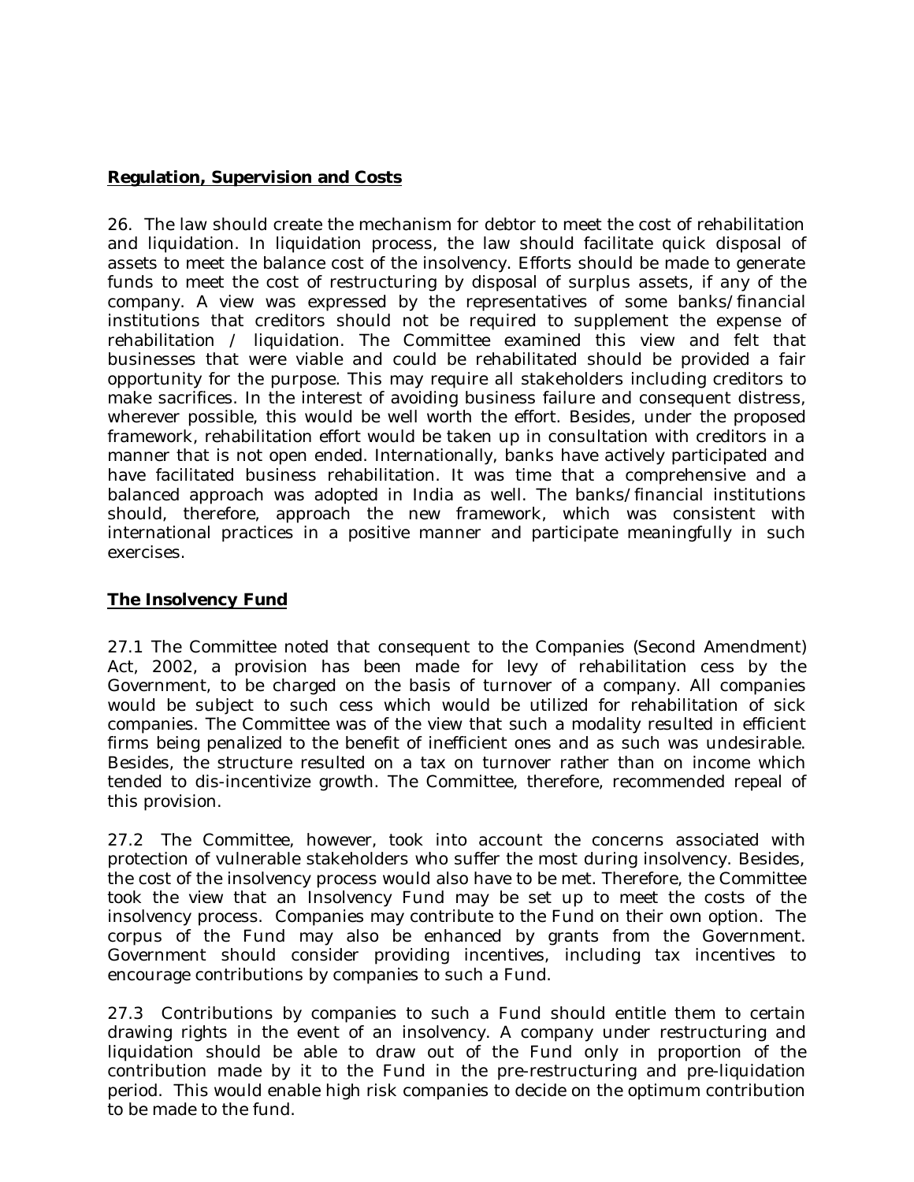**Regulation, Supervision and Costs**

26. The law should create the mechanism for debtor to meet the cost of rehabilitation and liquidation. In liquidation process, the law should facilitate quick disposal of assets to meet the balance cost of the insolvency. Efforts should be made to generate funds to meet the cost of restructuring by disposal of surplus assets, if any of the company. A view was expressed by the representatives of some banks/financial institutions that creditors should not be required to supplement the expense of rehabilitation / liquidation. The Committee examined this view and felt that businesses that were viable and could be rehabilitated should be provided a fair opportunity for the purpose. This may require all stakeholders including creditors to make sacrifices. In the interest of avoiding business failure and consequent distress, wherever possible, this would be well worth the effort. Besides, under the proposed framework, rehabilitation effort would be taken up in consultation with creditors in a manner that is not open ended. Internationally, banks have actively participated and have facilitated business rehabilitation. It was time that a comprehensive and a balanced approach was adopted in India as well. The banks/financial institutions should, therefore, approach the new framework, which was consistent with international practices in a positive manner and participate meaningfully in such exercises.

**The Insolvency Fund**

27.1 The Committee noted that consequent to the Companies (Second Amendment) Act, 2002, a provision has been made for levy of rehabilitation cess by the Government, to be charged on the basis of turnover of a company. All companies would be subject to such cess which would be utilized for rehabilitation of sick companies. The Committee was of the view that such a modality resulted in efficient firms being penalized to the benefit of inefficient ones and as such was undesirable. Besides, the structure resulted on a tax on turnover rather than on income which tended to dis-incentivize growth. The Committee, therefore, recommended repeal of this provision.

27.2 The Committee, however, took into account the concerns associated with protection of vulnerable stakeholders who suffer the most during insolvency. Besides, the cost of the insolvency process would also have to be met. Therefore, the Committee took the view that an Insolvency Fund may be set up to meet the costs of the insolvency process. Companies may contribute to the Fund on their own option. The corpus of the Fund may also be enhanced by grants from the Government. Government should consider providing incentives, including tax incentives to encourage contributions by companies to such a Fund.

27.3 Contributions by companies to such a Fund should entitle them to certain drawing rights in the event of an insolvency. A company under restructuring and liquidation should be able to draw out of the Fund only in proportion of the contribution made by it to the Fund in the pre-restructuring and pre-liquidation period. This would enable high risk companies to decide on the optimum contribution to be made to the fund.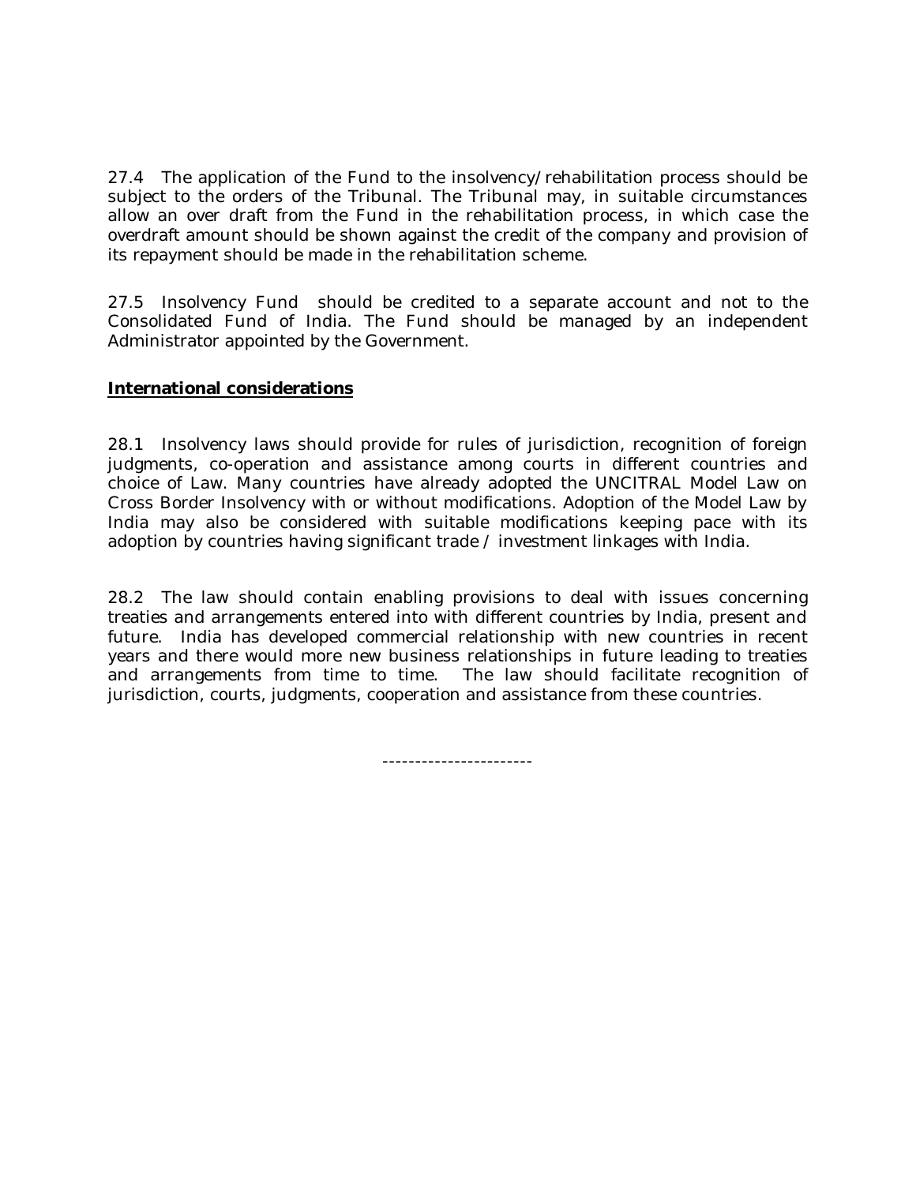27.4 The application of the Fund to the insolvency/rehabilitation process should be subject to the orders of the Tribunal. The Tribunal may, in suitable circumstances allow an over draft from the Fund in the rehabilitation process, in which case the overdraft amount should be shown against the credit of the company and provision of its repayment should be made in the rehabilitation scheme.

27.5 Insolvency Fund should be credited to a separate account and not to the Consolidated Fund of India. The Fund should be managed by an independent Administrator appointed by the Government.

**International considerations**

28.1 Insolvency laws should provide for rules of jurisdiction, recognition of foreign judgments, co-operation and assistance among courts in different countries and choice of Law. Many countries have already adopted the UNCITRAL Model Law on Cross Border Insolvency with or without modifications. Adoption of the Model Law by India may also be considered with suitable modifications keeping pace with its adoption by countries having significant trade / investment linkages with India.

28.2 The law should contain enabling provisions to deal with issues concerning treaties and arrangements entered into with different countries by India, present and future. India has developed commercial relationship with new countries in recent years and there would more new business relationships in future leading to treaties and arrangements from time to time. The law should facilitate recognition of jurisdiction, courts, judgments, cooperation and assistance from these countries.

-----------------------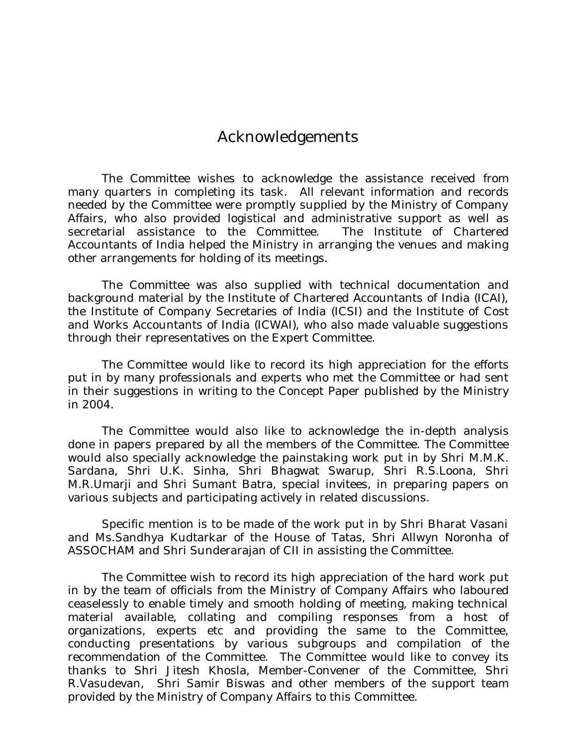# Acknowledgements

The Committee wishes to acknowledge the assistance received from many quarters in completing its task. All relevant information and records needed by the Committee were promptly supplied by the Ministry of Company Affairs, who also provided logistical and administrative support as well as secretarial assistance to the Committee. The Institute of Chartered Accountants of India helped the Ministry in arranging the venues and making other arrangements for holding of its meetings.

The Committee was also supplied with technical documentation and background material by the Institute of Chartered Accountants of India (ICAI), the Institute of Company Secretaries of India (ICSI) and the Institute of Cost and Works Accountants of India (ICWAI), who also made valuable suggestions through their representatives on the Expert Committee.

The Committee would like to record its high appreciation for the efforts put in by many professionals and experts who met the Committee or had sent in their suggestions in writing to the Concept Paper published by the Ministry in 2004.

The Committee would also like to acknowledge the in-depth analysis done in papers prepared by all the members of the Committee. The Committee would also specially acknowledge the painstaking work put in by Shri M.M.K. Sardana, Shri U.K. Sinha, Shri Bhagwat Swarup, Shri R.S.Loona, Shri M.R.Umarji and Shri Sumant Batra, special invitees, in preparing papers on various subjects and participating actively in related discussions.

Specific mention is to be made of the work put in by Shri Bharat Vasani and Ms.Sandhya Kudtarkar of the House of Tatas, Shri Allwyn Noronha of ASSOCHAM and Shri Sunderarajan of CII in assisting the Committee.

The Committee wish to record its high appreciation of the hard work put in by the team of officials from the Ministry of Company Affairs who laboured ceaselessly to enable timely and smooth holding of meeting, making technical material available, collating and compiling responses from a host of organizations, experts etc and providing the same to the Committee, conducting presentations by various subgroups and compilation of the recommendation of the Committee. The Committee would like to convey its thanks to Shri Jitesh Khosla, Member-Convener of the Committee, Shri R.Vasudevan, Shri Samir Biswas and other members of the support team provided by the Ministry of Company Affairs to this Committee.